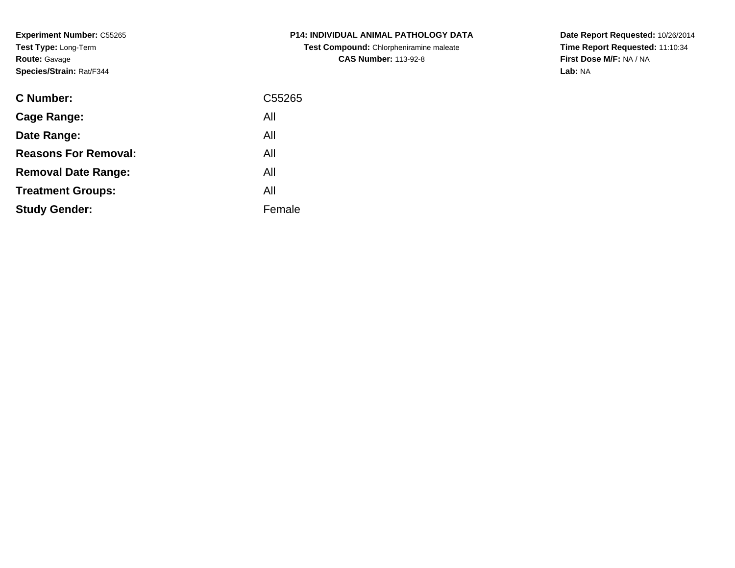**Experiment Number:** C55265
**Test Type:** Long-Term
**Route:** Gavage
**Species/Strain:** Rat/F344

**P14: INDIVIDUAL ANIMAL PATHOLOGY DATA**
**Test Compound:** Chlorpheniramine maleate
**CAS Number:** 113-92-8

**Date Report Requested:** 10/26/2014
**Time Report Requested:** 11:10:34
**First Dose M/F:** NA / NA
**Lab:** NA

| | |
|---|---|
| **C Number:** | C55265 |
| **Cage Range:** | All |
| **Date Range:** | All |
| **Reasons For Removal:** | All |
| **Removal Date Range:** | All |
| **Treatment Groups:** | All |
| **Study Gender:** | Female |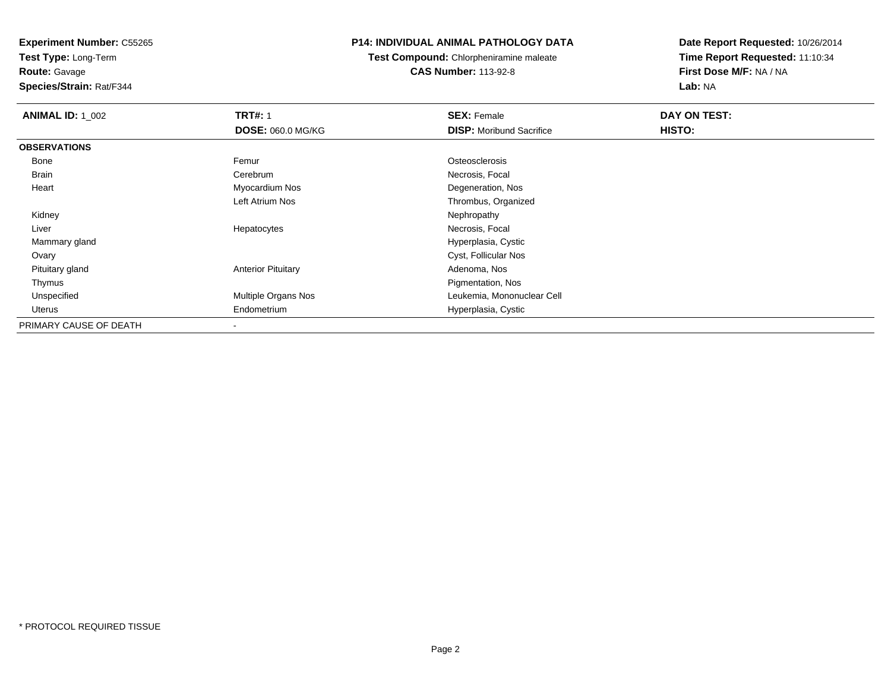**Experiment Number:** C55265
**Test Type:** Long-Term
**Route:** Gavage
**Species/Strain:** Rat/F344

**P14: INDIVIDUAL ANIMAL PATHOLOGY DATA**
**Test Compound:** Chlorpheniramine maleate
**CAS Number:** 113-92-8

**Date Report Requested:** 10/26/2014
**Time Report Requested:** 11:10:34
**First Dose M/F:** NA / NA
**Lab:** NA

| **ANIMAL ID:** 1_002 | **TRT#:** 1 | **SEX:** Female | **DAY ON TEST:** |
|---|---|---|---|
| | **DOSE:** 060.0 MG/KG | **DISP:** Moribund Sacrifice | **HISTO:** |
| **OBSERVATIONS** | | | |
| Bone | Femur | Osteosclerosis | |
| Brain | Cerebrum | Necrosis, Focal | |
| Heart | Myocardium Nos | Degeneration, Nos | |
| | Left Atrium Nos | Thrombus, Organized | |
| Kidney | | Nephropathy | |
| Liver | Hepatocytes | Necrosis, Focal | |
| Mammary gland | | Hyperplasia, Cystic | |
| Ovary | | Cyst, Follicular Nos | |
| Pituitary gland | Anterior Pituitary | Adenoma, Nos | |
| Thymus | | Pigmentation, Nos | |
| Unspecified | Multiple Organs Nos | Leukemia, Mononuclear Cell | |
| Uterus | Endometrium | Hyperplasia, Cystic | |
| PRIMARY CAUSE OF DEATH | - | | |

* PROTOCOL REQUIRED TISSUE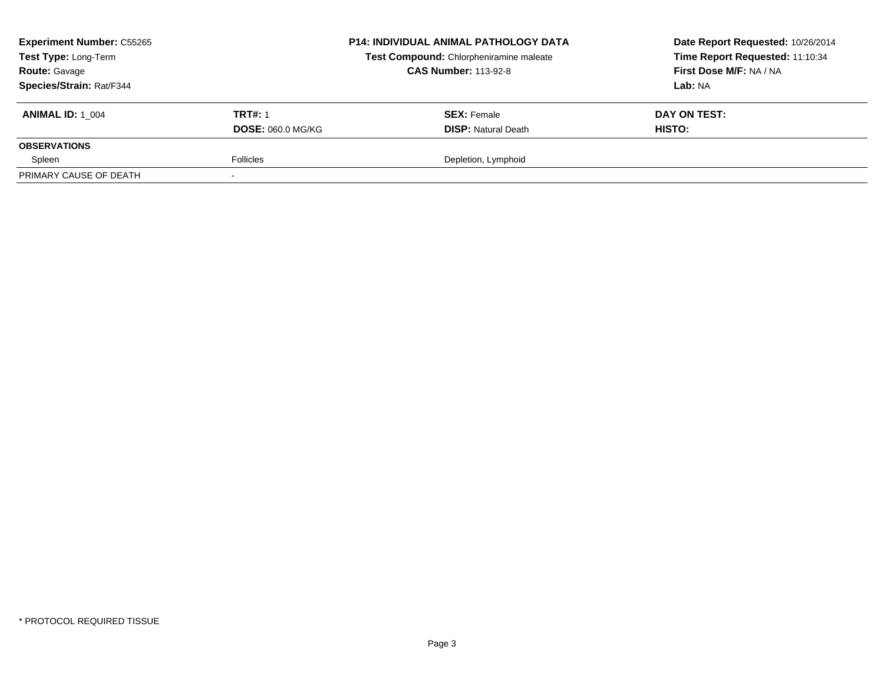**Experiment Number:** C55265
**Test Type:** Long-Term
**Route:** Gavage
**Species/Strain:** Rat/F344

**P14: INDIVIDUAL ANIMAL PATHOLOGY DATA**
**Test Compound:** Chlorpheniramine maleate
**CAS Number:** 113-92-8

**Date Report Requested:** 10/26/2014
**Time Report Requested:** 11:10:34
**First Dose M/F:** NA / NA
**Lab:** NA

| **ANIMAL ID:** 1_004 | **TRT#:** 1 | **SEX:** Female | **DAY ON TEST:** |
|---|---|---|---|
| | **DOSE:** 060.0 MG/KG | **DISP:** Natural Death | **HISTO:** |
| **OBSERVATIONS** | | | |
| Spleen | Follicles | Depletion, Lymphoid | |
| PRIMARY CAUSE OF DEATH | - | | |

\* PROTOCOL REQUIRED TISSUE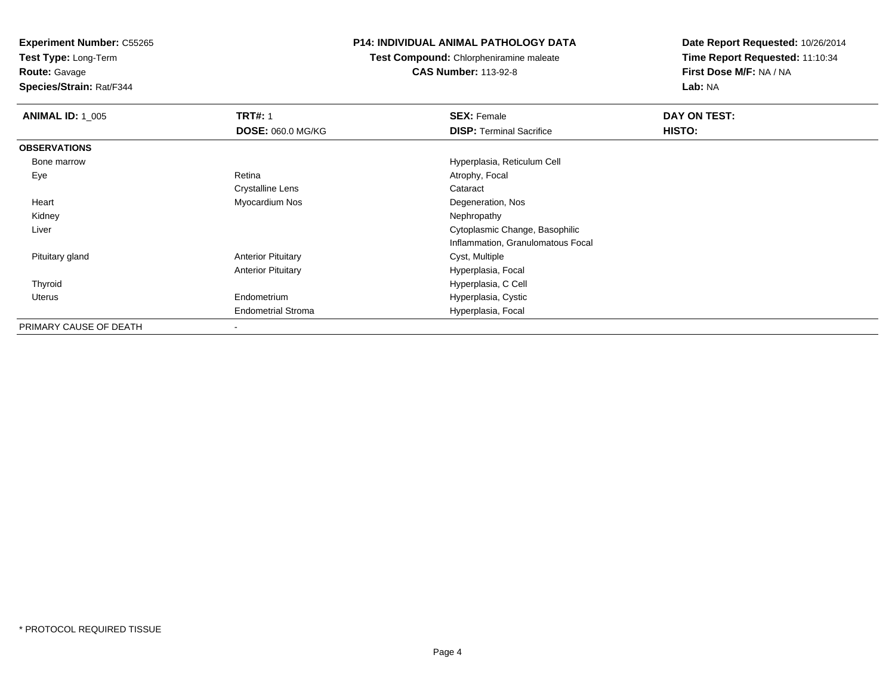**Experiment Number:** C55265
**Test Type:** Long-Term
**Route:** Gavage
**Species/Strain:** Rat/F344

## P14: INDIVIDUAL ANIMAL PATHOLOGY DATA

**Test Compound:** Chlorpheniramine maleate
**CAS Number:** 113-92-8

**Date Report Requested:** 10/26/2014
**Time Report Requested:** 11:10:34
**First Dose M/F:** NA / NA
**Lab:** NA

| **ANIMAL ID:** 1_005 | **TRT#:** 1 | **SEX:** Female | **DAY ON TEST:** |
|---|---|---|---|
| | **DOSE:** 060.0 MG/KG | **DISP:** Terminal Sacrifice | **HISTO:** |
| **OBSERVATIONS** | | | |
| Bone marrow | | Hyperplasia, Reticulum Cell | |
| Eye | Retina | Atrophy, Focal | |
| | Crystalline Lens | Cataract | |
| Heart | Myocardium Nos | Degeneration, Nos | |
| Kidney | | Nephropathy | |
| Liver | | Cytoplasmic Change, Basophilic | |
| | | Inflammation, Granulomatous Focal | |
| Pituitary gland | Anterior Pituitary | Cyst, Multiple | |
| | Anterior Pituitary | Hyperplasia, Focal | |
| Thyroid | | Hyperplasia, C Cell | |
| Uterus | Endometrium | Hyperplasia, Cystic | |
| | Endometrial Stroma | Hyperplasia, Focal | |
| PRIMARY CAUSE OF DEATH | - | | |

* PROTOCOL REQUIRED TISSUE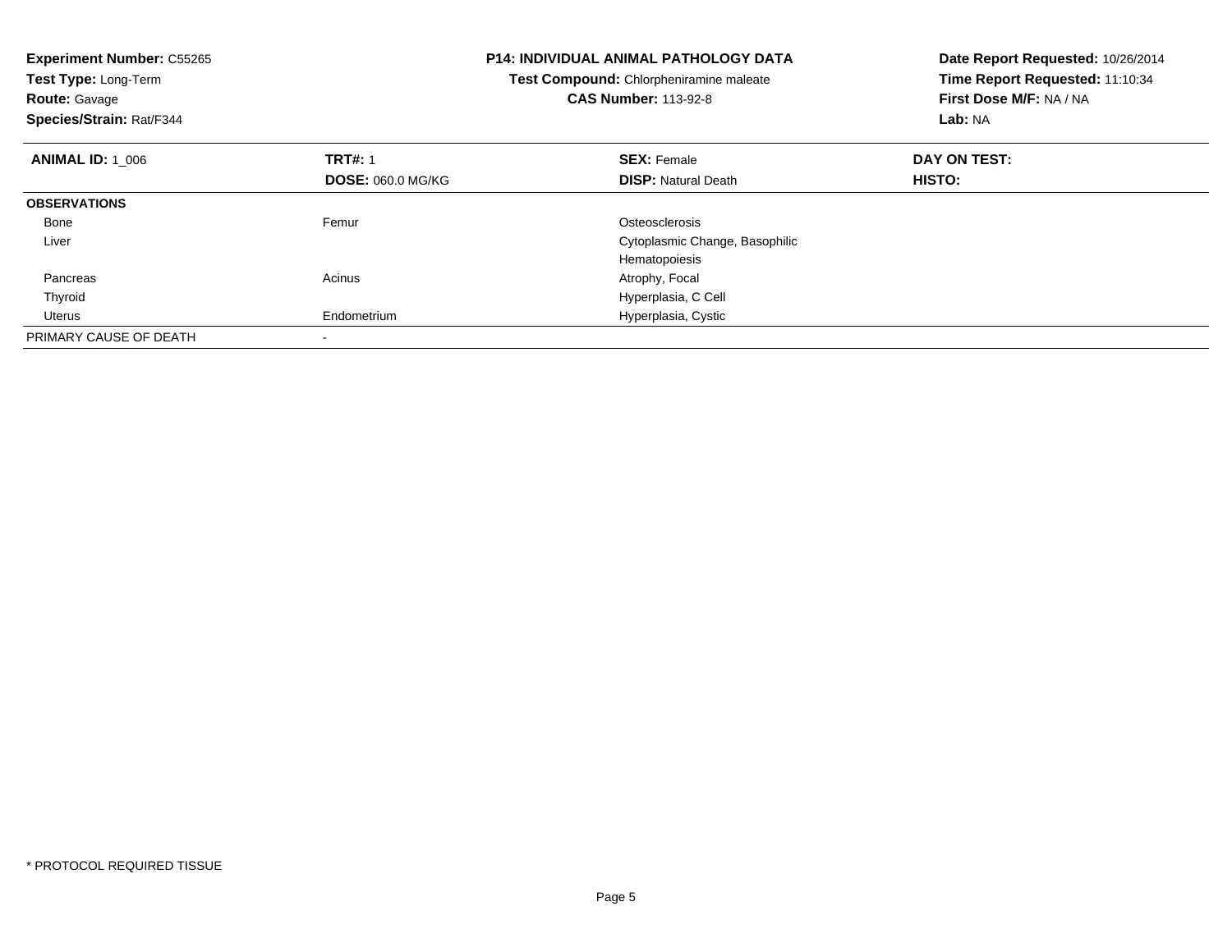**Experiment Number:** C55265
**Test Type:** Long-Term
**Route:** Gavage
**Species/Strain:** Rat/F344

**P14: INDIVIDUAL ANIMAL PATHOLOGY DATA**
**Test Compound:** Chlorpheniramine maleate
**CAS Number:** 113-92-8

**Date Report Requested:** 10/26/2014
**Time Report Requested:** 11:10:34
**First Dose M/F:** NA / NA
**Lab:** NA

| **ANIMAL ID:** 1_006 | **TRT#:** 1 | **SEX:** Female | **DAY ON TEST:** |
|---|---|---|---|
| | **DOSE:** 060.0 MG/KG | **DISP:** Natural Death | **HISTO:** |
| **OBSERVATIONS** | | | |
| Bone | Femur | Osteosclerosis | |
| Liver | | Cytoplasmic Change, Basophilic | |
| | | Hematopoiesis | |
| Pancreas | Acinus | Atrophy, Focal | |
| Thyroid | | Hyperplasia, C Cell | |
| Uterus | Endometrium | Hyperplasia, Cystic | |
| PRIMARY CAUSE OF DEATH | - | | |

* PROTOCOL REQUIRED TISSUE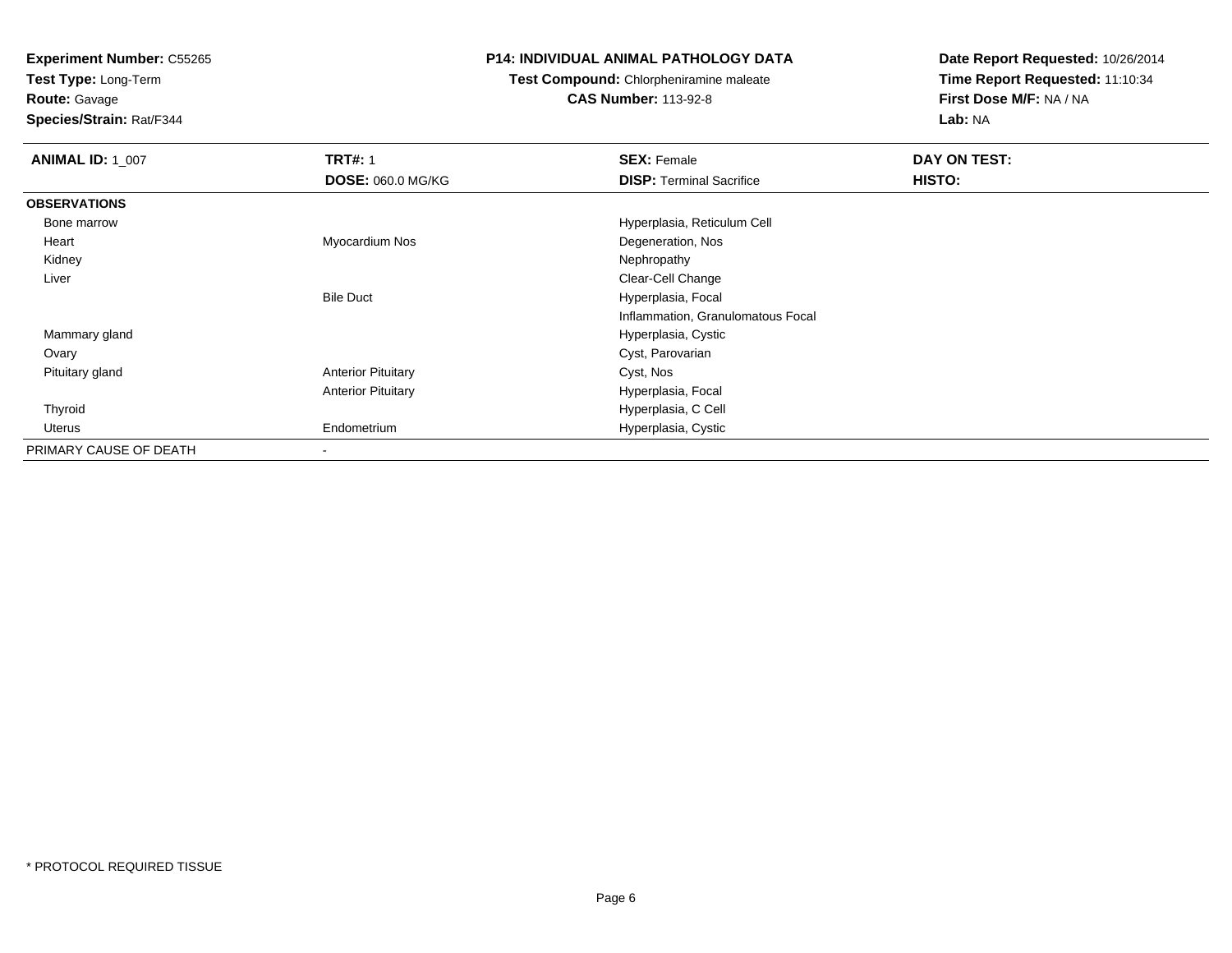**Experiment Number:** C55265
**Test Type:** Long-Term
**Route:** Gavage
**Species/Strain:** Rat/F344

**P14: INDIVIDUAL ANIMAL PATHOLOGY DATA**
**Test Compound:** Chlorpheniramine maleate
**CAS Number:** 113-92-8

**Date Report Requested:** 10/26/2014
**Time Report Requested:** 11:10:34
**First Dose M/F:** NA / NA
**Lab:** NA

| **ANIMAL ID:** 1_007 | **TRT#:** 1 | **SEX:** Female | **DAY ON TEST:** |
|---|---|---|---|
| | **DOSE:** 060.0 MG/KG | **DISP:** Terminal Sacrifice | **HISTO:** |
| **OBSERVATIONS** | | | |
| Bone marrow | | Hyperplasia, Reticulum Cell | |
| Heart | Myocardium Nos | Degeneration, Nos | |
| Kidney | | Nephropathy | |
| Liver | | Clear-Cell Change | |
| | Bile Duct | Hyperplasia, Focal | |
| | | Inflammation, Granulomatous Focal | |
| Mammary gland | | Hyperplasia, Cystic | |
| Ovary | | Cyst, Parovarian | |
| Pituitary gland | Anterior Pituitary | Cyst, Nos | |
| | Anterior Pituitary | Hyperplasia, Focal | |
| Thyroid | | Hyperplasia, C Cell | |
| Uterus | Endometrium | Hyperplasia, Cystic | |
| PRIMARY CAUSE OF DEATH | - | | |

* PROTOCOL REQUIRED TISSUE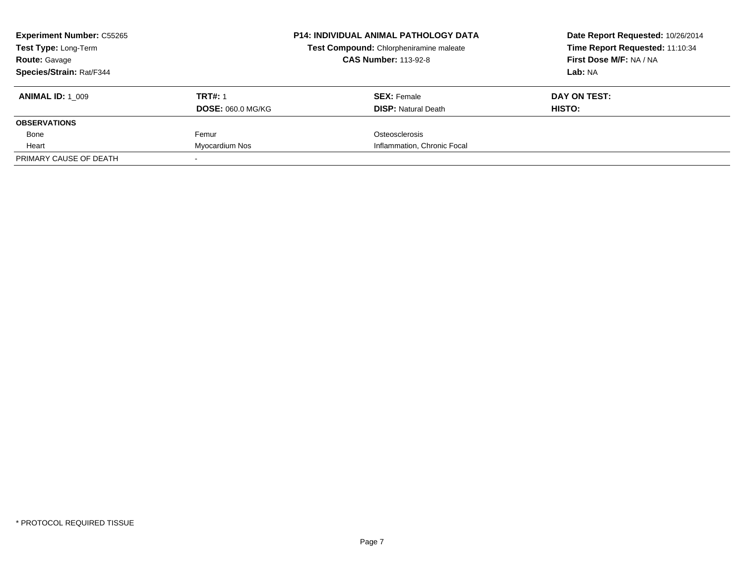**Experiment Number:** C55265
**Test Type:** Long-Term
**Route:** Gavage
**Species/Strain:** Rat/F344

**P14: INDIVIDUAL ANIMAL PATHOLOGY DATA**
**Test Compound:** Chlorpheniramine maleate
**CAS Number:** 113-92-8

**Date Report Requested:** 10/26/2014
**Time Report Requested:** 11:10:34
**First Dose M/F:** NA / NA
**Lab:** NA

| **ANIMAL ID:** 1_009 | **TRT#:** 1 | **SEX:** Female | **DAY ON TEST:** |
|---|---|---|---|
| | **DOSE:** 060.0 MG/KG | **DISP:** Natural Death | **HISTO:** |
| **OBSERVATIONS** | | | |
| Bone | Femur | Osteosclerosis | |
| Heart | Myocardium Nos | Inflammation, Chronic Focal | |
| PRIMARY CAUSE OF DEATH | - | | |

* PROTOCOL REQUIRED TISSUE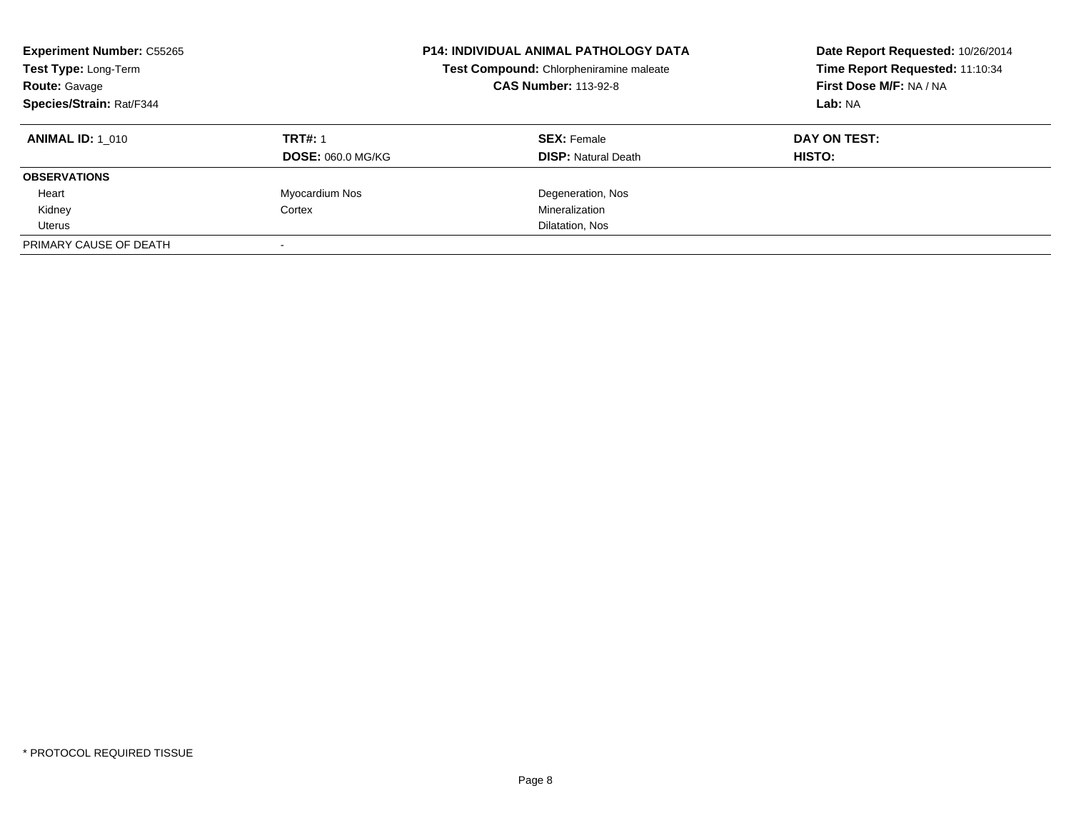**Experiment Number:** C55265
**Test Type:** Long-Term
**Route:** Gavage
**Species/Strain:** Rat/F344

**P14: INDIVIDUAL ANIMAL PATHOLOGY DATA**
**Test Compound:** Chlorpheniramine maleate
**CAS Number:** 113-92-8

**Date Report Requested:** 10/26/2014
**Time Report Requested:** 11:10:34
**First Dose M/F:** NA / NA
**Lab:** NA

| **ANIMAL ID:** 1_010 | **TRT#:** 1 | **SEX:** Female | **DAY ON TEST:** |
|---|---|---|---|
| | **DOSE:** 060.0 MG/KG | **DISP:** Natural Death | **HISTO:** |
| **OBSERVATIONS** | | | |
| Heart | Myocardium Nos | Degeneration, Nos | |
| Kidney | Cortex | Mineralization | |
| Uterus | | Dilatation, Nos | |
| PRIMARY CAUSE OF DEATH | - | | |

* PROTOCOL REQUIRED TISSUE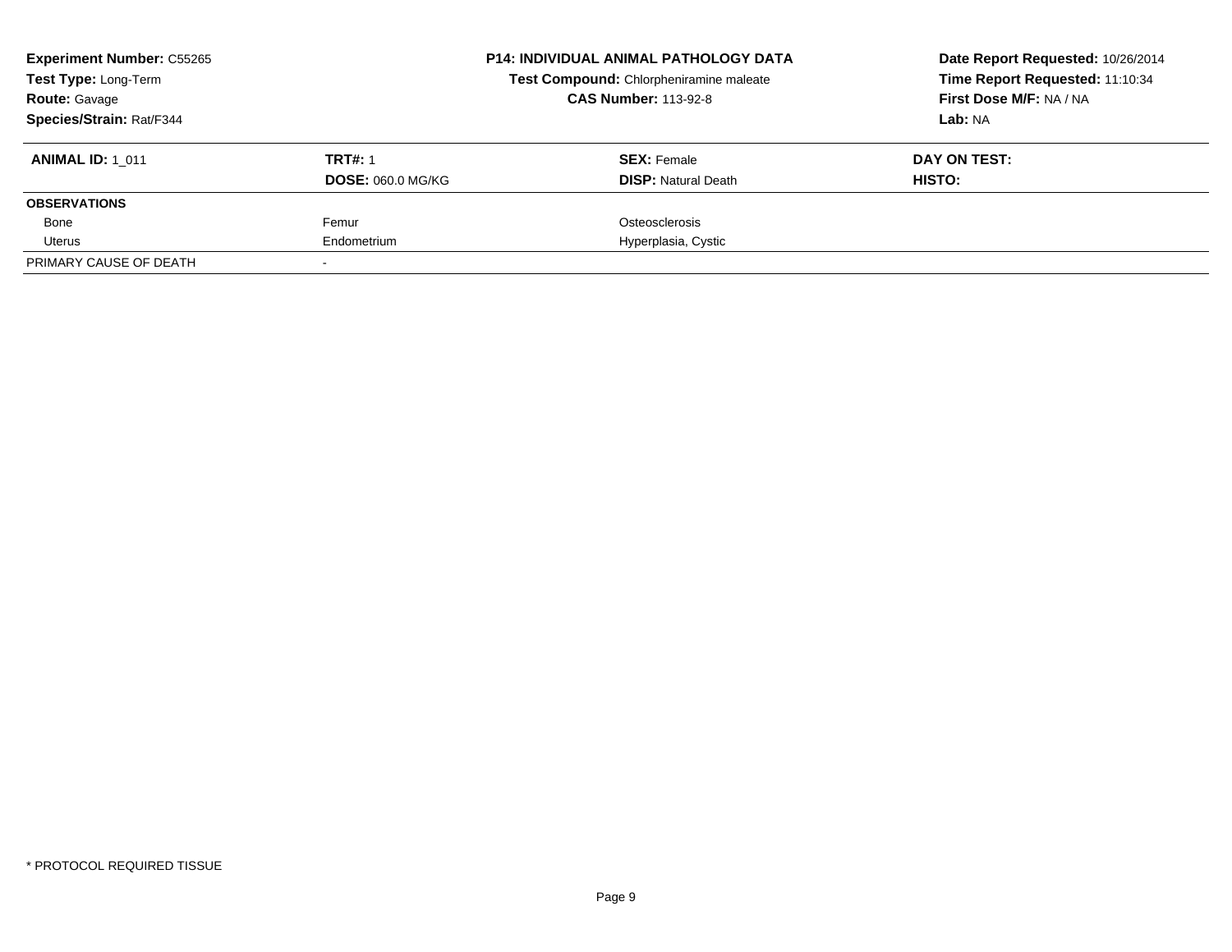**Experiment Number:** C55265
**Test Type:** Long-Term
**Route:** Gavage
**Species/Strain:** Rat/F344

**P14: INDIVIDUAL ANIMAL PATHOLOGY DATA**
**Test Compound:** Chlorpheniramine maleate
**CAS Number:** 113-92-8

**Date Report Requested:** 10/26/2014
**Time Report Requested:** 11:10:34
**First Dose M/F:** NA / NA
**Lab:** NA

| **ANIMAL ID:** 1_011 | **TRT#:** 1 | **SEX:** Female | **DAY ON TEST:** |
|---|---|---|---|
| | **DOSE:** 060.0 MG/KG | **DISP:** Natural Death | **HISTO:** |
| **OBSERVATIONS** | | | |
| Bone | Femur | Osteosclerosis | |
| Uterus | Endometrium | Hyperplasia, Cystic | |
| PRIMARY CAUSE OF DEATH | - | | |

* PROTOCOL REQUIRED TISSUE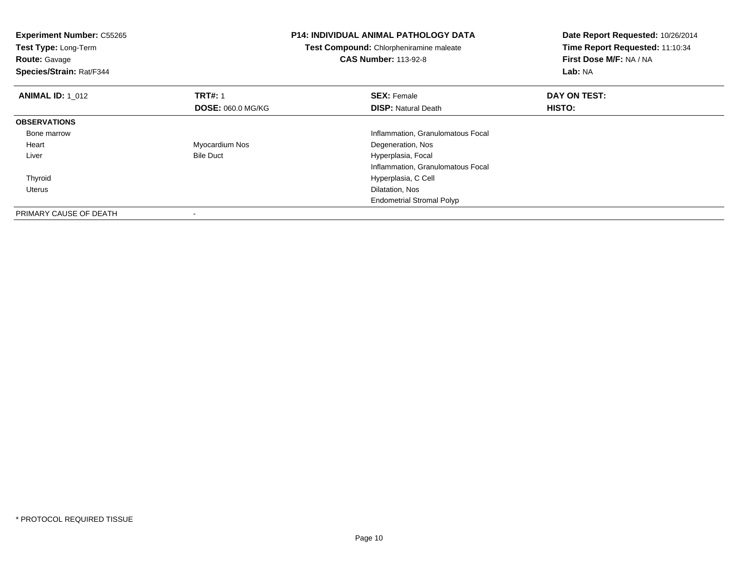**Experiment Number:** C55265
**Test Type:** Long-Term
**Route:** Gavage
**Species/Strain:** Rat/F344

**P14: INDIVIDUAL ANIMAL PATHOLOGY DATA**
**Test Compound:** Chlorpheniramine maleate
**CAS Number:** 113-92-8

**Date Report Requested:** 10/26/2014
**Time Report Requested:** 11:10:34
**First Dose M/F:** NA / NA
**Lab:** NA

| **ANIMAL ID:** 1_012 | **TRT#:** 1 | **SEX:** Female | **DAY ON TEST:** |
|---|---|---|---|
| | **DOSE:** 060.0 MG/KG | **DISP:** Natural Death | **HISTO:** |
| **OBSERVATIONS** | | | |
| Bone marrow | | Inflammation, Granulomatous Focal | |
| Heart | Myocardium Nos | Degeneration, Nos | |
| Liver | Bile Duct | Hyperplasia, Focal | |
| | | Inflammation, Granulomatous Focal | |
| Thyroid | | Hyperplasia, C Cell | |
| Uterus | | Dilatation, Nos | |
| | | Endometrial Stromal Polyp | |
| PRIMARY CAUSE OF DEATH | - | | |

* PROTOCOL REQUIRED TISSUE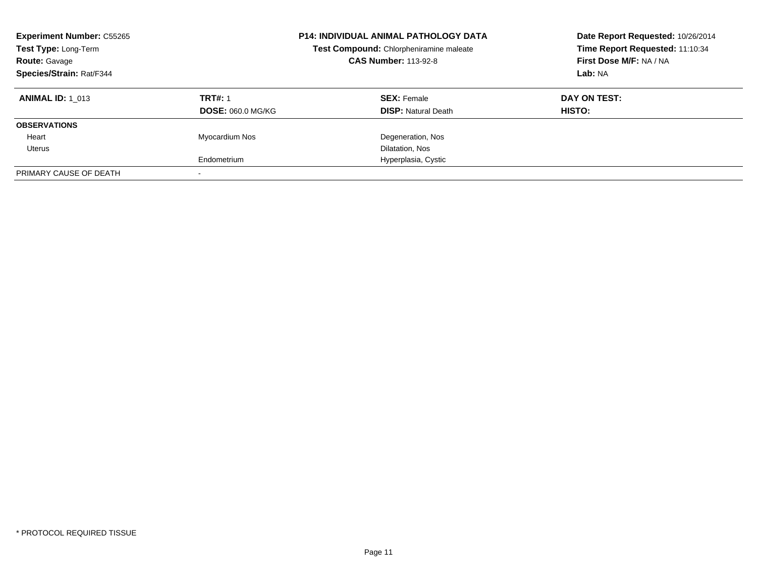**Experiment Number:** C55265
**Test Type:** Long-Term
**Route:** Gavage
**Species/Strain:** Rat/F344

**P14: INDIVIDUAL ANIMAL PATHOLOGY DATA**
**Test Compound:** Chlorpheniramine maleate
**CAS Number:** 113-92-8

**Date Report Requested:** 10/26/2014
**Time Report Requested:** 11:10:34
**First Dose M/F:** NA / NA
**Lab:** NA

| **ANIMAL ID:** 1_013 | **TRT#:** 1 | **SEX:** Female | **DAY ON TEST:** |
|---|---|---|---|
| | **DOSE:** 060.0 MG/KG | **DISP:** Natural Death | **HISTO:** |
| **OBSERVATIONS** | | | |
| Heart | Myocardium Nos | Degeneration, Nos | |
| Uterus | | Dilatation, Nos | |
| | Endometrium | Hyperplasia, Cystic | |
| PRIMARY CAUSE OF DEATH | - | | |

* PROTOCOL REQUIRED TISSUE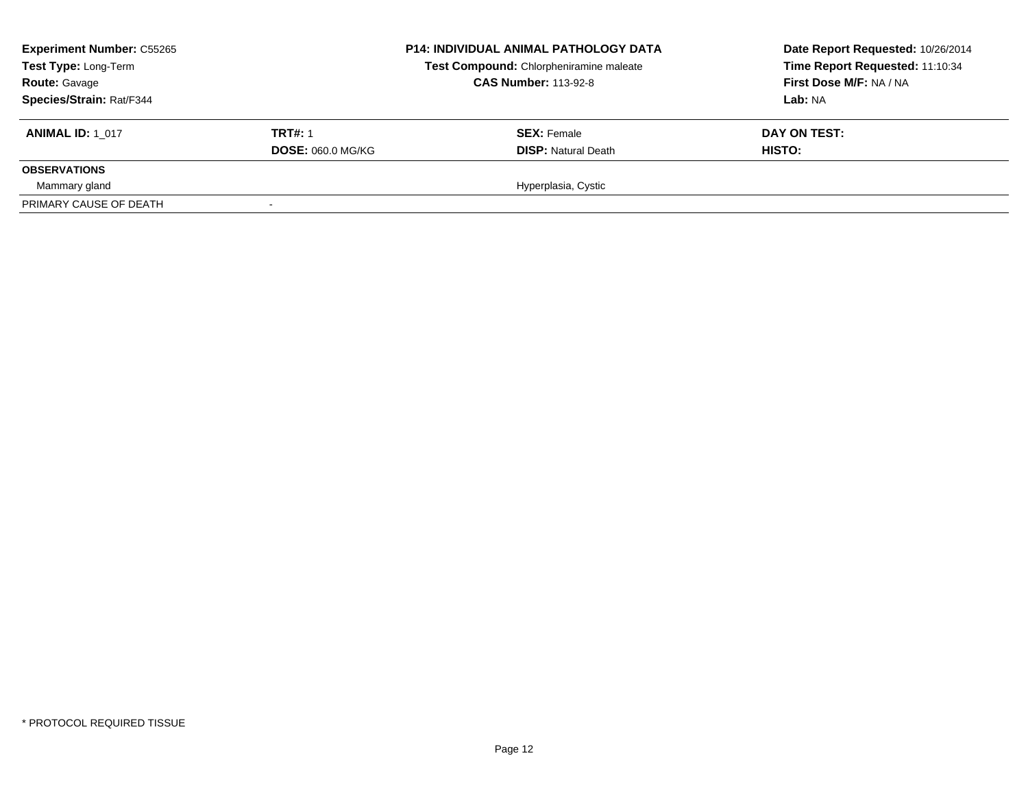**Experiment Number:** C55265
**Test Type:** Long-Term
**Route:** Gavage
**Species/Strain:** Rat/F344

**P14: INDIVIDUAL ANIMAL PATHOLOGY DATA**
**Test Compound:** Chlorpheniramine maleate
**CAS Number:** 113-92-8

**Date Report Requested:** 10/26/2014
**Time Report Requested:** 11:10:34
**First Dose M/F:** NA / NA
**Lab:** NA

| **ANIMAL ID:** 1_017 | **TRT#:** 1 | **SEX:** Female | **DAY ON TEST:** |
|---|---|---|---|
| | **DOSE:** 060.0 MG/KG | **DISP:** Natural Death | **HISTO:** |
| **OBSERVATIONS** | | | |
| Mammary gland | | Hyperplasia, Cystic | |
| PRIMARY CAUSE OF DEATH | - | | |

* PROTOCOL REQUIRED TISSUE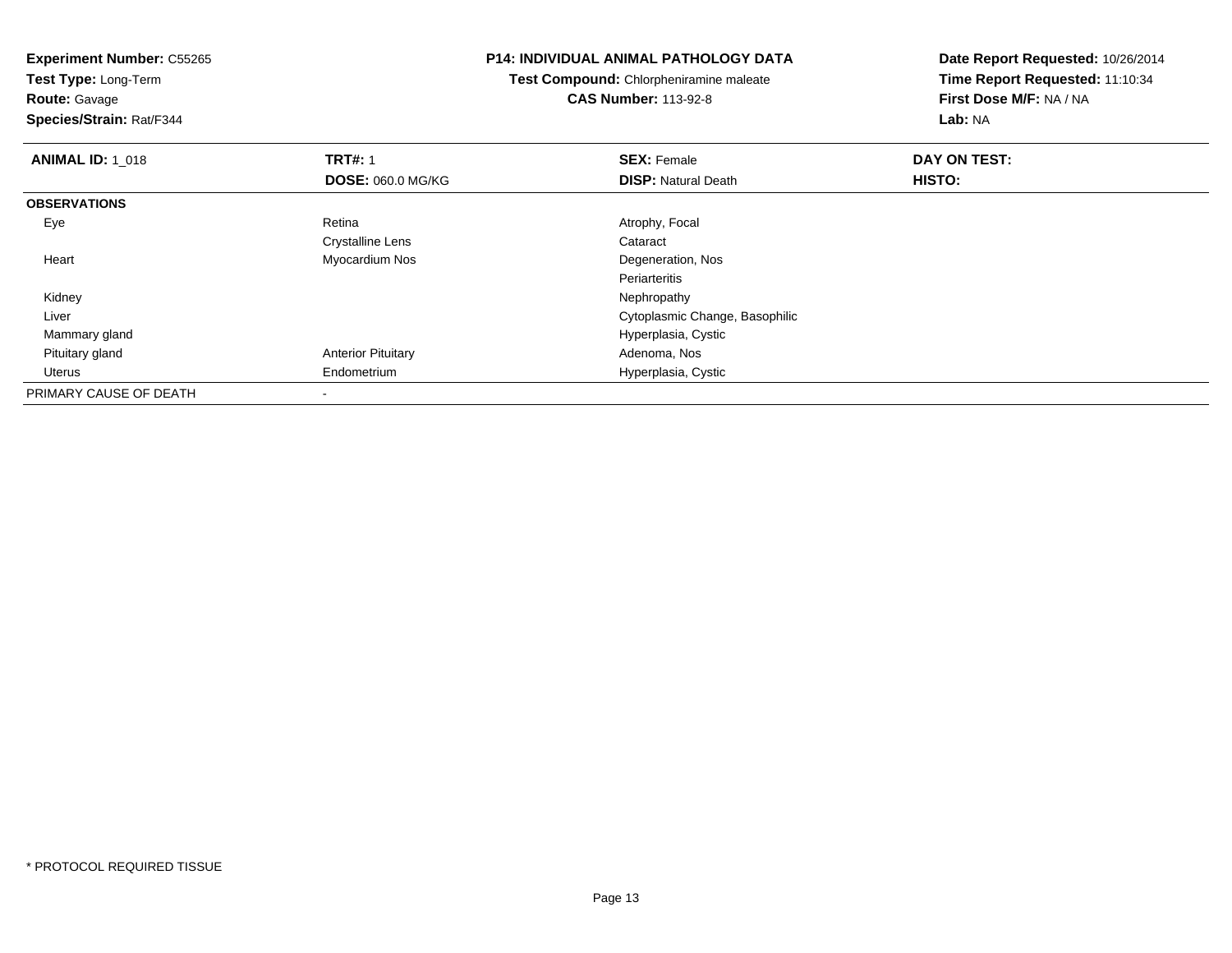**Experiment Number:** C55265
**Test Type:** Long-Term
**Route:** Gavage
**Species/Strain:** Rat/F344

**P14: INDIVIDUAL ANIMAL PATHOLOGY DATA**
**Test Compound:** Chlorpheniramine maleate
**CAS Number:** 113-92-8

**Date Report Requested:** 10/26/2014
**Time Report Requested:** 11:10:34
**First Dose M/F:** NA / NA
**Lab:** NA

| **ANIMAL ID:** 1_018 | **TRT#:** 1 | **SEX:** Female | **DAY ON TEST:** |
|---|---|---|---|
| | **DOSE:** 060.0 MG/KG | **DISP:** Natural Death | **HISTO:** |
| **OBSERVATIONS** | | | |
| Eye | Retina | Atrophy, Focal | |
| | Crystalline Lens | Cataract | |
| Heart | Myocardium Nos | Degeneration, Nos | |
| | | Periarteritis | |
| Kidney | | Nephropathy | |
| Liver | | Cytoplasmic Change, Basophilic | |
| Mammary gland | | Hyperplasia, Cystic | |
| Pituitary gland | Anterior Pituitary | Adenoma, Nos | |
| Uterus | Endometrium | Hyperplasia, Cystic | |
| PRIMARY CAUSE OF DEATH | - | | |

* PROTOCOL REQUIRED TISSUE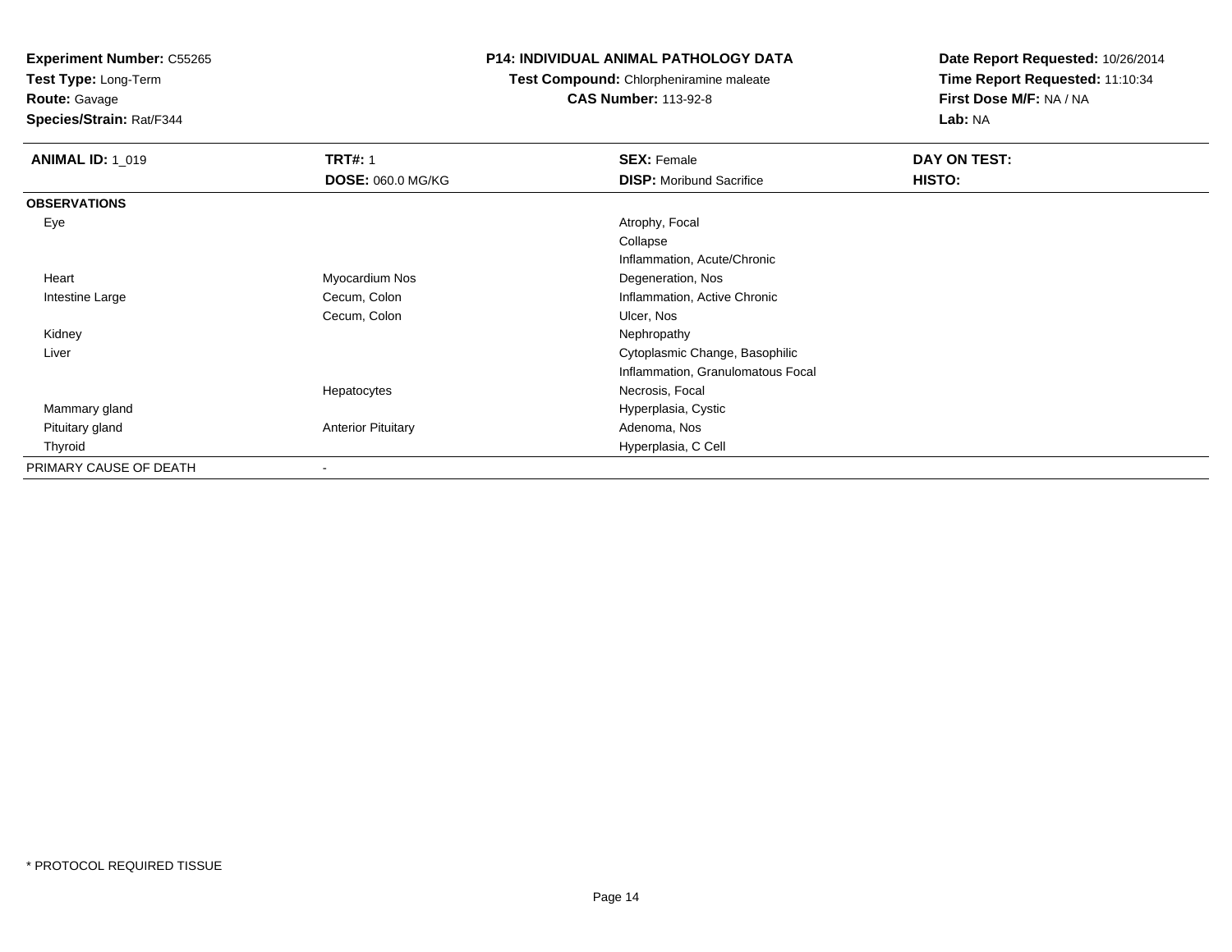**Experiment Number:** C55265
**Test Type:** Long-Term
**Route:** Gavage
**Species/Strain:** Rat/F344

**P14: INDIVIDUAL ANIMAL PATHOLOGY DATA**
**Test Compound:** Chlorpheniramine maleate
**CAS Number:** 113-92-8

**Date Report Requested:** 10/26/2014
**Time Report Requested:** 11:10:34
**First Dose M/F:** NA / NA
**Lab:** NA

| **ANIMAL ID:** 1_019 | **TRT#:** 1 | **SEX:** Female | **DAY ON TEST:** |
|---|---|---|---|
| | **DOSE:** 060.0 MG/KG | **DISP:** Moribund Sacrifice | **HISTO:** |
| **OBSERVATIONS** | | | |
| Eye | | Atrophy, Focal | |
| | | Collapse | |
| | | Inflammation, Acute/Chronic | |
| Heart | Myocardium Nos | Degeneration, Nos | |
| Intestine Large | Cecum, Colon | Inflammation, Active Chronic | |
| | Cecum, Colon | Ulcer, Nos | |
| Kidney | | Nephropathy | |
| Liver | | Cytoplasmic Change, Basophilic | |
| | | Inflammation, Granulomatous Focal | |
| | Hepatocytes | Necrosis, Focal | |
| Mammary gland | | Hyperplasia, Cystic | |
| Pituitary gland | Anterior Pituitary | Adenoma, Nos | |
| Thyroid | | Hyperplasia, C Cell | |
| PRIMARY CAUSE OF DEATH | - | | |

* PROTOCOL REQUIRED TISSUE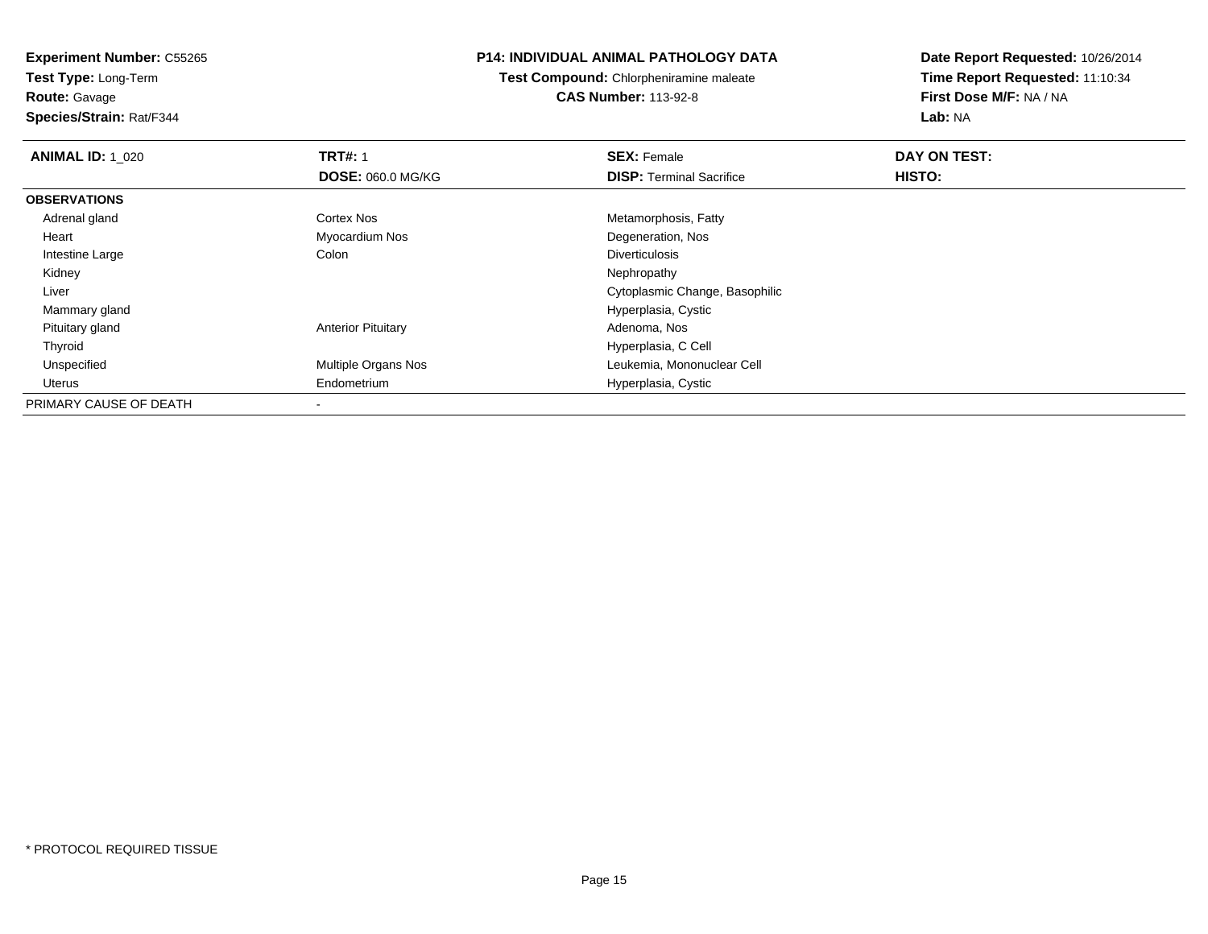**Experiment Number:** C55265
**Test Type:** Long-Term
**Route:** Gavage
**Species/Strain:** Rat/F344

**P14: INDIVIDUAL ANIMAL PATHOLOGY DATA**
**Test Compound:** Chlorpheniramine maleate
**CAS Number:** 113-92-8

**Date Report Requested:** 10/26/2014
**Time Report Requested:** 11:10:34
**First Dose M/F:** NA / NA
**Lab:** NA

| **ANIMAL ID:** 1_020 | **TRT#:** 1<br>**DOSE:** 060.0 MG/KG | **SEX:** Female<br>**DISP:** Terminal Sacrifice | **DAY ON TEST:**<br>**HISTO:** |
|---|---|---|---|
| **OBSERVATIONS** | | | |
| Adrenal gland | Cortex Nos | Metamorphosis, Fatty | |
| Heart | Myocardium Nos | Degeneration, Nos | |
| Intestine Large | Colon | Diverticulosis | |
| Kidney | | Nephropathy | |
| Liver | | Cytoplasmic Change, Basophilic | |
| Mammary gland | | Hyperplasia, Cystic | |
| Pituitary gland | Anterior Pituitary | Adenoma, Nos | |
| Thyroid | | Hyperplasia, C Cell | |
| Unspecified | Multiple Organs Nos | Leukemia, Mononuclear Cell | |
| Uterus | Endometrium | Hyperplasia, Cystic | |
| PRIMARY CAUSE OF DEATH | - | | |

* PROTOCOL REQUIRED TISSUE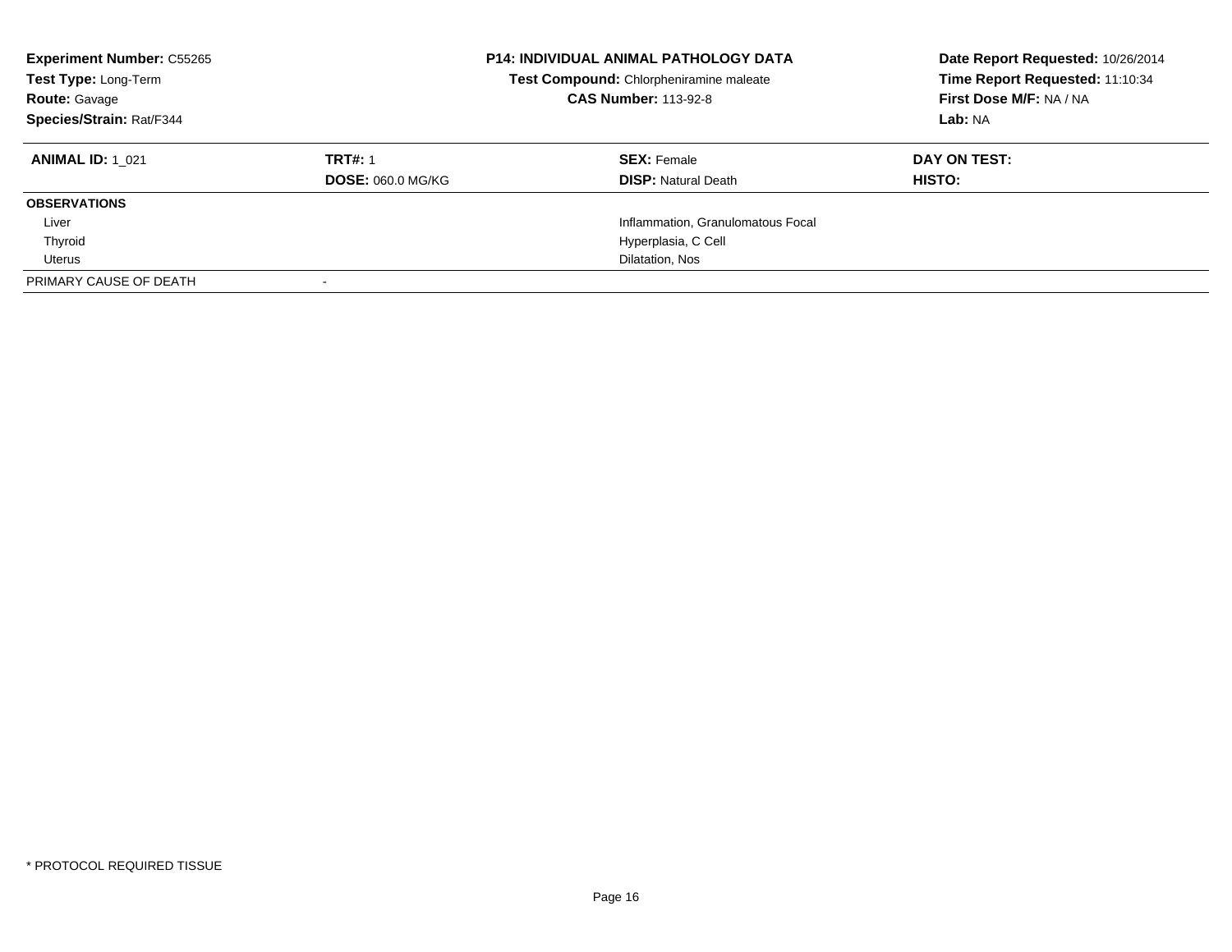**Experiment Number:** C55265
**Test Type:** Long-Term
**Route:** Gavage
**Species/Strain:** Rat/F344

**P14: INDIVIDUAL ANIMAL PATHOLOGY DATA**
**Test Compound:** Chlorpheniramine maleate
**CAS Number:** 113-92-8

**Date Report Requested:** 10/26/2014
**Time Report Requested:** 11:10:34
**First Dose M/F:** NA / NA
**Lab:** NA

| **ANIMAL ID:** 1_021 | **TRT#:** 1<br>**DOSE:** 060.0 MG/KG | **SEX:** Female<br>**DISP:** Natural Death | **DAY ON TEST:**<br>**HISTO:** |
|---|---|---|---|
| **OBSERVATIONS** | | | |
| Liver | | Inflammation, Granulomatous Focal | |
| Thyroid | | Hyperplasia, C Cell | |
| Uterus | | Dilatation, Nos | |
| PRIMARY CAUSE OF DEATH | - | | |

* PROTOCOL REQUIRED TISSUE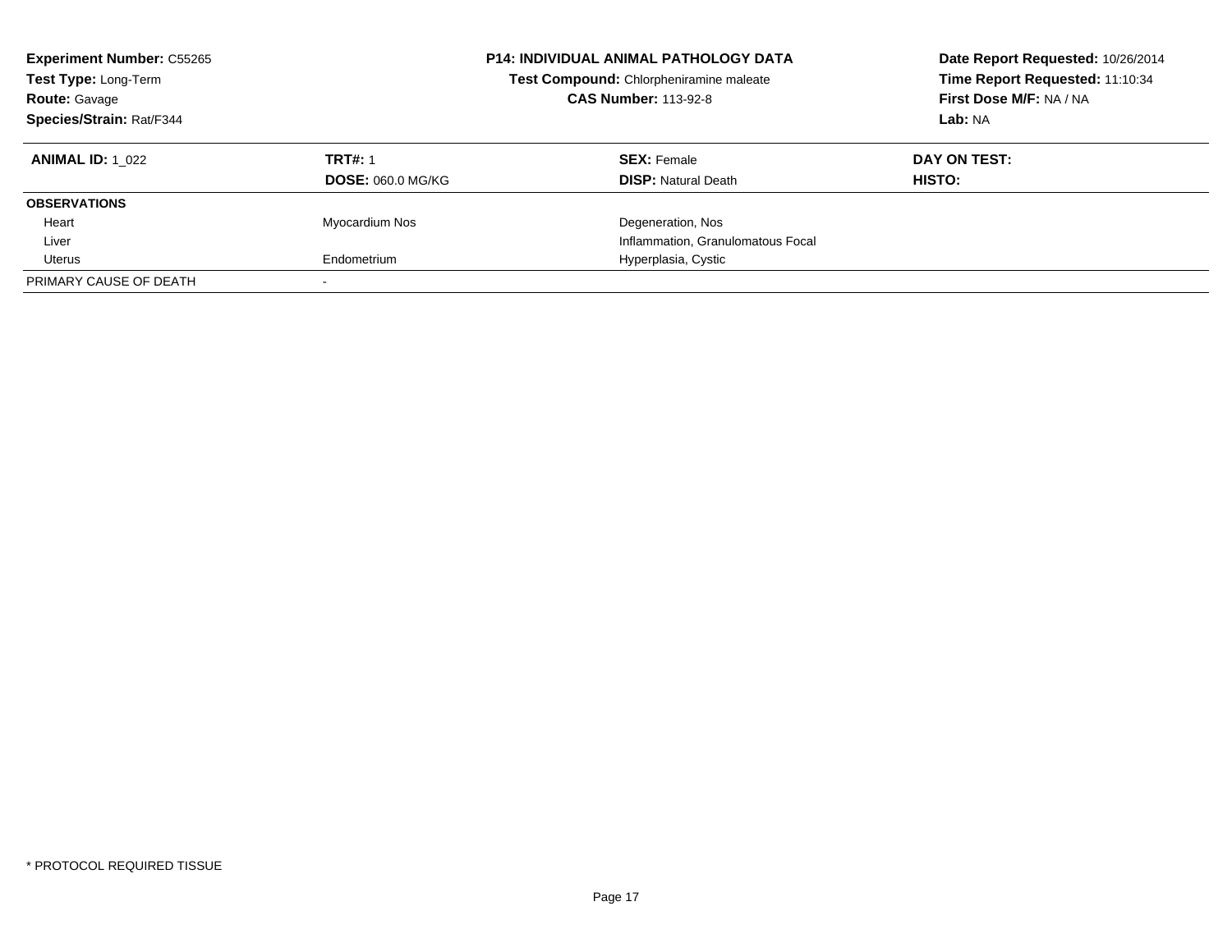**Experiment Number:** C55265
**Test Type:** Long-Term
**Route:** Gavage
**Species/Strain:** Rat/F344

**P14: INDIVIDUAL ANIMAL PATHOLOGY DATA**
**Test Compound:** Chlorpheniramine maleate
**CAS Number:** 113-92-8

**Date Report Requested:** 10/26/2014
**Time Report Requested:** 11:10:34
**First Dose M/F:** NA / NA
**Lab:** NA

| **ANIMAL ID:** 1_022 | **TRT#:** 1 | **SEX:** Female | **DAY ON TEST:** |
|---|---|---|---|
| | **DOSE:** 060.0 MG/KG | **DISP:** Natural Death | **HISTO:** |
| **OBSERVATIONS** | | | |
| Heart | Myocardium Nos | Degeneration, Nos | |
| Liver | | Inflammation, Granulomatous Focal | |
| Uterus | Endometrium | Hyperplasia, Cystic | |
| PRIMARY CAUSE OF DEATH | - | | |

* PROTOCOL REQUIRED TISSUE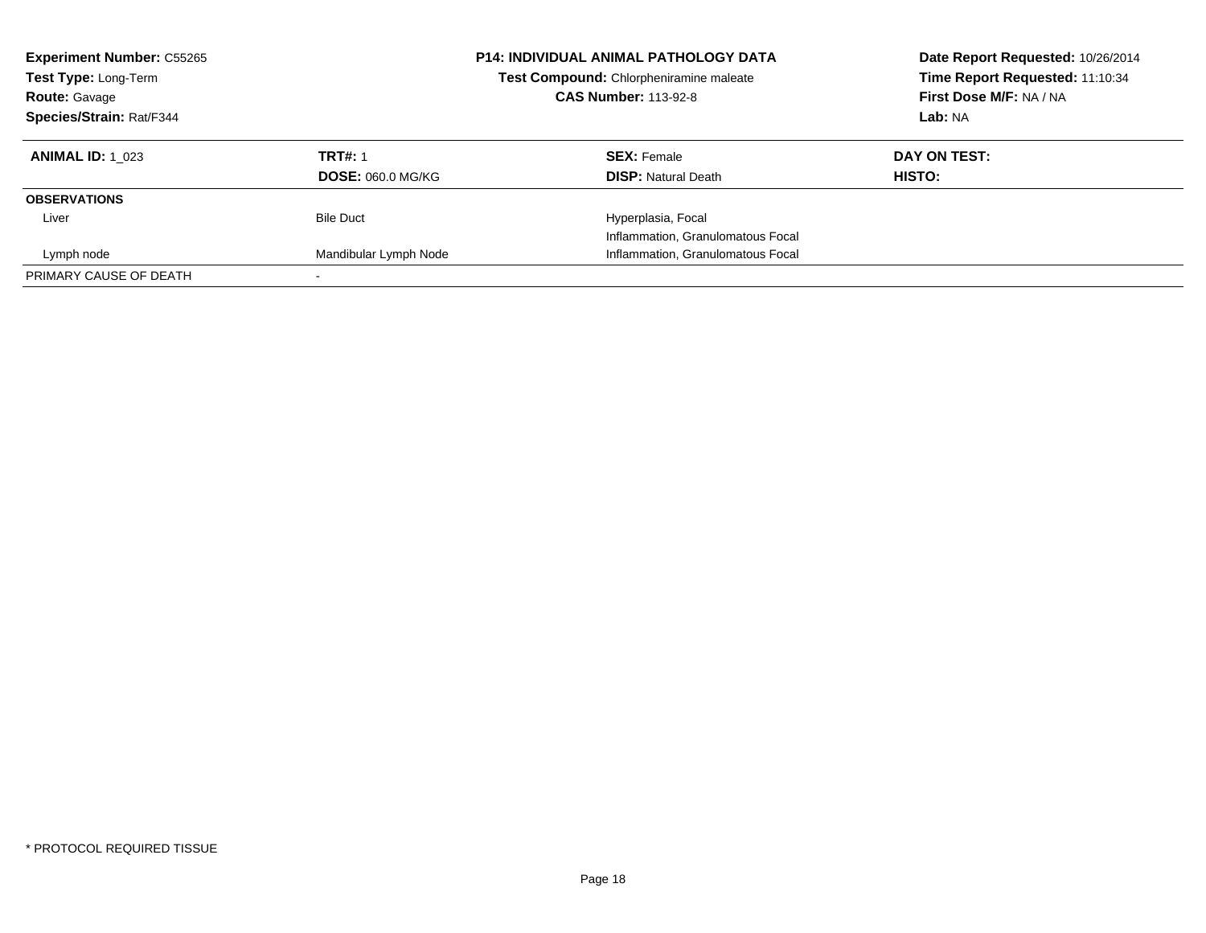**Experiment Number:** C55265
**Test Type:** Long-Term
**Route:** Gavage
**Species/Strain:** Rat/F344

**P14: INDIVIDUAL ANIMAL PATHOLOGY DATA**
**Test Compound:** Chlorpheniramine maleate
**CAS Number:** 113-92-8

**Date Report Requested:** 10/26/2014
**Time Report Requested:** 11:10:34
**First Dose M/F:** NA / NA
**Lab:** NA

| **ANIMAL ID:** 1_023 | **TRT#:** 1 | **SEX:** Female | **DAY ON TEST:** |
|---|---|---|---|
| | **DOSE:** 060.0 MG/KG | **DISP:** Natural Death | **HISTO:** |
| **OBSERVATIONS** | | | |
| Liver | Bile Duct | Hyperplasia, Focal | |
| | | Inflammation, Granulomatous Focal | |
| Lymph node | Mandibular Lymph Node | Inflammation, Granulomatous Focal | |
| PRIMARY CAUSE OF DEATH | - | | |

\* PROTOCOL REQUIRED TISSUE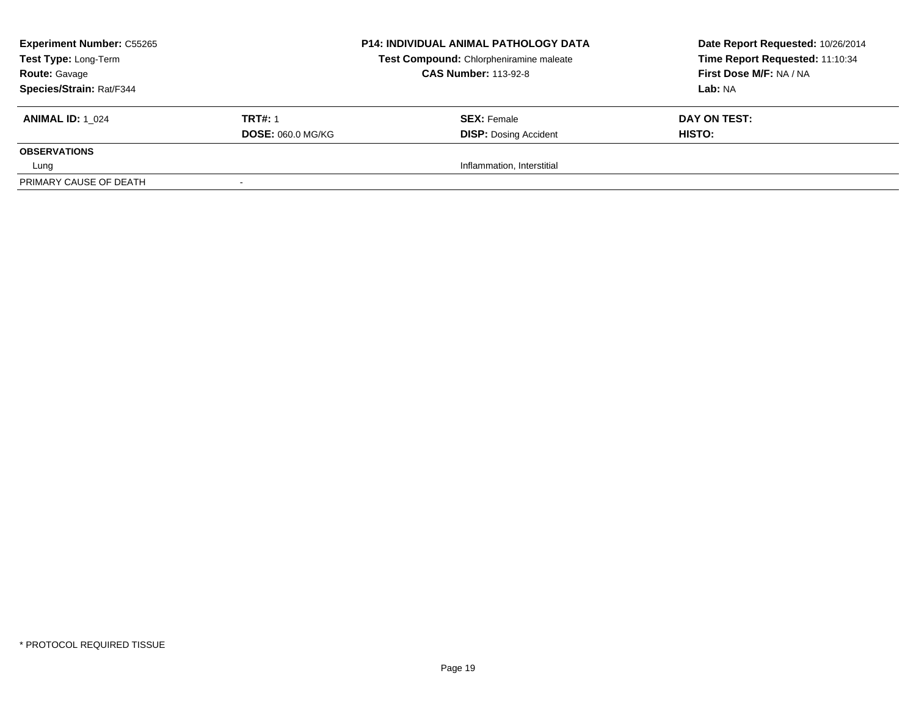| **Experiment Number:** C55265 | **P14: INDIVIDUAL ANIMAL PATHOLOGY DATA** | **Date Report Requested:** 10/26/2014 |
|---|---|---|
| **Test Type:** Long-Term | **Test Compound:** Chlorpheniramine maleate | **Time Report Requested:** 11:10:34 |
| **Route:** Gavage | **CAS Number:** 113-92-8 | **First Dose M/F:** NA / NA |
| **Species/Strain:** Rat/F344 | | **Lab:** NA |

| **ANIMAL ID:** 1_024 | **TRT#:** 1 | **SEX:** Female | **DAY ON TEST:** |
|---|---|---|---|
| | **DOSE:** 060.0 MG/KG | **DISP:** Dosing Accident | **HISTO:** |
| **OBSERVATIONS** | | | |
| Lung | | Inflammation, Interstitial | |
| PRIMARY CAUSE OF DEATH | - | | |

\* PROTOCOL REQUIRED TISSUE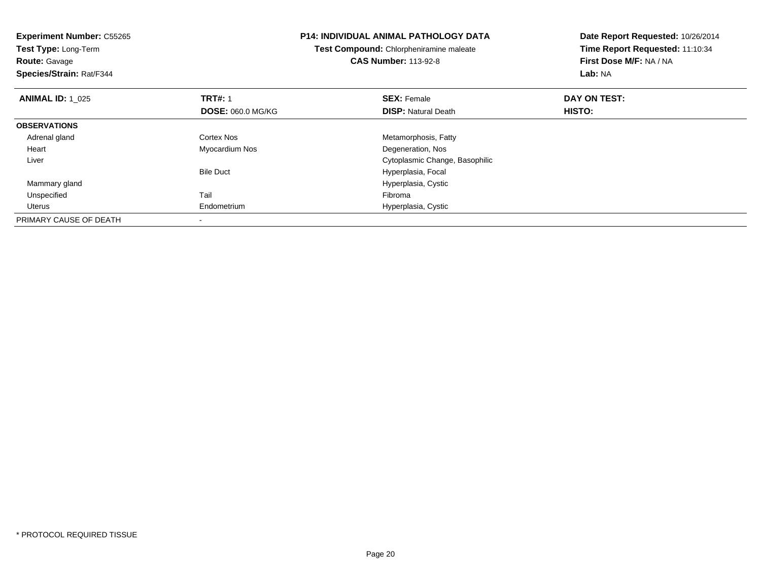**Experiment Number:** C55265
**Test Type:** Long-Term
**Route:** Gavage
**Species/Strain:** Rat/F344

**P14: INDIVIDUAL ANIMAL PATHOLOGY DATA**
**Test Compound:** Chlorpheniramine maleate
**CAS Number:** 113-92-8

**Date Report Requested:** 10/26/2014
**Time Report Requested:** 11:10:34
**First Dose M/F:** NA / NA
**Lab:** NA

| **ANIMAL ID:** 1_025 | **TRT#:** 1 | **SEX:** Female | **DAY ON TEST:** |
|---|---|---|---|
| | **DOSE:** 060.0 MG/KG | **DISP:** Natural Death | **HISTO:** |
| **OBSERVATIONS** | | | |
| Adrenal gland | Cortex Nos | Metamorphosis, Fatty | |
| Heart | Myocardium Nos | Degeneration, Nos | |
| Liver | | Cytoplasmic Change, Basophilic | |
| | Bile Duct | Hyperplasia, Focal | |
| Mammary gland | | Hyperplasia, Cystic | |
| Unspecified | Tail | Fibroma | |
| Uterus | Endometrium | Hyperplasia, Cystic | |
| PRIMARY CAUSE OF DEATH | - | | |

* PROTOCOL REQUIRED TISSUE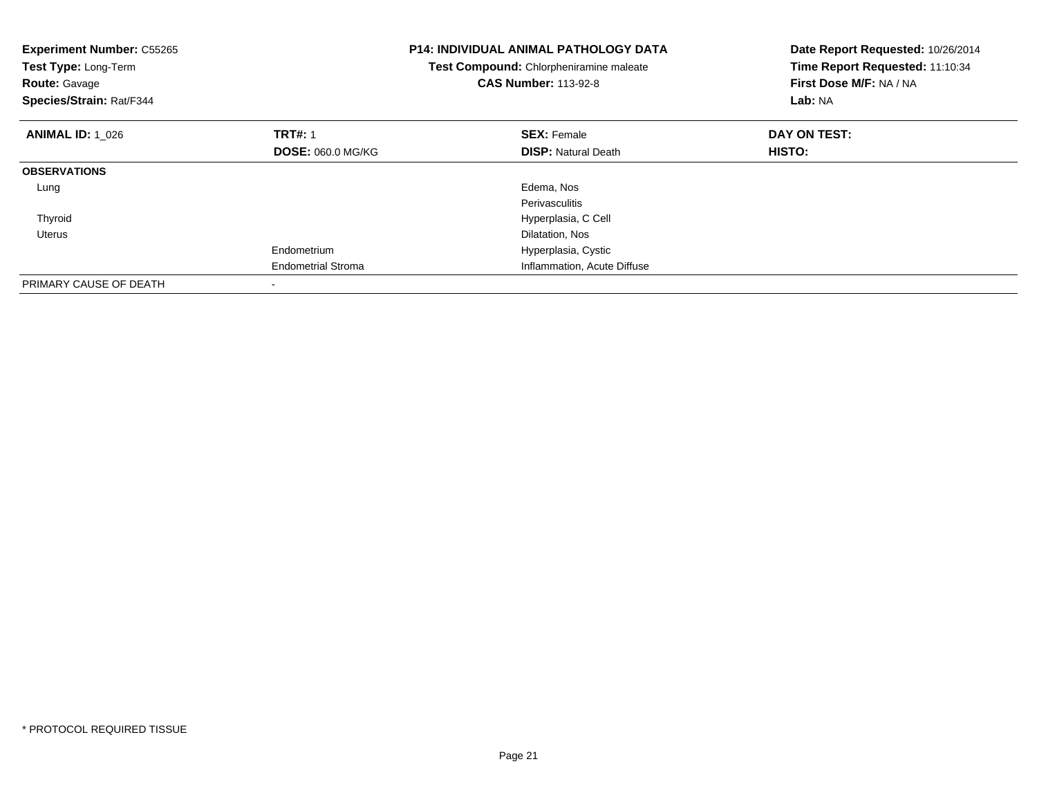**Experiment Number:** C55265
**Test Type:** Long-Term
**Route:** Gavage
**Species/Strain:** Rat/F344

**P14: INDIVIDUAL ANIMAL PATHOLOGY DATA**
**Test Compound:** Chlorpheniramine maleate
**CAS Number:** 113-92-8

**Date Report Requested:** 10/26/2014
**Time Report Requested:** 11:10:34
**First Dose M/F:** NA / NA
**Lab:** NA

| **ANIMAL ID:** 1_026 | **TRT#:** 1 | **SEX:** Female | **DAY ON TEST:** |
|---|---|---|---|
| | **DOSE:** 060.0 MG/KG | **DISP:** Natural Death | **HISTO:** |
| **OBSERVATIONS** | | | |
| Lung | | Edema, Nos | |
| | | Perivasculitis | |
| Thyroid | | Hyperplasia, C Cell | |
| Uterus | | Dilatation, Nos | |
| | Endometrium | Hyperplasia, Cystic | |
| | Endometrial Stroma | Inflammation, Acute Diffuse | |
| PRIMARY CAUSE OF DEATH | - | | |

* PROTOCOL REQUIRED TISSUE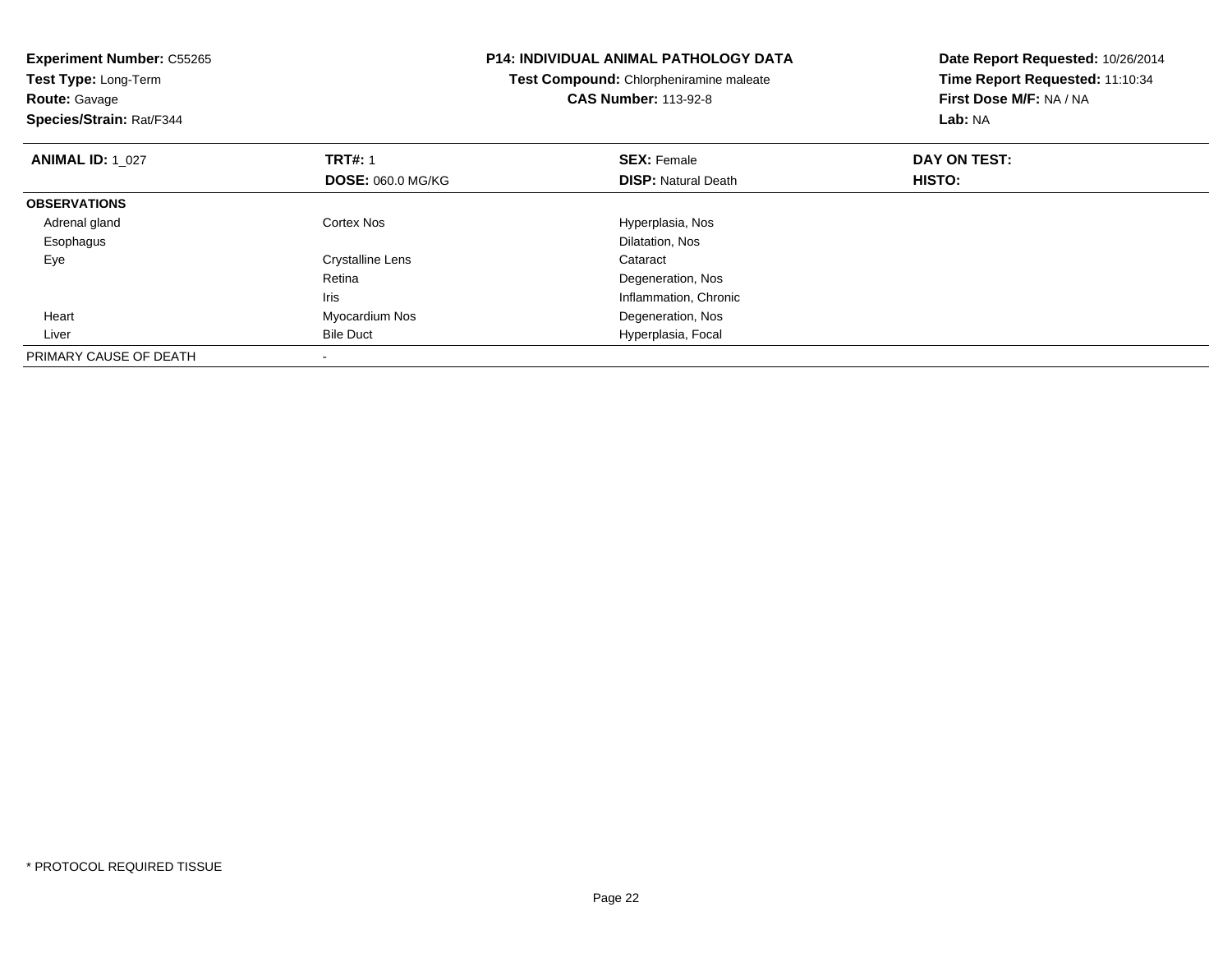**Experiment Number:** C55265
**Test Type:** Long-Term
**Route:** Gavage
**Species/Strain:** Rat/F344

**P14: INDIVIDUAL ANIMAL PATHOLOGY DATA**
**Test Compound:** Chlorpheniramine maleate
**CAS Number:** 113-92-8

**Date Report Requested:** 10/26/2014
**Time Report Requested:** 11:10:34
**First Dose M/F:** NA / NA
**Lab:** NA

| **ANIMAL ID:** 1_027 | **TRT#:** 1 | **SEX:** Female | **DAY ON TEST:** |
|---|---|---|---|
| | **DOSE:** 060.0 MG/KG | **DISP:** Natural Death | **HISTO:** |
| **OBSERVATIONS** | | | |
| Adrenal gland | Cortex Nos | Hyperplasia, Nos | |
| Esophagus | | Dilatation, Nos | |
| Eye | Crystalline Lens | Cataract | |
| | Retina | Degeneration, Nos | |
| | Iris | Inflammation, Chronic | |
| Heart | Myocardium Nos | Degeneration, Nos | |
| Liver | Bile Duct | Hyperplasia, Focal | |
| PRIMARY CAUSE OF DEATH | - | | |

* PROTOCOL REQUIRED TISSUE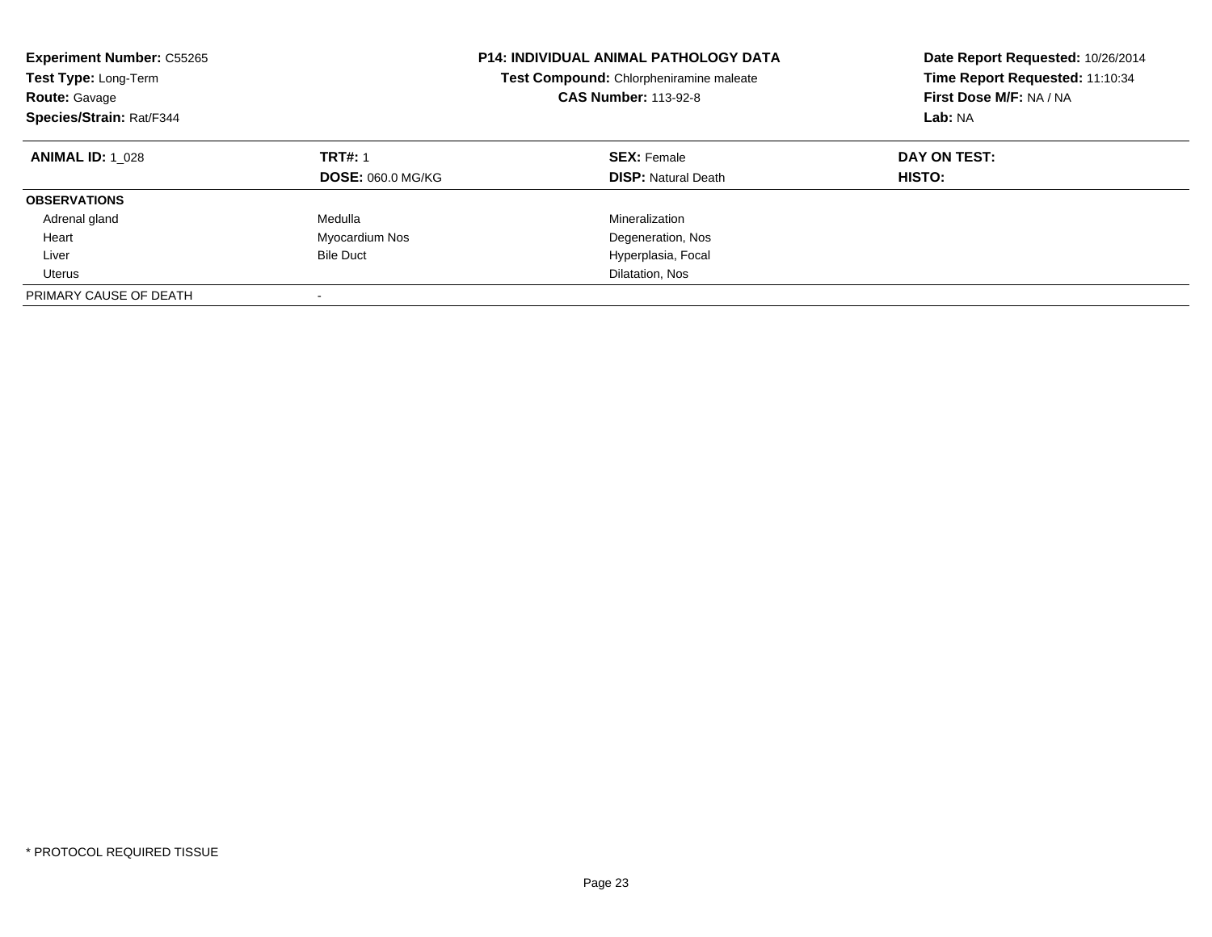**Experiment Number:** C55265
**Test Type:** Long-Term
**Route:** Gavage
**Species/Strain:** Rat/F344

**P14: INDIVIDUAL ANIMAL PATHOLOGY DATA**
**Test Compound:** Chlorpheniramine maleate
**CAS Number:** 113-92-8

**Date Report Requested:** 10/26/2014
**Time Report Requested:** 11:10:34
**First Dose M/F:** NA / NA
**Lab:** NA

| **ANIMAL ID:** 1_028 | **TRT#:** 1 | **SEX:** Female | **DAY ON TEST:** |
|---|---|---|---|
| | **DOSE:** 060.0 MG/KG | **DISP:** Natural Death | **HISTO:** |
| **OBSERVATIONS** | | | |
| Adrenal gland | Medulla | Mineralization | |
| Heart | Myocardium Nos | Degeneration, Nos | |
| Liver | Bile Duct | Hyperplasia, Focal | |
| Uterus | | Dilatation, Nos | |
| PRIMARY CAUSE OF DEATH | - | | |

* PROTOCOL REQUIRED TISSUE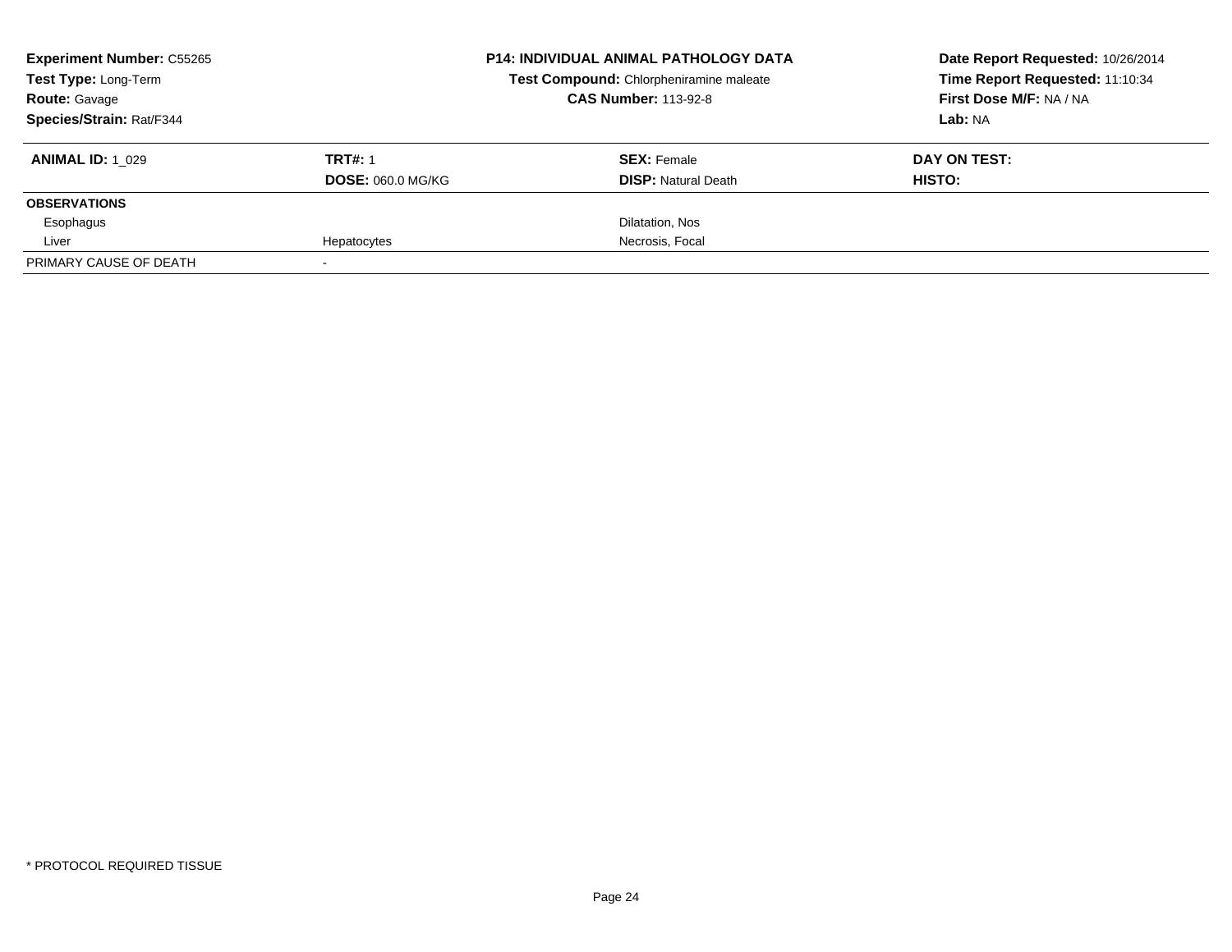**Experiment Number:** C55265
**Test Type:** Long-Term
**Route:** Gavage
**Species/Strain:** Rat/F344

**P14: INDIVIDUAL ANIMAL PATHOLOGY DATA**
**Test Compound:** Chlorpheniramine maleate
**CAS Number:** 113-92-8

**Date Report Requested:** 10/26/2014
**Time Report Requested:** 11:10:34
**First Dose M/F:** NA / NA
**Lab:** NA

| **ANIMAL ID:** 1_029 | **TRT#:** 1<br>**DOSE:** 060.0 MG/KG | **SEX:** Female<br>**DISP:** Natural Death | **DAY ON TEST:**<br>**HISTO:** |
|---|---|---|---|
| **OBSERVATIONS** | | | |
| Esophagus | | Dilatation, Nos | |
| Liver | Hepatocytes | Necrosis, Focal | |
| PRIMARY CAUSE OF DEATH | - | | |

* PROTOCOL REQUIRED TISSUE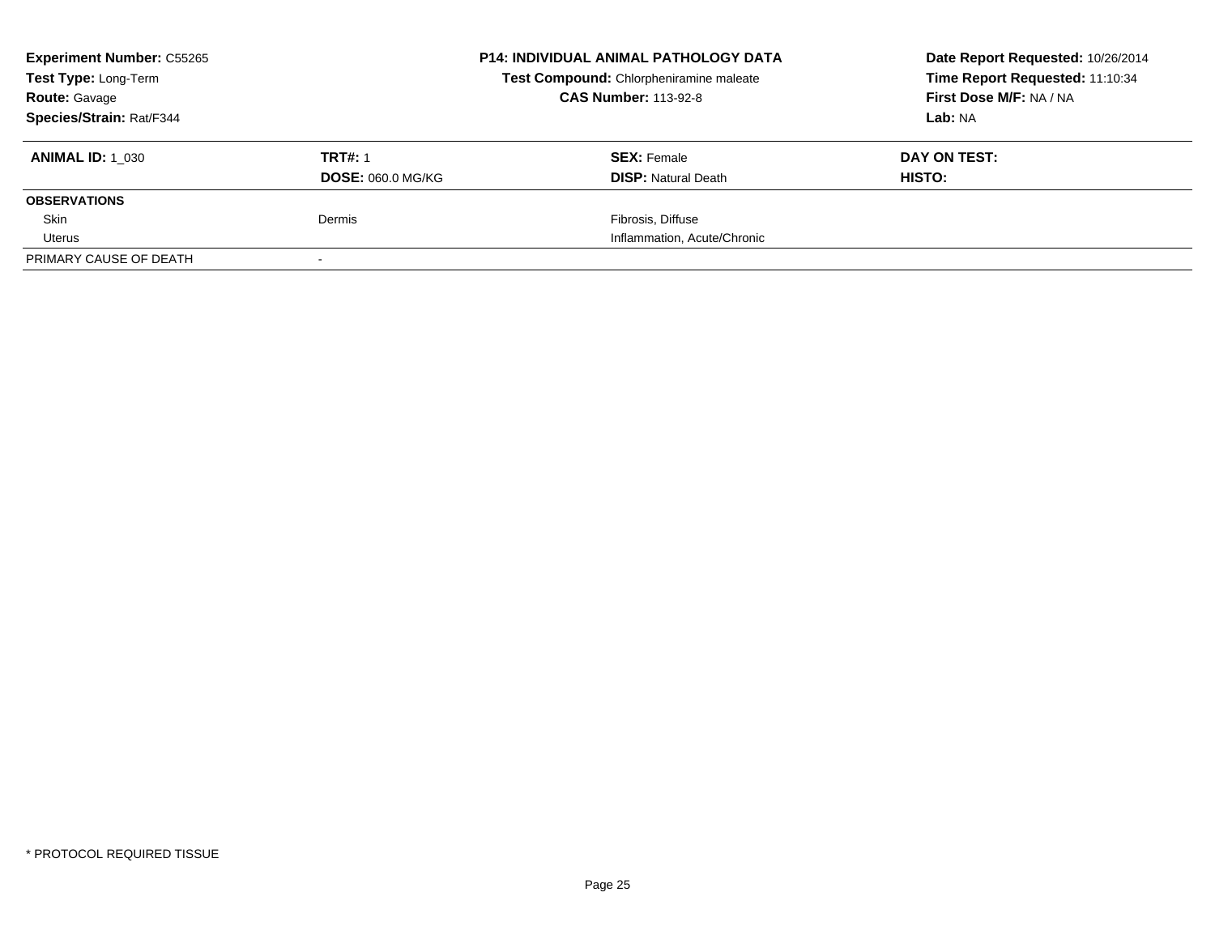**Experiment Number:** C55265
**Test Type:** Long-Term
**Route:** Gavage
**Species/Strain:** Rat/F344

**P14: INDIVIDUAL ANIMAL PATHOLOGY DATA**
**Test Compound:** Chlorpheniramine maleate
**CAS Number:** 113-92-8

**Date Report Requested:** 10/26/2014
**Time Report Requested:** 11:10:34
**First Dose M/F:** NA / NA
**Lab:** NA

| **ANIMAL ID:** 1_030 | **TRT#:** 1 | **SEX:** Female | **DAY ON TEST:** |
|---|---|---|---|
| | **DOSE:** 060.0 MG/KG | **DISP:** Natural Death | **HISTO:** |
| **OBSERVATIONS** | | | |
| Skin | Dermis | Fibrosis, Diffuse | |
| Uterus | | Inflammation, Acute/Chronic | |
| PRIMARY CAUSE OF DEATH | - | | |

* PROTOCOL REQUIRED TISSUE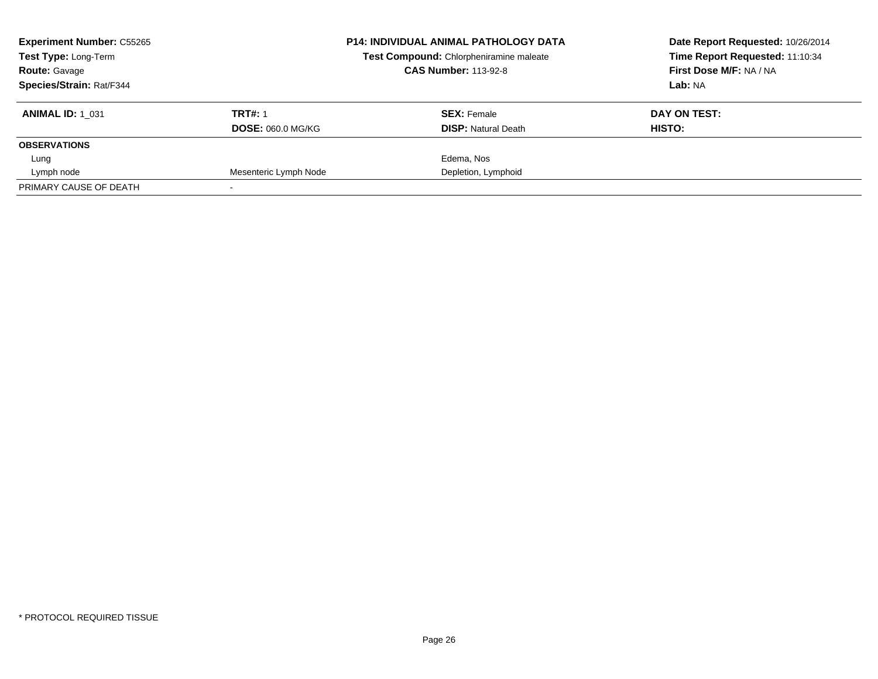**Experiment Number:** C55265
**Test Type:** Long-Term
**Route:** Gavage
**Species/Strain:** Rat/F344

**P14: INDIVIDUAL ANIMAL PATHOLOGY DATA**
**Test Compound:** Chlorpheniramine maleate
**CAS Number:** 113-92-8

**Date Report Requested:** 10/26/2014
**Time Report Requested:** 11:10:34
**First Dose M/F:** NA / NA
**Lab:** NA

| **ANIMAL ID:** 1_031 | **TRT#:** 1 | **SEX:** Female | **DAY ON TEST:** |
|---|---|---|---|
| | **DOSE:** 060.0 MG/KG | **DISP:** Natural Death | **HISTO:** |
| **OBSERVATIONS** | | | |
| Lung | | Edema, Nos | |
| Lymph node | Mesenteric Lymph Node | Depletion, Lymphoid | |
| PRIMARY CAUSE OF DEATH | - | | |

* PROTOCOL REQUIRED TISSUE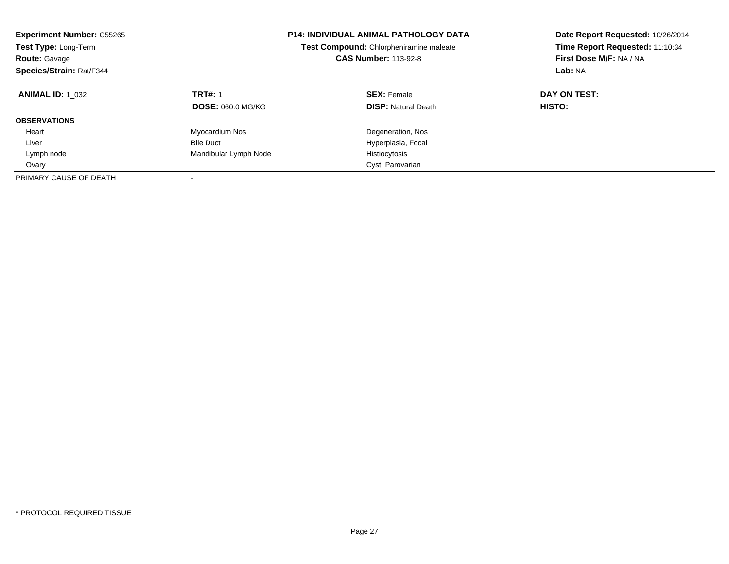**Experiment Number:** C55265
**Test Type:** Long-Term
**Route:** Gavage
**Species/Strain:** Rat/F344

**P14: INDIVIDUAL ANIMAL PATHOLOGY DATA**
**Test Compound:** Chlorpheniramine maleate
**CAS Number:** 113-92-8

**Date Report Requested:** 10/26/2014
**Time Report Requested:** 11:10:34
**First Dose M/F:** NA / NA
**Lab:** NA

| **ANIMAL ID:** 1_032 | **TRT#:** 1 | **SEX:** Female | **DAY ON TEST:** |
|---|---|---|---|
| | **DOSE:** 060.0 MG/KG | **DISP:** Natural Death | **HISTO:** |
| **OBSERVATIONS** | | | |
| Heart | Myocardium Nos | Degeneration, Nos | |
| Liver | Bile Duct | Hyperplasia, Focal | |
| Lymph node | Mandibular Lymph Node | Histiocytosis | |
| Ovary | | Cyst, Parovarian | |
| PRIMARY CAUSE OF DEATH | - | | |

* PROTOCOL REQUIRED TISSUE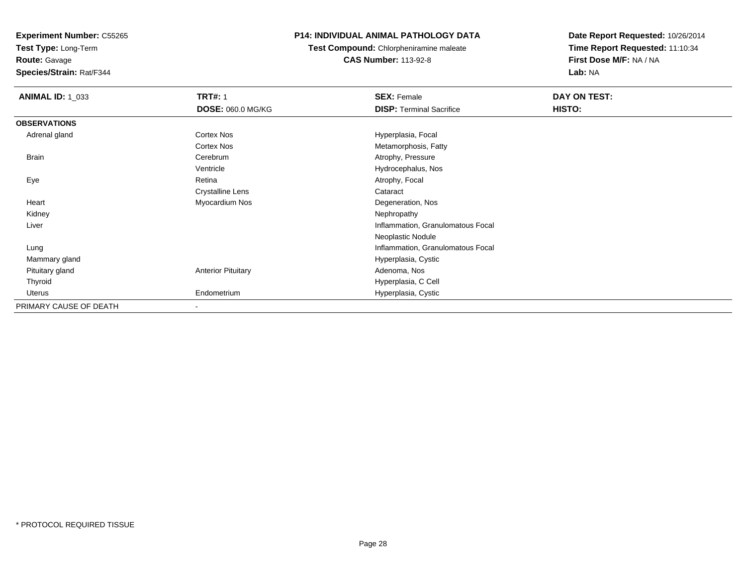**Experiment Number:** C55265
**Test Type:** Long-Term
**Route:** Gavage
**Species/Strain:** Rat/F344

**P14: INDIVIDUAL ANIMAL PATHOLOGY DATA**
**Test Compound:** Chlorpheniramine maleate
**CAS Number:** 113-92-8

**Date Report Requested:** 10/26/2014
**Time Report Requested:** 11:10:34
**First Dose M/F:** NA / NA
**Lab:** NA

| **ANIMAL ID:** 1_033 | **TRT#:** 1 | **SEX:** Female | **DAY ON TEST:** |
|---|---|---|---|
| | **DOSE:** 060.0 MG/KG | **DISP:** Terminal Sacrifice | **HISTO:** |
| **OBSERVATIONS** | | | |
| Adrenal gland | Cortex Nos | Hyperplasia, Focal | |
| | Cortex Nos | Metamorphosis, Fatty | |
| Brain | Cerebrum | Atrophy, Pressure | |
| | Ventricle | Hydrocephalus, Nos | |
| Eye | Retina | Atrophy, Focal | |
| | Crystalline Lens | Cataract | |
| Heart | Myocardium Nos | Degeneration, Nos | |
| Kidney | | Nephropathy | |
| Liver | | Inflammation, Granulomatous Focal | |
| | | Neoplastic Nodule | |
| Lung | | Inflammation, Granulomatous Focal | |
| Mammary gland | | Hyperplasia, Cystic | |
| Pituitary gland | Anterior Pituitary | Adenoma, Nos | |
| Thyroid | | Hyperplasia, C Cell | |
| Uterus | Endometrium | Hyperplasia, Cystic | |
| PRIMARY CAUSE OF DEATH | - | | |

* PROTOCOL REQUIRED TISSUE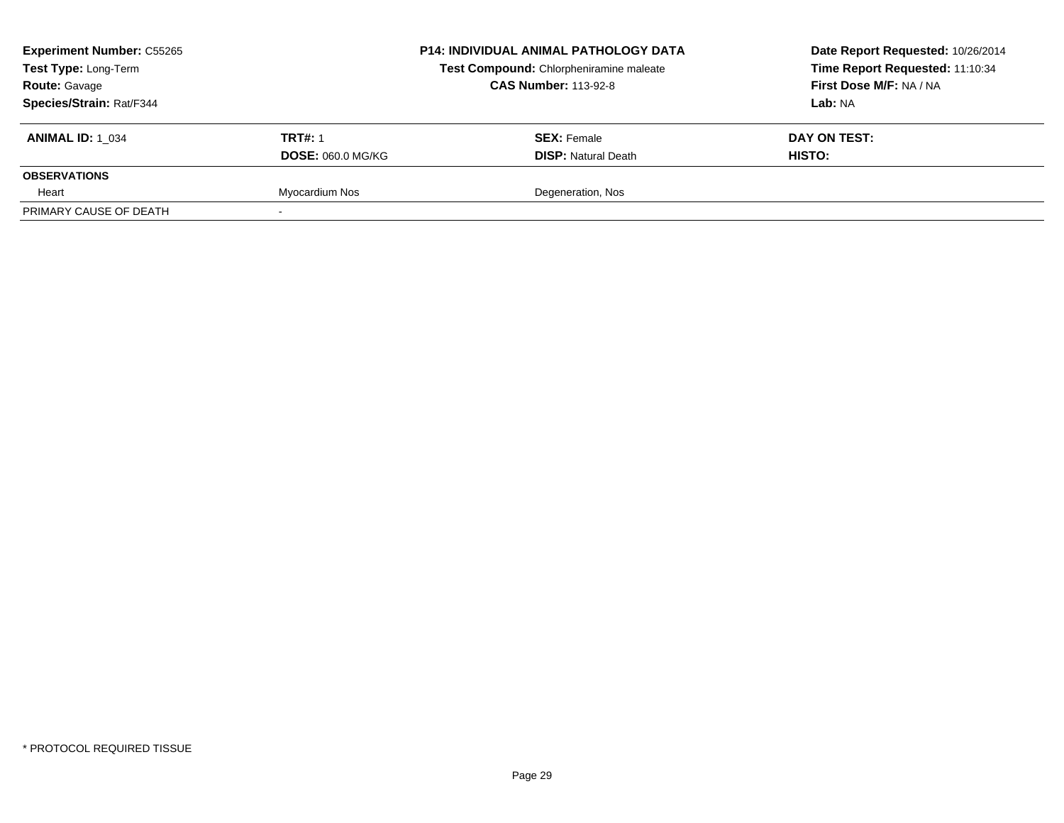**Experiment Number:** C55265
**Test Type:** Long-Term
**Route:** Gavage
**Species/Strain:** Rat/F344

**P14: INDIVIDUAL ANIMAL PATHOLOGY DATA**
**Test Compound:** Chlorpheniramine maleate
**CAS Number:** 113-92-8

**Date Report Requested:** 10/26/2014
**Time Report Requested:** 11:10:34
**First Dose M/F:** NA / NA
**Lab:** NA

| **ANIMAL ID:** 1_034 | **TRT#:** 1<br>**DOSE:** 060.0 MG/KG | **SEX:** Female<br>**DISP:** Natural Death | **DAY ON TEST:**<br>**HISTO:** |
|---|---|---|---|
| **OBSERVATIONS** | | | |
| Heart | Myocardium Nos | Degeneration, Nos | |
| PRIMARY CAUSE OF DEATH | - | | |

\* PROTOCOL REQUIRED TISSUE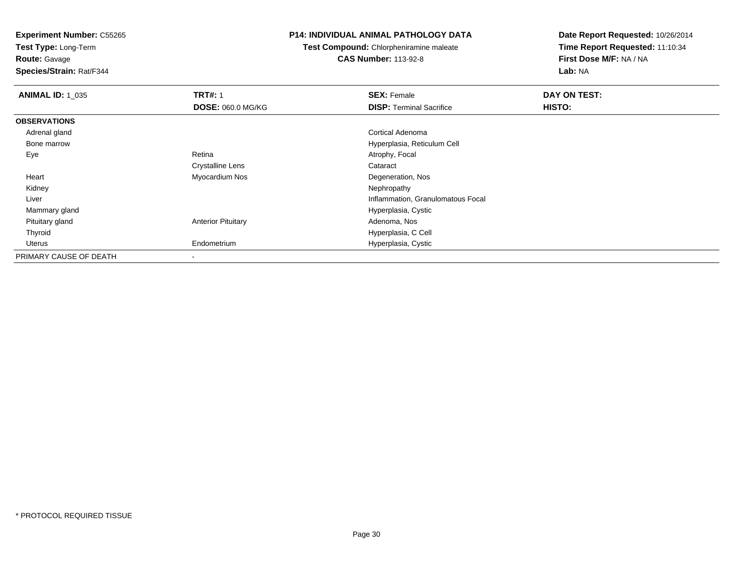**Experiment Number:** C55265
**Test Type:** Long-Term
**Route:** Gavage
**Species/Strain:** Rat/F344

**P14: INDIVIDUAL ANIMAL PATHOLOGY DATA**
**Test Compound:** Chlorpheniramine maleate
**CAS Number:** 113-92-8

**Date Report Requested:** 10/26/2014
**Time Report Requested:** 11:10:34
**First Dose M/F:** NA / NA
**Lab:** NA

| **ANIMAL ID:** 1_035 | **TRT#:** 1 | **SEX:** Female | **DAY ON TEST:** |
|---|---|---|---|
| | **DOSE:** 060.0 MG/KG | **DISP:** Terminal Sacrifice | **HISTO:** |
| **OBSERVATIONS** | | | |
| Adrenal gland | | Cortical Adenoma | |
| Bone marrow | | Hyperplasia, Reticulum Cell | |
| Eye | Retina | Atrophy, Focal | |
| | Crystalline Lens | Cataract | |
| Heart | Myocardium Nos | Degeneration, Nos | |
| Kidney | | Nephropathy | |
| Liver | | Inflammation, Granulomatous Focal | |
| Mammary gland | | Hyperplasia, Cystic | |
| Pituitary gland | Anterior Pituitary | Adenoma, Nos | |
| Thyroid | | Hyperplasia, C Cell | |
| Uterus | Endometrium | Hyperplasia, Cystic | |
| PRIMARY CAUSE OF DEATH | - | | |

* PROTOCOL REQUIRED TISSUE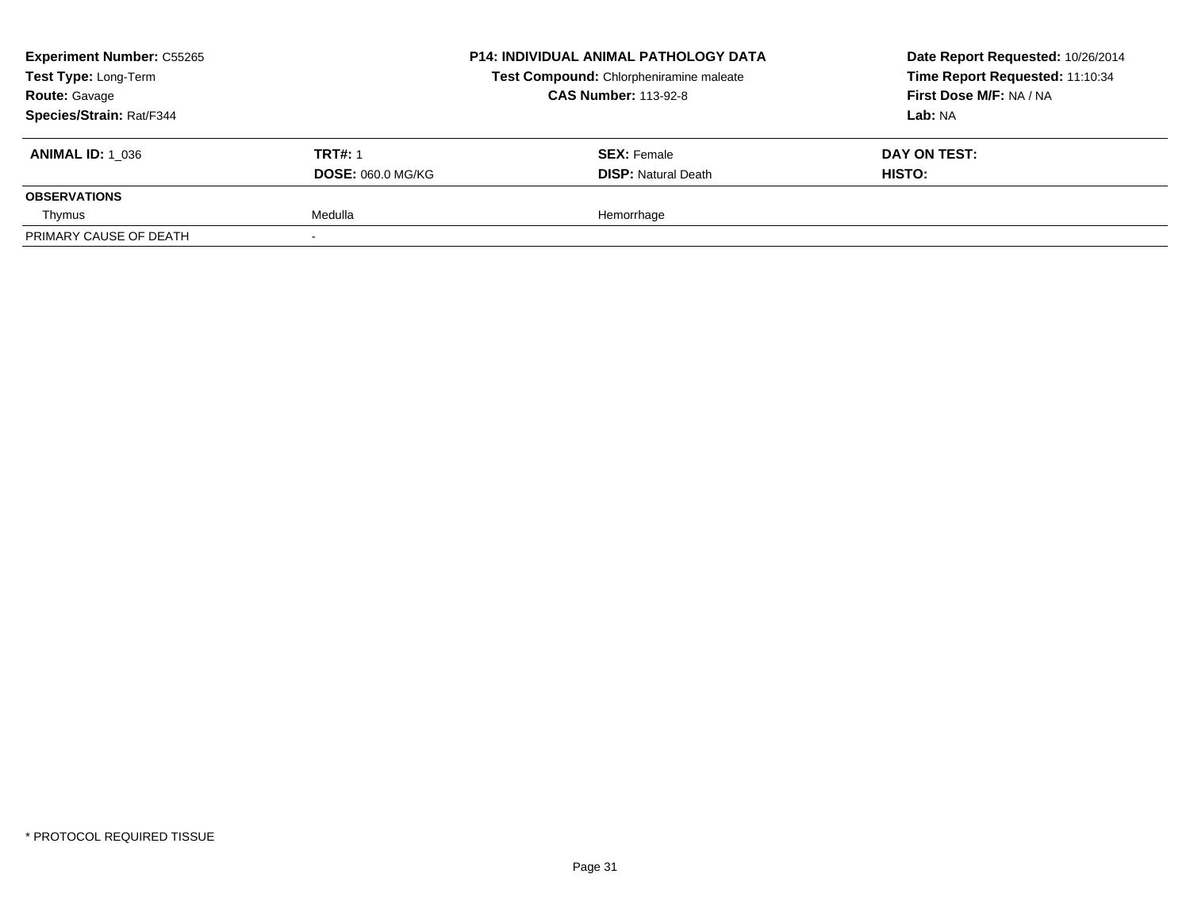**Experiment Number:** C55265
**Test Type:** Long-Term
**Route:** Gavage
**Species/Strain:** Rat/F344

**P14: INDIVIDUAL ANIMAL PATHOLOGY DATA**
**Test Compound:** Chlorpheniramine maleate
**CAS Number:** 113-92-8

**Date Report Requested:** 10/26/2014
**Time Report Requested:** 11:10:34
**First Dose M/F:** NA / NA
**Lab:** NA

| **ANIMAL ID:** 1_036 | **TRT#:** 1 | **SEX:** Female | **DAY ON TEST:** |
|---|---|---|---|
| | **DOSE:** 060.0 MG/KG | **DISP:** Natural Death | **HISTO:** |
| **OBSERVATIONS** | | | |
| Thymus | Medulla | Hemorrhage | |
| PRIMARY CAUSE OF DEATH | - | | |

* PROTOCOL REQUIRED TISSUE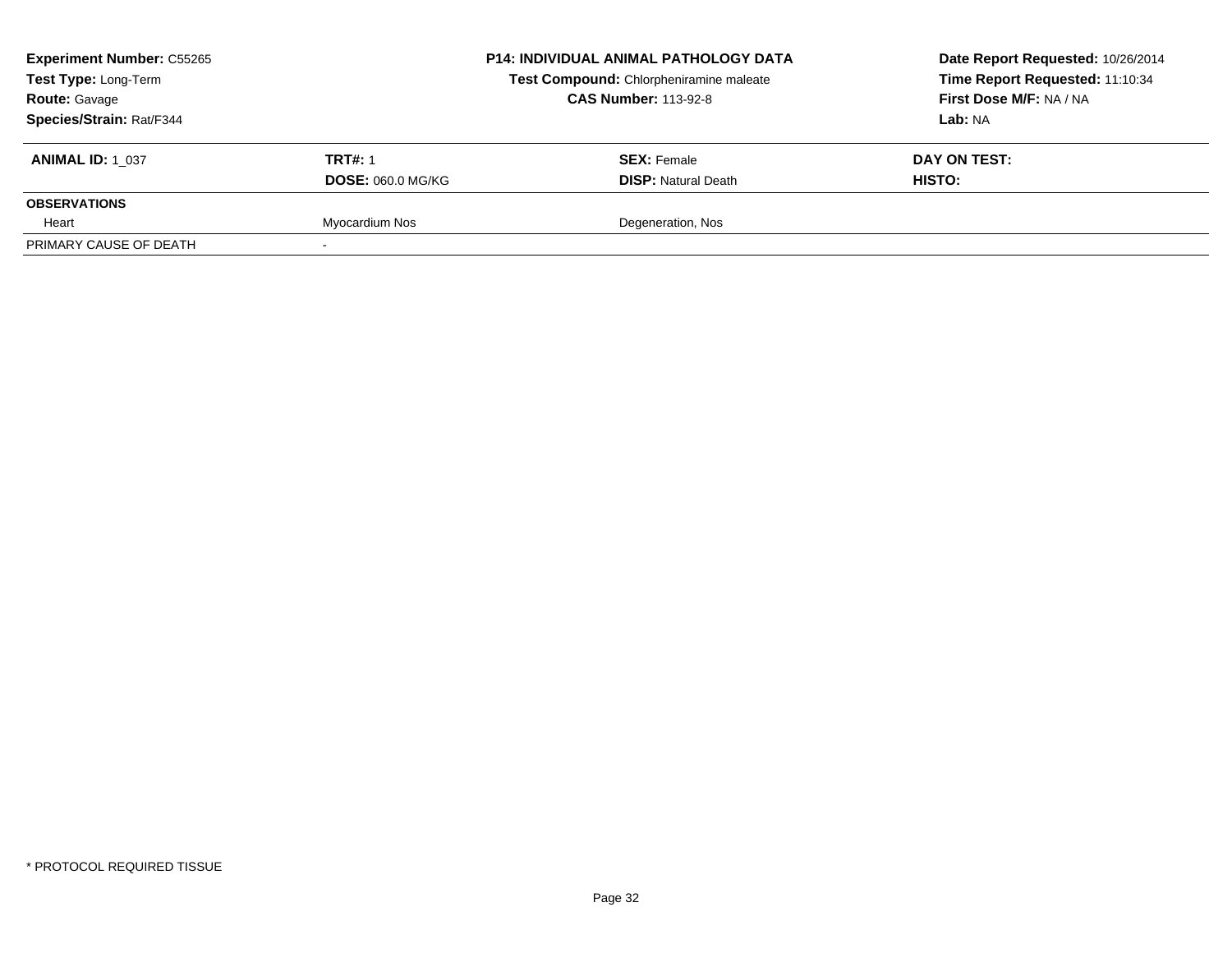**Experiment Number:** C55265
**Test Type:** Long-Term
**Route:** Gavage
**Species/Strain:** Rat/F344

**P14: INDIVIDUAL ANIMAL PATHOLOGY DATA**
**Test Compound:** Chlorpheniramine maleate
**CAS Number:** 113-92-8

**Date Report Requested:** 10/26/2014
**Time Report Requested:** 11:10:34
**First Dose M/F:** NA / NA
**Lab:** NA

| **ANIMAL ID:** 1_037 | **TRT#:** 1 | **SEX:** Female | **DAY ON TEST:** |
|---|---|---|---|
| | **DOSE:** 060.0 MG/KG | **DISP:** Natural Death | **HISTO:** |
| **OBSERVATIONS** | | | |
| Heart | Myocardium Nos | Degeneration, Nos | |
| PRIMARY CAUSE OF DEATH | - | | |

* PROTOCOL REQUIRED TISSUE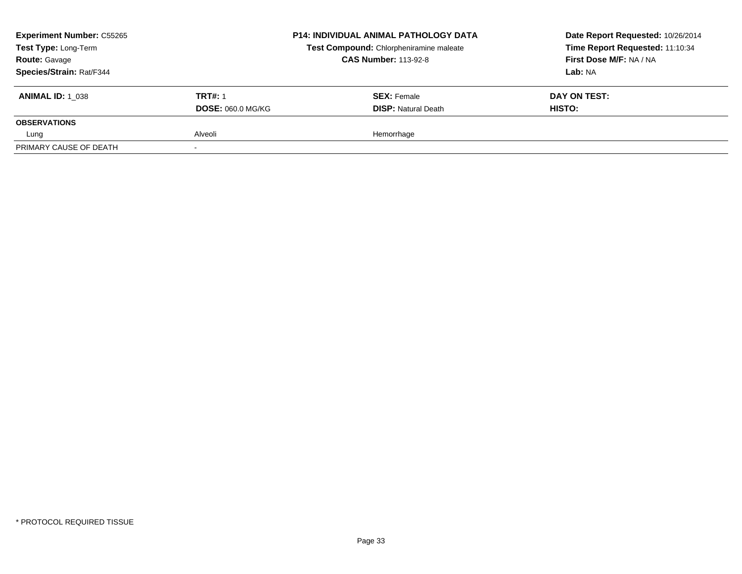**Experiment Number:** C55265
**Test Type:** Long-Term
**Route:** Gavage
**Species/Strain:** Rat/F344

**P14: INDIVIDUAL ANIMAL PATHOLOGY DATA**
**Test Compound:** Chlorpheniramine maleate
**CAS Number:** 113-92-8

**Date Report Requested:** 10/26/2014
**Time Report Requested:** 11:10:34
**First Dose M/F:** NA / NA
**Lab:** NA

| **ANIMAL ID:** 1_038 | **TRT#:** 1<br>**DOSE:** 060.0 MG/KG | **SEX:** Female<br>**DISP:** Natural Death | **DAY ON TEST:**<br>**HISTO:** |
|---|---|---|---|
| **OBSERVATIONS** | | | |
| Lung | Alveoli | Hemorrhage | |
| PRIMARY CAUSE OF DEATH | - | | |

\* PROTOCOL REQUIRED TISSUE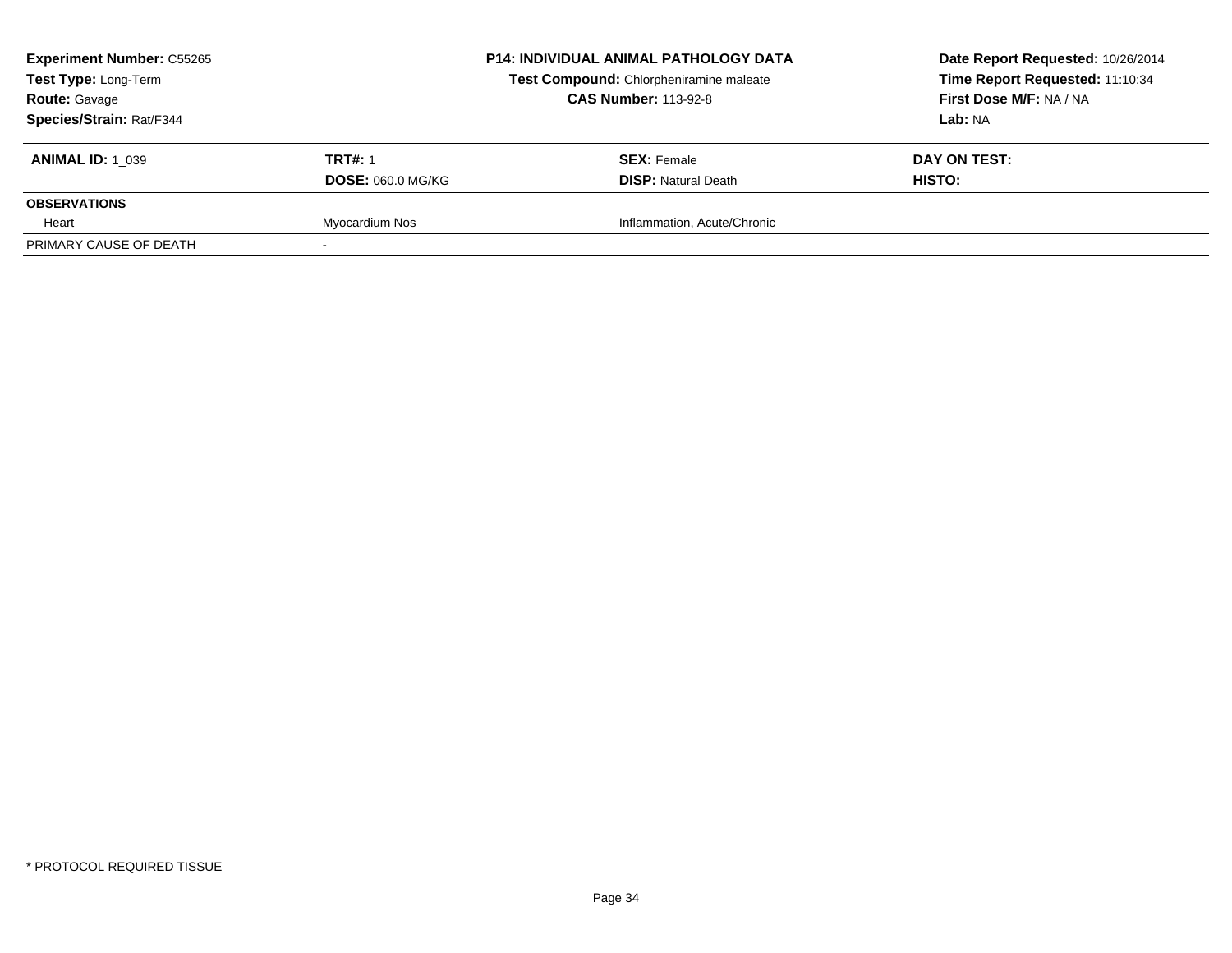**Experiment Number:** C55265
**Test Type:** Long-Term
**Route:** Gavage
**Species/Strain:** Rat/F344

**P14: INDIVIDUAL ANIMAL PATHOLOGY DATA**
**Test Compound:** Chlorpheniramine maleate
**CAS Number:** 113-92-8

**Date Report Requested:** 10/26/2014
**Time Report Requested:** 11:10:34
**First Dose M/F:** NA / NA
**Lab:** NA

| **ANIMAL ID:** 1_039 | **TRT#:** 1 | **SEX:** Female | **DAY ON TEST:** |
|---|---|---|---|
| | **DOSE:** 060.0 MG/KG | **DISP:** Natural Death | **HISTO:** |
| **OBSERVATIONS** | | | |
| Heart | Myocardium Nos | Inflammation, Acute/Chronic | |
| PRIMARY CAUSE OF DEATH | - | | |

* PROTOCOL REQUIRED TISSUE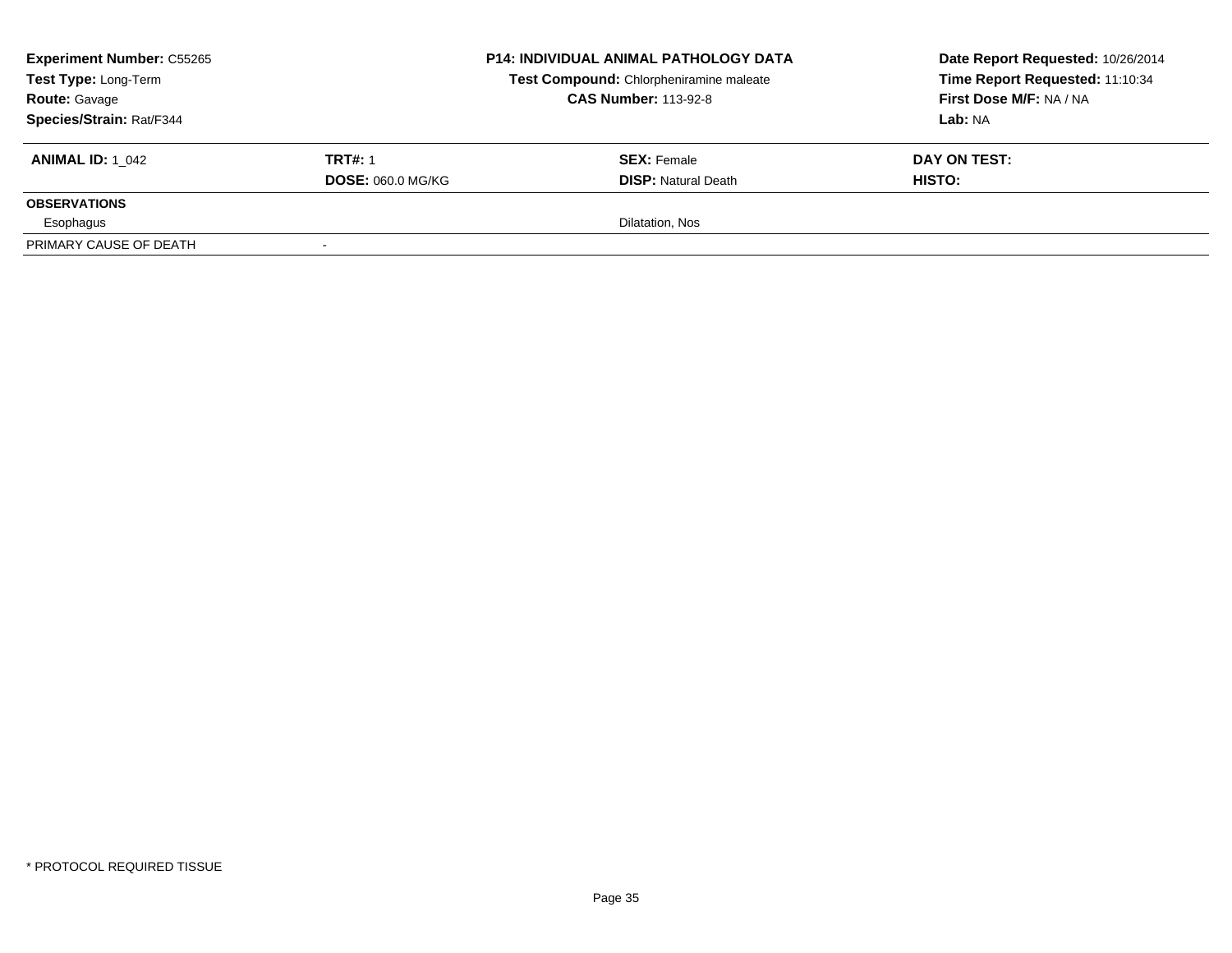**Experiment Number:** C55265
**Test Type:** Long-Term
**Route:** Gavage
**Species/Strain:** Rat/F344

**P14: INDIVIDUAL ANIMAL PATHOLOGY DATA**
**Test Compound:** Chlorpheniramine maleate
**CAS Number:** 113-92-8

**Date Report Requested:** 10/26/2014
**Time Report Requested:** 11:10:34
**First Dose M/F:** NA / NA
**Lab:** NA

| **ANIMAL ID:** 1_042 | **TRT#:** 1 | **SEX:** Female | **DAY ON TEST:** |
|---|---|---|---|
| | **DOSE:** 060.0 MG/KG | **DISP:** Natural Death | **HISTO:** |
| **OBSERVATIONS** | | | |
| Esophagus | | Dilatation, Nos | |
| PRIMARY CAUSE OF DEATH | - | | |

* PROTOCOL REQUIRED TISSUE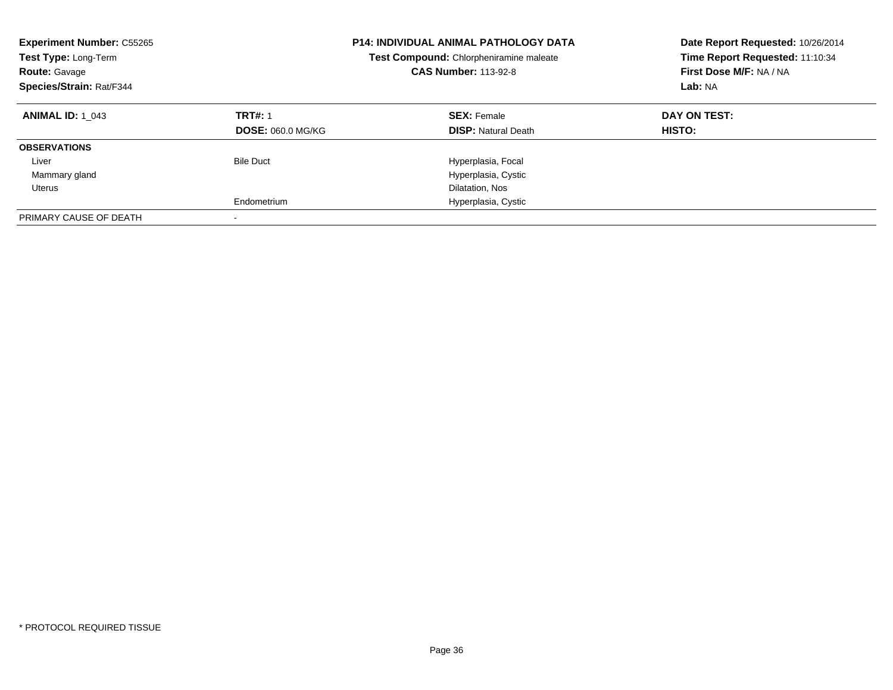**Experiment Number:** C55265
**Test Type:** Long-Term
**Route:** Gavage
**Species/Strain:** Rat/F344

**P14: INDIVIDUAL ANIMAL PATHOLOGY DATA**
**Test Compound:** Chlorpheniramine maleate
**CAS Number:** 113-92-8

**Date Report Requested:** 10/26/2014
**Time Report Requested:** 11:10:34
**First Dose M/F:** NA / NA
**Lab:** NA

| **ANIMAL ID:** 1_043 | **TRT#:** 1 | **SEX:** Female | **DAY ON TEST:** |
|---|---|---|---|
| | **DOSE:** 060.0 MG/KG | **DISP:** Natural Death | **HISTO:** |
| **OBSERVATIONS** | | | |
| Liver | Bile Duct | Hyperplasia, Focal | |
| Mammary gland | | Hyperplasia, Cystic | |
| Uterus | | Dilatation, Nos | |
| | Endometrium | Hyperplasia, Cystic | |
| PRIMARY CAUSE OF DEATH | - | | |

* PROTOCOL REQUIRED TISSUE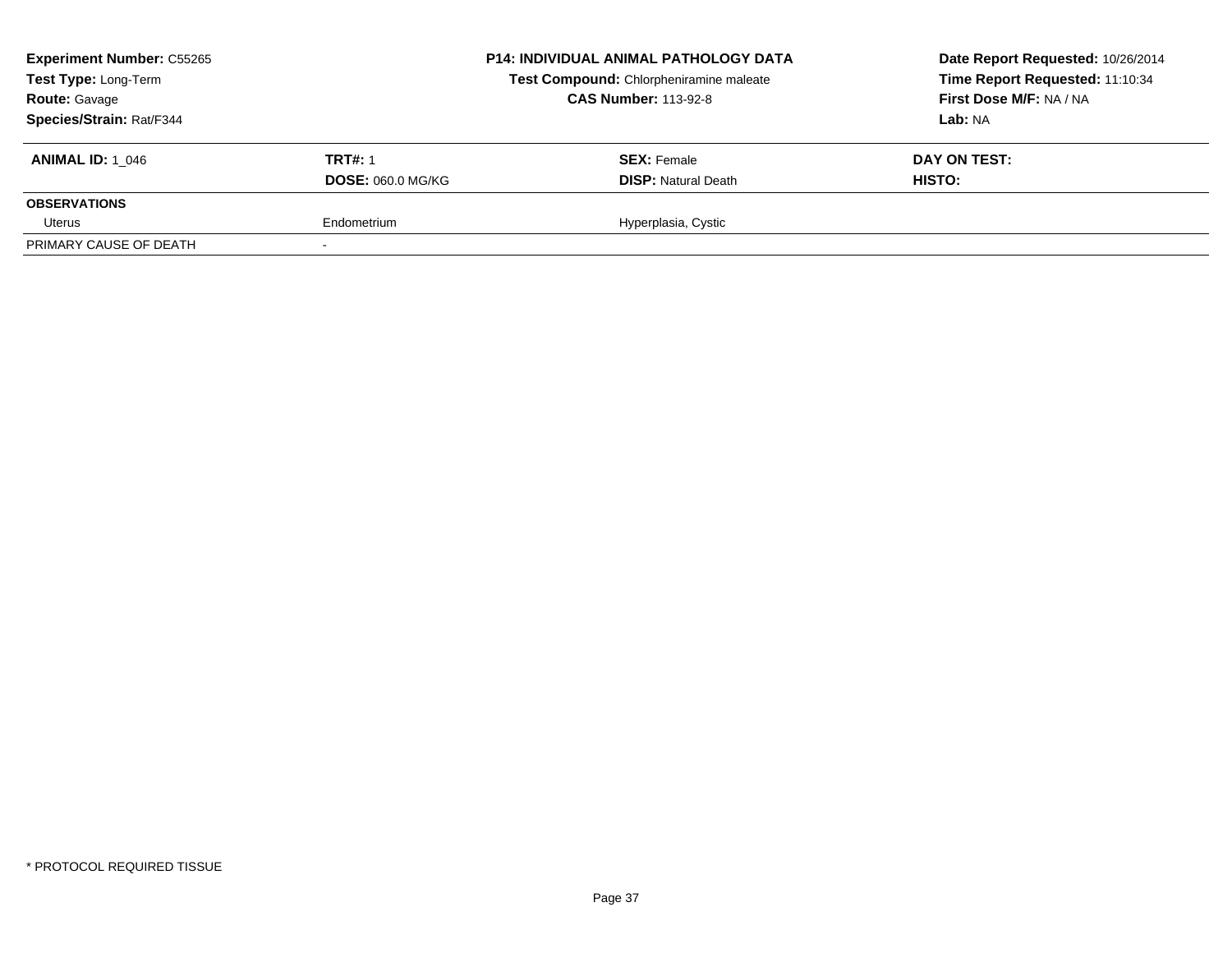| **Experiment Number:** C55265 | **P14: INDIVIDUAL ANIMAL PATHOLOGY DATA** | **Date Report Requested:** 10/26/2014 |
|---|---|---|
| **Test Type:** Long-Term | **Test Compound:** Chlorpheniramine maleate | **Time Report Requested:** 11:10:34 |
| **Route:** Gavage | **CAS Number:** 113-92-8 | **First Dose M/F:** NA / NA |
| **Species/Strain:** Rat/F344 | | **Lab:** NA |

| **ANIMAL ID:** 1_046 | **TRT#:** 1 | **SEX:** Female | **DAY ON TEST:** |
|---|---|---|---|
| | **DOSE:** 060.0 MG/KG | **DISP:** Natural Death | **HISTO:** |
| **OBSERVATIONS** | | | |
| Uterus | Endometrium | Hyperplasia, Cystic | |
| PRIMARY CAUSE OF DEATH | - | | |

* PROTOCOL REQUIRED TISSUE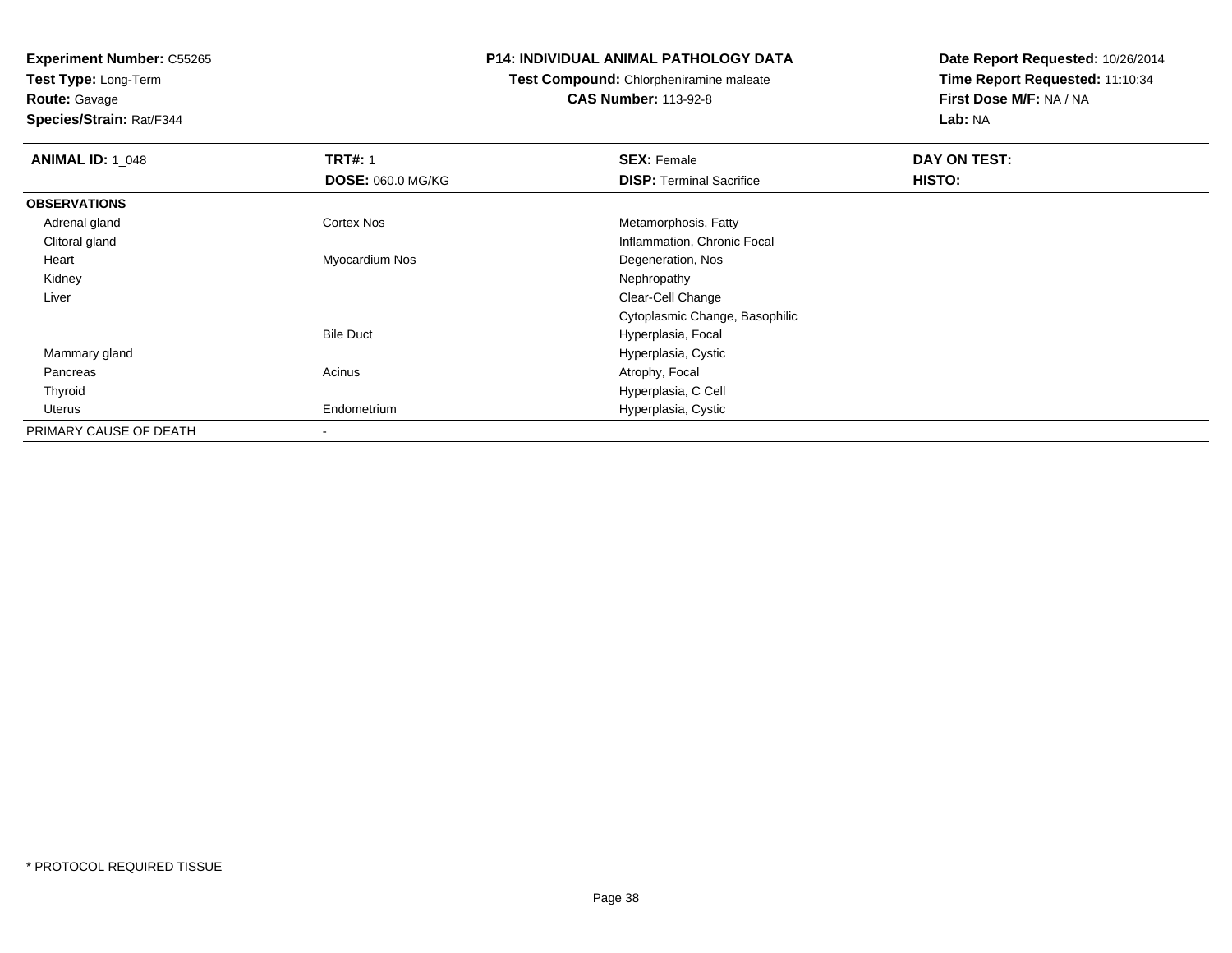**Experiment Number:** C55265
**Test Type:** Long-Term
**Route:** Gavage
**Species/Strain:** Rat/F344

**P14: INDIVIDUAL ANIMAL PATHOLOGY DATA**
**Test Compound:** Chlorpheniramine maleate
**CAS Number:** 113-92-8

**Date Report Requested:** 10/26/2014
**Time Report Requested:** 11:10:34
**First Dose M/F:** NA / NA
**Lab:** NA

| **ANIMAL ID:** 1_048 | **TRT#:** 1 | **SEX:** Female | **DAY ON TEST:** |
|---|---|---|---|
| | **DOSE:** 060.0 MG/KG | **DISP:** Terminal Sacrifice | **HISTO:** |
| **OBSERVATIONS** | | | |
| Adrenal gland | Cortex Nos | Metamorphosis, Fatty | |
| Clitoral gland | | Inflammation, Chronic Focal | |
| Heart | Myocardium Nos | Degeneration, Nos | |
| Kidney | | Nephropathy | |
| Liver | | Clear-Cell Change | |
| | | Cytoplasmic Change, Basophilic | |
| | Bile Duct | Hyperplasia, Focal | |
| Mammary gland | | Hyperplasia, Cystic | |
| Pancreas | Acinus | Atrophy, Focal | |
| Thyroid | | Hyperplasia, C Cell | |
| Uterus | Endometrium | Hyperplasia, Cystic | |
| PRIMARY CAUSE OF DEATH | - | | |

* PROTOCOL REQUIRED TISSUE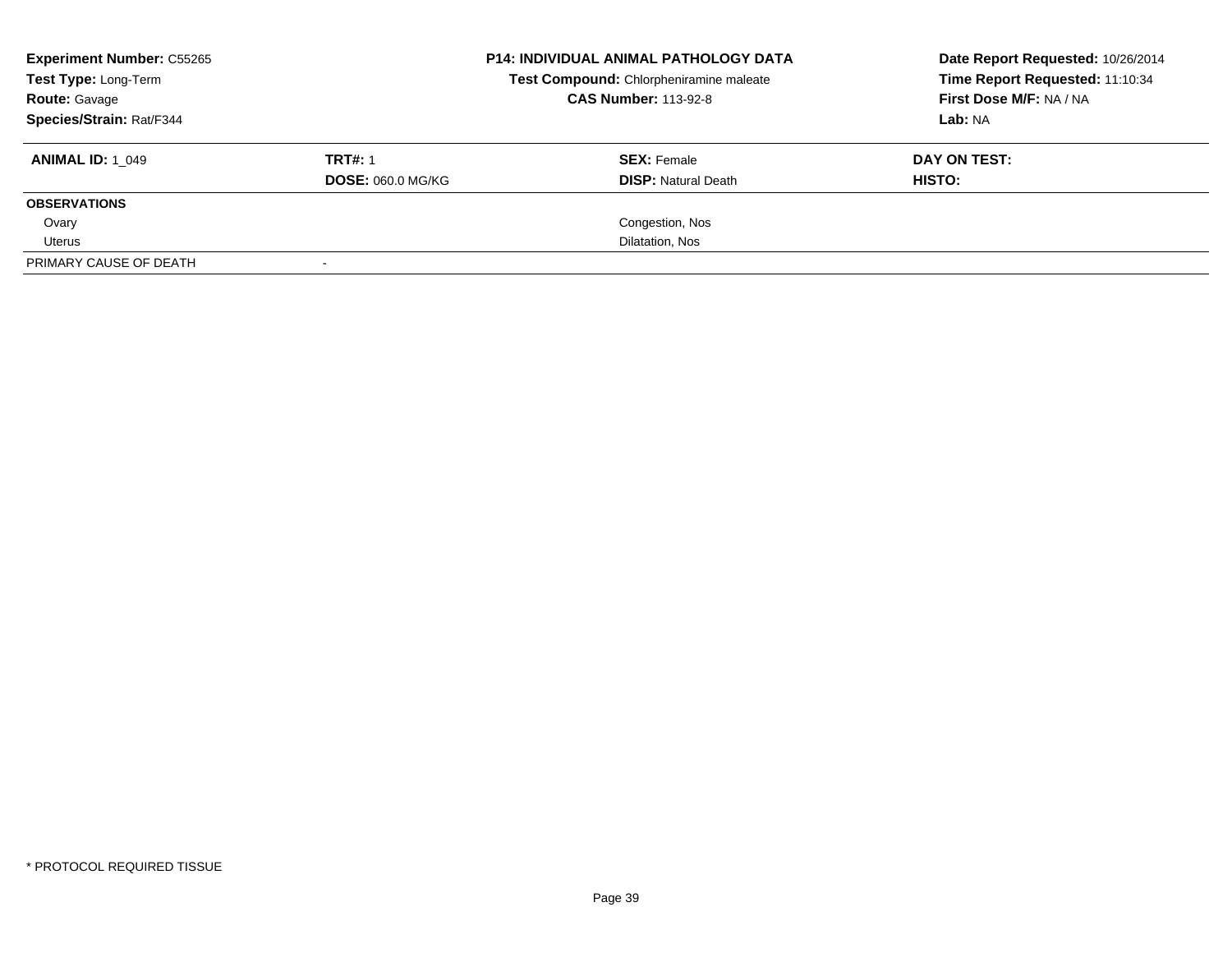| **Experiment Number:** C55265 | **P14: INDIVIDUAL ANIMAL PATHOLOGY DATA** | **Date Report Requested:** 10/26/2014 |
|---|---|---|
| **Test Type:** Long-Term | **Test Compound:** Chlorpheniramine maleate | **Time Report Requested:** 11:10:34 |
| **Route:** Gavage | **CAS Number:** 113-92-8 | **First Dose M/F:** NA / NA |
| **Species/Strain:** Rat/F344 | | **Lab:** NA |

| **ANIMAL ID:** 1_049 | **TRT#:** 1 | **SEX:** Female | **DAY ON TEST:** |
|---|---|---|---|
| | **DOSE:** 060.0 MG/KG | **DISP:** Natural Death | **HISTO:** |
| **OBSERVATIONS** | | | |
| Ovary | | Congestion, Nos | |
| Uterus | | Dilatation, Nos | |
| PRIMARY CAUSE OF DEATH | - | | |

* PROTOCOL REQUIRED TISSUE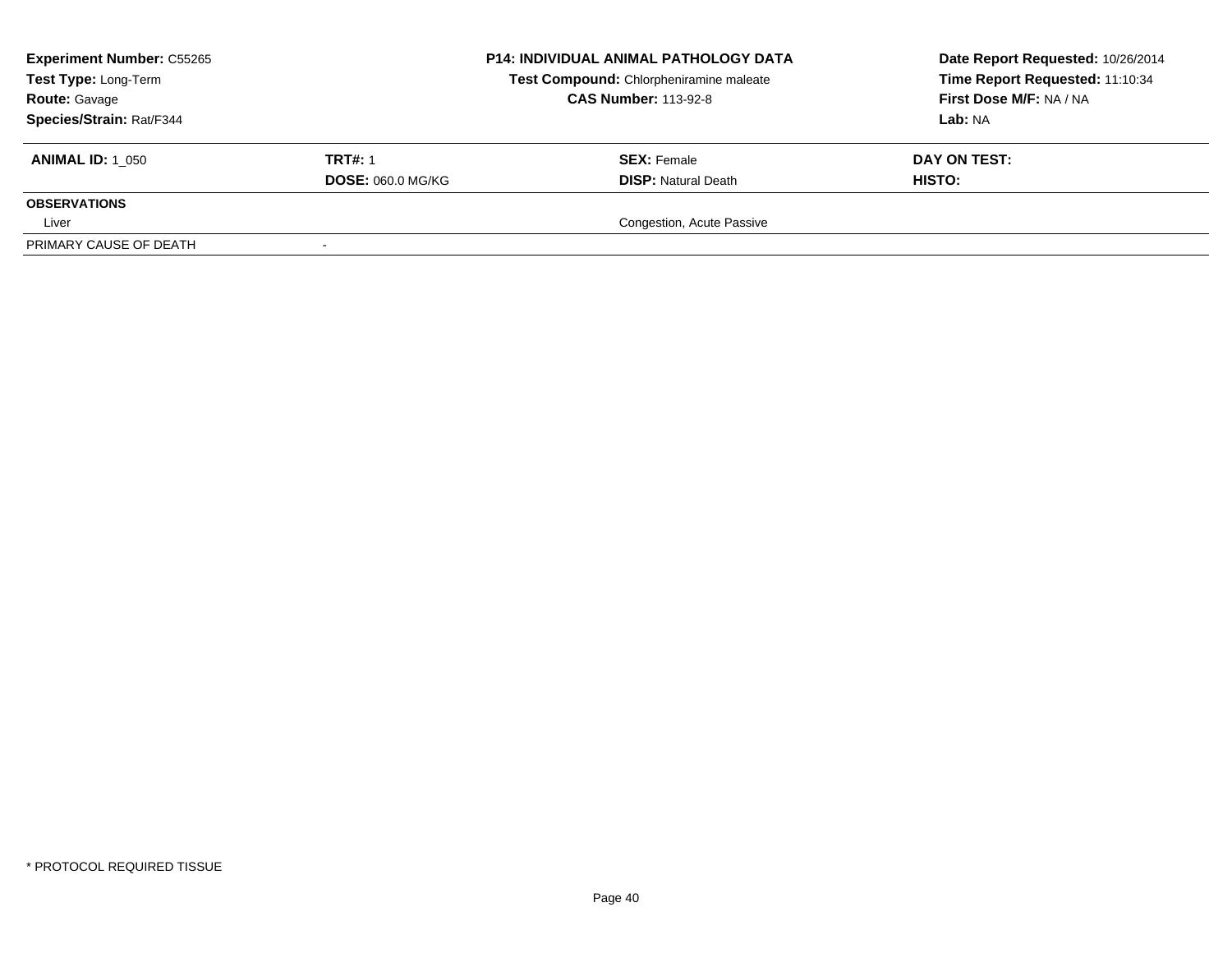**Experiment Number:** C55265
**Test Type:** Long-Term
**Route:** Gavage
**Species/Strain:** Rat/F344

**P14: INDIVIDUAL ANIMAL PATHOLOGY DATA**
**Test Compound:** Chlorpheniramine maleate
**CAS Number:** 113-92-8

**Date Report Requested:** 10/26/2014
**Time Report Requested:** 11:10:34
**First Dose M/F:** NA / NA
**Lab:** NA

| **ANIMAL ID:** 1_050 | **TRT#:** 1 | **SEX:** Female | **DAY ON TEST:** |
|---|---|---|---|
| | **DOSE:** 060.0 MG/KG | **DISP:** Natural Death | **HISTO:** |
| **OBSERVATIONS** | | | |
| Liver | | Congestion, Acute Passive | |
| PRIMARY CAUSE OF DEATH | - | | |

* PROTOCOL REQUIRED TISSUE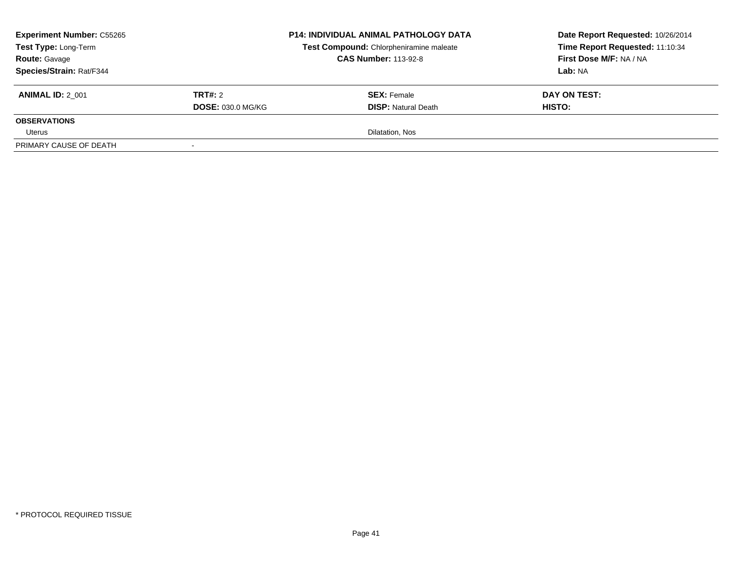**Experiment Number:** C55265
**Test Type:** Long-Term
**Route:** Gavage
**Species/Strain:** Rat/F344

**P14: INDIVIDUAL ANIMAL PATHOLOGY DATA**
**Test Compound:** Chlorpheniramine maleate
**CAS Number:** 113-92-8

**Date Report Requested:** 10/26/2014
**Time Report Requested:** 11:10:34
**First Dose M/F:** NA / NA
**Lab:** NA

| **ANIMAL ID:** 2_001 | **TRT#:** 2 | **SEX:** Female | **DAY ON TEST:** |
|---|---|---|---|
| | **DOSE:** 030.0 MG/KG | **DISP:** Natural Death | **HISTO:** |
| **OBSERVATIONS** | | | |
| Uterus | | Dilatation, Nos | |
| PRIMARY CAUSE OF DEATH | - | | |

* PROTOCOL REQUIRED TISSUE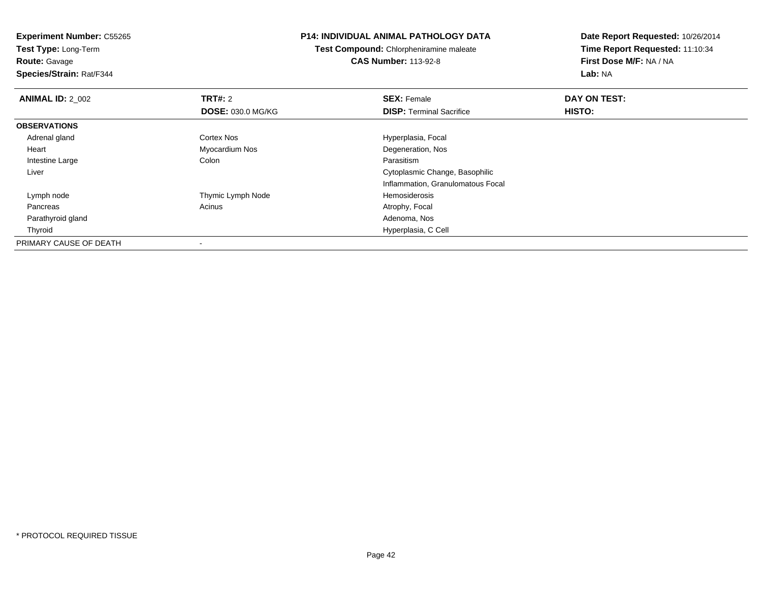**Experiment Number:** C55265
**Test Type:** Long-Term
**Route:** Gavage
**Species/Strain:** Rat/F344

**P14: INDIVIDUAL ANIMAL PATHOLOGY DATA**
**Test Compound:** Chlorpheniramine maleate
**CAS Number:** 113-92-8

**Date Report Requested:** 10/26/2014
**Time Report Requested:** 11:10:34
**First Dose M/F:** NA / NA
**Lab:** NA

| **ANIMAL ID:** 2_002 | **TRT#:** 2 | **SEX:** Female | **DAY ON TEST:** |
|---|---|---|---|
| | **DOSE:** 030.0 MG/KG | **DISP:** Terminal Sacrifice | **HISTO:** |
| **OBSERVATIONS** | | | |
| Adrenal gland | Cortex Nos | Hyperplasia, Focal | |
| Heart | Myocardium Nos | Degeneration, Nos | |
| Intestine Large | Colon | Parasitism | |
| Liver | | Cytoplasmic Change, Basophilic | |
| | | Inflammation, Granulomatous Focal | |
| Lymph node | Thymic Lymph Node | Hemosiderosis | |
| Pancreas | Acinus | Atrophy, Focal | |
| Parathyroid gland | | Adenoma, Nos | |
| Thyroid | | Hyperplasia, C Cell | |
| PRIMARY CAUSE OF DEATH | - | | |

* PROTOCOL REQUIRED TISSUE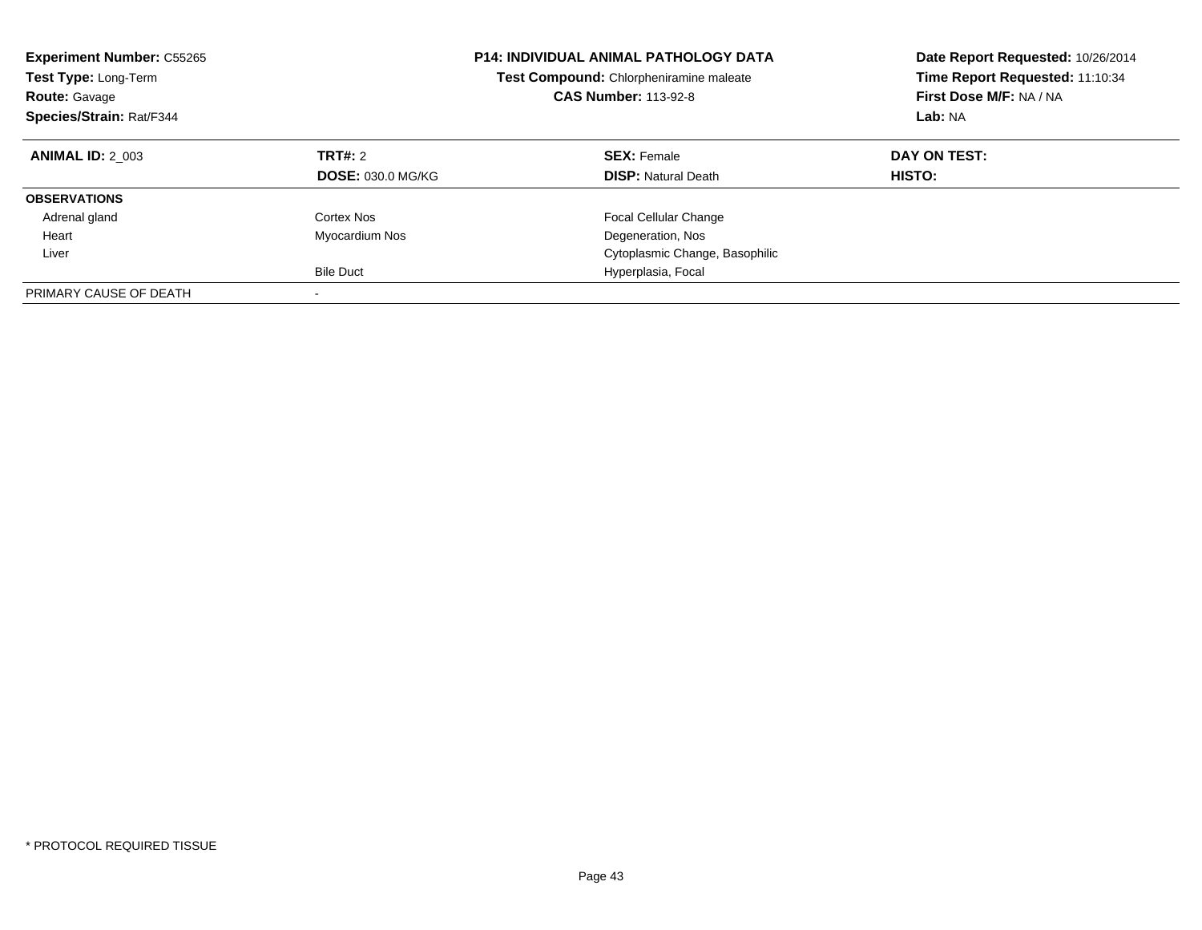**Experiment Number:** C55265
**Test Type:** Long-Term
**Route:** Gavage
**Species/Strain:** Rat/F344

**P14: INDIVIDUAL ANIMAL PATHOLOGY DATA**
**Test Compound:** Chlorpheniramine maleate
**CAS Number:** 113-92-8

**Date Report Requested:** 10/26/2014
**Time Report Requested:** 11:10:34
**First Dose M/F:** NA / NA
**Lab:** NA

| **ANIMAL ID:** 2_003 | **TRT#:** 2 | **SEX:** Female | **DAY ON TEST:** |
|---|---|---|---|
| | **DOSE:** 030.0 MG/KG | **DISP:** Natural Death | **HISTO:** |
| **OBSERVATIONS** | | | |
| Adrenal gland | Cortex Nos | Focal Cellular Change | |
| Heart | Myocardium Nos | Degeneration, Nos | |
| Liver | | Cytoplasmic Change, Basophilic | |
| | Bile Duct | Hyperplasia, Focal | |
| PRIMARY CAUSE OF DEATH | - | | |

* PROTOCOL REQUIRED TISSUE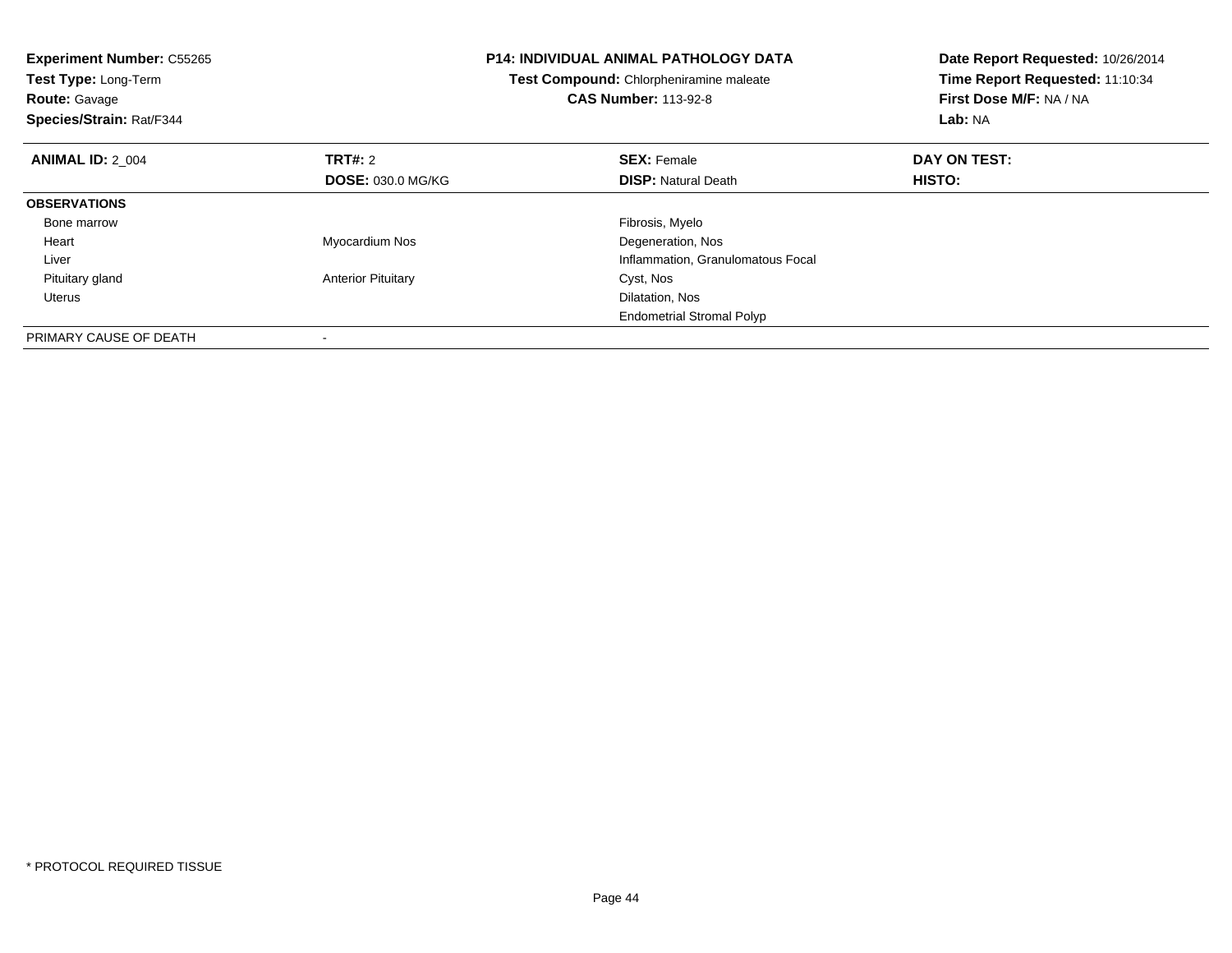**Experiment Number:** C55265
**Test Type:** Long-Term
**Route:** Gavage
**Species/Strain:** Rat/F344

**P14: INDIVIDUAL ANIMAL PATHOLOGY DATA**
**Test Compound:** Chlorpheniramine maleate
**CAS Number:** 113-92-8

**Date Report Requested:** 10/26/2014
**Time Report Requested:** 11:10:34
**First Dose M/F:** NA / NA
**Lab:** NA

| **ANIMAL ID:** 2_004 | **TRT#:** 2<br>**DOSE:** 030.0 MG/KG | **SEX:** Female<br>**DISP:** Natural Death | **DAY ON TEST:**<br>**HISTO:** |
|---|---|---|---|
| **OBSERVATIONS** | | | |
| Bone marrow | | Fibrosis, Myelo | |
| Heart | Myocardium Nos | Degeneration, Nos | |
| Liver | | Inflammation, Granulomatous Focal | |
| Pituitary gland | Anterior Pituitary | Cyst, Nos | |
| Uterus | | Dilatation, Nos | |
| | | Endometrial Stromal Polyp | |
| PRIMARY CAUSE OF DEATH | - | | |

* PROTOCOL REQUIRED TISSUE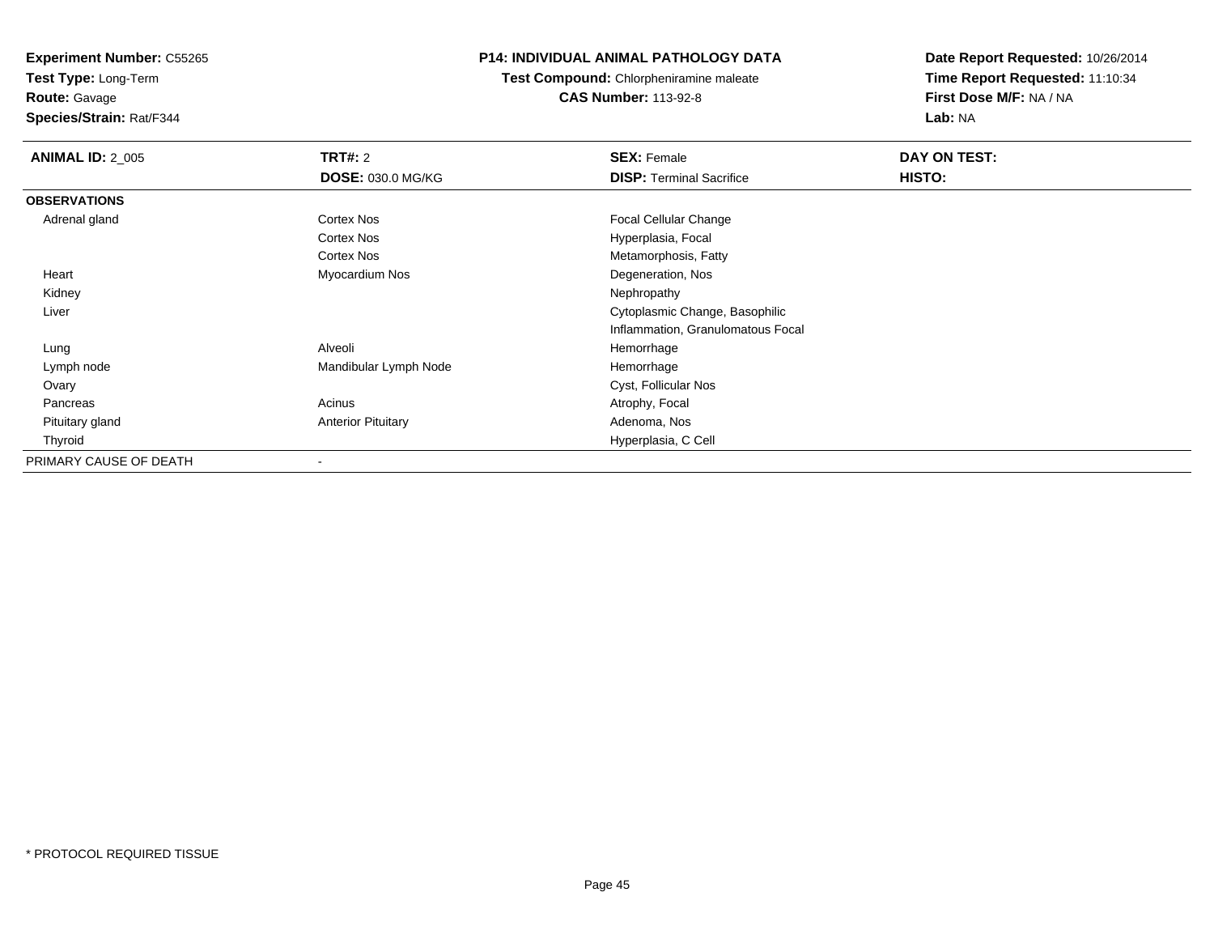**Experiment Number:** C55265
**Test Type:** Long-Term
**Route:** Gavage
**Species/Strain:** Rat/F344

**P14: INDIVIDUAL ANIMAL PATHOLOGY DATA**
**Test Compound:** Chlorpheniramine maleate
**CAS Number:** 113-92-8

**Date Report Requested:** 10/26/2014
**Time Report Requested:** 11:10:34
**First Dose M/F:** NA / NA
**Lab:** NA

| **ANIMAL ID:** 2_005 | **TRT#:** 2 | **SEX:** Female | **DAY ON TEST:** |
|---|---|---|---|
| | **DOSE:** 030.0 MG/KG | **DISP:** Terminal Sacrifice | **HISTO:** |
| **OBSERVATIONS** | | | |
| Adrenal gland | Cortex Nos | Focal Cellular Change | |
| | Cortex Nos | Hyperplasia, Focal | |
| | Cortex Nos | Metamorphosis, Fatty | |
| Heart | Myocardium Nos | Degeneration, Nos | |
| Kidney | | Nephropathy | |
| Liver | | Cytoplasmic Change, Basophilic | |
| | | Inflammation, Granulomatous Focal | |
| Lung | Alveoli | Hemorrhage | |
| Lymph node | Mandibular Lymph Node | Hemorrhage | |
| Ovary | | Cyst, Follicular Nos | |
| Pancreas | Acinus | Atrophy, Focal | |
| Pituitary gland | Anterior Pituitary | Adenoma, Nos | |
| Thyroid | | Hyperplasia, C Cell | |
| PRIMARY CAUSE OF DEATH | - | | |

* PROTOCOL REQUIRED TISSUE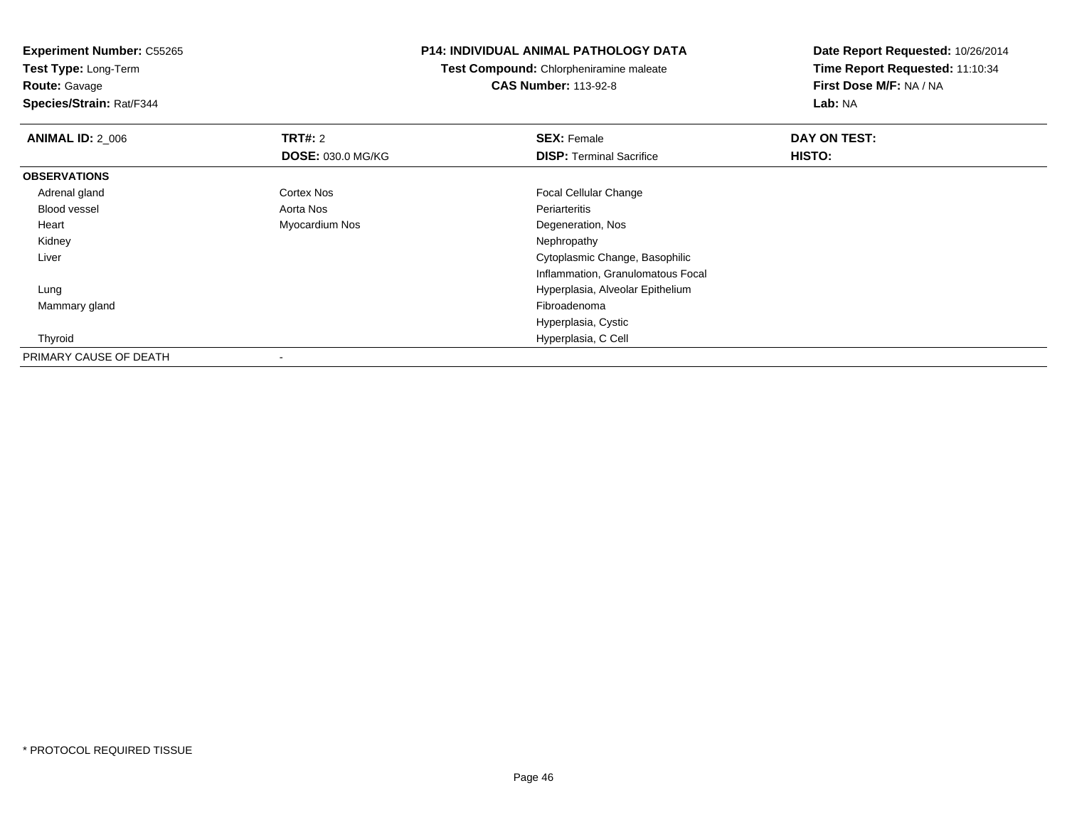**Experiment Number:** C55265
**Test Type:** Long-Term
**Route:** Gavage
**Species/Strain:** Rat/F344

**P14: INDIVIDUAL ANIMAL PATHOLOGY DATA**
**Test Compound:** Chlorpheniramine maleate
**CAS Number:** 113-92-8

**Date Report Requested:** 10/26/2014
**Time Report Requested:** 11:10:34
**First Dose M/F:** NA / NA
**Lab:** NA

| **ANIMAL ID:** 2_006 | **TRT#:** 2 | **SEX:** Female | **DAY ON TEST:** |
|---|---|---|---|
| | **DOSE:** 030.0 MG/KG | **DISP:** Terminal Sacrifice | **HISTO:** |
| **OBSERVATIONS** | | | |
| Adrenal gland | Cortex Nos | Focal Cellular Change | |
| Blood vessel | Aorta Nos | Periarteritis | |
| Heart | Myocardium Nos | Degeneration, Nos | |
| Kidney | | Nephropathy | |
| Liver | | Cytoplasmic Change, Basophilic | |
| | | Inflammation, Granulomatous Focal | |
| Lung | | Hyperplasia, Alveolar Epithelium | |
| Mammary gland | | Fibroadenoma | |
| | | Hyperplasia, Cystic | |
| Thyroid | | Hyperplasia, C Cell | |
| PRIMARY CAUSE OF DEATH | - | | |

* PROTOCOL REQUIRED TISSUE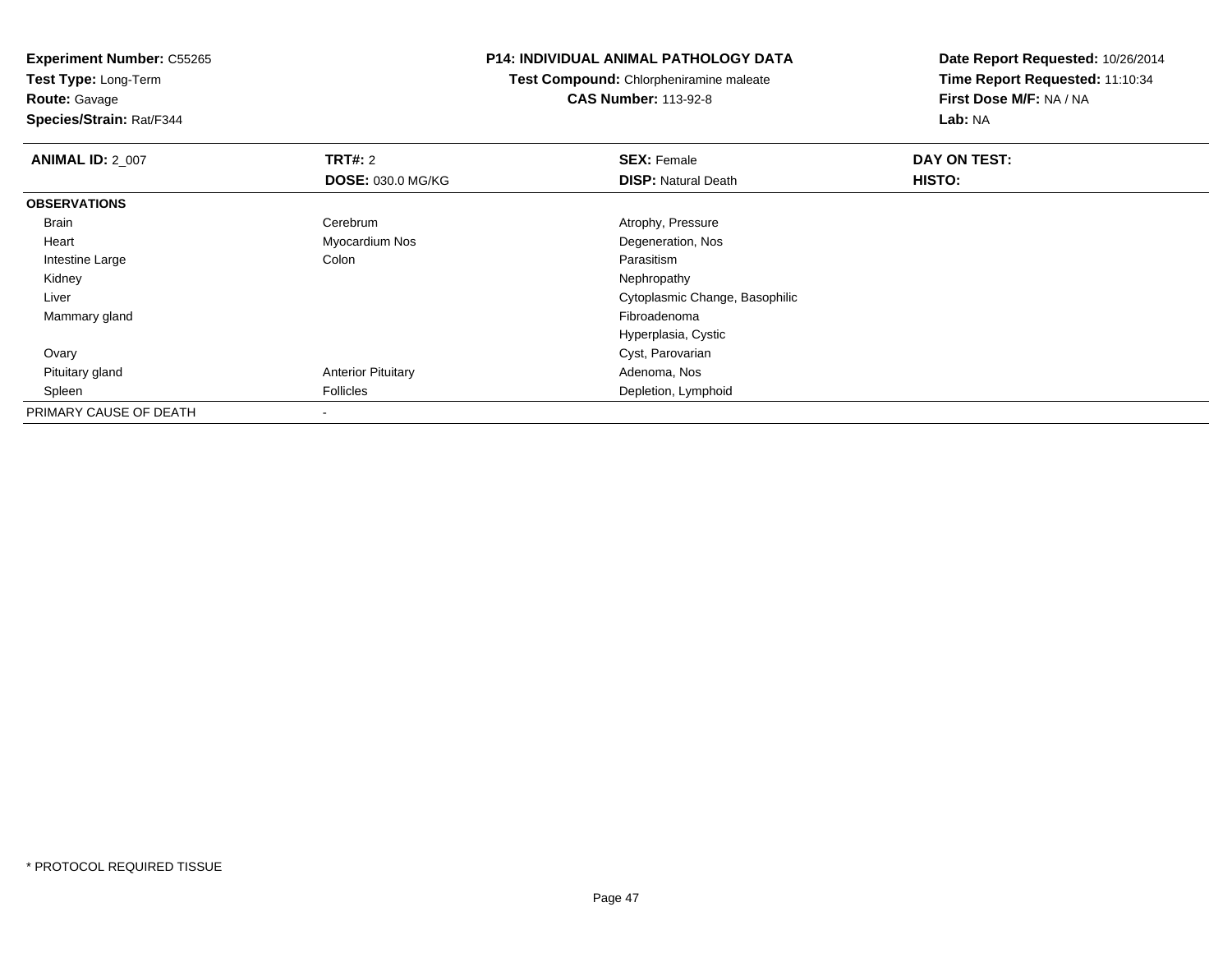**Experiment Number:** C55265
**Test Type:** Long-Term
**Route:** Gavage
**Species/Strain:** Rat/F344

**P14: INDIVIDUAL ANIMAL PATHOLOGY DATA**
**Test Compound:** Chlorpheniramine maleate
**CAS Number:** 113-92-8

**Date Report Requested:** 10/26/2014
**Time Report Requested:** 11:10:34
**First Dose M/F:** NA / NA
**Lab:** NA

| **ANIMAL ID:** 2_007 | **TRT#:** 2 | **SEX:** Female | **DAY ON TEST:** |
|---|---|---|---|
| | **DOSE:** 030.0 MG/KG | **DISP:** Natural Death | **HISTO:** |
| **OBSERVATIONS** | | | |
| Brain | Cerebrum | Atrophy, Pressure | |
| Heart | Myocardium Nos | Degeneration, Nos | |
| Intestine Large | Colon | Parasitism | |
| Kidney | | Nephropathy | |
| Liver | | Cytoplasmic Change, Basophilic | |
| Mammary gland | | Fibroadenoma | |
| | | Hyperplasia, Cystic | |
| Ovary | | Cyst, Parovarian | |
| Pituitary gland | Anterior Pituitary | Adenoma, Nos | |
| Spleen | Follicles | Depletion, Lymphoid | |
| PRIMARY CAUSE OF DEATH | - | | |

* PROTOCOL REQUIRED TISSUE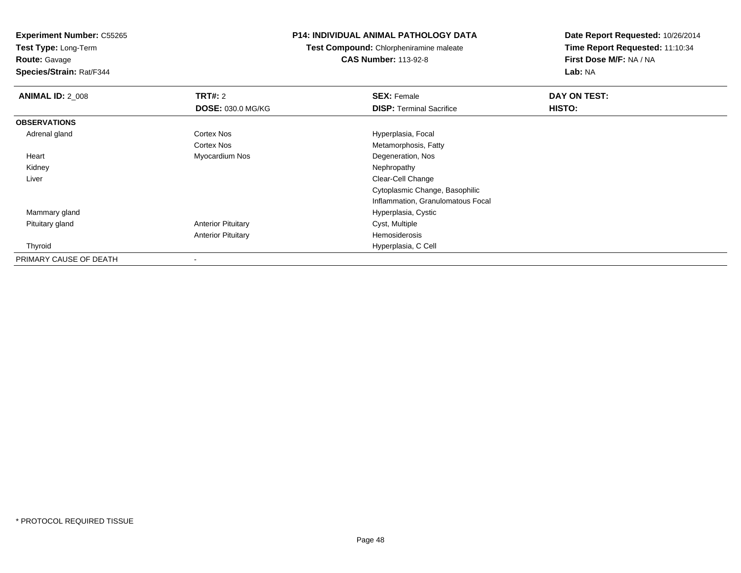**Experiment Number:** C55265
**Test Type:** Long-Term
**Route:** Gavage
**Species/Strain:** Rat/F344

**P14: INDIVIDUAL ANIMAL PATHOLOGY DATA**
**Test Compound:** Chlorpheniramine maleate
**CAS Number:** 113-92-8

**Date Report Requested:** 10/26/2014
**Time Report Requested:** 11:10:34
**First Dose M/F:** NA / NA
**Lab:** NA

| **ANIMAL ID:** 2_008 | **TRT#:** 2 | **SEX:** Female | **DAY ON TEST:** |
|---|---|---|---|
| | **DOSE:** 030.0 MG/KG | **DISP:** Terminal Sacrifice | **HISTO:** |
| **OBSERVATIONS** | | | |
| Adrenal gland | Cortex Nos | Hyperplasia, Focal | |
| | Cortex Nos | Metamorphosis, Fatty | |
| Heart | Myocardium Nos | Degeneration, Nos | |
| Kidney | | Nephropathy | |
| Liver | | Clear-Cell Change | |
| | | Cytoplasmic Change, Basophilic | |
| | | Inflammation, Granulomatous Focal | |
| Mammary gland | | Hyperplasia, Cystic | |
| Pituitary gland | Anterior Pituitary | Cyst, Multiple | |
| | Anterior Pituitary | Hemosiderosis | |
| Thyroid | | Hyperplasia, C Cell | |
| PRIMARY CAUSE OF DEATH | - | | |

* PROTOCOL REQUIRED TISSUE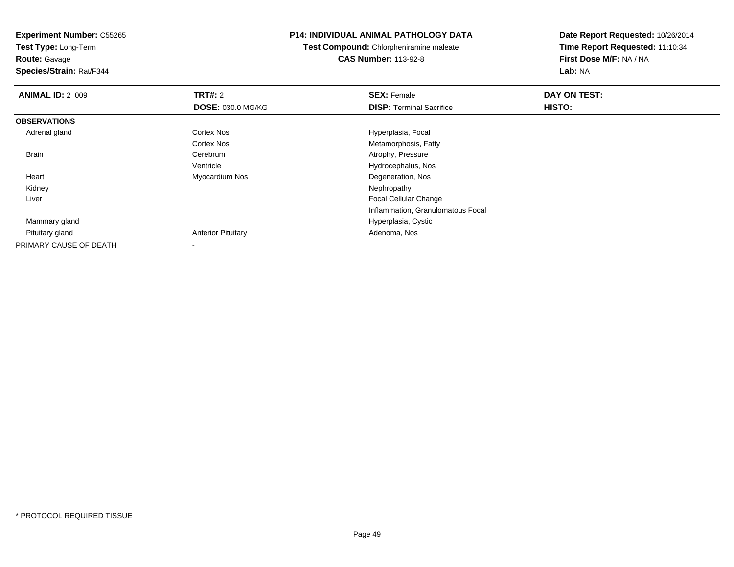**Experiment Number:** C55265
**Test Type:** Long-Term
**Route:** Gavage
**Species/Strain:** Rat/F344

**P14: INDIVIDUAL ANIMAL PATHOLOGY DATA**
**Test Compound:** Chlorpheniramine maleate
**CAS Number:** 113-92-8

**Date Report Requested:** 10/26/2014
**Time Report Requested:** 11:10:34
**First Dose M/F:** NA / NA
**Lab:** NA

| **ANIMAL ID:** 2_009 | **TRT#:** 2 | **SEX:** Female | **DAY ON TEST:** |
|---|---|---|---|
| | **DOSE:** 030.0 MG/KG | **DISP:** Terminal Sacrifice | **HISTO:** |
| **OBSERVATIONS** | | | |
| Adrenal gland | Cortex Nos | Hyperplasia, Focal | |
| | Cortex Nos | Metamorphosis, Fatty | |
| Brain | Cerebrum | Atrophy, Pressure | |
| | Ventricle | Hydrocephalus, Nos | |
| Heart | Myocardium Nos | Degeneration, Nos | |
| Kidney | | Nephropathy | |
| Liver | | Focal Cellular Change | |
| | | Inflammation, Granulomatous Focal | |
| Mammary gland | | Hyperplasia, Cystic | |
| Pituitary gland | Anterior Pituitary | Adenoma, Nos | |
| PRIMARY CAUSE OF DEATH | - | | |

* PROTOCOL REQUIRED TISSUE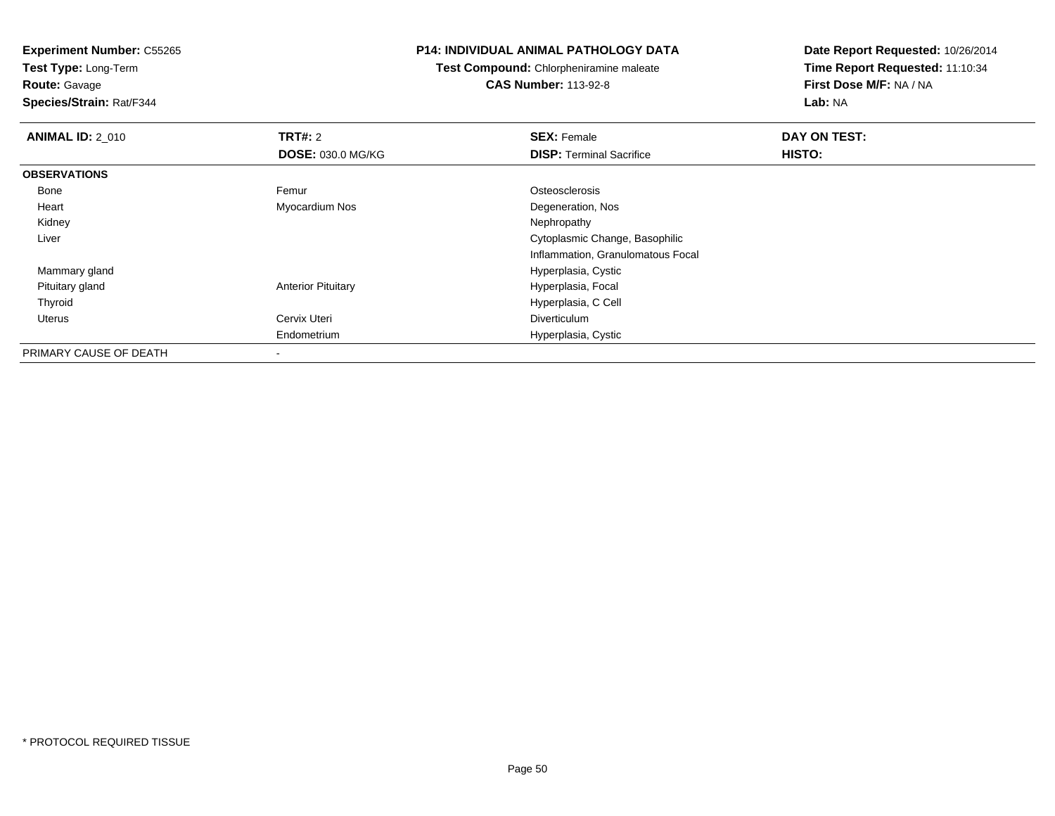**Experiment Number:** C55265
**Test Type:** Long-Term
**Route:** Gavage
**Species/Strain:** Rat/F344

## P14: INDIVIDUAL ANIMAL PATHOLOGY DATA

**Test Compound:** Chlorpheniramine maleate
**CAS Number:** 113-92-8

**Date Report Requested:** 10/26/2014
**Time Report Requested:** 11:10:34
**First Dose M/F:** NA / NA
**Lab:** NA

| **ANIMAL ID:** 2_010 | **TRT#:** 2 | **SEX:** Female | **DAY ON TEST:** |
|---|---|---|---|
| | **DOSE:** 030.0 MG/KG | **DISP:** Terminal Sacrifice | **HISTO:** |
| **OBSERVATIONS** | | | |
| Bone | Femur | Osteosclerosis | |
| Heart | Myocardium Nos | Degeneration, Nos | |
| Kidney | | Nephropathy | |
| Liver | | Cytoplasmic Change, Basophilic | |
| | | Inflammation, Granulomatous Focal | |
| Mammary gland | | Hyperplasia, Cystic | |
| Pituitary gland | Anterior Pituitary | Hyperplasia, Focal | |
| Thyroid | | Hyperplasia, C Cell | |
| Uterus | Cervix Uteri | Diverticulum | |
| | Endometrium | Hyperplasia, Cystic | |
| PRIMARY CAUSE OF DEATH | - | | |

* PROTOCOL REQUIRED TISSUE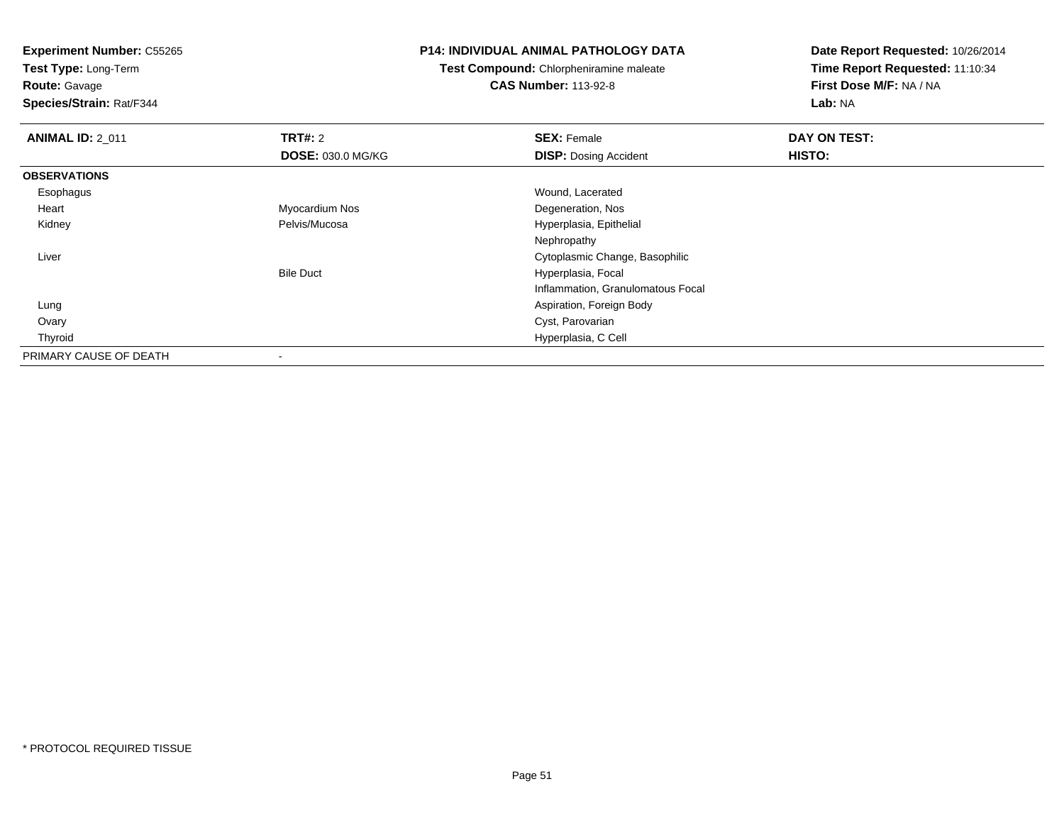**Experiment Number:** C55265
**Test Type:** Long-Term
**Route:** Gavage
**Species/Strain:** Rat/F344

**P14: INDIVIDUAL ANIMAL PATHOLOGY DATA**
**Test Compound:** Chlorpheniramine maleate
**CAS Number:** 113-92-8

**Date Report Requested:** 10/26/2014
**Time Report Requested:** 11:10:34
**First Dose M/F:** NA / NA
**Lab:** NA

| **ANIMAL ID:** 2_011 | **TRT#:** 2 | **SEX:** Female | **DAY ON TEST:** |
|---|---|---|---|
| | **DOSE:** 030.0 MG/KG | **DISP:** Dosing Accident | **HISTO:** |
| **OBSERVATIONS** | | | |
| Esophagus | | Wound, Lacerated | |
| Heart | Myocardium Nos | Degeneration, Nos | |
| Kidney | Pelvis/Mucosa | Hyperplasia, Epithelial | |
| | | Nephropathy | |
| Liver | | Cytoplasmic Change, Basophilic | |
| | Bile Duct | Hyperplasia, Focal | |
| | | Inflammation, Granulomatous Focal | |
| Lung | | Aspiration, Foreign Body | |
| Ovary | | Cyst, Parovarian | |
| Thyroid | | Hyperplasia, C Cell | |
| PRIMARY CAUSE OF DEATH | - | | |

* PROTOCOL REQUIRED TISSUE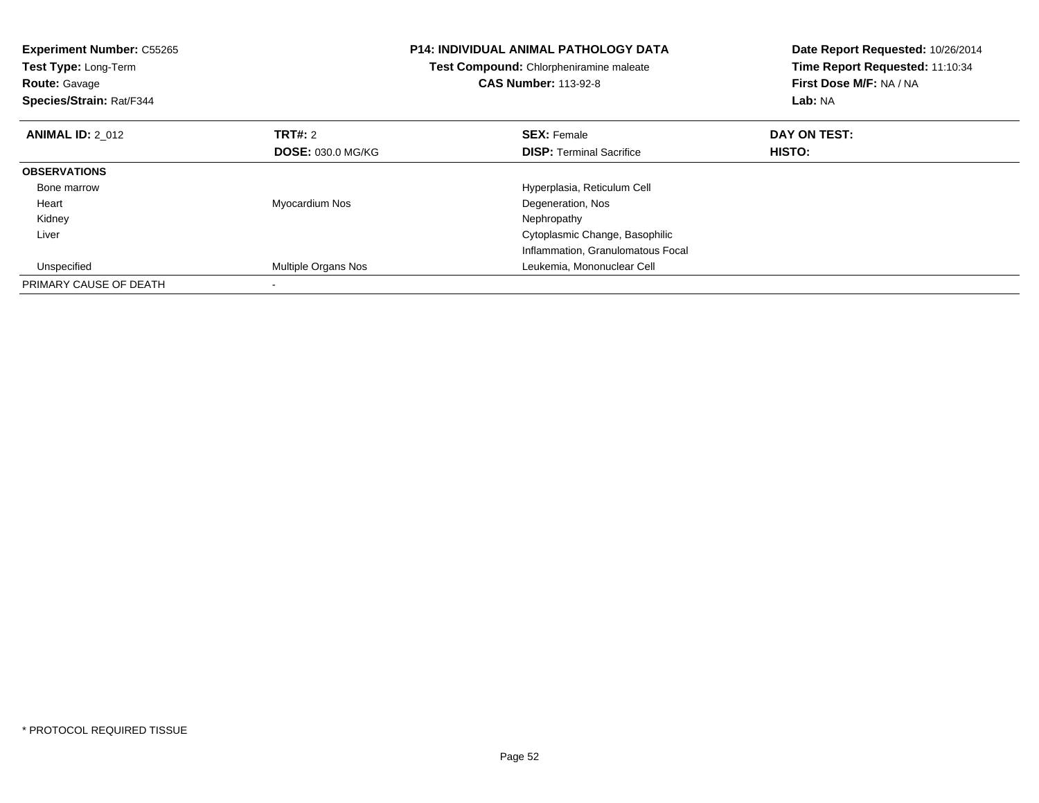**Experiment Number:** C55265
**Test Type:** Long-Term
**Route:** Gavage
**Species/Strain:** Rat/F344

**P14: INDIVIDUAL ANIMAL PATHOLOGY DATA**
**Test Compound:** Chlorpheniramine maleate
**CAS Number:** 113-92-8

**Date Report Requested:** 10/26/2014
**Time Report Requested:** 11:10:34
**First Dose M/F:** NA / NA
**Lab:** NA

| **ANIMAL ID:** 2_012 | **TRT#:** 2 | **SEX:** Female | **DAY ON TEST:** |
|---|---|---|---|
| | **DOSE:** 030.0 MG/KG | **DISP:** Terminal Sacrifice | **HISTO:** |
| **OBSERVATIONS** | | | |
| Bone marrow | | Hyperplasia, Reticulum Cell | |
| Heart | Myocardium Nos | Degeneration, Nos | |
| Kidney | | Nephropathy | |
| Liver | | Cytoplasmic Change, Basophilic | |
| | | Inflammation, Granulomatous Focal | |
| Unspecified | Multiple Organs Nos | Leukemia, Mononuclear Cell | |
| PRIMARY CAUSE OF DEATH | - | | |

* PROTOCOL REQUIRED TISSUE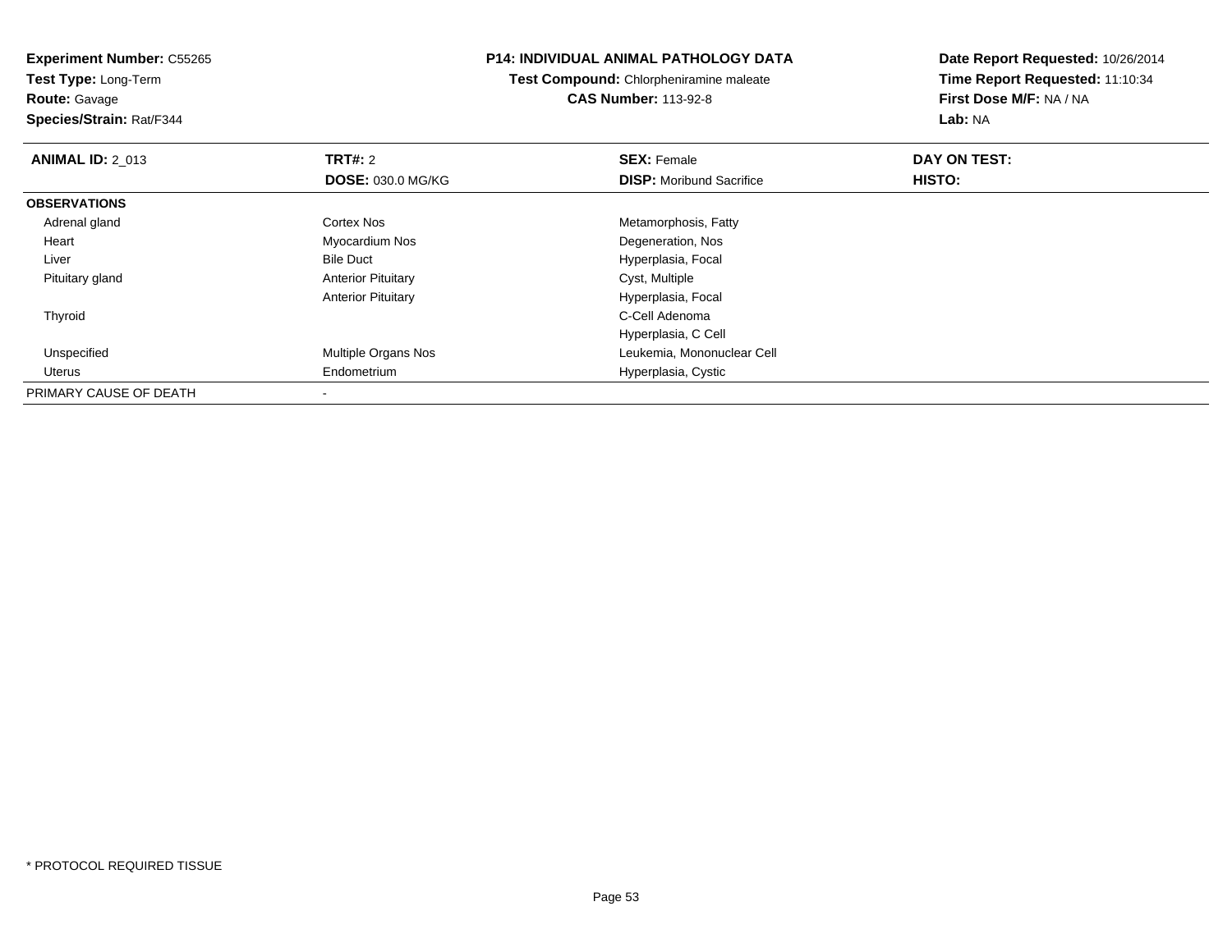**Experiment Number:** C55265
**Test Type:** Long-Term
**Route:** Gavage
**Species/Strain:** Rat/F344

**P14: INDIVIDUAL ANIMAL PATHOLOGY DATA**
**Test Compound:** Chlorpheniramine maleate
**CAS Number:** 113-92-8

**Date Report Requested:** 10/26/2014
**Time Report Requested:** 11:10:34
**First Dose M/F:** NA / NA
**Lab:** NA

| **ANIMAL ID:** 2_013 | **TRT#:** 2 | **SEX:** Female | **DAY ON TEST:** |
|---|---|---|---|
| | **DOSE:** 030.0 MG/KG | **DISP:** Moribund Sacrifice | **HISTO:** |
| **OBSERVATIONS** | | | |
| Adrenal gland | Cortex Nos | Metamorphosis, Fatty | |
| Heart | Myocardium Nos | Degeneration, Nos | |
| Liver | Bile Duct | Hyperplasia, Focal | |
| Pituitary gland | Anterior Pituitary | Cyst, Multiple | |
| | Anterior Pituitary | Hyperplasia, Focal | |
| Thyroid | | C-Cell Adenoma | |
| | | Hyperplasia, C Cell | |
| Unspecified | Multiple Organs Nos | Leukemia, Mononuclear Cell | |
| Uterus | Endometrium | Hyperplasia, Cystic | |
| PRIMARY CAUSE OF DEATH | - | | |

* PROTOCOL REQUIRED TISSUE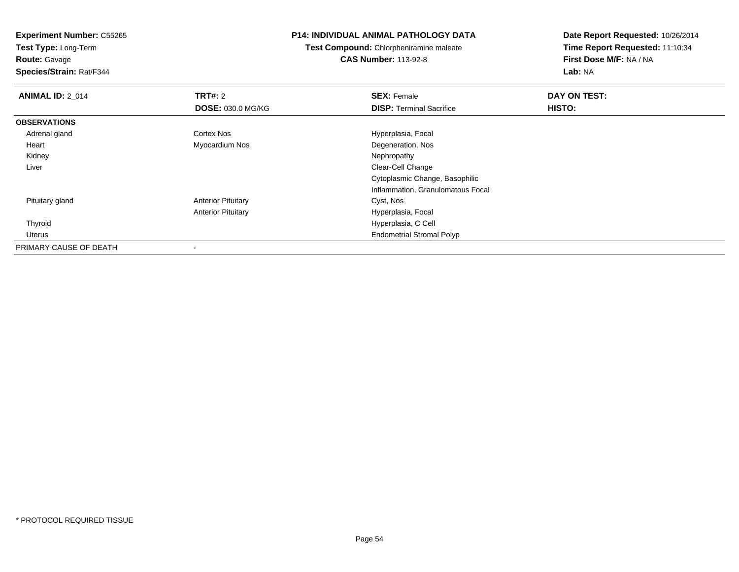**Experiment Number:** C55265
**Test Type:** Long-Term
**Route:** Gavage
**Species/Strain:** Rat/F344

**P14: INDIVIDUAL ANIMAL PATHOLOGY DATA**
**Test Compound:** Chlorpheniramine maleate
**CAS Number:** 113-92-8

**Date Report Requested:** 10/26/2014
**Time Report Requested:** 11:10:34
**First Dose M/F:** NA / NA
**Lab:** NA

| **ANIMAL ID:** 2_014 | **TRT#:** 2 | **SEX:** Female | **DAY ON TEST:** |
|---|---|---|---|
| | **DOSE:** 030.0 MG/KG | **DISP:** Terminal Sacrifice | **HISTO:** |
| **OBSERVATIONS** | | | |
| Adrenal gland | Cortex Nos | Hyperplasia, Focal | |
| Heart | Myocardium Nos | Degeneration, Nos | |
| Kidney | | Nephropathy | |
| Liver | | Clear-Cell Change | |
| | | Cytoplasmic Change, Basophilic | |
| | | Inflammation, Granulomatous Focal | |
| Pituitary gland | Anterior Pituitary | Cyst, Nos | |
| | Anterior Pituitary | Hyperplasia, Focal | |
| Thyroid | | Hyperplasia, C Cell | |
| Uterus | | Endometrial Stromal Polyp | |
| PRIMARY CAUSE OF DEATH | - | | |

* PROTOCOL REQUIRED TISSUE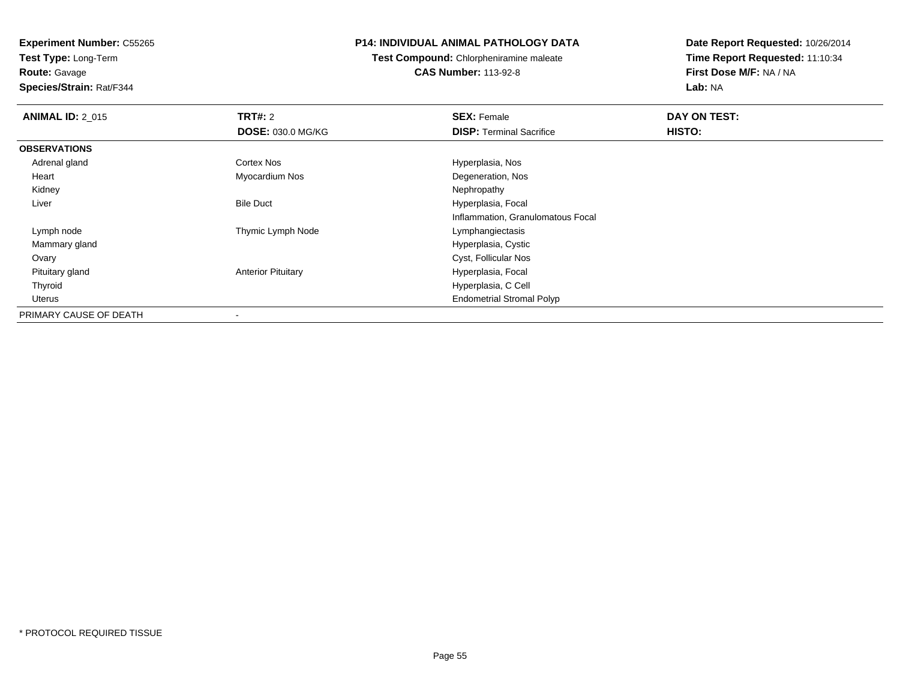**Experiment Number:** C55265
**Test Type:** Long-Term
**Route:** Gavage
**Species/Strain:** Rat/F344

**P14: INDIVIDUAL ANIMAL PATHOLOGY DATA**
**Test Compound:** Chlorpheniramine maleate
**CAS Number:** 113-92-8

**Date Report Requested:** 10/26/2014
**Time Report Requested:** 11:10:34
**First Dose M/F:** NA / NA
**Lab:** NA

| **ANIMAL ID:** 2_015 | **TRT#:** 2<br>**DOSE:** 030.0 MG/KG | **SEX:** Female<br>**DISP:** Terminal Sacrifice | **DAY ON TEST:**<br>**HISTO:** |
|---|---|---|---|
| **OBSERVATIONS** | | | |
| Adrenal gland | Cortex Nos | Hyperplasia, Nos | |
| Heart | Myocardium Nos | Degeneration, Nos | |
| Kidney | | Nephropathy | |
| Liver | Bile Duct | Hyperplasia, Focal | |
| | | Inflammation, Granulomatous Focal | |
| Lymph node | Thymic Lymph Node | Lymphangiectasis | |
| Mammary gland | | Hyperplasia, Cystic | |
| Ovary | | Cyst, Follicular Nos | |
| Pituitary gland | Anterior Pituitary | Hyperplasia, Focal | |
| Thyroid | | Hyperplasia, C Cell | |
| Uterus | | Endometrial Stromal Polyp | |
| PRIMARY CAUSE OF DEATH | - | | |

* PROTOCOL REQUIRED TISSUE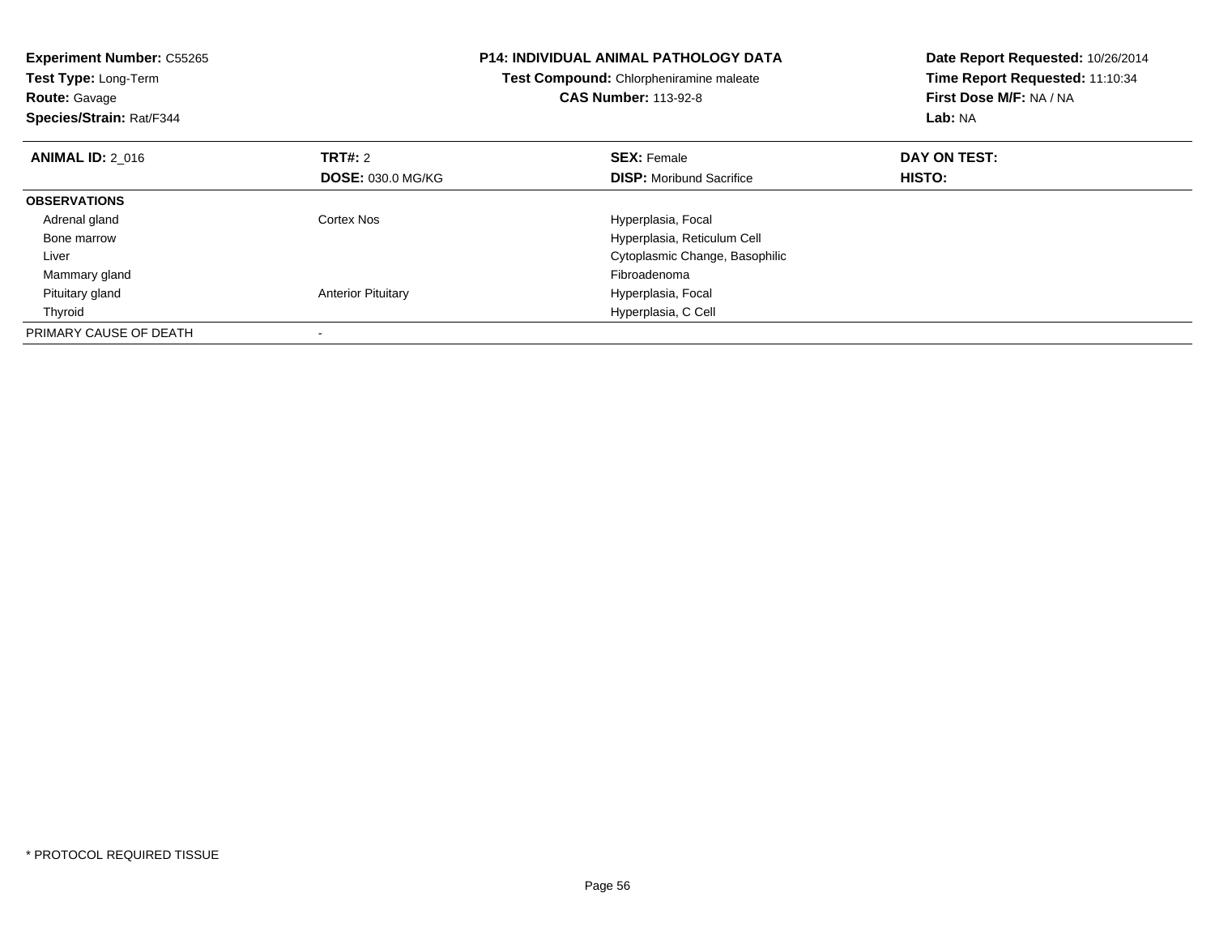**Experiment Number:** C55265
**Test Type:** Long-Term
**Route:** Gavage
**Species/Strain:** Rat/F344

**P14: INDIVIDUAL ANIMAL PATHOLOGY DATA**
**Test Compound:** Chlorpheniramine maleate
**CAS Number:** 113-92-8

**Date Report Requested:** 10/26/2014
**Time Report Requested:** 11:10:34
**First Dose M/F:** NA / NA
**Lab:** NA

| **ANIMAL ID:** 2_016 | **TRT#:** 2<br>**DOSE:** 030.0 MG/KG | **SEX:** Female<br>**DISP:** Moribund Sacrifice | **DAY ON TEST:**<br>**HISTO:** |
|---|---|---|---|
| **OBSERVATIONS** | | | |
| Adrenal gland | Cortex Nos | Hyperplasia, Focal | |
| Bone marrow | | Hyperplasia, Reticulum Cell | |
| Liver | | Cytoplasmic Change, Basophilic | |
| Mammary gland | | Fibroadenoma | |
| Pituitary gland | Anterior Pituitary | Hyperplasia, Focal | |
| Thyroid | | Hyperplasia, C Cell | |
| PRIMARY CAUSE OF DEATH | - | | |

* PROTOCOL REQUIRED TISSUE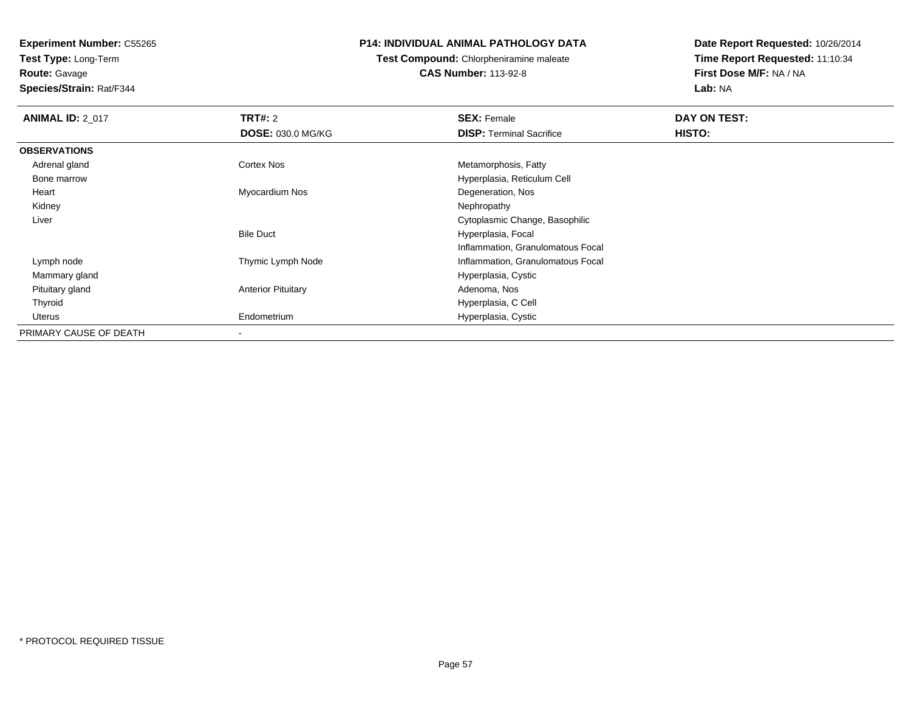**Experiment Number:** C55265
**Test Type:** Long-Term
**Route:** Gavage
**Species/Strain:** Rat/F344

**P14: INDIVIDUAL ANIMAL PATHOLOGY DATA**
**Test Compound:** Chlorpheniramine maleate
**CAS Number:** 113-92-8

**Date Report Requested:** 10/26/2014
**Time Report Requested:** 11:10:34
**First Dose M/F:** NA / NA
**Lab:** NA

| **ANIMAL ID:** 2_017 | **TRT#:** 2 | **SEX:** Female | **DAY ON TEST:** |
|---|---|---|---|
| | **DOSE:** 030.0 MG/KG | **DISP:** Terminal Sacrifice | **HISTO:** |
| **OBSERVATIONS** | | | |
| Adrenal gland | Cortex Nos | Metamorphosis, Fatty | |
| Bone marrow | | Hyperplasia, Reticulum Cell | |
| Heart | Myocardium Nos | Degeneration, Nos | |
| Kidney | | Nephropathy | |
| Liver | | Cytoplasmic Change, Basophilic | |
| | Bile Duct | Hyperplasia, Focal | |
| | | Inflammation, Granulomatous Focal | |
| Lymph node | Thymic Lymph Node | Inflammation, Granulomatous Focal | |
| Mammary gland | | Hyperplasia, Cystic | |
| Pituitary gland | Anterior Pituitary | Adenoma, Nos | |
| Thyroid | | Hyperplasia, C Cell | |
| Uterus | Endometrium | Hyperplasia, Cystic | |
| PRIMARY CAUSE OF DEATH | - | | |

* PROTOCOL REQUIRED TISSUE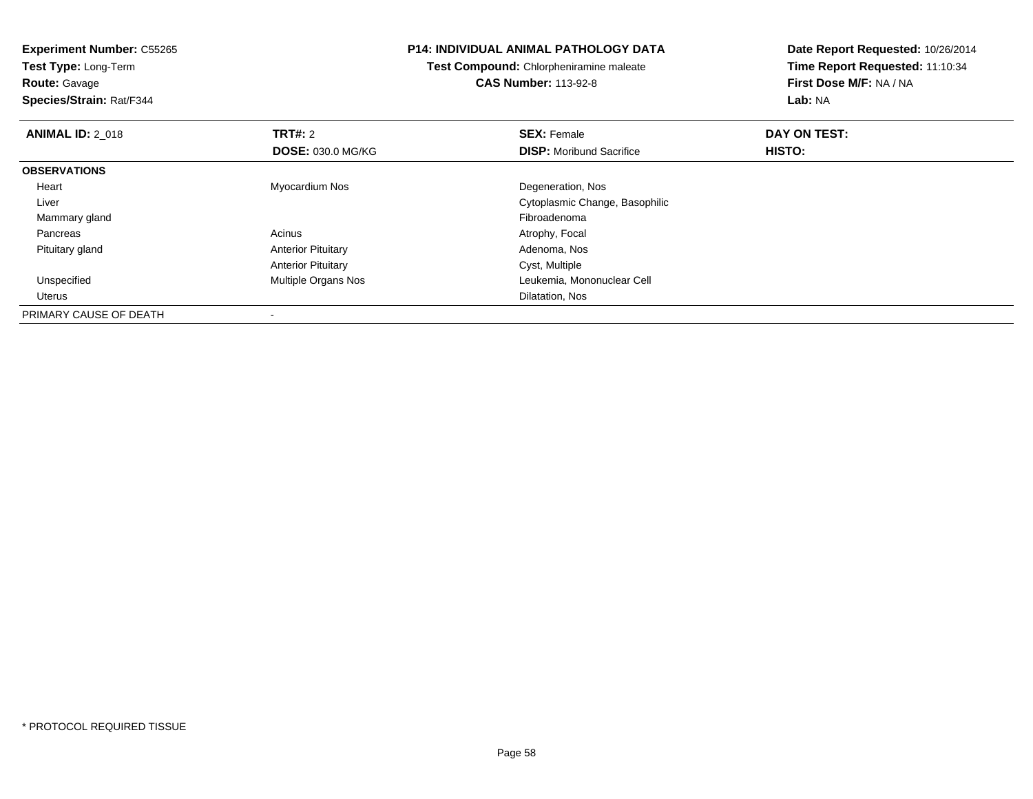**Experiment Number:** C55265
**Test Type:** Long-Term
**Route:** Gavage
**Species/Strain:** Rat/F344

**P14: INDIVIDUAL ANIMAL PATHOLOGY DATA**
**Test Compound:** Chlorpheniramine maleate
**CAS Number:** 113-92-8

**Date Report Requested:** 10/26/2014
**Time Report Requested:** 11:10:34
**First Dose M/F:** NA / NA
**Lab:** NA

| **ANIMAL ID:** 2_018 | **TRT#:** 2 | **SEX:** Female | **DAY ON TEST:** |
|---|---|---|---|
| | **DOSE:** 030.0 MG/KG | **DISP:** Moribund Sacrifice | **HISTO:** |
| **OBSERVATIONS** | | | |
| Heart | Myocardium Nos | Degeneration, Nos | |
| Liver | | Cytoplasmic Change, Basophilic | |
| Mammary gland | | Fibroadenoma | |
| Pancreas | Acinus | Atrophy, Focal | |
| Pituitary gland | Anterior Pituitary | Adenoma, Nos | |
| | Anterior Pituitary | Cyst, Multiple | |
| Unspecified | Multiple Organs Nos | Leukemia, Mononuclear Cell | |
| Uterus | | Dilatation, Nos | |
| PRIMARY CAUSE OF DEATH | - | | |

* PROTOCOL REQUIRED TISSUE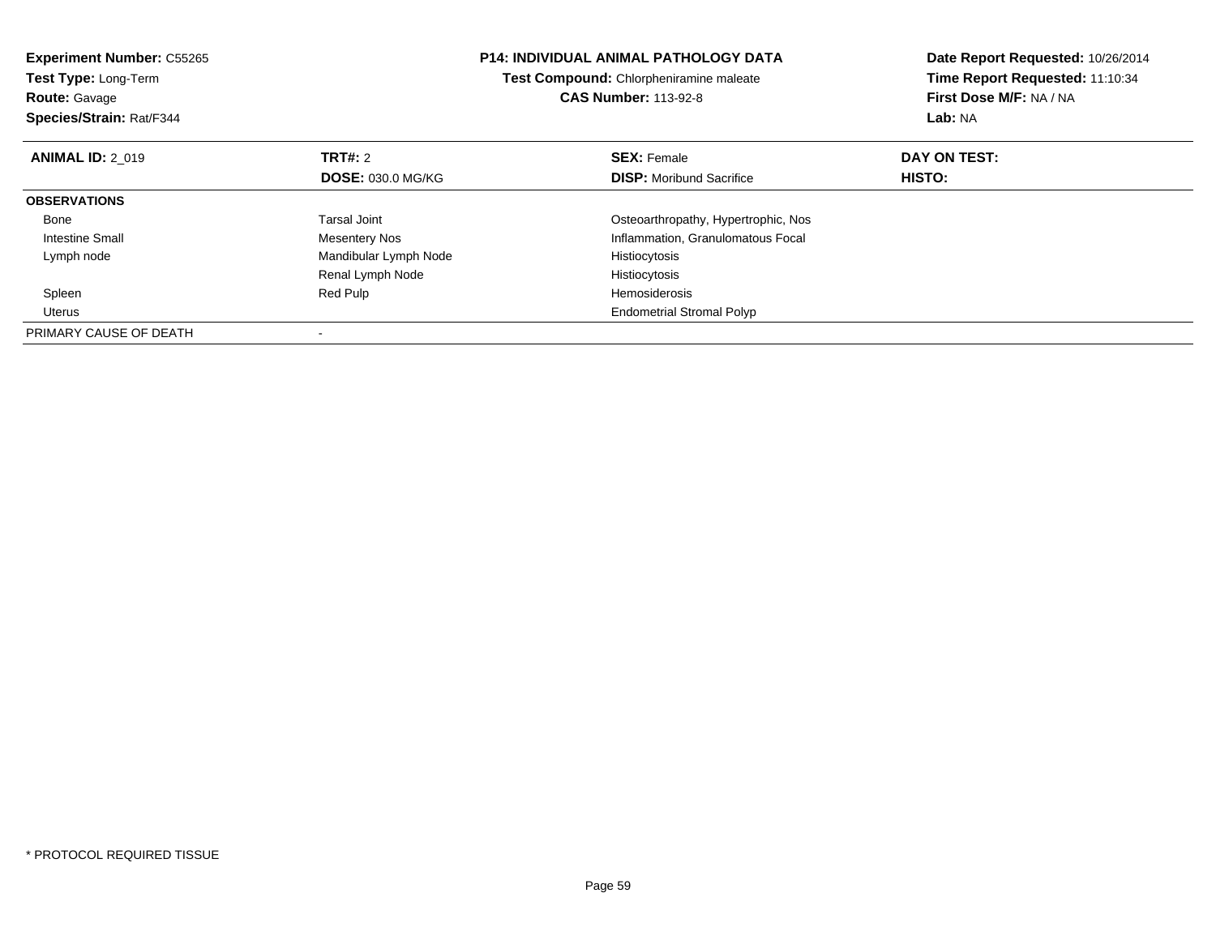**Experiment Number:** C55265
**Test Type:** Long-Term
**Route:** Gavage
**Species/Strain:** Rat/F344

**P14: INDIVIDUAL ANIMAL PATHOLOGY DATA**
**Test Compound:** Chlorpheniramine maleate
**CAS Number:** 113-92-8

**Date Report Requested:** 10/26/2014
**Time Report Requested:** 11:10:34
**First Dose M/F:** NA / NA
**Lab:** NA

| **ANIMAL ID:** 2_019 | **TRT#:** 2 | **SEX:** Female | **DAY ON TEST:** |
|---|---|---|---|
| | **DOSE:** 030.0 MG/KG | **DISP:** Moribund Sacrifice | **HISTO:** |
| **OBSERVATIONS** | | | |
| Bone | Tarsal Joint | Osteoarthropathy, Hypertrophic, Nos | |
| Intestine Small | Mesentery Nos | Inflammation, Granulomatous Focal | |
| Lymph node | Mandibular Lymph Node | Histiocytosis | |
| | Renal Lymph Node | Histiocytosis | |
| Spleen | Red Pulp | Hemosiderosis | |
| Uterus | | Endometrial Stromal Polyp | |
| PRIMARY CAUSE OF DEATH | - | | |

* PROTOCOL REQUIRED TISSUE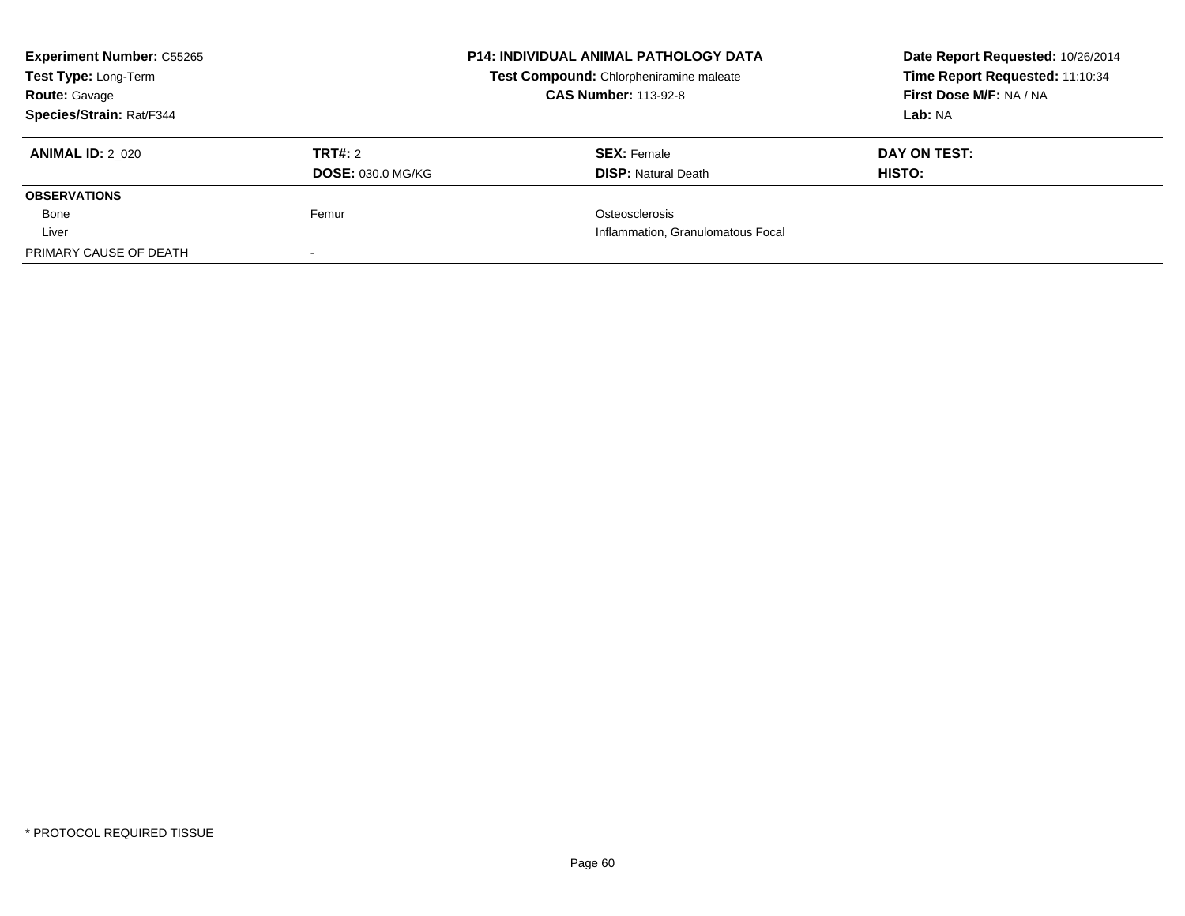**Experiment Number:** C55265
**Test Type:** Long-Term
**Route:** Gavage
**Species/Strain:** Rat/F344

**P14: INDIVIDUAL ANIMAL PATHOLOGY DATA**
**Test Compound:** Chlorpheniramine maleate
**CAS Number:** 113-92-8

**Date Report Requested:** 10/26/2014
**Time Report Requested:** 11:10:34
**First Dose M/F:** NA / NA
**Lab:** NA

| **ANIMAL ID:** 2_020 | **TRT#:** 2 | **SEX:** Female | **DAY ON TEST:** |
|---|---|---|---|
| | **DOSE:** 030.0 MG/KG | **DISP:** Natural Death | **HISTO:** |
| **OBSERVATIONS** | | | |
| Bone | Femur | Osteosclerosis | |
| Liver | | Inflammation, Granulomatous Focal | |
| PRIMARY CAUSE OF DEATH | - | | |

\* PROTOCOL REQUIRED TISSUE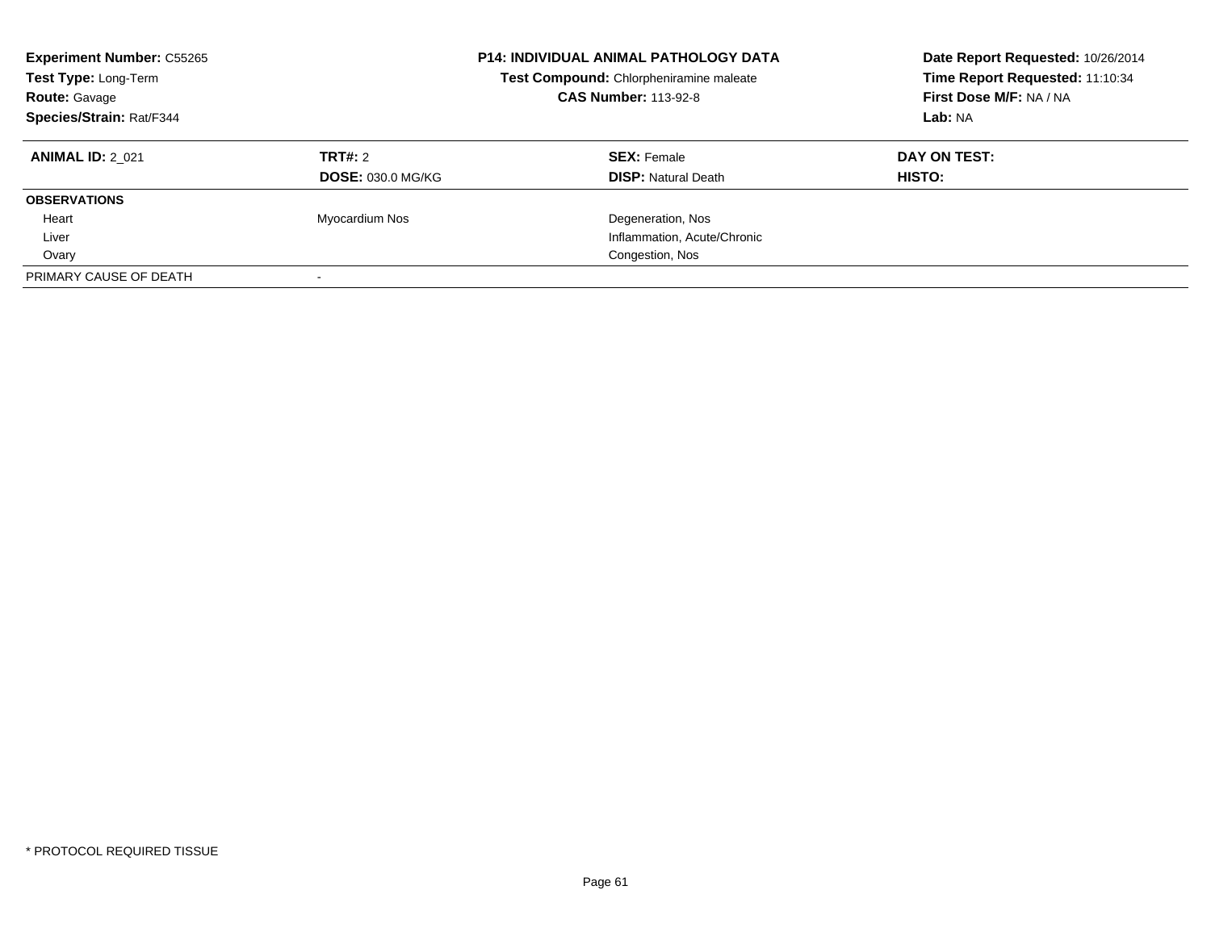**Experiment Number:** C55265
**Test Type:** Long-Term
**Route:** Gavage
**Species/Strain:** Rat/F344

**P14: INDIVIDUAL ANIMAL PATHOLOGY DATA**
**Test Compound:** Chlorpheniramine maleate
**CAS Number:** 113-92-8

**Date Report Requested:** 10/26/2014
**Time Report Requested:** 11:10:34
**First Dose M/F:** NA / NA
**Lab:** NA

| **ANIMAL ID:** 2_021 | **TRT#:** 2 | **SEX:** Female | **DAY ON TEST:** |
|---|---|---|---|
| | **DOSE:** 030.0 MG/KG | **DISP:** Natural Death | **HISTO:** |
| **OBSERVATIONS** | | | |
| Heart | Myocardium Nos | Degeneration, Nos | |
| Liver | | Inflammation, Acute/Chronic | |
| Ovary | | Congestion, Nos | |
| PRIMARY CAUSE OF DEATH | - | | |

* PROTOCOL REQUIRED TISSUE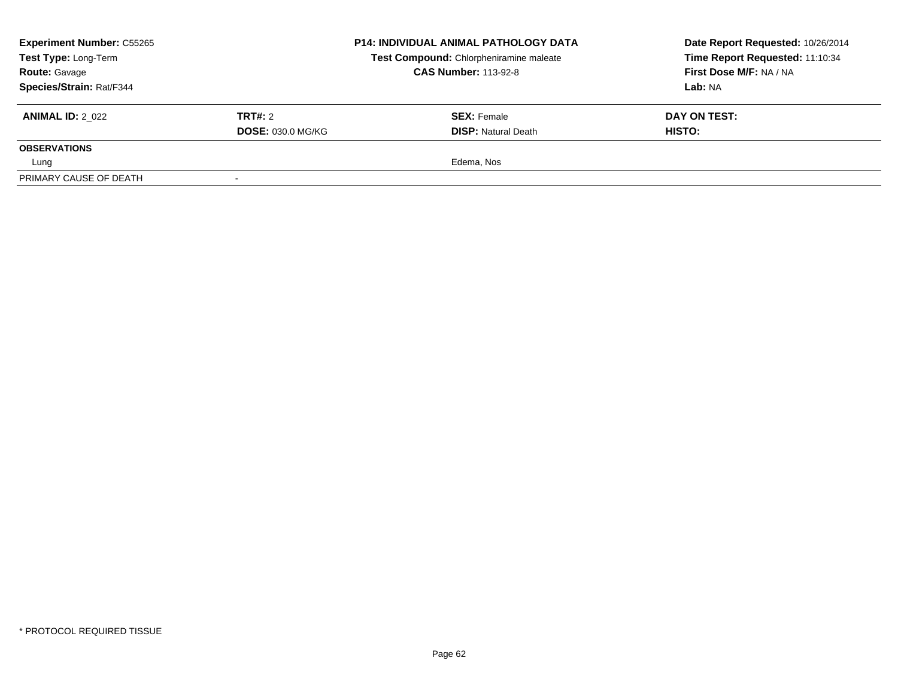| **Experiment Number:** C55265 | **P14: INDIVIDUAL ANIMAL PATHOLOGY DATA** | **Date Report Requested:** 10/26/2014 |
|---|---|---|
| **Test Type:** Long-Term | **Test Compound:** Chlorpheniramine maleate | **Time Report Requested:** 11:10:34 |
| **Route:** Gavage | **CAS Number:** 113-92-8 | **First Dose M/F:** NA / NA |
| **Species/Strain:** Rat/F344 | | **Lab:** NA |

| **ANIMAL ID:** 2_022 | **TRT#:** 2 | **SEX:** Female | **DAY ON TEST:** |
|---|---|---|---|
| | **DOSE:** 030.0 MG/KG | **DISP:** Natural Death | **HISTO:** |
| **OBSERVATIONS** | | | |
| Lung | | Edema, Nos | |
| PRIMARY CAUSE OF DEATH | - | | |

* PROTOCOL REQUIRED TISSUE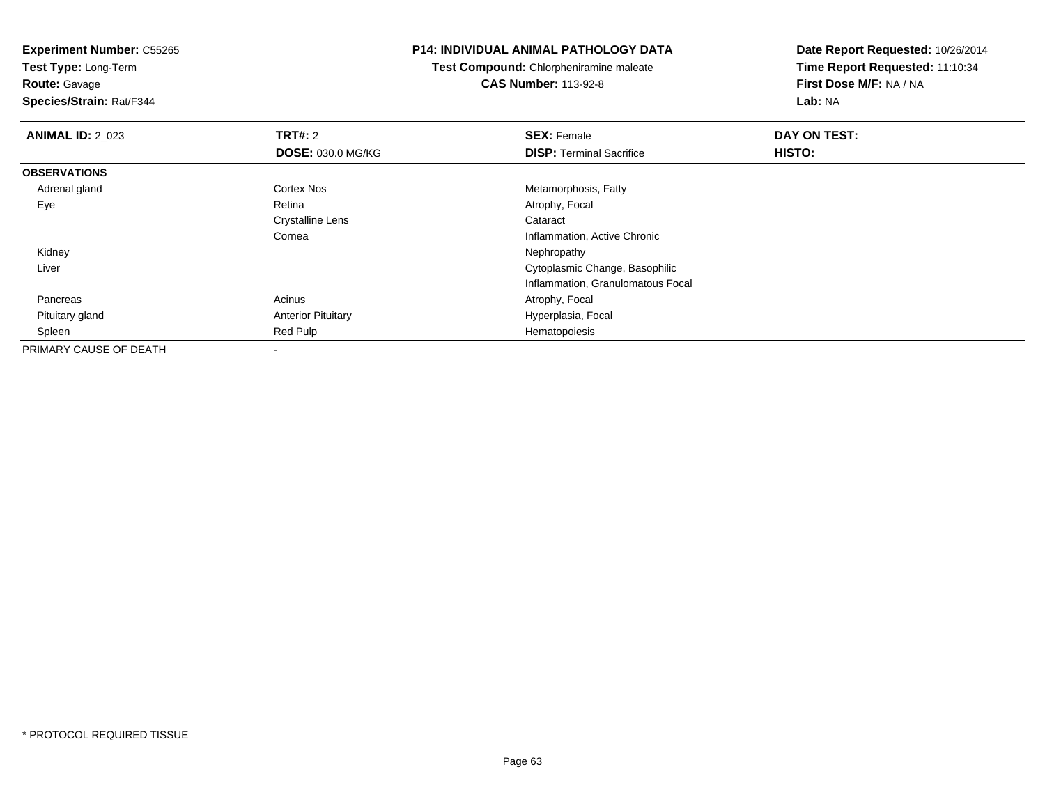**Experiment Number:** C55265
**Test Type:** Long-Term
**Route:** Gavage
**Species/Strain:** Rat/F344

**P14: INDIVIDUAL ANIMAL PATHOLOGY DATA**
**Test Compound:** Chlorpheniramine maleate
**CAS Number:** 113-92-8

**Date Report Requested:** 10/26/2014
**Time Report Requested:** 11:10:34
**First Dose M/F:** NA / NA
**Lab:** NA

| **ANIMAL ID:** 2_023 | **TRT#:** 2 | **SEX:** Female | **DAY ON TEST:** |
|---|---|---|---|
| | **DOSE:** 030.0 MG/KG | **DISP:** Terminal Sacrifice | **HISTO:** |
| **OBSERVATIONS** | | | |
| Adrenal gland | Cortex Nos | Metamorphosis, Fatty | |
| Eye | Retina | Atrophy, Focal | |
| | Crystalline Lens | Cataract | |
| | Cornea | Inflammation, Active Chronic | |
| Kidney | | Nephropathy | |
| Liver | | Cytoplasmic Change, Basophilic | |
| | | Inflammation, Granulomatous Focal | |
| Pancreas | Acinus | Atrophy, Focal | |
| Pituitary gland | Anterior Pituitary | Hyperplasia, Focal | |
| Spleen | Red Pulp | Hematopoiesis | |
| PRIMARY CAUSE OF DEATH | - | | |

* PROTOCOL REQUIRED TISSUE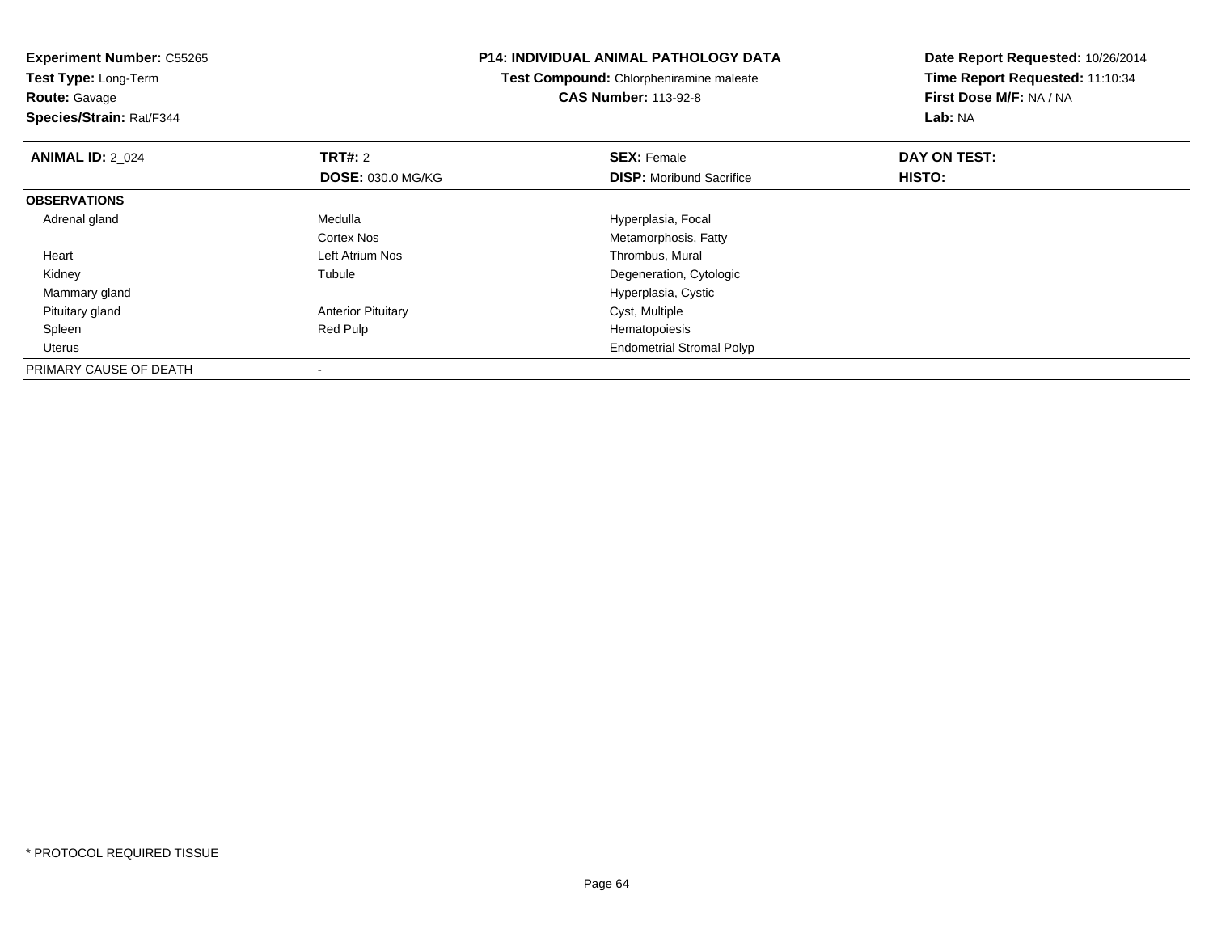**Experiment Number:** C55265
**Test Type:** Long-Term
**Route:** Gavage
**Species/Strain:** Rat/F344

**P14: INDIVIDUAL ANIMAL PATHOLOGY DATA**
**Test Compound:** Chlorpheniramine maleate
**CAS Number:** 113-92-8

**Date Report Requested:** 10/26/2014
**Time Report Requested:** 11:10:34
**First Dose M/F:** NA / NA
**Lab:** NA

| **ANIMAL ID:** 2_024 | **TRT#:** 2 | **SEX:** Female | **DAY ON TEST:** |
|---|---|---|---|
| | **DOSE:** 030.0 MG/KG | **DISP:** Moribund Sacrifice | **HISTO:** |
| **OBSERVATIONS** | | | |
| Adrenal gland | Medulla | Hyperplasia, Focal | |
| | Cortex Nos | Metamorphosis, Fatty | |
| Heart | Left Atrium Nos | Thrombus, Mural | |
| Kidney | Tubule | Degeneration, Cytologic | |
| Mammary gland | | Hyperplasia, Cystic | |
| Pituitary gland | Anterior Pituitary | Cyst, Multiple | |
| Spleen | Red Pulp | Hematopoiesis | |
| Uterus | | Endometrial Stromal Polyp | |
| PRIMARY CAUSE OF DEATH | - | | |

* PROTOCOL REQUIRED TISSUE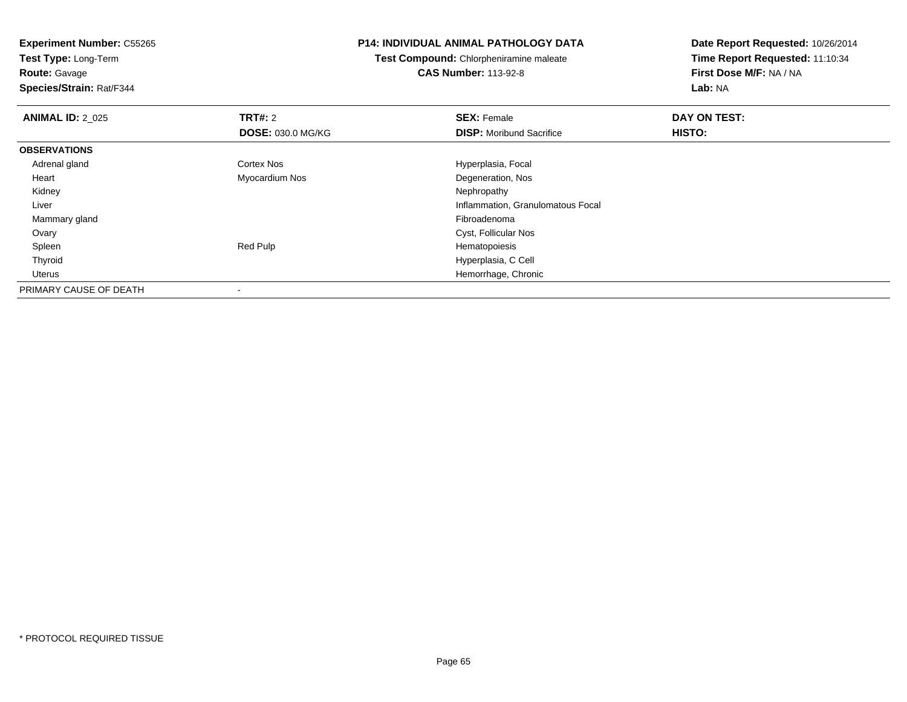**Experiment Number:** C55265
**Test Type:** Long-Term
**Route:** Gavage
**Species/Strain:** Rat/F344

**P14: INDIVIDUAL ANIMAL PATHOLOGY DATA**
**Test Compound:** Chlorpheniramine maleate
**CAS Number:** 113-92-8

**Date Report Requested:** 10/26/2014
**Time Report Requested:** 11:10:34
**First Dose M/F:** NA / NA
**Lab:** NA

| **ANIMAL ID:** 2_025 | **TRT#:** 2 | **SEX:** Female | **DAY ON TEST:** |
|---|---|---|---|
| | **DOSE:** 030.0 MG/KG | **DISP:** Moribund Sacrifice | **HISTO:** |
| **OBSERVATIONS** | | | |
| Adrenal gland | Cortex Nos | Hyperplasia, Focal | |
| Heart | Myocardium Nos | Degeneration, Nos | |
| Kidney | | Nephropathy | |
| Liver | | Inflammation, Granulomatous Focal | |
| Mammary gland | | Fibroadenoma | |
| Ovary | | Cyst, Follicular Nos | |
| Spleen | Red Pulp | Hematopoiesis | |
| Thyroid | | Hyperplasia, C Cell | |
| Uterus | | Hemorrhage, Chronic | |
| PRIMARY CAUSE OF DEATH | - | | |

* PROTOCOL REQUIRED TISSUE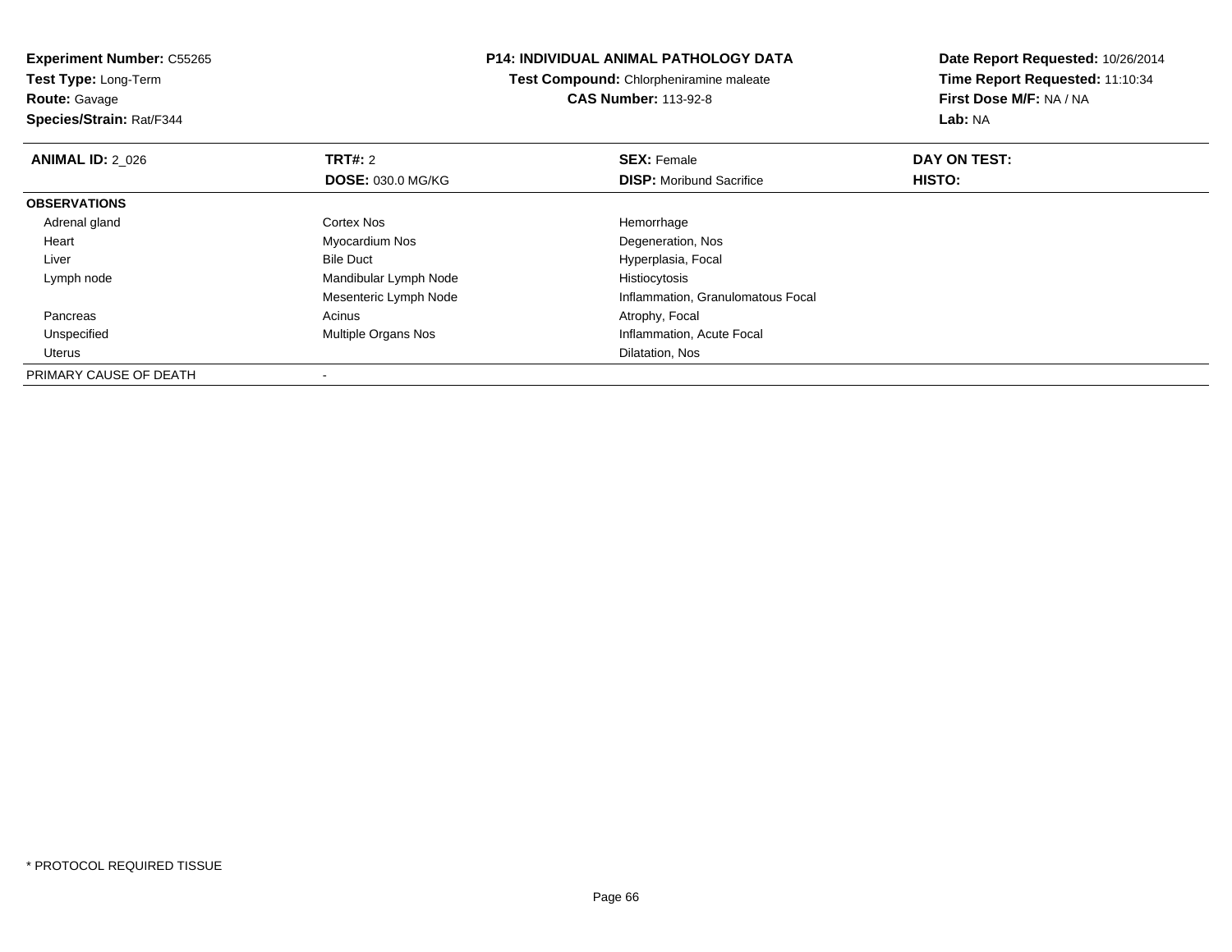**Experiment Number:** C55265
**Test Type:** Long-Term
**Route:** Gavage
**Species/Strain:** Rat/F344

**P14: INDIVIDUAL ANIMAL PATHOLOGY DATA**
**Test Compound:** Chlorpheniramine maleate
**CAS Number:** 113-92-8

**Date Report Requested:** 10/26/2014
**Time Report Requested:** 11:10:34
**First Dose M/F:** NA / NA
**Lab:** NA

| **ANIMAL ID:** 2_026 | **TRT#:** 2<br>**DOSE:** 030.0 MG/KG | **SEX:** Female<br>**DISP:** Moribund Sacrifice | **DAY ON TEST:**<br>**HISTO:** |
|---|---|---|---|
| **OBSERVATIONS** | | | |
| Adrenal gland | Cortex Nos | Hemorrhage | |
| Heart | Myocardium Nos | Degeneration, Nos | |
| Liver | Bile Duct | Hyperplasia, Focal | |
| Lymph node | Mandibular Lymph Node | Histiocytosis | |
| | Mesenteric Lymph Node | Inflammation, Granulomatous Focal | |
| Pancreas | Acinus | Atrophy, Focal | |
| Unspecified | Multiple Organs Nos | Inflammation, Acute Focal | |
| Uterus | | Dilatation, Nos | |
| PRIMARY CAUSE OF DEATH | - | | |

* PROTOCOL REQUIRED TISSUE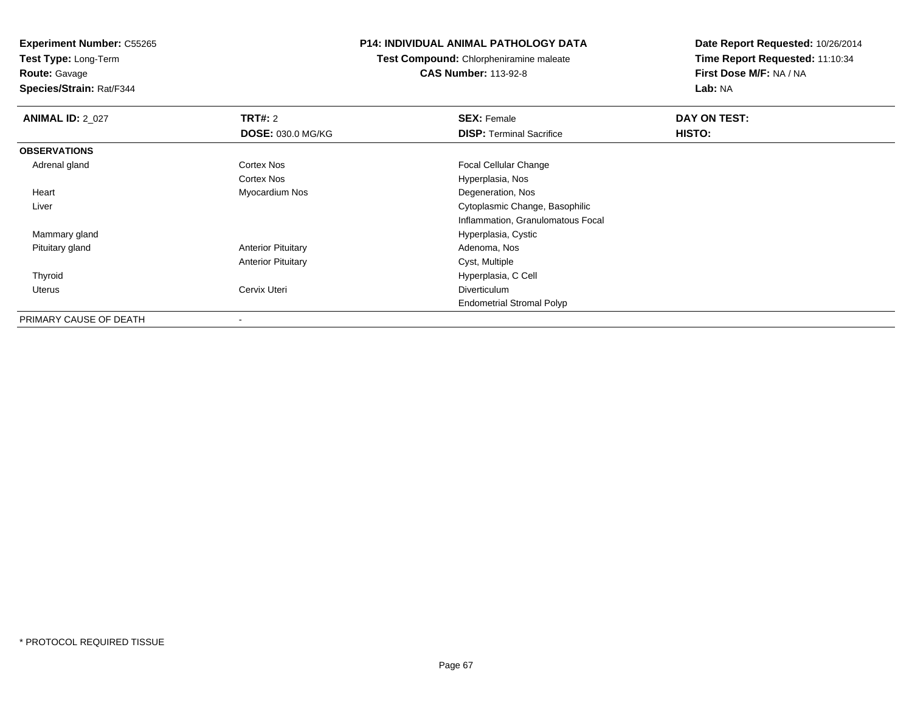**Experiment Number:** C55265
**Test Type:** Long-Term
**Route:** Gavage
**Species/Strain:** Rat/F344

# P14: INDIVIDUAL ANIMAL PATHOLOGY DATA

**Test Compound:** Chlorpheniramine maleate
**CAS Number:** 113-92-8

**Date Report Requested:** 10/26/2014
**Time Report Requested:** 11:10:34
**First Dose M/F:** NA / NA
**Lab:** NA

| ANIMAL ID: 2_027 | TRT#: 2 | SEX: Female | DAY ON TEST: |
|---|---|---|---|
| | DOSE: 030.0 MG/KG | DISP: Terminal Sacrifice | HISTO: |
| **OBSERVATIONS** | | | |
| Adrenal gland | Cortex Nos | Focal Cellular Change | |
| | Cortex Nos | Hyperplasia, Nos | |
| Heart | Myocardium Nos | Degeneration, Nos | |
| Liver | | Cytoplasmic Change, Basophilic | |
| | | Inflammation, Granulomatous Focal | |
| Mammary gland | | Hyperplasia, Cystic | |
| Pituitary gland | Anterior Pituitary | Adenoma, Nos | |
| | Anterior Pituitary | Cyst, Multiple | |
| Thyroid | | Hyperplasia, C Cell | |
| Uterus | Cervix Uteri | Diverticulum | |
| | | Endometrial Stromal Polyp | |
| PRIMARY CAUSE OF DEATH | - | | |

* PROTOCOL REQUIRED TISSUE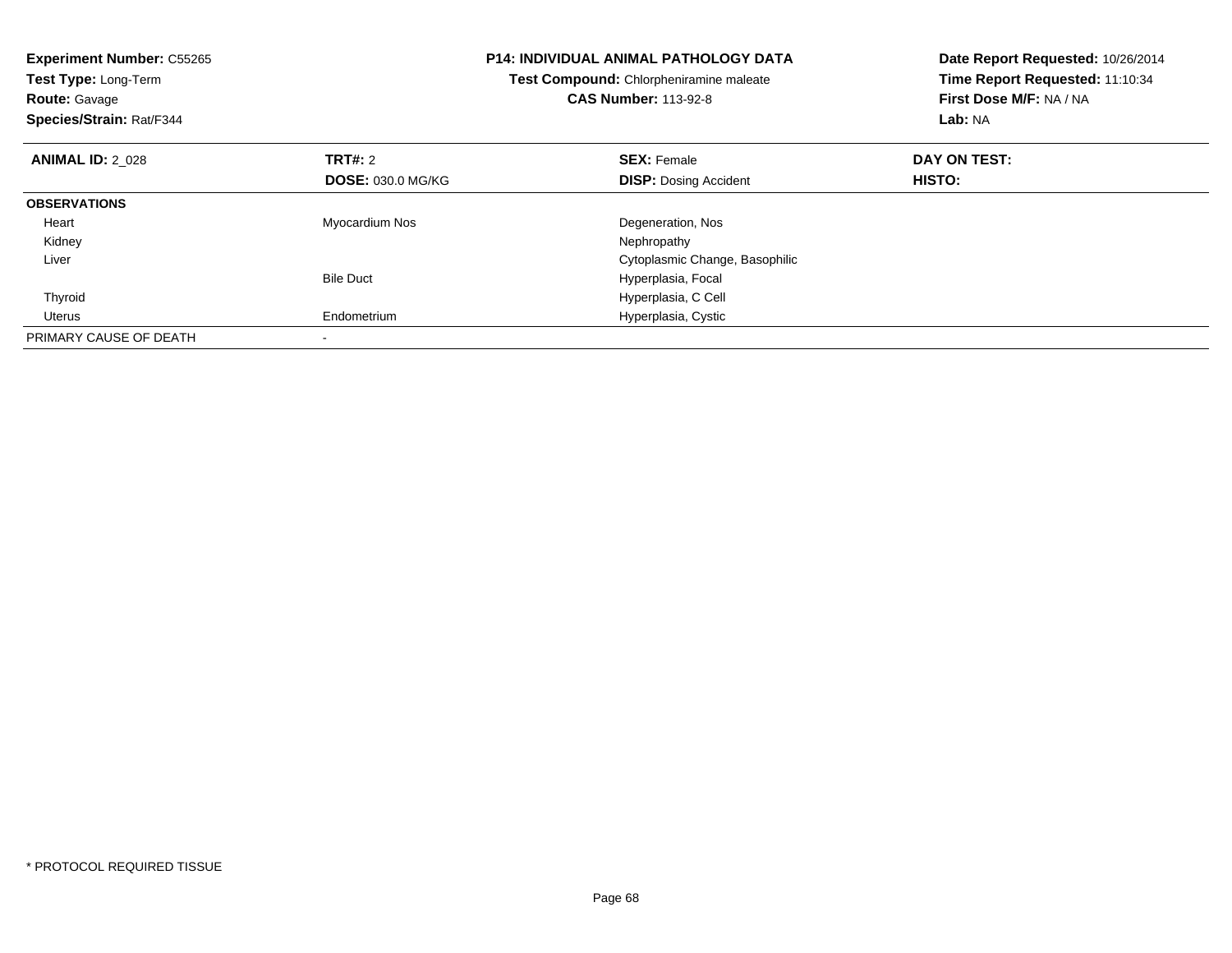**Experiment Number:** C55265
**Test Type:** Long-Term
**Route:** Gavage
**Species/Strain:** Rat/F344

**P14: INDIVIDUAL ANIMAL PATHOLOGY DATA**
**Test Compound:** Chlorpheniramine maleate
**CAS Number:** 113-92-8

**Date Report Requested:** 10/26/2014
**Time Report Requested:** 11:10:34
**First Dose M/F:** NA / NA
**Lab:** NA

| **ANIMAL ID:** 2_028 | **TRT#:** 2 | **SEX:** Female | **DAY ON TEST:** |
|---|---|---|---|
| | **DOSE:** 030.0 MG/KG | **DISP:** Dosing Accident | **HISTO:** |
| **OBSERVATIONS** | | | |
| Heart | Myocardium Nos | Degeneration, Nos | |
| Kidney | | Nephropathy | |
| Liver | | Cytoplasmic Change, Basophilic | |
| | Bile Duct | Hyperplasia, Focal | |
| Thyroid | | Hyperplasia, C Cell | |
| Uterus | Endometrium | Hyperplasia, Cystic | |
| PRIMARY CAUSE OF DEATH | - | | |

* PROTOCOL REQUIRED TISSUE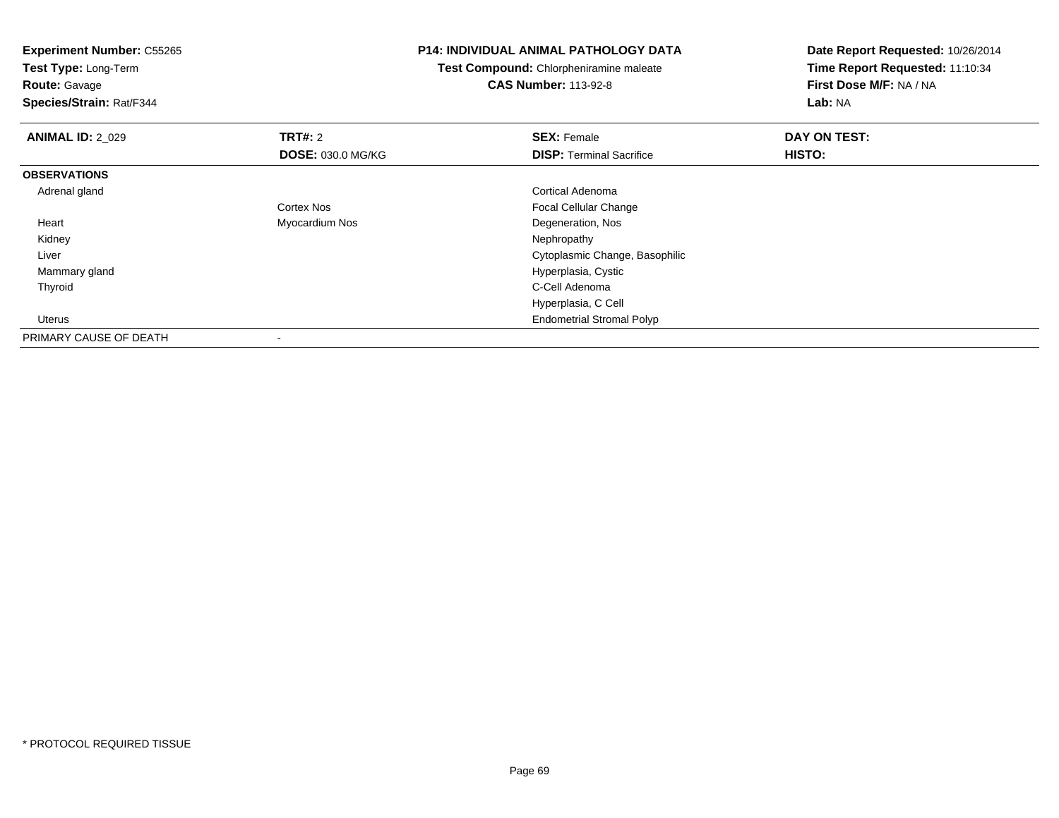**Experiment Number:** C55265
**Test Type:** Long-Term
**Route:** Gavage
**Species/Strain:** Rat/F344

**P14: INDIVIDUAL ANIMAL PATHOLOGY DATA**
**Test Compound:** Chlorpheniramine maleate
**CAS Number:** 113-92-8

**Date Report Requested:** 10/26/2014
**Time Report Requested:** 11:10:34
**First Dose M/F:** NA / NA
**Lab:** NA

| **ANIMAL ID:** 2_029 | **TRT#:** 2 | **SEX:** Female | **DAY ON TEST:** |
|---|---|---|---|
| | **DOSE:** 030.0 MG/KG | **DISP:** Terminal Sacrifice | **HISTO:** |
| **OBSERVATIONS** | | | |
| Adrenal gland | | Cortical Adenoma | |
| | Cortex Nos | Focal Cellular Change | |
| Heart | Myocardium Nos | Degeneration, Nos | |
| Kidney | | Nephropathy | |
| Liver | | Cytoplasmic Change, Basophilic | |
| Mammary gland | | Hyperplasia, Cystic | |
| Thyroid | | C-Cell Adenoma | |
| | | Hyperplasia, C Cell | |
| Uterus | | Endometrial Stromal Polyp | |
| PRIMARY CAUSE OF DEATH | - | | |

* PROTOCOL REQUIRED TISSUE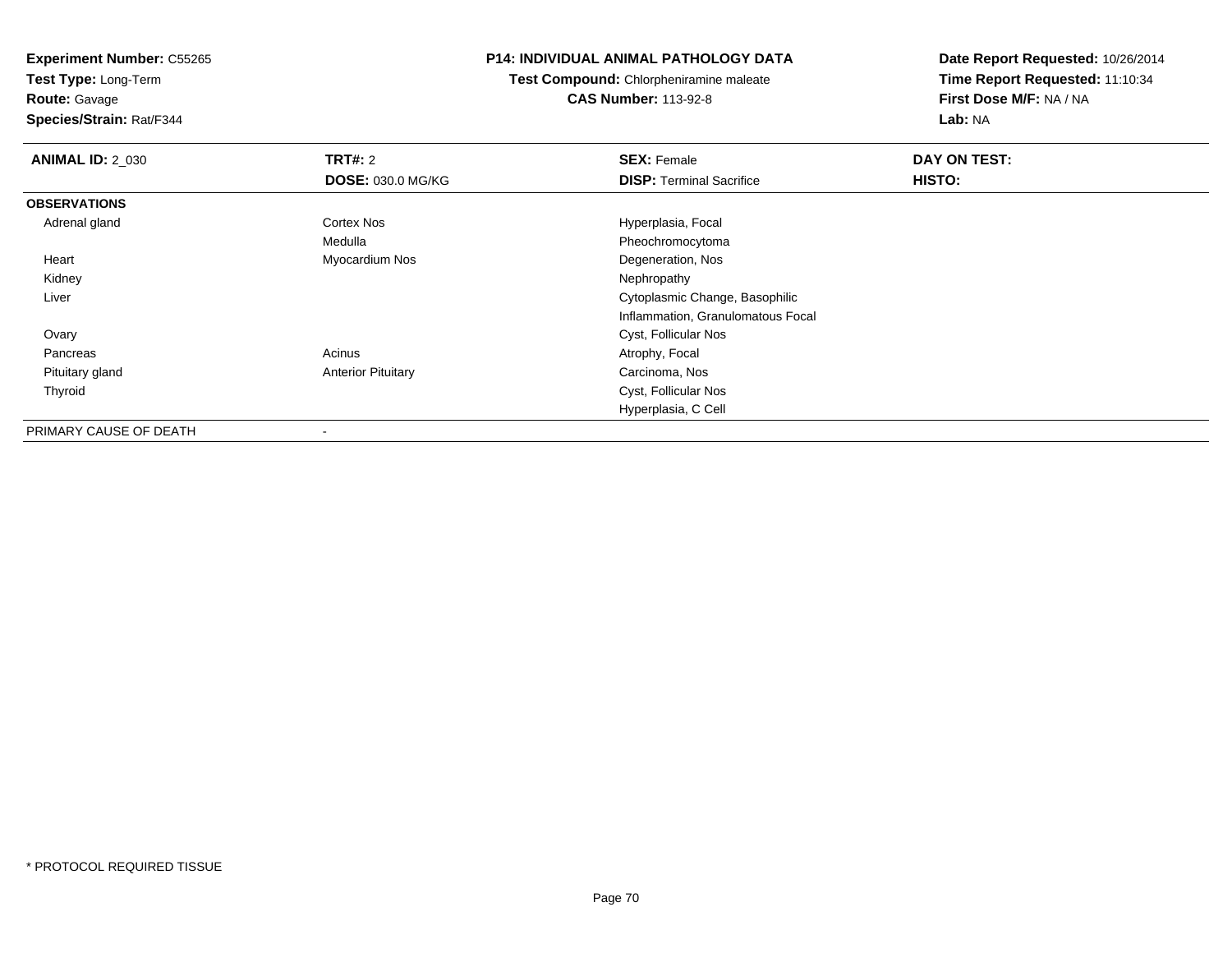**Experiment Number:** C55265
**Test Type:** Long-Term
**Route:** Gavage
**Species/Strain:** Rat/F344

**P14: INDIVIDUAL ANIMAL PATHOLOGY DATA**
**Test Compound:** Chlorpheniramine maleate
**CAS Number:** 113-92-8

**Date Report Requested:** 10/26/2014
**Time Report Requested:** 11:10:34
**First Dose M/F:** NA / NA
**Lab:** NA

| **ANIMAL ID:** 2_030 | **TRT#:** 2 | **SEX:** Female | **DAY ON TEST:** |
|---|---|---|---|
| | **DOSE:** 030.0 MG/KG | **DISP:** Terminal Sacrifice | **HISTO:** |
| **OBSERVATIONS** | | | |
| Adrenal gland | Cortex Nos | Hyperplasia, Focal | |
| | Medulla | Pheochromocytoma | |
| Heart | Myocardium Nos | Degeneration, Nos | |
| Kidney | | Nephropathy | |
| Liver | | Cytoplasmic Change, Basophilic | |
| | | Inflammation, Granulomatous Focal | |
| Ovary | | Cyst, Follicular Nos | |
| Pancreas | Acinus | Atrophy, Focal | |
| Pituitary gland | Anterior Pituitary | Carcinoma, Nos | |
| Thyroid | | Cyst, Follicular Nos | |
| | | Hyperplasia, C Cell | |
| PRIMARY CAUSE OF DEATH | - | | |

* PROTOCOL REQUIRED TISSUE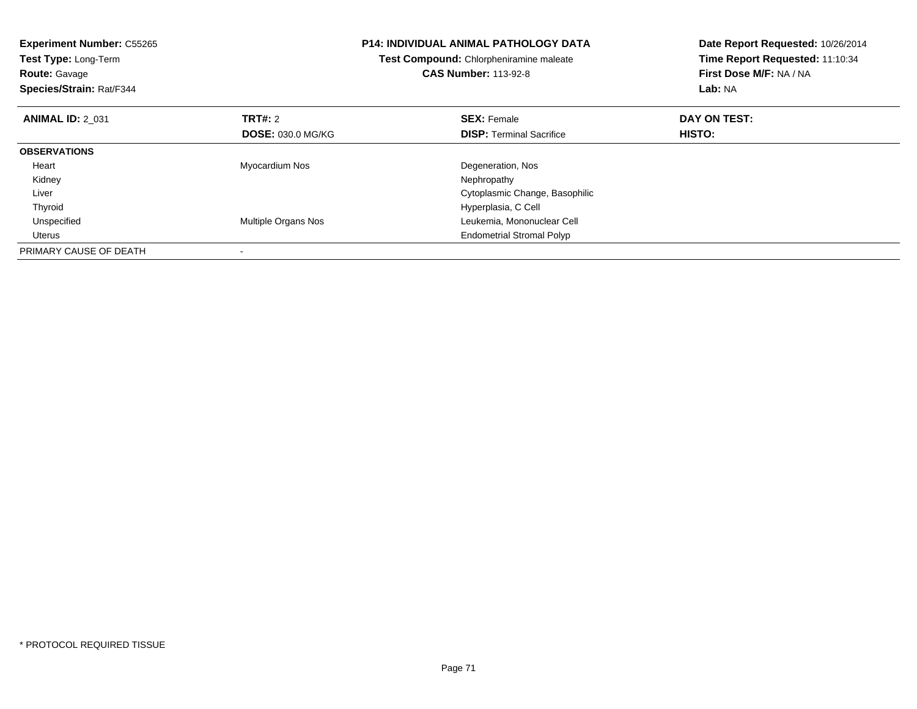**Experiment Number:** C55265
**Test Type:** Long-Term
**Route:** Gavage
**Species/Strain:** Rat/F344

**P14: INDIVIDUAL ANIMAL PATHOLOGY DATA**
**Test Compound:** Chlorpheniramine maleate
**CAS Number:** 113-92-8

**Date Report Requested:** 10/26/2014
**Time Report Requested:** 11:10:34
**First Dose M/F:** NA / NA
**Lab:** NA

| **ANIMAL ID:** 2_031 | **TRT#:** 2 | **SEX:** Female | **DAY ON TEST:** |
|---|---|---|---|
| | **DOSE:** 030.0 MG/KG | **DISP:** Terminal Sacrifice | **HISTO:** |
| **OBSERVATIONS** | | | |
| Heart | Myocardium Nos | Degeneration, Nos | |
| Kidney | | Nephropathy | |
| Liver | | Cytoplasmic Change, Basophilic | |
| Thyroid | | Hyperplasia, C Cell | |
| Unspecified | Multiple Organs Nos | Leukemia, Mononuclear Cell | |
| Uterus | | Endometrial Stromal Polyp | |
| PRIMARY CAUSE OF DEATH | - | | |

* PROTOCOL REQUIRED TISSUE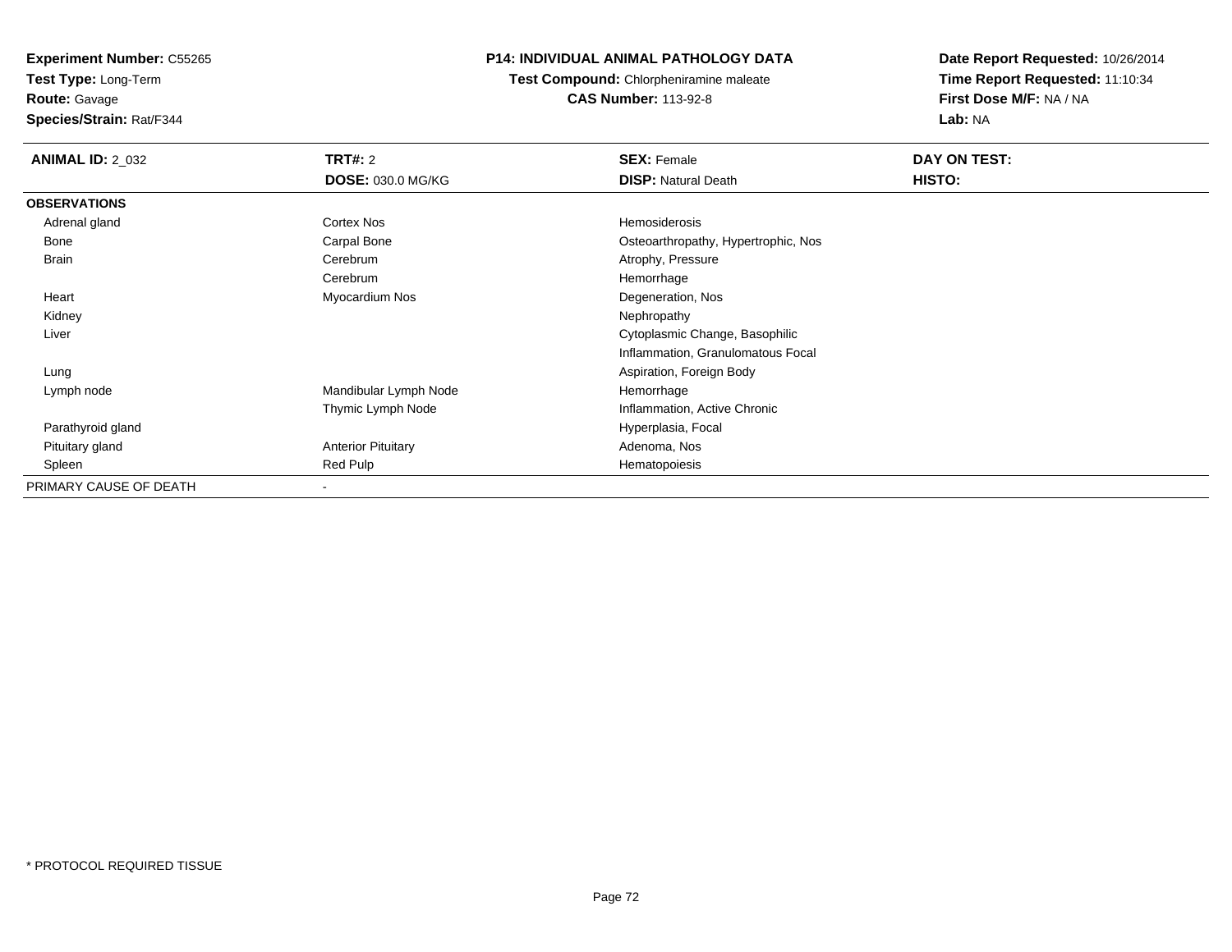**Experiment Number:** C55265
**Test Type:** Long-Term
**Route:** Gavage
**Species/Strain:** Rat/F344

**P14: INDIVIDUAL ANIMAL PATHOLOGY DATA**
**Test Compound:** Chlorpheniramine maleate
**CAS Number:** 113-92-8

**Date Report Requested:** 10/26/2014
**Time Report Requested:** 11:10:34
**First Dose M/F:** NA / NA
**Lab:** NA

| **ANIMAL ID:** 2_032 | **TRT#:** 2 | **SEX:** Female | **DAY ON TEST:** |
|---|---|---|---|
| | **DOSE:** 030.0 MG/KG | **DISP:** Natural Death | **HISTO:** |
| **OBSERVATIONS** | | | |
| Adrenal gland | Cortex Nos | Hemosiderosis | |
| Bone | Carpal Bone | Osteoarthropathy, Hypertrophic, Nos | |
| Brain | Cerebrum | Atrophy, Pressure | |
| | Cerebrum | Hemorrhage | |
| Heart | Myocardium Nos | Degeneration, Nos | |
| Kidney | | Nephropathy | |
| Liver | | Cytoplasmic Change, Basophilic | |
| | | Inflammation, Granulomatous Focal | |
| Lung | | Aspiration, Foreign Body | |
| Lymph node | Mandibular Lymph Node | Hemorrhage | |
| | Thymic Lymph Node | Inflammation, Active Chronic | |
| Parathyroid gland | | Hyperplasia, Focal | |
| Pituitary gland | Anterior Pituitary | Adenoma, Nos | |
| Spleen | Red Pulp | Hematopoiesis | |
| PRIMARY CAUSE OF DEATH | - | | |

* PROTOCOL REQUIRED TISSUE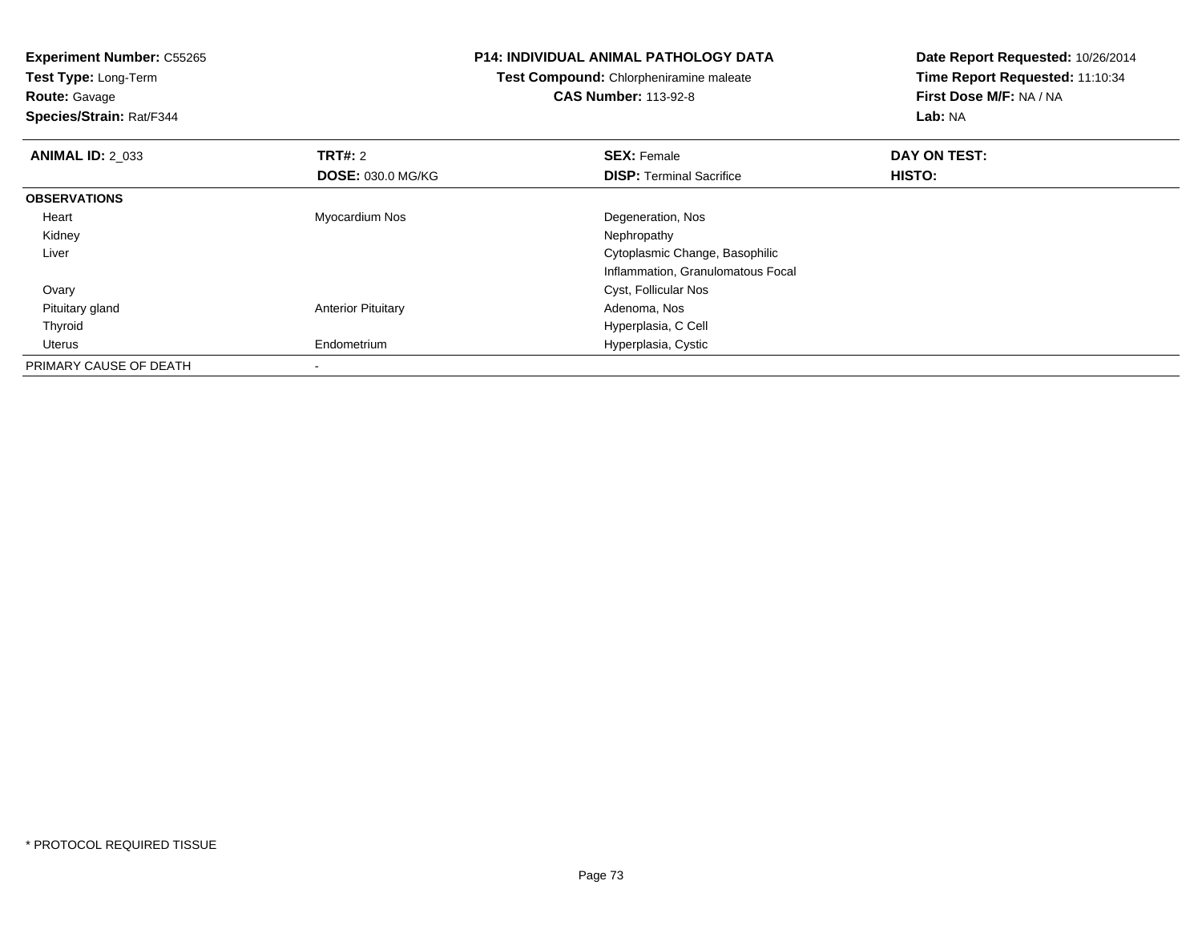**Experiment Number:** C55265
**Test Type:** Long-Term
**Route:** Gavage
**Species/Strain:** Rat/F344

**P14: INDIVIDUAL ANIMAL PATHOLOGY DATA**
**Test Compound:** Chlorpheniramine maleate
**CAS Number:** 113-92-8

**Date Report Requested:** 10/26/2014
**Time Report Requested:** 11:10:34
**First Dose M/F:** NA / NA
**Lab:** NA

| **ANIMAL ID:** 2_033 | **TRT#:** 2 | **SEX:** Female | **DAY ON TEST:** |
|---|---|---|---|
| | **DOSE:** 030.0 MG/KG | **DISP:** Terminal Sacrifice | **HISTO:** |
| **OBSERVATIONS** | | | |
| Heart | Myocardium Nos | Degeneration, Nos | |
| Kidney | | Nephropathy | |
| Liver | | Cytoplasmic Change, Basophilic | |
| | | Inflammation, Granulomatous Focal | |
| Ovary | | Cyst, Follicular Nos | |
| Pituitary gland | Anterior Pituitary | Adenoma, Nos | |
| Thyroid | | Hyperplasia, C Cell | |
| Uterus | Endometrium | Hyperplasia, Cystic | |
| PRIMARY CAUSE OF DEATH | - | | |

* PROTOCOL REQUIRED TISSUE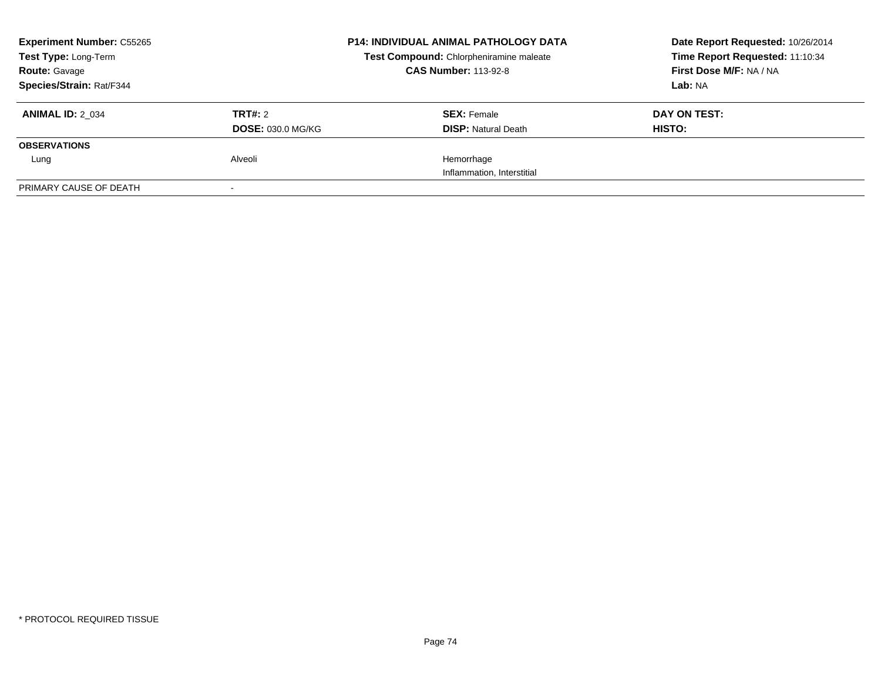**Experiment Number:** C55265
**Test Type:** Long-Term
**Route:** Gavage
**Species/Strain:** Rat/F344

**P14: INDIVIDUAL ANIMAL PATHOLOGY DATA**
**Test Compound:** Chlorpheniramine maleate
**CAS Number:** 113-92-8

**Date Report Requested:** 10/26/2014
**Time Report Requested:** 11:10:34
**First Dose M/F:** NA / NA
**Lab:** NA

| **ANIMAL ID:** 2_034 | **TRT#:** 2 | **SEX:** Female | **DAY ON TEST:** |
|---|---|---|---|
| | **DOSE:** 030.0 MG/KG | **DISP:** Natural Death | **HISTO:** |
| **OBSERVATIONS** | | | |
| Lung | Alveoli | Hemorrhage | |
| | | Inflammation, Interstitial | |
| PRIMARY CAUSE OF DEATH | - | | |

* PROTOCOL REQUIRED TISSUE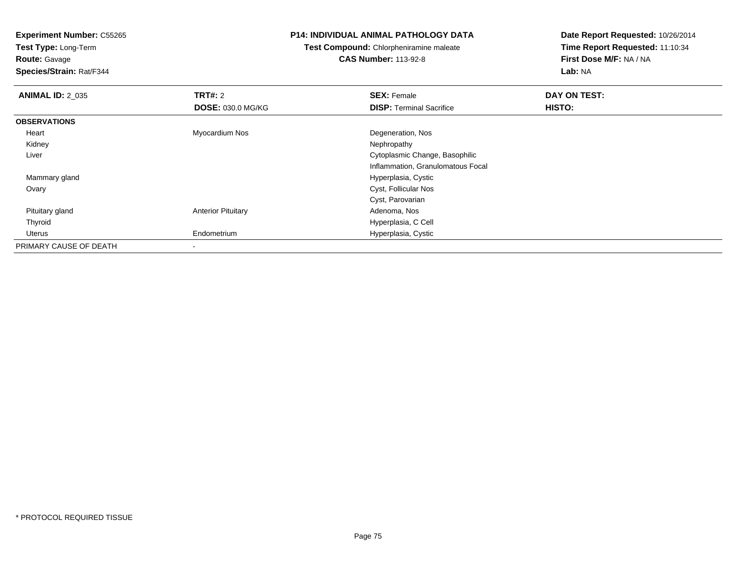**Experiment Number:** C55265
**Test Type:** Long-Term
**Route:** Gavage
**Species/Strain:** Rat/F344

**P14: INDIVIDUAL ANIMAL PATHOLOGY DATA**
**Test Compound:** Chlorpheniramine maleate
**CAS Number:** 113-92-8

**Date Report Requested:** 10/26/2014
**Time Report Requested:** 11:10:34
**First Dose M/F:** NA / NA
**Lab:** NA

| **ANIMAL ID:** 2_035 | **TRT#:** 2 | **SEX:** Female | **DAY ON TEST:** |
|---|---|---|---|
| | **DOSE:** 030.0 MG/KG | **DISP:** Terminal Sacrifice | **HISTO:** |
| **OBSERVATIONS** | | | |
| Heart | Myocardium Nos | Degeneration, Nos | |
| Kidney | | Nephropathy | |
| Liver | | Cytoplasmic Change, Basophilic | |
| | | Inflammation, Granulomatous Focal | |
| Mammary gland | | Hyperplasia, Cystic | |
| Ovary | | Cyst, Follicular Nos | |
| | | Cyst, Parovarian | |
| Pituitary gland | Anterior Pituitary | Adenoma, Nos | |
| Thyroid | | Hyperplasia, C Cell | |
| Uterus | Endometrium | Hyperplasia, Cystic | |
| PRIMARY CAUSE OF DEATH | - | | |

* PROTOCOL REQUIRED TISSUE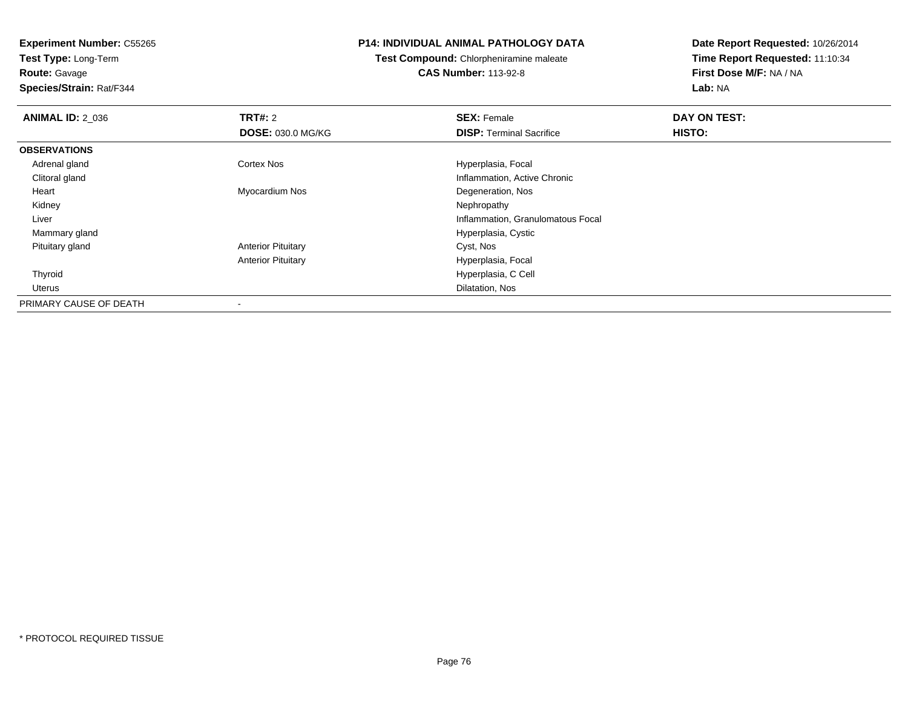**Experiment Number:** C55265
**Test Type:** Long-Term
**Route:** Gavage
**Species/Strain:** Rat/F344

**P14: INDIVIDUAL ANIMAL PATHOLOGY DATA**
**Test Compound:** Chlorpheniramine maleate
**CAS Number:** 113-92-8

**Date Report Requested:** 10/26/2014
**Time Report Requested:** 11:10:34
**First Dose M/F:** NA / NA
**Lab:** NA

| **ANIMAL ID:** 2_036 | **TRT#:** 2 | **SEX:** Female | **DAY ON TEST:** |
|---|---|---|---|
| | **DOSE:** 030.0 MG/KG | **DISP:** Terminal Sacrifice | **HISTO:** |
| **OBSERVATIONS** | | | |
| Adrenal gland | Cortex Nos | Hyperplasia, Focal | |
| Clitoral gland | | Inflammation, Active Chronic | |
| Heart | Myocardium Nos | Degeneration, Nos | |
| Kidney | | Nephropathy | |
| Liver | | Inflammation, Granulomatous Focal | |
| Mammary gland | | Hyperplasia, Cystic | |
| Pituitary gland | Anterior Pituitary | Cyst, Nos | |
| | Anterior Pituitary | Hyperplasia, Focal | |
| Thyroid | | Hyperplasia, C Cell | |
| Uterus | | Dilatation, Nos | |
| PRIMARY CAUSE OF DEATH | - | | |

* PROTOCOL REQUIRED TISSUE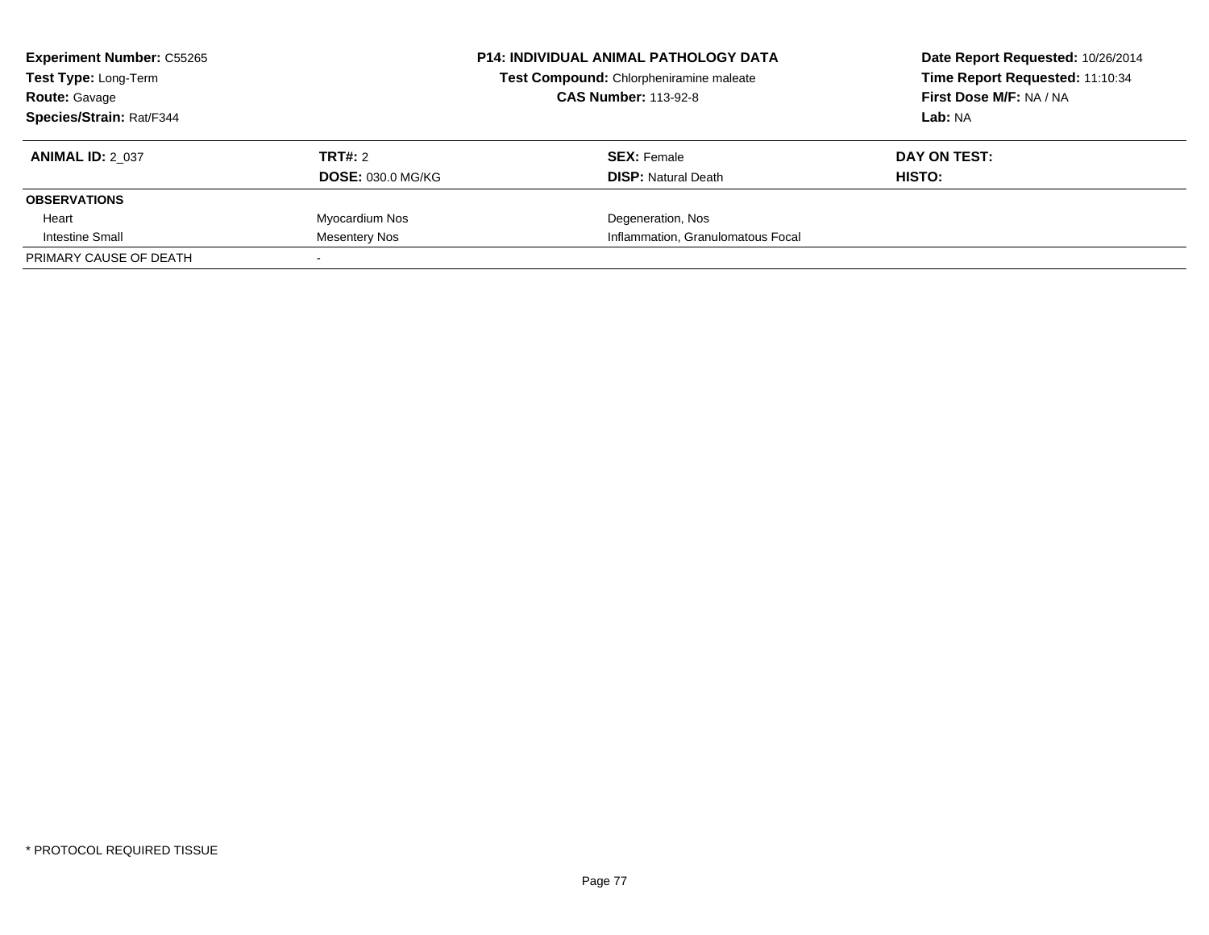**Experiment Number:** C55265
**Test Type:** Long-Term
**Route:** Gavage
**Species/Strain:** Rat/F344

**P14: INDIVIDUAL ANIMAL PATHOLOGY DATA**
**Test Compound:** Chlorpheniramine maleate
**CAS Number:** 113-92-8

**Date Report Requested:** 10/26/2014
**Time Report Requested:** 11:10:34
**First Dose M/F:** NA / NA
**Lab:** NA

| **ANIMAL ID:** 2_037 | **TRT#:** 2<br>**DOSE:** 030.0 MG/KG | **SEX:** Female<br>**DISP:** Natural Death | **DAY ON TEST:**<br>**HISTO:** |
|---|---|---|---|
| **OBSERVATIONS** | | | |
| Heart | Myocardium Nos | Degeneration, Nos | |
| Intestine Small | Mesentery Nos | Inflammation, Granulomatous Focal | |
| PRIMARY CAUSE OF DEATH | - | | |

* PROTOCOL REQUIRED TISSUE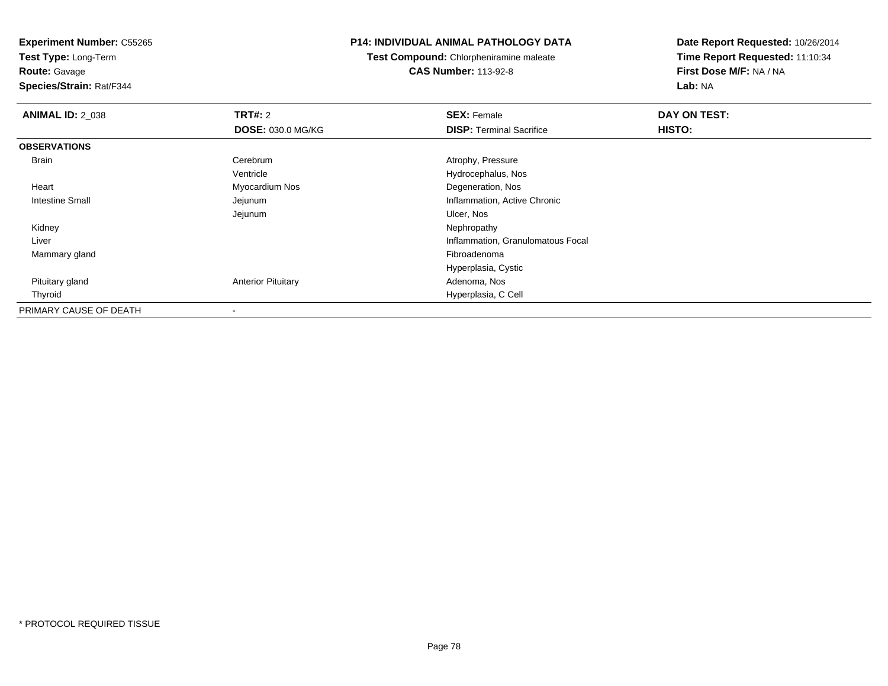**Experiment Number:** C55265
**Test Type:** Long-Term
**Route:** Gavage
**Species/Strain:** Rat/F344

**P14: INDIVIDUAL ANIMAL PATHOLOGY DATA**
**Test Compound:** Chlorpheniramine maleate
**CAS Number:** 113-92-8

**Date Report Requested:** 10/26/2014
**Time Report Requested:** 11:10:34
**First Dose M/F:** NA / NA
**Lab:** NA

| **ANIMAL ID:** 2_038 | **TRT#:** 2 | **SEX:** Female | **DAY ON TEST:** |
|---|---|---|---|
| | **DOSE:** 030.0 MG/KG | **DISP:** Terminal Sacrifice | **HISTO:** |
| **OBSERVATIONS** | | | |
| Brain | Cerebrum | Atrophy, Pressure | |
| | Ventricle | Hydrocephalus, Nos | |
| Heart | Myocardium Nos | Degeneration, Nos | |
| Intestine Small | Jejunum | Inflammation, Active Chronic | |
| | Jejunum | Ulcer, Nos | |
| Kidney | | Nephropathy | |
| Liver | | Inflammation, Granulomatous Focal | |
| Mammary gland | | Fibroadenoma | |
| | | Hyperplasia, Cystic | |
| Pituitary gland | Anterior Pituitary | Adenoma, Nos | |
| Thyroid | | Hyperplasia, C Cell | |
| PRIMARY CAUSE OF DEATH | - | | |

* PROTOCOL REQUIRED TISSUE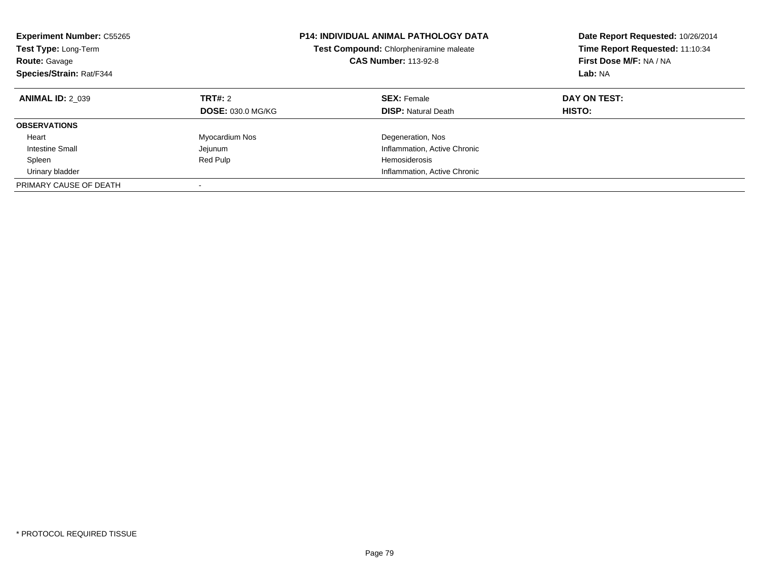**Experiment Number:** C55265
**Test Type:** Long-Term
**Route:** Gavage
**Species/Strain:** Rat/F344

**P14: INDIVIDUAL ANIMAL PATHOLOGY DATA**
**Test Compound:** Chlorpheniramine maleate
**CAS Number:** 113-92-8

**Date Report Requested:** 10/26/2014
**Time Report Requested:** 11:10:34
**First Dose M/F:** NA / NA
**Lab:** NA

| **ANIMAL ID:** 2_039 | **TRT#:** 2 | **SEX:** Female | **DAY ON TEST:** |
|---|---|---|---|
| | **DOSE:** 030.0 MG/KG | **DISP:** Natural Death | **HISTO:** |
| **OBSERVATIONS** | | | |
| Heart | Myocardium Nos | Degeneration, Nos | |
| Intestine Small | Jejunum | Inflammation, Active Chronic | |
| Spleen | Red Pulp | Hemosiderosis | |
| Urinary bladder | | Inflammation, Active Chronic | |
| PRIMARY CAUSE OF DEATH | - | | |

* PROTOCOL REQUIRED TISSUE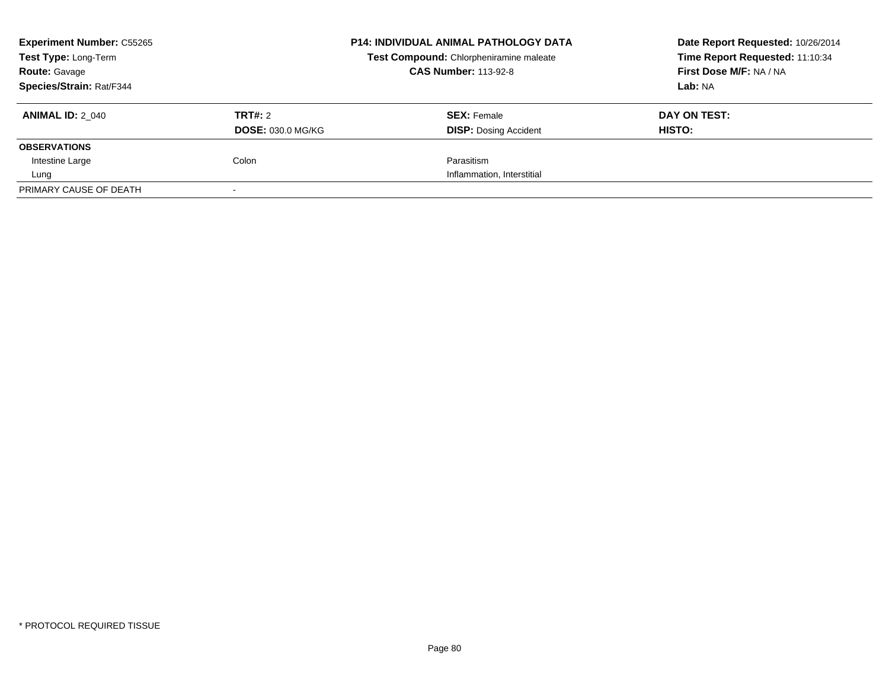**Experiment Number:** C55265
**Test Type:** Long-Term
**Route:** Gavage
**Species/Strain:** Rat/F344

**P14: INDIVIDUAL ANIMAL PATHOLOGY DATA**
**Test Compound:** Chlorpheniramine maleate
**CAS Number:** 113-92-8

**Date Report Requested:** 10/26/2014
**Time Report Requested:** 11:10:34
**First Dose M/F:** NA / NA
**Lab:** NA

| **ANIMAL ID:** 2_040 | **TRT#:** 2 | **SEX:** Female | **DAY ON TEST:** |
|---|---|---|---|
| | **DOSE:** 030.0 MG/KG | **DISP:** Dosing Accident | **HISTO:** |
| **OBSERVATIONS** | | | |
| Intestine Large | Colon | Parasitism | |
| Lung | | Inflammation, Interstitial | |
| PRIMARY CAUSE OF DEATH | - | | |

* PROTOCOL REQUIRED TISSUE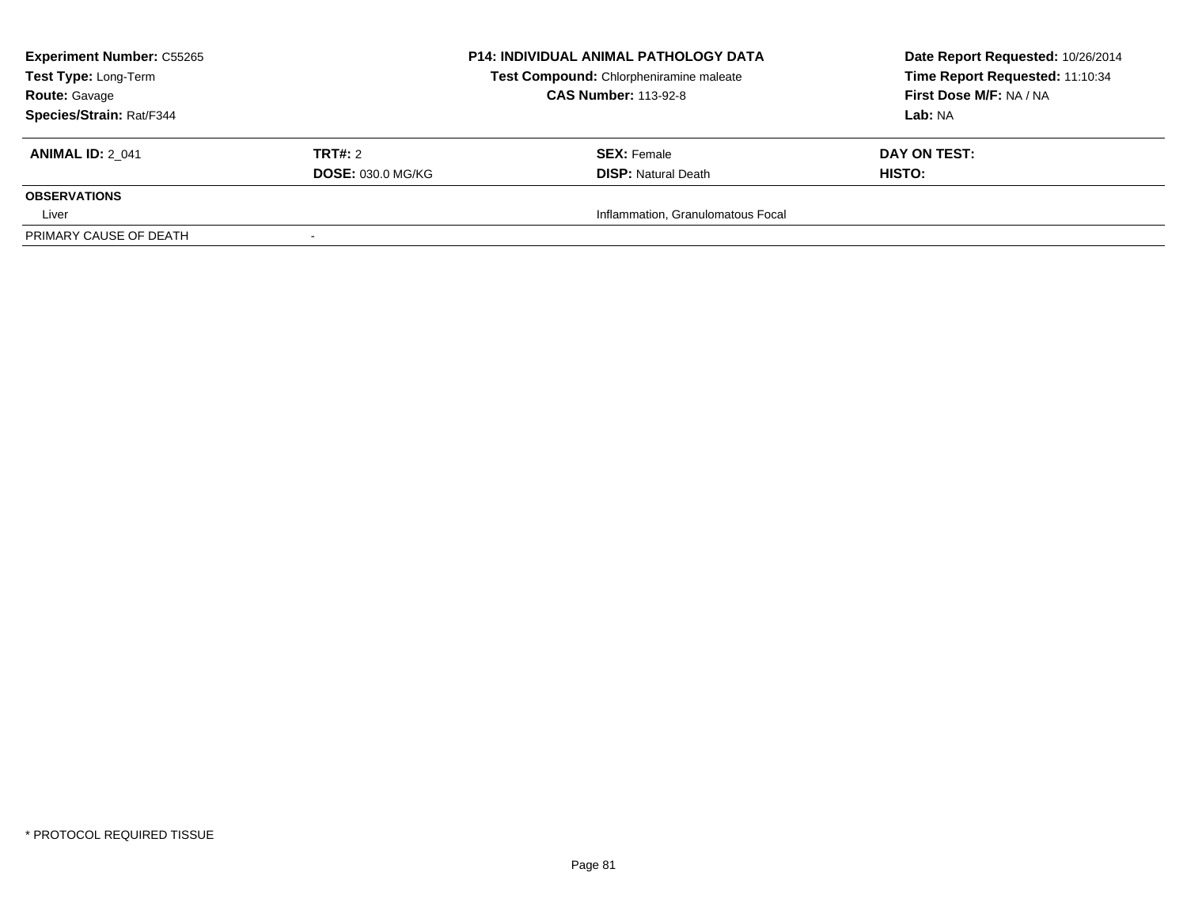**Experiment Number:** C55265
**Test Type:** Long-Term
**Route:** Gavage
**Species/Strain:** Rat/F344

**P14: INDIVIDUAL ANIMAL PATHOLOGY DATA**
**Test Compound:** Chlorpheniramine maleate
**CAS Number:** 113-92-8

**Date Report Requested:** 10/26/2014
**Time Report Requested:** 11:10:34
**First Dose M/F:** NA / NA
**Lab:** NA

| **ANIMAL ID:** 2_041 | **TRT#:** 2 | **SEX:** Female | **DAY ON TEST:** |
|---|---|---|---|
| | **DOSE:** 030.0 MG/KG | **DISP:** Natural Death | **HISTO:** |
| **OBSERVATIONS** | | | |
| Liver | | Inflammation, Granulomatous Focal | |
| PRIMARY CAUSE OF DEATH | - | | |

\* PROTOCOL REQUIRED TISSUE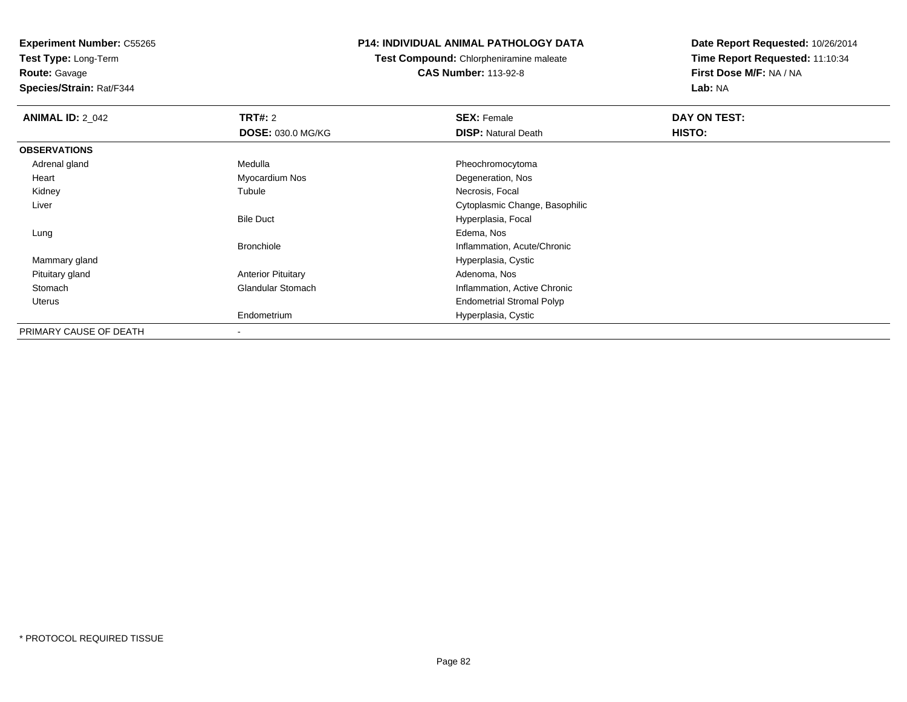**Experiment Number:** C55265
**Test Type:** Long-Term
**Route:** Gavage
**Species/Strain:** Rat/F344

**P14: INDIVIDUAL ANIMAL PATHOLOGY DATA**
**Test Compound:** Chlorpheniramine maleate
**CAS Number:** 113-92-8

**Date Report Requested:** 10/26/2014
**Time Report Requested:** 11:10:34
**First Dose M/F:** NA / NA
**Lab:** NA

| **ANIMAL ID:** 2_042 | **TRT#:** 2 | **SEX:** Female | **DAY ON TEST:** |
|---|---|---|---|
| | **DOSE:** 030.0 MG/KG | **DISP:** Natural Death | **HISTO:** |
| **OBSERVATIONS** | | | |
| Adrenal gland | Medulla | Pheochromocytoma | |
| Heart | Myocardium Nos | Degeneration, Nos | |
| Kidney | Tubule | Necrosis, Focal | |
| Liver | | Cytoplasmic Change, Basophilic | |
| | Bile Duct | Hyperplasia, Focal | |
| Lung | | Edema, Nos | |
| | Bronchiole | Inflammation, Acute/Chronic | |
| Mammary gland | | Hyperplasia, Cystic | |
| Pituitary gland | Anterior Pituitary | Adenoma, Nos | |
| Stomach | Glandular Stomach | Inflammation, Active Chronic | |
| Uterus | | Endometrial Stromal Polyp | |
| | Endometrium | Hyperplasia, Cystic | |
| PRIMARY CAUSE OF DEATH | - | | |

* PROTOCOL REQUIRED TISSUE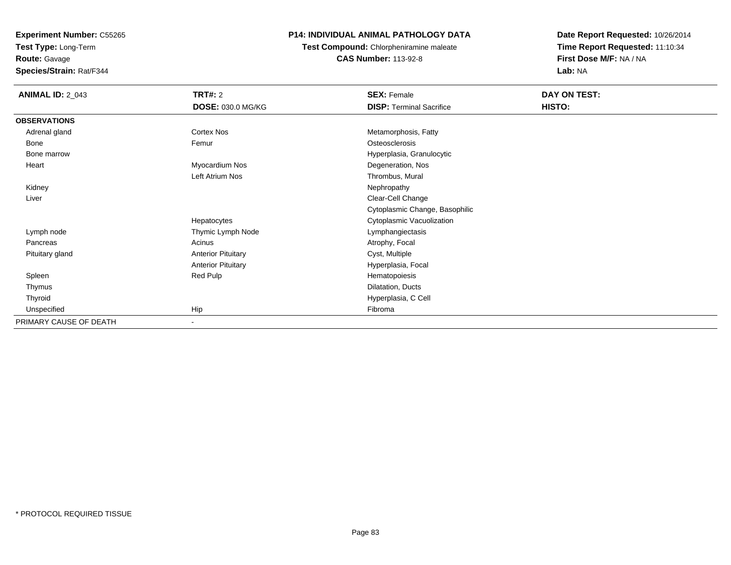**Experiment Number:** C55265
**Test Type:** Long-Term
**Route:** Gavage
**Species/Strain:** Rat/F344

**P14: INDIVIDUAL ANIMAL PATHOLOGY DATA**
**Test Compound:** Chlorpheniramine maleate
**CAS Number:** 113-92-8

**Date Report Requested:** 10/26/2014
**Time Report Requested:** 11:10:34
**First Dose M/F:** NA / NA
**Lab:** NA

| **ANIMAL ID:** 2_043 | **TRT#:** 2 | **SEX:** Female | **DAY ON TEST:** |
|---|---|---|---|
| | **DOSE:** 030.0 MG/KG | **DISP:** Terminal Sacrifice | **HISTO:** |
| **OBSERVATIONS** | | | |
| Adrenal gland | Cortex Nos | Metamorphosis, Fatty | |
| Bone | Femur | Osteosclerosis | |
| Bone marrow | | Hyperplasia, Granulocytic | |
| Heart | Myocardium Nos | Degeneration, Nos | |
| | Left Atrium Nos | Thrombus, Mural | |
| Kidney | | Nephropathy | |
| Liver | | Clear-Cell Change | |
| | | Cytoplasmic Change, Basophilic | |
| | Hepatocytes | Cytoplasmic Vacuolization | |
| Lymph node | Thymic Lymph Node | Lymphangiectasis | |
| Pancreas | Acinus | Atrophy, Focal | |
| Pituitary gland | Anterior Pituitary | Cyst, Multiple | |
| | Anterior Pituitary | Hyperplasia, Focal | |
| Spleen | Red Pulp | Hematopoiesis | |
| Thymus | | Dilatation, Ducts | |
| Thyroid | | Hyperplasia, C Cell | |
| Unspecified | Hip | Fibroma | |
| PRIMARY CAUSE OF DEATH | - | | |

* PROTOCOL REQUIRED TISSUE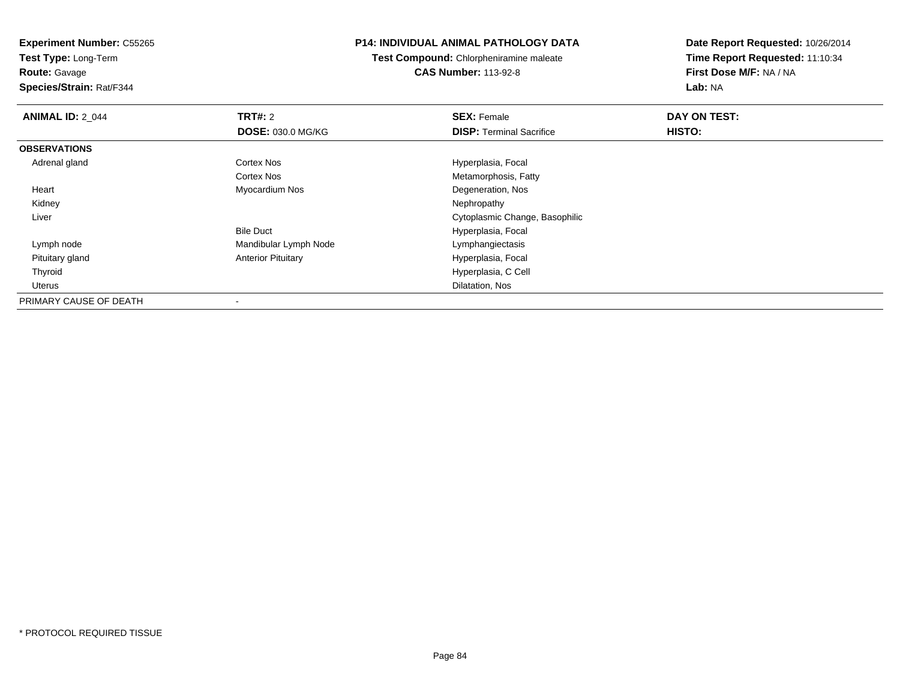**Experiment Number:** C55265
**Test Type:** Long-Term
**Route:** Gavage
**Species/Strain:** Rat/F344

**P14: INDIVIDUAL ANIMAL PATHOLOGY DATA**
**Test Compound:** Chlorpheniramine maleate
**CAS Number:** 113-92-8

**Date Report Requested:** 10/26/2014
**Time Report Requested:** 11:10:34
**First Dose M/F:** NA / NA
**Lab:** NA

| **ANIMAL ID:** 2_044 | **TRT#:** 2 | **SEX:** Female | **DAY ON TEST:** |
|---|---|---|---|
| | **DOSE:** 030.0 MG/KG | **DISP:** Terminal Sacrifice | **HISTO:** |
| **OBSERVATIONS** | | | |
| Adrenal gland | Cortex Nos | Hyperplasia, Focal | |
| | Cortex Nos | Metamorphosis, Fatty | |
| Heart | Myocardium Nos | Degeneration, Nos | |
| Kidney | | Nephropathy | |
| Liver | | Cytoplasmic Change, Basophilic | |
| | Bile Duct | Hyperplasia, Focal | |
| Lymph node | Mandibular Lymph Node | Lymphangiectasis | |
| Pituitary gland | Anterior Pituitary | Hyperplasia, Focal | |
| Thyroid | | Hyperplasia, C Cell | |
| Uterus | | Dilatation, Nos | |
| PRIMARY CAUSE OF DEATH | - | | |

* PROTOCOL REQUIRED TISSUE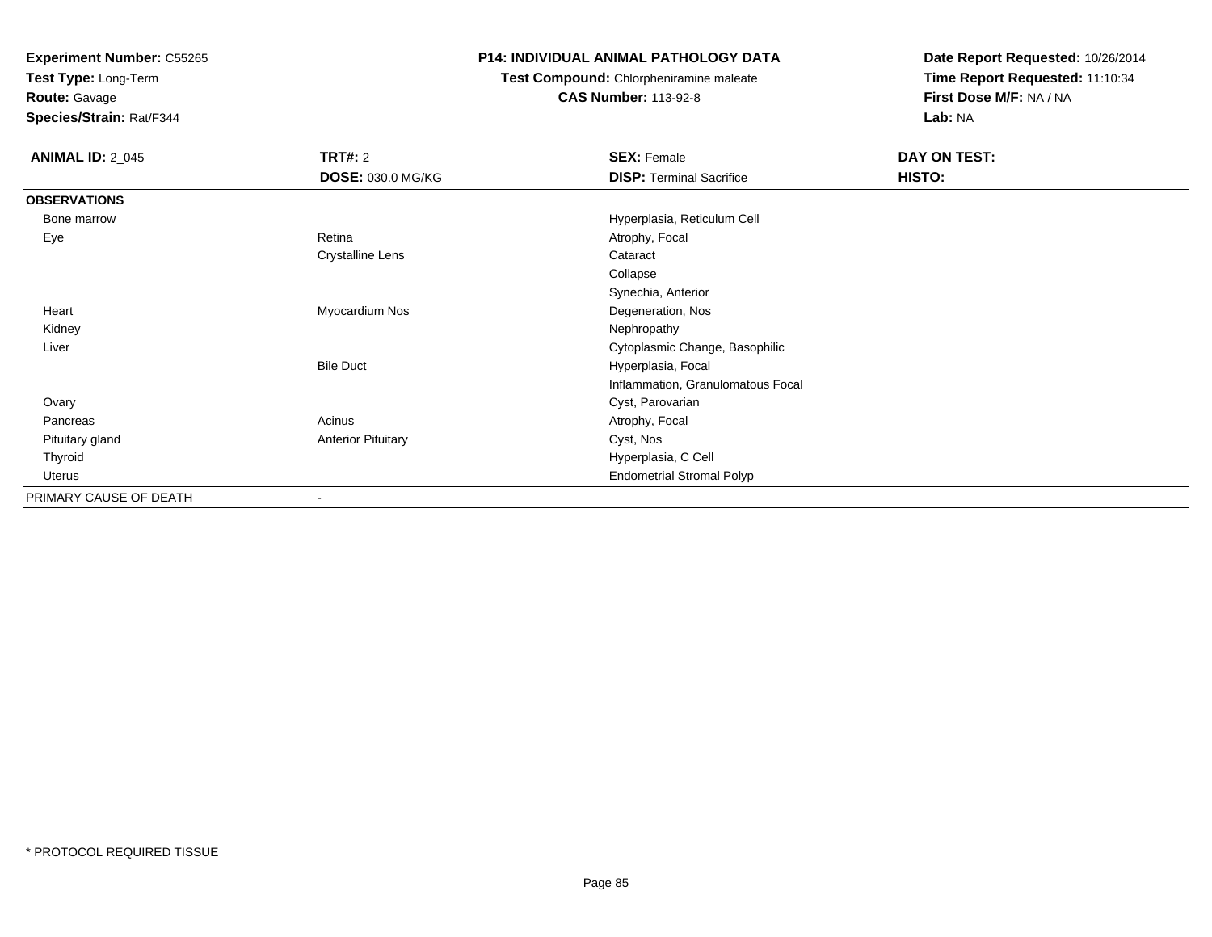**Experiment Number:** C55265
**Test Type:** Long-Term
**Route:** Gavage
**Species/Strain:** Rat/F344

## P14: INDIVIDUAL ANIMAL PATHOLOGY DATA

**Test Compound:** Chlorpheniramine maleate
**CAS Number:** 113-92-8

**Date Report Requested:** 10/26/2014
**Time Report Requested:** 11:10:34
**First Dose M/F:** NA / NA
**Lab:** NA

| **ANIMAL ID:** 2_045 | **TRT#:** 2 | **SEX:** Female | **DAY ON TEST:** |
|---|---|---|---|
| | **DOSE:** 030.0 MG/KG | **DISP:** Terminal Sacrifice | **HISTO:** |
| **OBSERVATIONS** | | | |
| Bone marrow | | Hyperplasia, Reticulum Cell | |
| Eye | Retina | Atrophy, Focal | |
| | Crystalline Lens | Cataract | |
| | | Collapse | |
| | | Synechia, Anterior | |
| Heart | Myocardium Nos | Degeneration, Nos | |
| Kidney | | Nephropathy | |
| Liver | | Cytoplasmic Change, Basophilic | |
| | Bile Duct | Hyperplasia, Focal | |
| | | Inflammation, Granulomatous Focal | |
| Ovary | | Cyst, Parovarian | |
| Pancreas | Acinus | Atrophy, Focal | |
| Pituitary gland | Anterior Pituitary | Cyst, Nos | |
| Thyroid | | Hyperplasia, C Cell | |
| Uterus | | Endometrial Stromal Polyp | |
| PRIMARY CAUSE OF DEATH | - | | |

* PROTOCOL REQUIRED TISSUE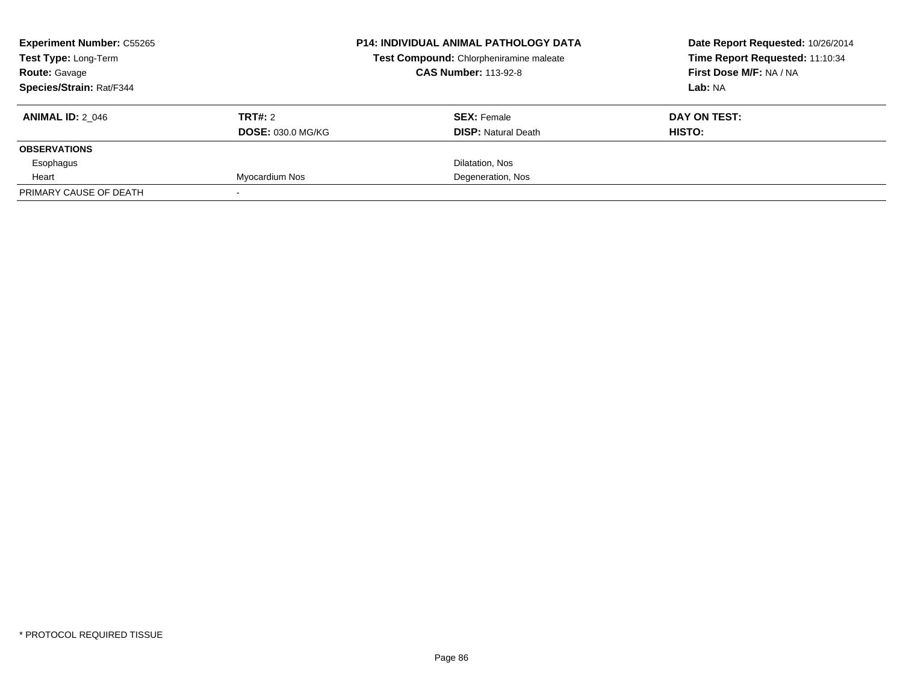**Experiment Number:** C55265
**Test Type:** Long-Term
**Route:** Gavage
**Species/Strain:** Rat/F344

**P14: INDIVIDUAL ANIMAL PATHOLOGY DATA**
**Test Compound:** Chlorpheniramine maleate
**CAS Number:** 113-92-8

**Date Report Requested:** 10/26/2014
**Time Report Requested:** 11:10:34
**First Dose M/F:** NA / NA
**Lab:** NA

| **ANIMAL ID:** 2_046 | **TRT#:** 2 | **SEX:** Female | **DAY ON TEST:** |
|---|---|---|---|
| | **DOSE:** 030.0 MG/KG | **DISP:** Natural Death | **HISTO:** |
| **OBSERVATIONS** | | | |
| Esophagus | | Dilatation, Nos | |
| Heart | Myocardium Nos | Degeneration, Nos | |
| PRIMARY CAUSE OF DEATH | - | | |

\* PROTOCOL REQUIRED TISSUE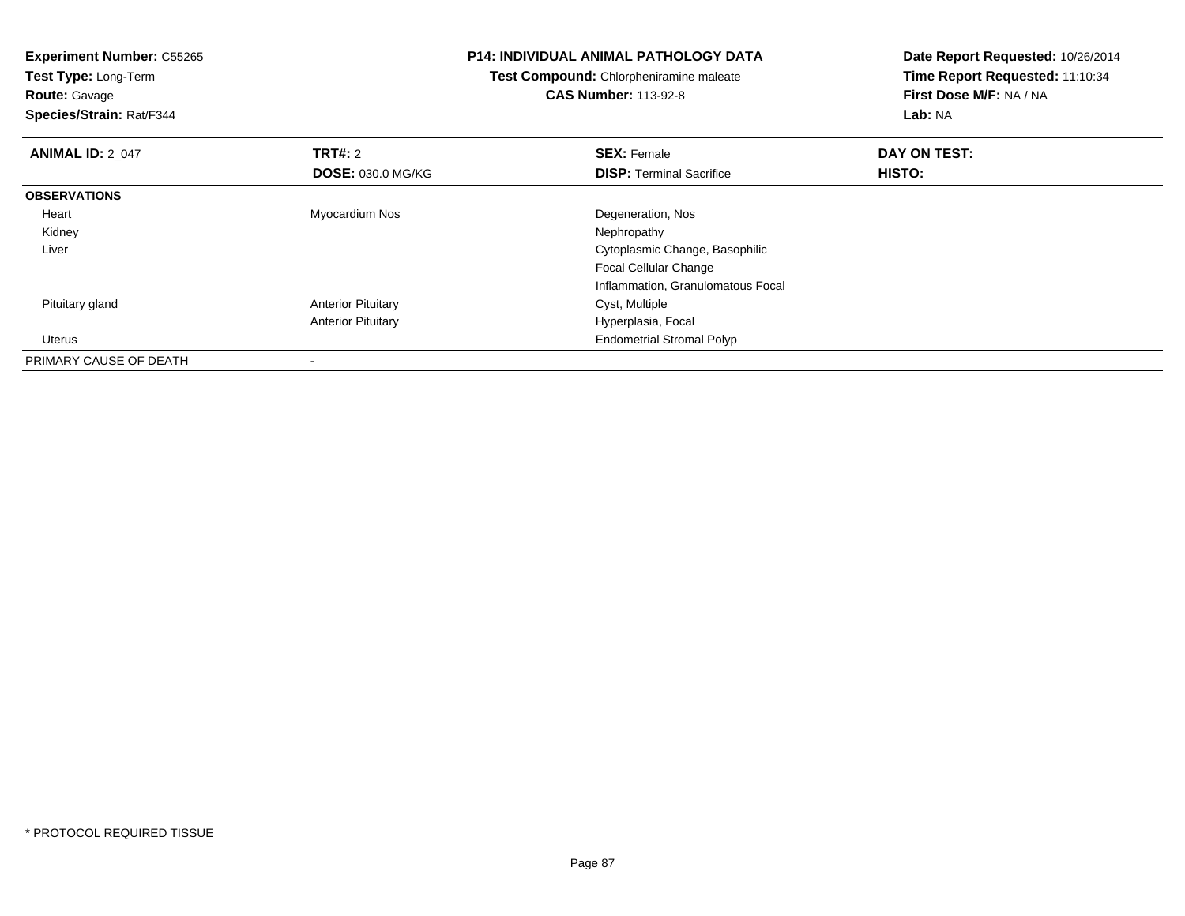**Experiment Number:** C55265
**Test Type:** Long-Term
**Route:** Gavage
**Species/Strain:** Rat/F344

**P14: INDIVIDUAL ANIMAL PATHOLOGY DATA**
**Test Compound:** Chlorpheniramine maleate
**CAS Number:** 113-92-8

**Date Report Requested:** 10/26/2014
**Time Report Requested:** 11:10:34
**First Dose M/F:** NA / NA
**Lab:** NA

| **ANIMAL ID:** 2_047 | **TRT#:** 2 | **SEX:** Female | **DAY ON TEST:** |
|---|---|---|---|
| | **DOSE:** 030.0 MG/KG | **DISP:** Terminal Sacrifice | **HISTO:** |
| **OBSERVATIONS** | | | |
| Heart | Myocardium Nos | Degeneration, Nos | |
| Kidney | | Nephropathy | |
| Liver | | Cytoplasmic Change, Basophilic | |
| | | Focal Cellular Change | |
| | | Inflammation, Granulomatous Focal | |
| Pituitary gland | Anterior Pituitary | Cyst, Multiple | |
| | Anterior Pituitary | Hyperplasia, Focal | |
| Uterus | | Endometrial Stromal Polyp | |
| PRIMARY CAUSE OF DEATH | - | | |

* PROTOCOL REQUIRED TISSUE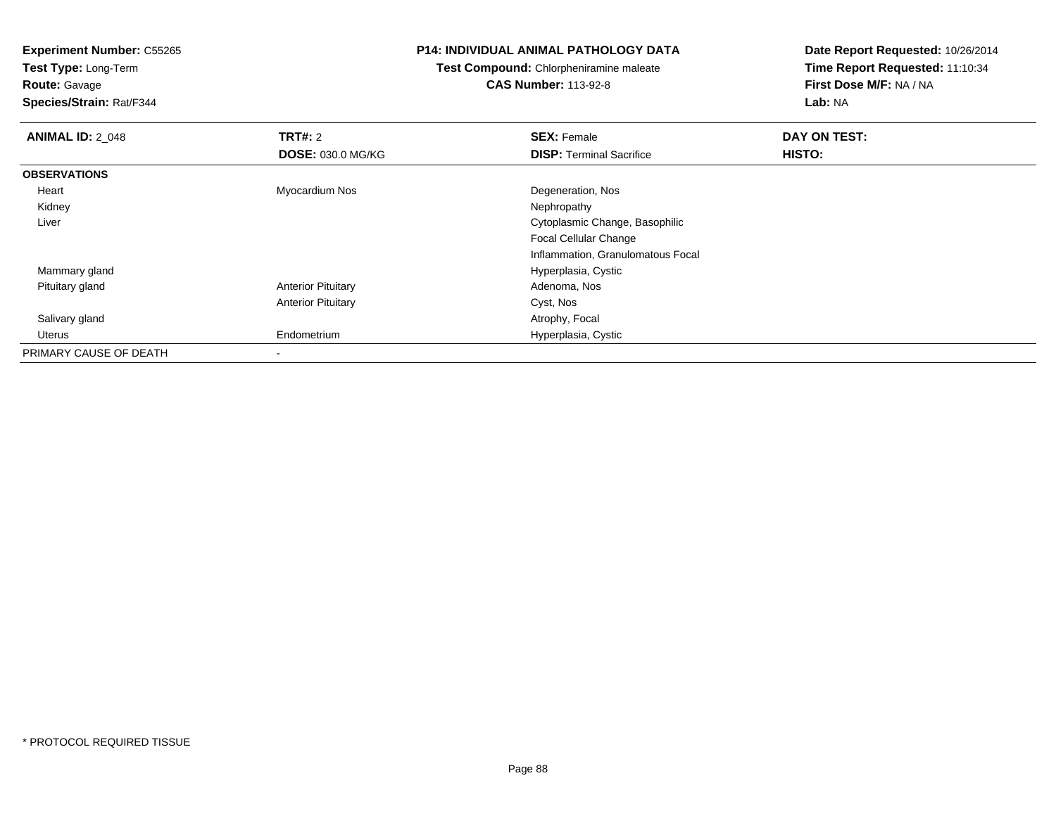**Experiment Number:** C55265
**Test Type:** Long-Term
**Route:** Gavage
**Species/Strain:** Rat/F344

**P14: INDIVIDUAL ANIMAL PATHOLOGY DATA**
**Test Compound:** Chlorpheniramine maleate
**CAS Number:** 113-92-8

**Date Report Requested:** 10/26/2014
**Time Report Requested:** 11:10:34
**First Dose M/F:** NA / NA
**Lab:** NA

| **ANIMAL ID:** 2_048 | **TRT#:** 2 | **SEX:** Female | **DAY ON TEST:** |
|---|---|---|---|
| | **DOSE:** 030.0 MG/KG | **DISP:** Terminal Sacrifice | **HISTO:** |
| **OBSERVATIONS** | | | |
| Heart | Myocardium Nos | Degeneration, Nos | |
| Kidney | | Nephropathy | |
| Liver | | Cytoplasmic Change, Basophilic | |
| | | Focal Cellular Change | |
| | | Inflammation, Granulomatous Focal | |
| Mammary gland | | Hyperplasia, Cystic | |
| Pituitary gland | Anterior Pituitary | Adenoma, Nos | |
| | Anterior Pituitary | Cyst, Nos | |
| Salivary gland | | Atrophy, Focal | |
| Uterus | Endometrium | Hyperplasia, Cystic | |
| PRIMARY CAUSE OF DEATH | - | | |

* PROTOCOL REQUIRED TISSUE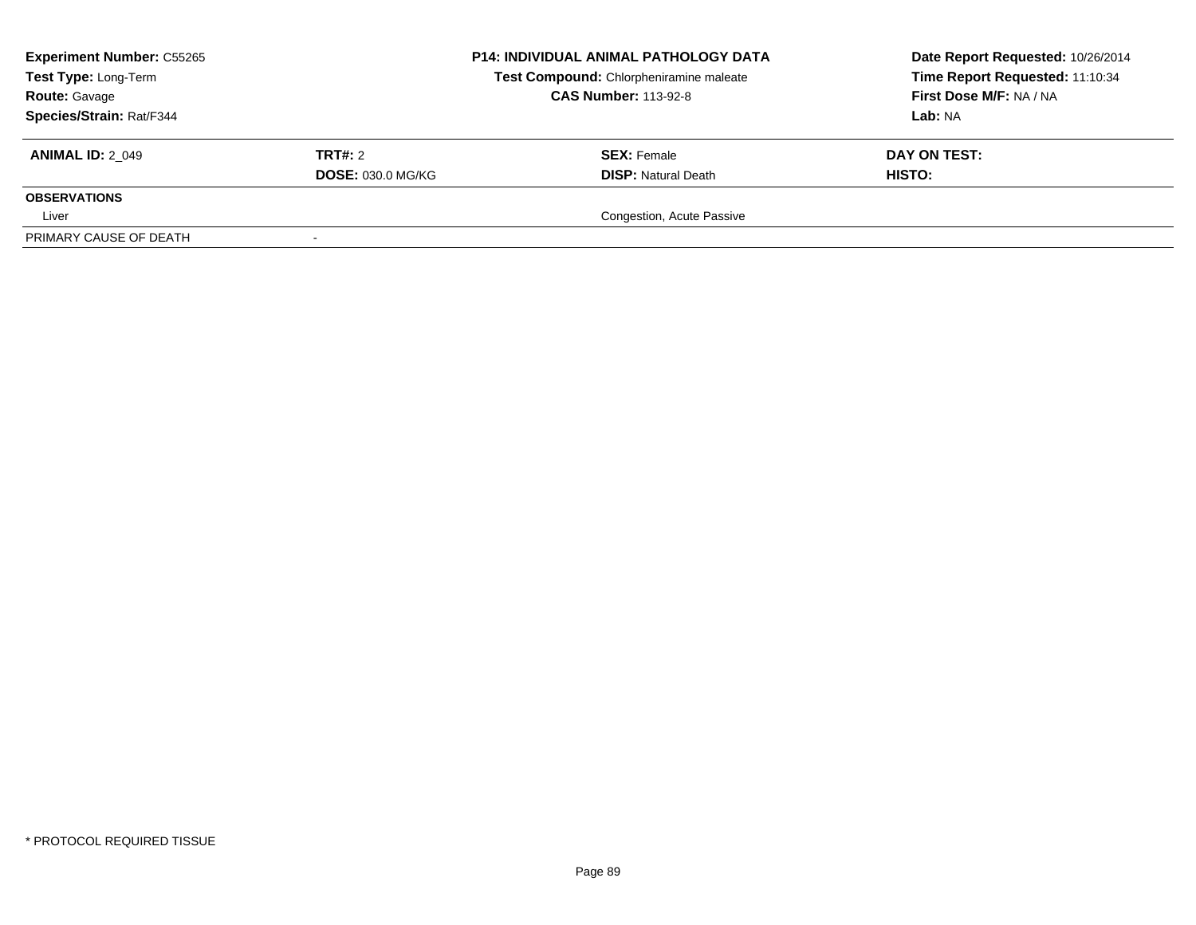| **Experiment Number:** C55265 | **P14: INDIVIDUAL ANIMAL PATHOLOGY DATA** | **Date Report Requested:** 10/26/2014 |
|---|---|---|
| **Test Type:** Long-Term | **Test Compound:** Chlorpheniramine maleate | **Time Report Requested:** 11:10:34 |
| **Route:** Gavage | **CAS Number:** 113-92-8 | **First Dose M/F:** NA / NA |
| **Species/Strain:** Rat/F344 | | **Lab:** NA |

| **ANIMAL ID:** 2_049 | **TRT#:** 2 | **SEX:** Female | **DAY ON TEST:** |
|---|---|---|---|
| | **DOSE:** 030.0 MG/KG | **DISP:** Natural Death | **HISTO:** |
| **OBSERVATIONS** | | | |
| Liver | | Congestion, Acute Passive | |
| PRIMARY CAUSE OF DEATH | - | | |

* PROTOCOL REQUIRED TISSUE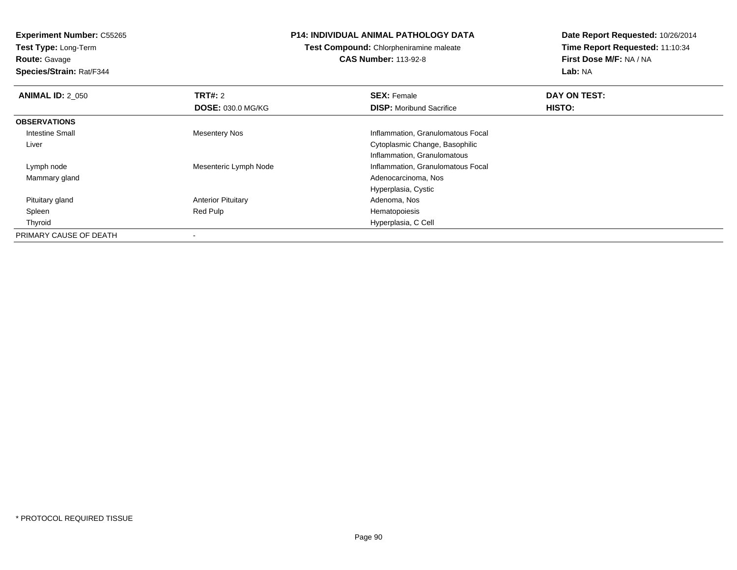**Experiment Number:** C55265
**Test Type:** Long-Term
**Route:** Gavage
**Species/Strain:** Rat/F344

**P14: INDIVIDUAL ANIMAL PATHOLOGY DATA**
**Test Compound:** Chlorpheniramine maleate
**CAS Number:** 113-92-8

**Date Report Requested:** 10/26/2014
**Time Report Requested:** 11:10:34
**First Dose M/F:** NA / NA
**Lab:** NA

| **ANIMAL ID:** 2_050 | **TRT#:** 2 | **SEX:** Female | **DAY ON TEST:** |
|---|---|---|---|
| | **DOSE:** 030.0 MG/KG | **DISP:** Moribund Sacrifice | **HISTO:** |
| **OBSERVATIONS** | | | |
| Intestine Small | Mesentery Nos | Inflammation, Granulomatous Focal | |
| Liver | | Cytoplasmic Change, Basophilic | |
| | | Inflammation, Granulomatous | |
| Lymph node | Mesenteric Lymph Node | Inflammation, Granulomatous Focal | |
| Mammary gland | | Adenocarcinoma, Nos | |
| | | Hyperplasia, Cystic | |
| Pituitary gland | Anterior Pituitary | Adenoma, Nos | |
| Spleen | Red Pulp | Hematopoiesis | |
| Thyroid | | Hyperplasia, C Cell | |
| PRIMARY CAUSE OF DEATH | - | | |

* PROTOCOL REQUIRED TISSUE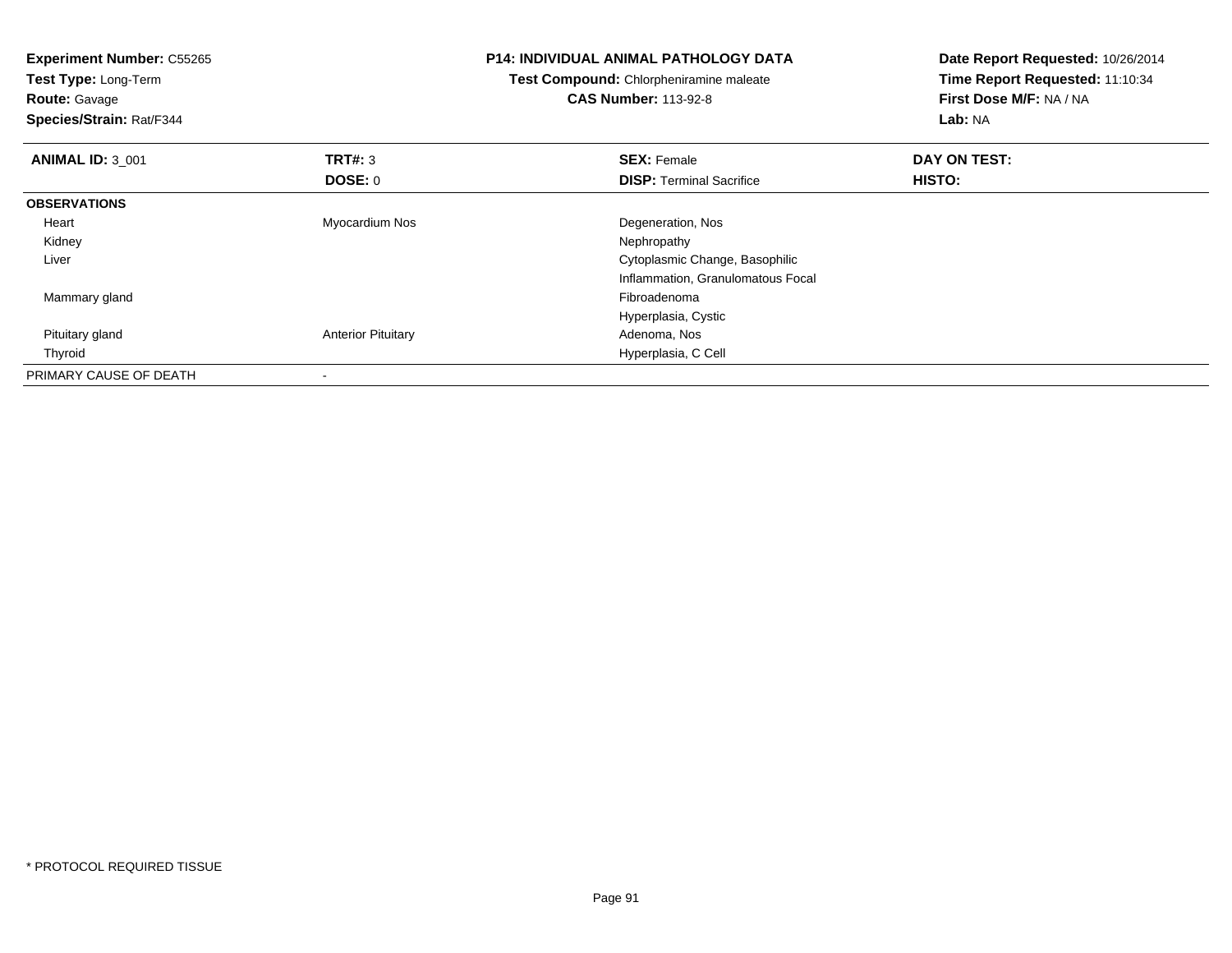**Experiment Number:** C55265
**Test Type:** Long-Term
**Route:** Gavage
**Species/Strain:** Rat/F344

**P14: INDIVIDUAL ANIMAL PATHOLOGY DATA**
**Test Compound:** Chlorpheniramine maleate
**CAS Number:** 113-92-8

**Date Report Requested:** 10/26/2014
**Time Report Requested:** 11:10:34
**First Dose M/F:** NA / NA
**Lab:** NA

| **ANIMAL ID:** 3_001 | **TRT#:** 3 | **SEX:** Female | **DAY ON TEST:** |
|---|---|---|---|
| | **DOSE:** 0 | **DISP:** Terminal Sacrifice | **HISTO:** |
| **OBSERVATIONS** | | | |
| Heart | Myocardium Nos | Degeneration, Nos | |
| Kidney | | Nephropathy | |
| Liver | | Cytoplasmic Change, Basophilic | |
| | | Inflammation, Granulomatous Focal | |
| Mammary gland | | Fibroadenoma | |
| | | Hyperplasia, Cystic | |
| Pituitary gland | Anterior Pituitary | Adenoma, Nos | |
| Thyroid | | Hyperplasia, C Cell | |
| PRIMARY CAUSE OF DEATH | - | | |

* PROTOCOL REQUIRED TISSUE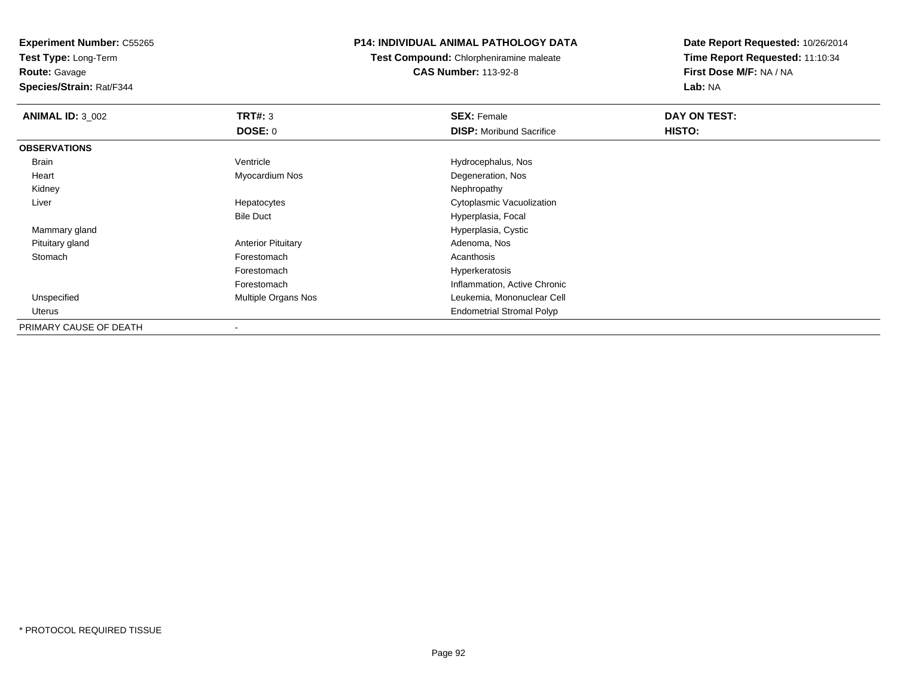**Experiment Number:** C55265
**Test Type:** Long-Term
**Route:** Gavage
**Species/Strain:** Rat/F344

**P14: INDIVIDUAL ANIMAL PATHOLOGY DATA**
**Test Compound:** Chlorpheniramine maleate
**CAS Number:** 113-92-8

**Date Report Requested:** 10/26/2014
**Time Report Requested:** 11:10:34
**First Dose M/F:** NA / NA
**Lab:** NA

| **ANIMAL ID:** 3_002 | **TRT#:** 3 | **SEX:** Female | **DAY ON TEST:** |
|---|---|---|---|
| | **DOSE:** 0 | **DISP:** Moribund Sacrifice | **HISTO:** |
| **OBSERVATIONS** | | | |
| Brain | Ventricle | Hydrocephalus, Nos | |
| Heart | Myocardium Nos | Degeneration, Nos | |
| Kidney | | Nephropathy | |
| Liver | Hepatocytes | Cytoplasmic Vacuolization | |
| | Bile Duct | Hyperplasia, Focal | |
| Mammary gland | | Hyperplasia, Cystic | |
| Pituitary gland | Anterior Pituitary | Adenoma, Nos | |
| Stomach | Forestomach | Acanthosis | |
| | Forestomach | Hyperkeratosis | |
| | Forestomach | Inflammation, Active Chronic | |
| Unspecified | Multiple Organs Nos | Leukemia, Mononuclear Cell | |
| Uterus | | Endometrial Stromal Polyp | |
| PRIMARY CAUSE OF DEATH | - | | |

* PROTOCOL REQUIRED TISSUE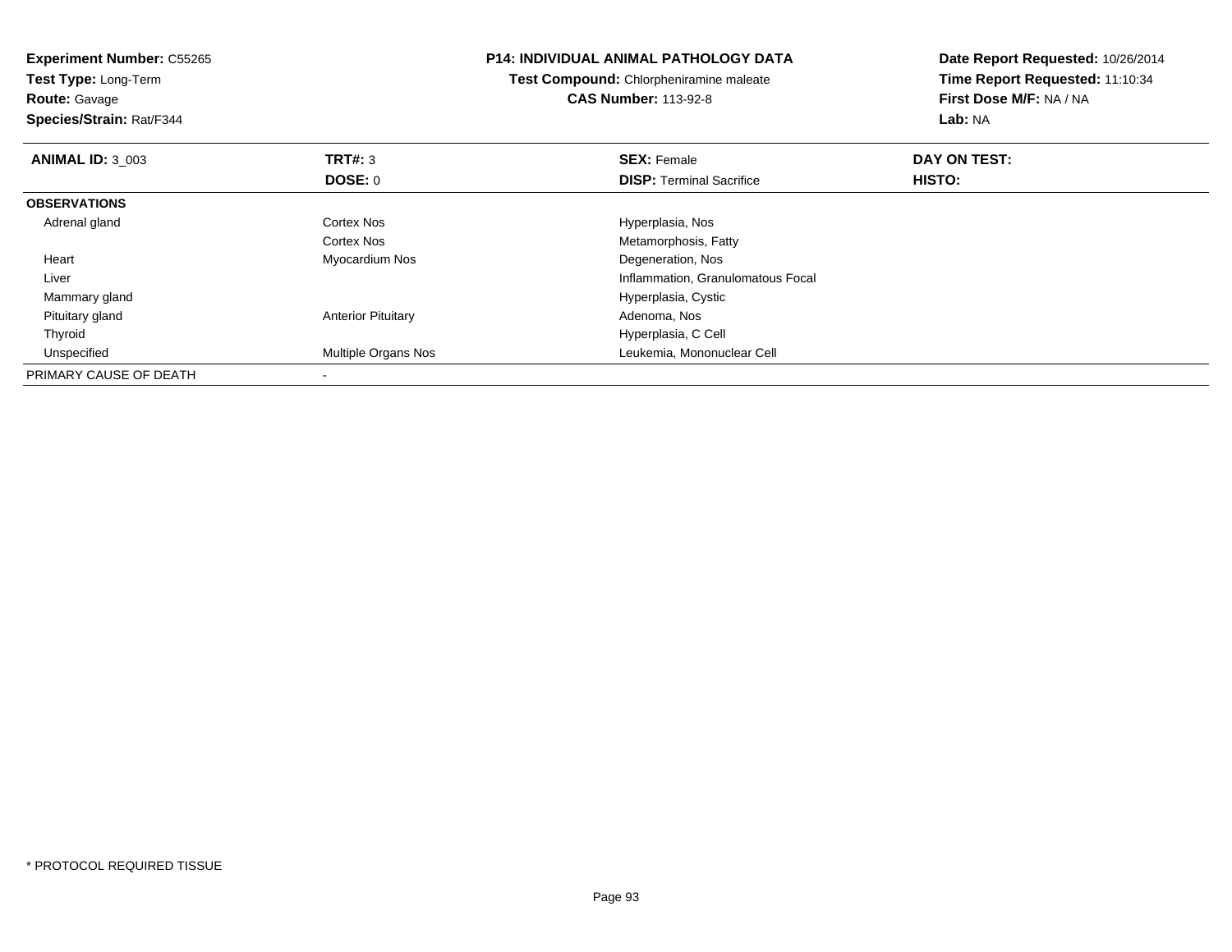**Experiment Number:** C55265
**Test Type:** Long-Term
**Route:** Gavage
**Species/Strain:** Rat/F344

**P14: INDIVIDUAL ANIMAL PATHOLOGY DATA**
**Test Compound:** Chlorpheniramine maleate
**CAS Number:** 113-92-8

**Date Report Requested:** 10/26/2014
**Time Report Requested:** 11:10:34
**First Dose M/F:** NA / NA
**Lab:** NA

| **ANIMAL ID:** 3_003 | **TRT#:** 3 | **SEX:** Female | **DAY ON TEST:** |
|---|---|---|---|
| | **DOSE:** 0 | **DISP:** Terminal Sacrifice | **HISTO:** |
| **OBSERVATIONS** | | | |
| Adrenal gland | Cortex Nos | Hyperplasia, Nos | |
| | Cortex Nos | Metamorphosis, Fatty | |
| Heart | Myocardium Nos | Degeneration, Nos | |
| Liver | | Inflammation, Granulomatous Focal | |
| Mammary gland | | Hyperplasia, Cystic | |
| Pituitary gland | Anterior Pituitary | Adenoma, Nos | |
| Thyroid | | Hyperplasia, C Cell | |
| Unspecified | Multiple Organs Nos | Leukemia, Mononuclear Cell | |
| PRIMARY CAUSE OF DEATH | - | | |

* PROTOCOL REQUIRED TISSUE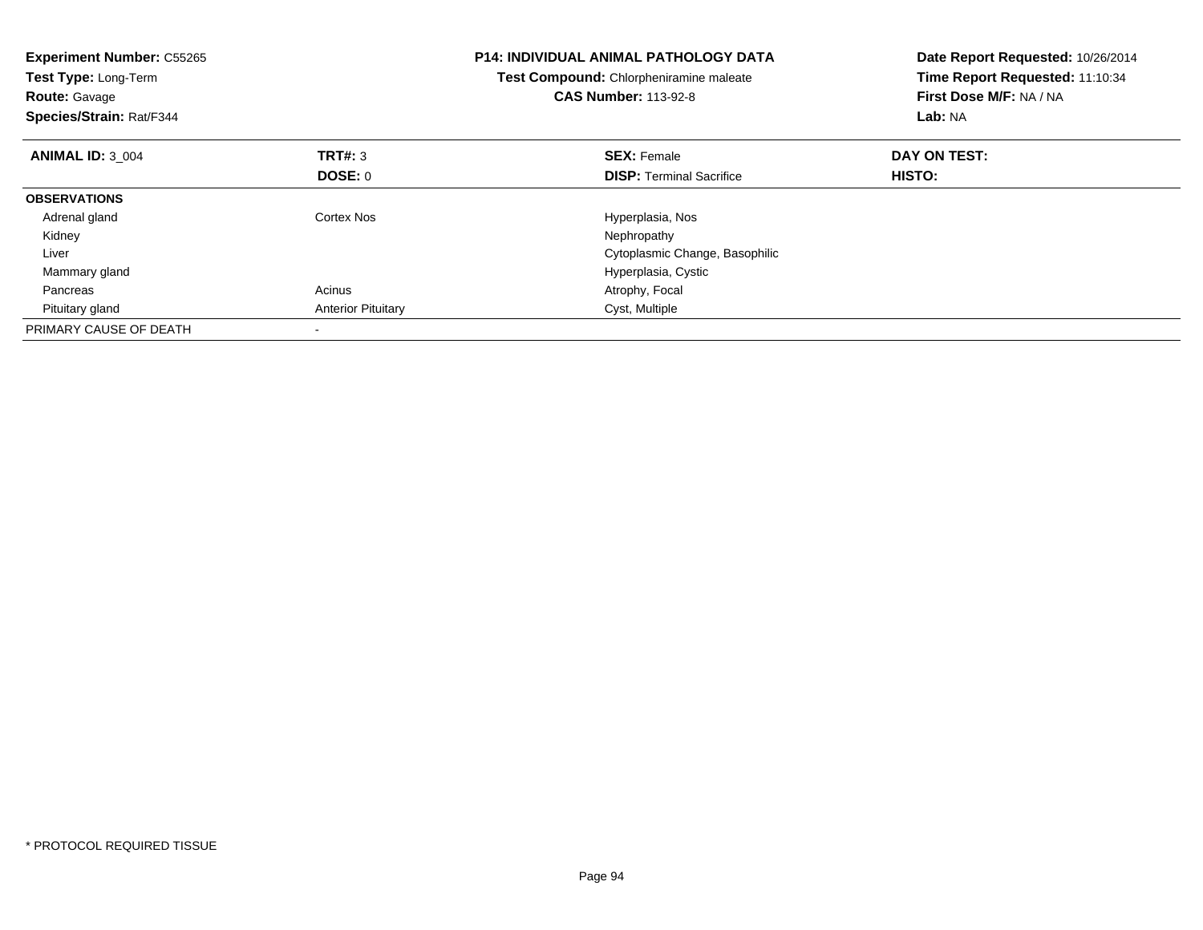**Experiment Number:** C55265
**Test Type:** Long-Term
**Route:** Gavage
**Species/Strain:** Rat/F344

**P14: INDIVIDUAL ANIMAL PATHOLOGY DATA**
**Test Compound:** Chlorpheniramine maleate
**CAS Number:** 113-92-8

**Date Report Requested:** 10/26/2014
**Time Report Requested:** 11:10:34
**First Dose M/F:** NA / NA
**Lab:** NA

| **ANIMAL ID:** 3_004 | **TRT#:** 3 | **SEX:** Female | **DAY ON TEST:** |
|---|---|---|---|
| | **DOSE:** 0 | **DISP:** Terminal Sacrifice | **HISTO:** |
| **OBSERVATIONS** | | | |
| Adrenal gland | Cortex Nos | Hyperplasia, Nos | |
| Kidney | | Nephropathy | |
| Liver | | Cytoplasmic Change, Basophilic | |
| Mammary gland | | Hyperplasia, Cystic | |
| Pancreas | Acinus | Atrophy, Focal | |
| Pituitary gland | Anterior Pituitary | Cyst, Multiple | |
| PRIMARY CAUSE OF DEATH | - | | |

\* PROTOCOL REQUIRED TISSUE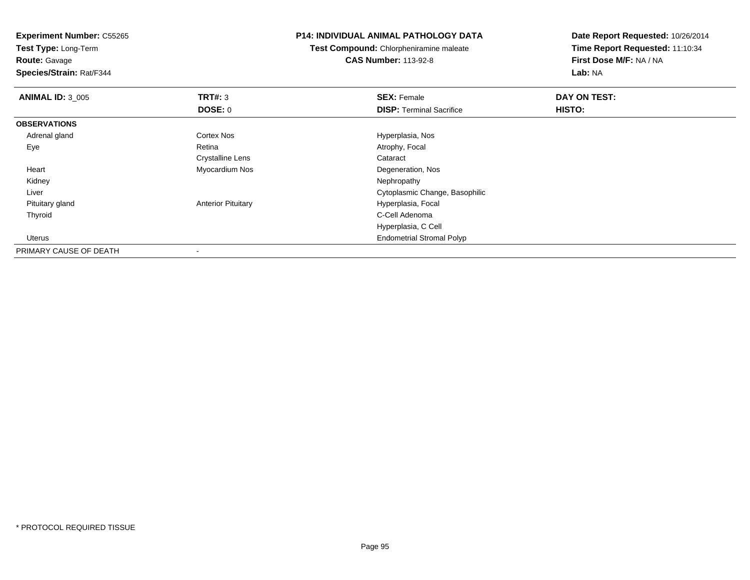**Experiment Number:** C55265
**Test Type:** Long-Term
**Route:** Gavage
**Species/Strain:** Rat/F344

**P14: INDIVIDUAL ANIMAL PATHOLOGY DATA**
**Test Compound:** Chlorpheniramine maleate
**CAS Number:** 113-92-8

**Date Report Requested:** 10/26/2014
**Time Report Requested:** 11:10:34
**First Dose M/F:** NA / NA
**Lab:** NA

| **ANIMAL ID:** 3_005 | **TRT#:** 3 | **SEX:** Female | **DAY ON TEST:** |
|---|---|---|---|
| | **DOSE:** 0 | **DISP:** Terminal Sacrifice | **HISTO:** |
| **OBSERVATIONS** | | | |
| Adrenal gland | Cortex Nos | Hyperplasia, Nos | |
| Eye | Retina | Atrophy, Focal | |
| | Crystalline Lens | Cataract | |
| Heart | Myocardium Nos | Degeneration, Nos | |
| Kidney | | Nephropathy | |
| Liver | | Cytoplasmic Change, Basophilic | |
| Pituitary gland | Anterior Pituitary | Hyperplasia, Focal | |
| Thyroid | | C-Cell Adenoma | |
| | | Hyperplasia, C Cell | |
| Uterus | | Endometrial Stromal Polyp | |
| PRIMARY CAUSE OF DEATH | - | | |

* PROTOCOL REQUIRED TISSUE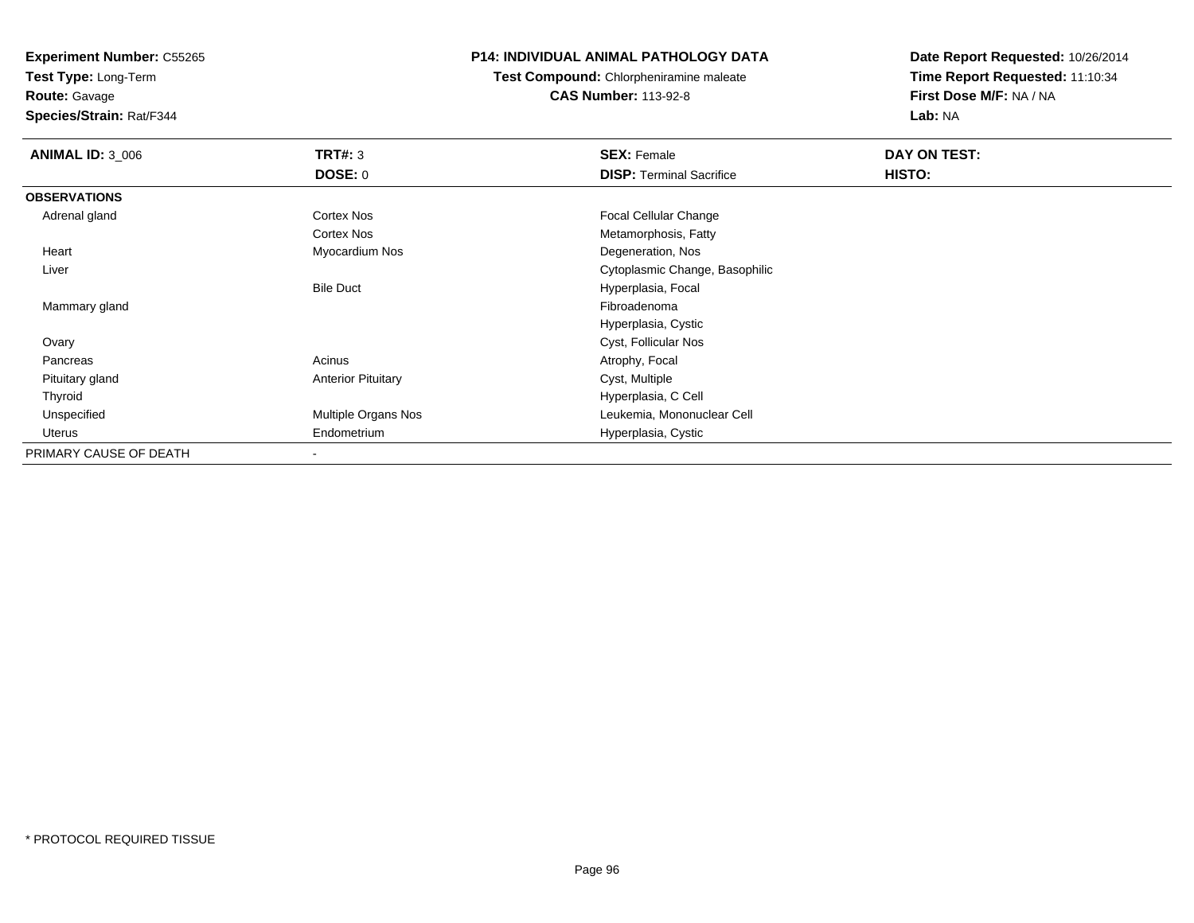**Experiment Number:** C55265
**Test Type:** Long-Term
**Route:** Gavage
**Species/Strain:** Rat/F344

**P14: INDIVIDUAL ANIMAL PATHOLOGY DATA**
**Test Compound:** Chlorpheniramine maleate
**CAS Number:** 113-92-8

**Date Report Requested:** 10/26/2014
**Time Report Requested:** 11:10:34
**First Dose M/F:** NA / NA
**Lab:** NA

| **ANIMAL ID:** 3_006 | **TRT#:** 3 | **SEX:** Female | **DAY ON TEST:** |
|---|---|---|---|
| | **DOSE:** 0 | **DISP:** Terminal Sacrifice | **HISTO:** |
| **OBSERVATIONS** | | | |
| Adrenal gland | Cortex Nos | Focal Cellular Change | |
| | Cortex Nos | Metamorphosis, Fatty | |
| Heart | Myocardium Nos | Degeneration, Nos | |
| Liver | | Cytoplasmic Change, Basophilic | |
| | Bile Duct | Hyperplasia, Focal | |
| Mammary gland | | Fibroadenoma | |
| | | Hyperplasia, Cystic | |
| Ovary | | Cyst, Follicular Nos | |
| Pancreas | Acinus | Atrophy, Focal | |
| Pituitary gland | Anterior Pituitary | Cyst, Multiple | |
| Thyroid | | Hyperplasia, C Cell | |
| Unspecified | Multiple Organs Nos | Leukemia, Mononuclear Cell | |
| Uterus | Endometrium | Hyperplasia, Cystic | |
| PRIMARY CAUSE OF DEATH | - | | |

* PROTOCOL REQUIRED TISSUE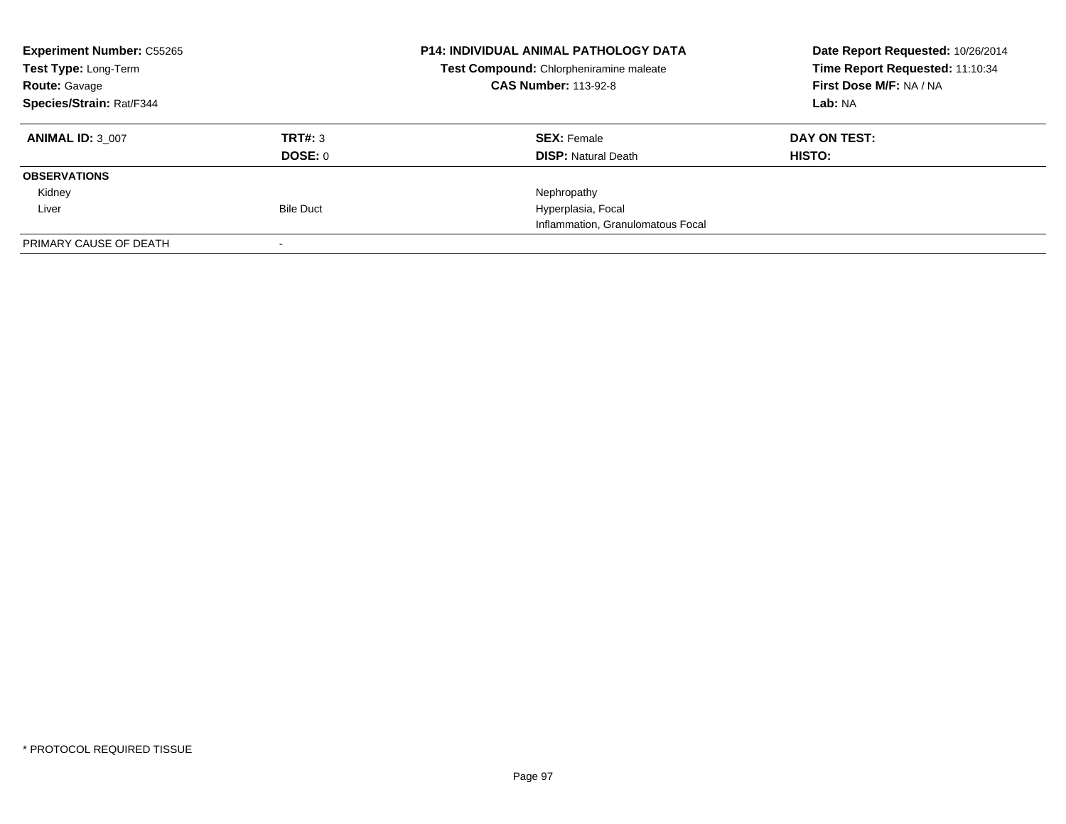**Experiment Number:** C55265
**Test Type:** Long-Term
**Route:** Gavage
**Species/Strain:** Rat/F344

**P14: INDIVIDUAL ANIMAL PATHOLOGY DATA**
**Test Compound:** Chlorpheniramine maleate
**CAS Number:** 113-92-8

**Date Report Requested:** 10/26/2014
**Time Report Requested:** 11:10:34
**First Dose M/F:** NA / NA
**Lab:** NA

| **ANIMAL ID:** 3_007 | **TRT#:** 3 | **SEX:** Female | **DAY ON TEST:** |
|---|---|---|---|
| | **DOSE:** 0 | **DISP:** Natural Death | **HISTO:** |
| **OBSERVATIONS** | | | |
| Kidney | | Nephropathy | |
| Liver | Bile Duct | Hyperplasia, Focal | |
| | | Inflammation, Granulomatous Focal | |
| PRIMARY CAUSE OF DEATH | - | | |

* PROTOCOL REQUIRED TISSUE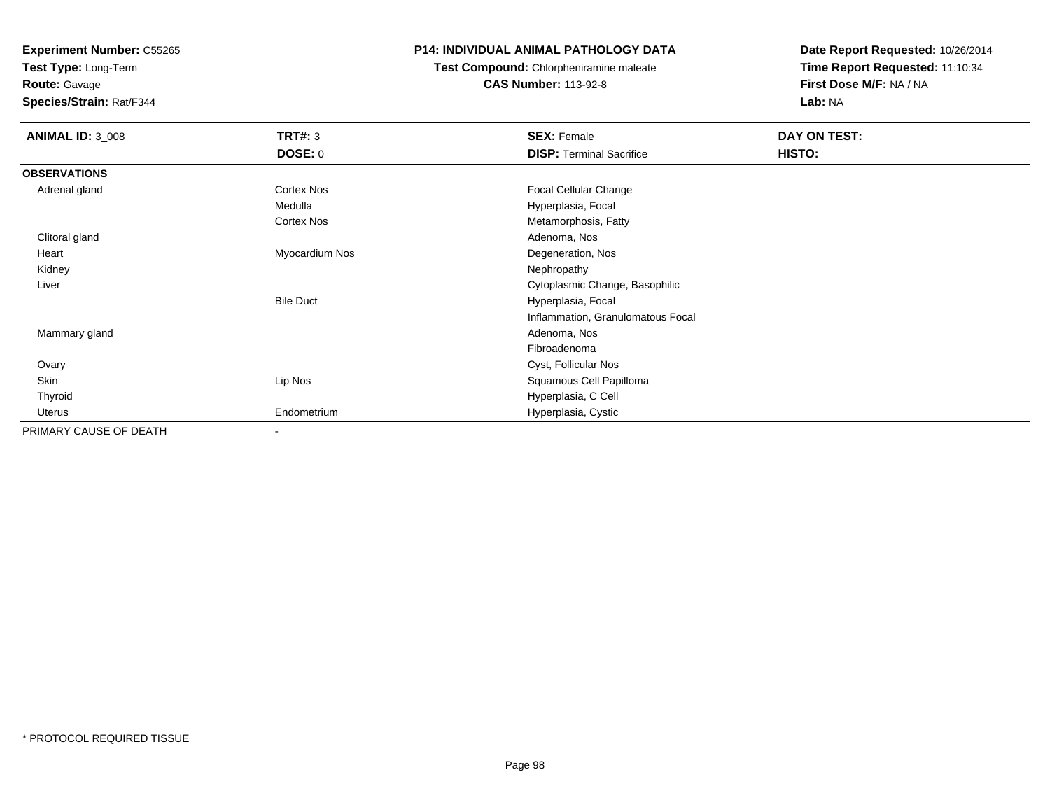**Experiment Number:** C55265
**Test Type:** Long-Term
**Route:** Gavage
**Species/Strain:** Rat/F344

**P14: INDIVIDUAL ANIMAL PATHOLOGY DATA**
**Test Compound:** Chlorpheniramine maleate
**CAS Number:** 113-92-8

**Date Report Requested:** 10/26/2014
**Time Report Requested:** 11:10:34
**First Dose M/F:** NA / NA
**Lab:** NA

| **ANIMAL ID:** 3_008 | **TRT#:** 3 | **SEX:** Female | **DAY ON TEST:** |
|---|---|---|---|
| | **DOSE:** 0 | **DISP:** Terminal Sacrifice | **HISTO:** |
| **OBSERVATIONS** | | | |
| Adrenal gland | Cortex Nos | Focal Cellular Change | |
| | Medulla | Hyperplasia, Focal | |
| | Cortex Nos | Metamorphosis, Fatty | |
| Clitoral gland | | Adenoma, Nos | |
| Heart | Myocardium Nos | Degeneration, Nos | |
| Kidney | | Nephropathy | |
| Liver | | Cytoplasmic Change, Basophilic | |
| | Bile Duct | Hyperplasia, Focal | |
| | | Inflammation, Granulomatous Focal | |
| Mammary gland | | Adenoma, Nos | |
| | | Fibroadenoma | |
| Ovary | | Cyst, Follicular Nos | |
| Skin | Lip Nos | Squamous Cell Papilloma | |
| Thyroid | | Hyperplasia, C Cell | |
| Uterus | Endometrium | Hyperplasia, Cystic | |
| PRIMARY CAUSE OF DEATH | - | | |

* PROTOCOL REQUIRED TISSUE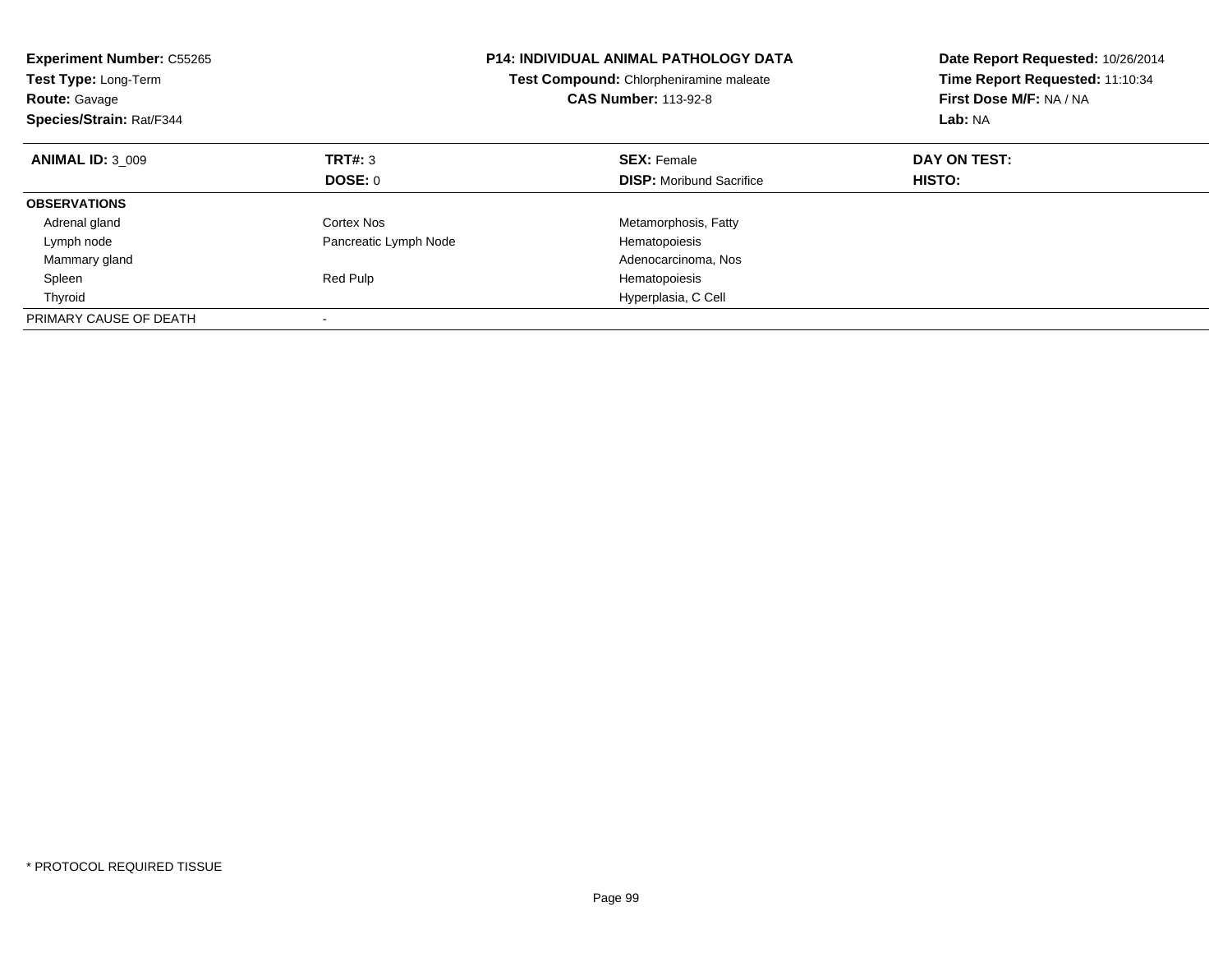**Experiment Number:** C55265
**Test Type:** Long-Term
**Route:** Gavage
**Species/Strain:** Rat/F344

**P14: INDIVIDUAL ANIMAL PATHOLOGY DATA**
**Test Compound:** Chlorpheniramine maleate
**CAS Number:** 113-92-8

**Date Report Requested:** 10/26/2014
**Time Report Requested:** 11:10:34
**First Dose M/F:** NA / NA
**Lab:** NA

| **ANIMAL ID:** 3_009 | **TRT#:** 3 | **SEX:** Female | **DAY ON TEST:** |
|---|---|---|---|
| | **DOSE:** 0 | **DISP:** Moribund Sacrifice | **HISTO:** |
| **OBSERVATIONS** | | | |
| Adrenal gland | Cortex Nos | Metamorphosis, Fatty | |
| Lymph node | Pancreatic Lymph Node | Hematopoiesis | |
| Mammary gland | | Adenocarcinoma, Nos | |
| Spleen | Red Pulp | Hematopoiesis | |
| Thyroid | | Hyperplasia, C Cell | |
| PRIMARY CAUSE OF DEATH | - | | |

* PROTOCOL REQUIRED TISSUE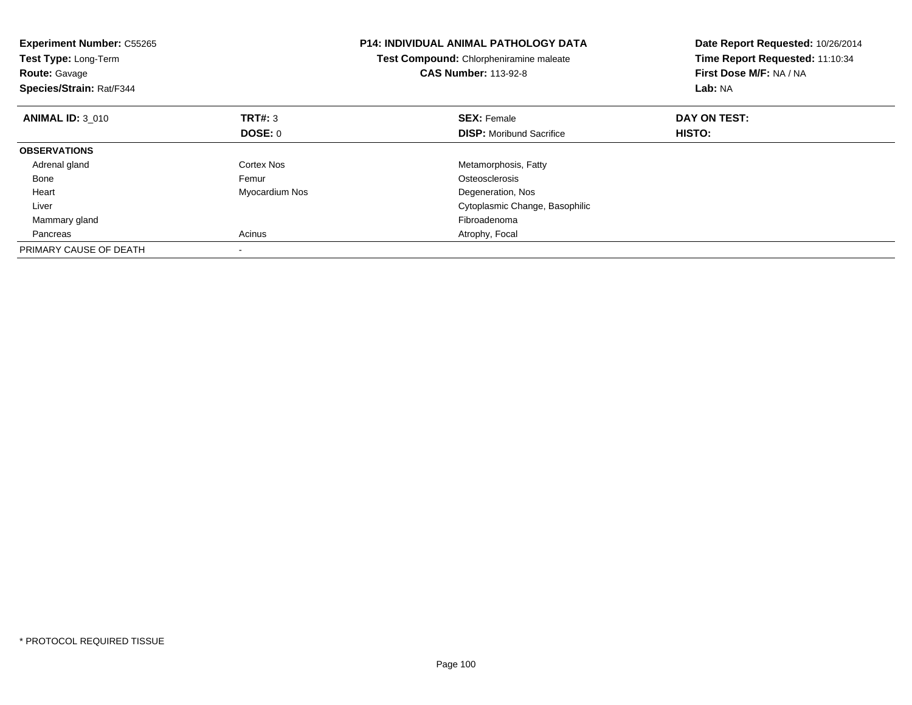**Experiment Number:** C55265
**Test Type:** Long-Term
**Route:** Gavage
**Species/Strain:** Rat/F344

**P14: INDIVIDUAL ANIMAL PATHOLOGY DATA**
**Test Compound:** Chlorpheniramine maleate
**CAS Number:** 113-92-8

**Date Report Requested:** 10/26/2014
**Time Report Requested:** 11:10:34
**First Dose M/F:** NA / NA
**Lab:** NA

| **ANIMAL ID:** 3_010 | **TRT#:** 3 | **SEX:** Female | **DAY ON TEST:** |
|---|---|---|---|
| | **DOSE:** 0 | **DISP:** Moribund Sacrifice | **HISTO:** |
| **OBSERVATIONS** | | | |
| Adrenal gland | Cortex Nos | Metamorphosis, Fatty | |
| Bone | Femur | Osteosclerosis | |
| Heart | Myocardium Nos | Degeneration, Nos | |
| Liver | | Cytoplasmic Change, Basophilic | |
| Mammary gland | | Fibroadenoma | |
| Pancreas | Acinus | Atrophy, Focal | |
| PRIMARY CAUSE OF DEATH | - | | |

* PROTOCOL REQUIRED TISSUE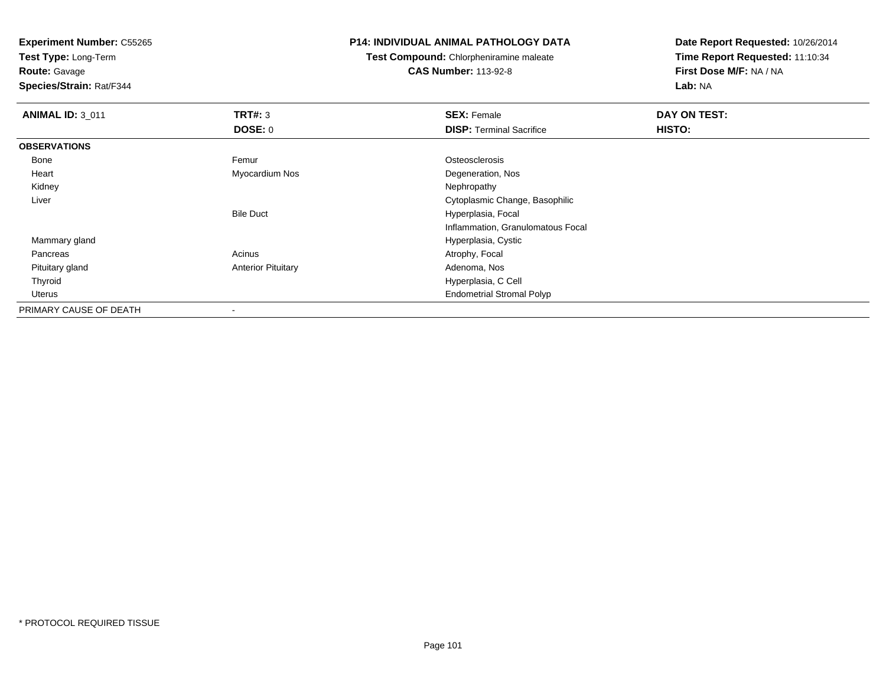**Experiment Number:** C55265
**Test Type:** Long-Term
**Route:** Gavage
**Species/Strain:** Rat/F344

**P14: INDIVIDUAL ANIMAL PATHOLOGY DATA**
**Test Compound:** Chlorpheniramine maleate
**CAS Number:** 113-92-8

**Date Report Requested:** 10/26/2014
**Time Report Requested:** 11:10:34
**First Dose M/F:** NA / NA
**Lab:** NA

| **ANIMAL ID:** 3_011 | **TRT#:** 3 | **SEX:** Female | **DAY ON TEST:** |
|---|---|---|---|
| | **DOSE:** 0 | **DISP:** Terminal Sacrifice | **HISTO:** |
| **OBSERVATIONS** | | | |
| Bone | Femur | Osteosclerosis | |
| Heart | Myocardium Nos | Degeneration, Nos | |
| Kidney | | Nephropathy | |
| Liver | | Cytoplasmic Change, Basophilic | |
| | Bile Duct | Hyperplasia, Focal | |
| | | Inflammation, Granulomatous Focal | |
| Mammary gland | | Hyperplasia, Cystic | |
| Pancreas | Acinus | Atrophy, Focal | |
| Pituitary gland | Anterior Pituitary | Adenoma, Nos | |
| Thyroid | | Hyperplasia, C Cell | |
| Uterus | | Endometrial Stromal Polyp | |
| PRIMARY CAUSE OF DEATH | - | | |

* PROTOCOL REQUIRED TISSUE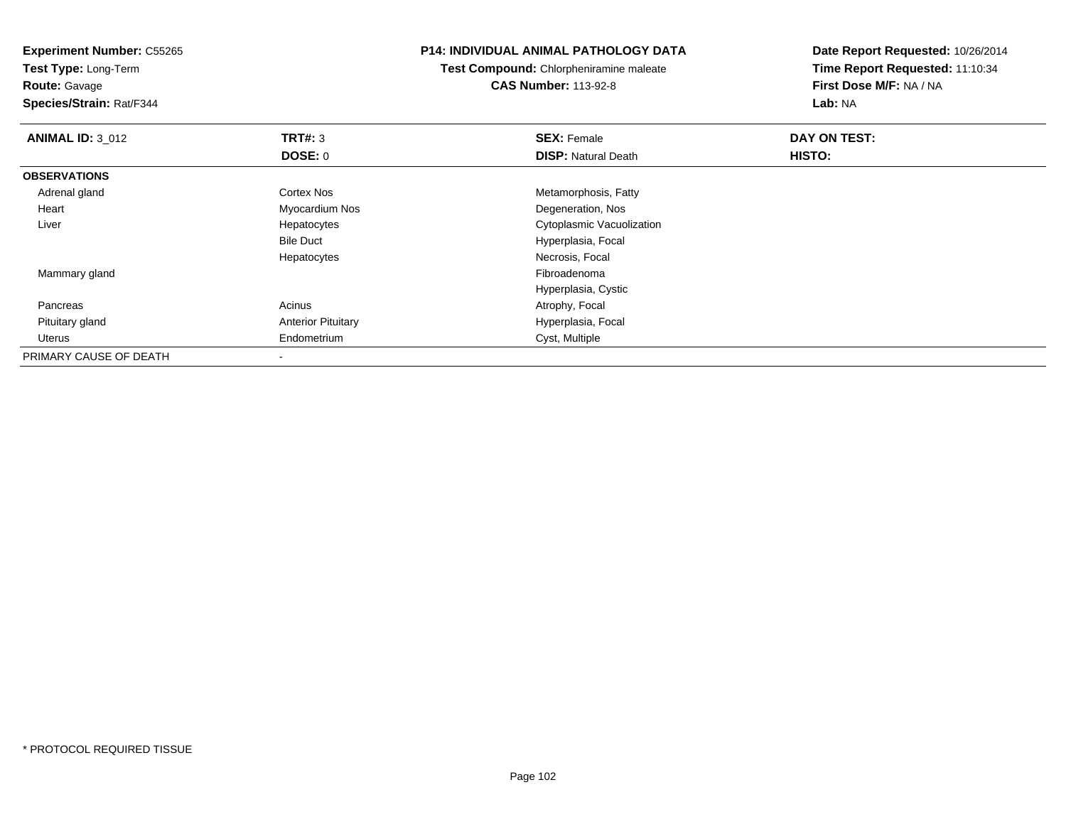**Experiment Number:** C55265
**Test Type:** Long-Term
**Route:** Gavage
**Species/Strain:** Rat/F344

**P14: INDIVIDUAL ANIMAL PATHOLOGY DATA**
**Test Compound:** Chlorpheniramine maleate
**CAS Number:** 113-92-8

**Date Report Requested:** 10/26/2014
**Time Report Requested:** 11:10:34
**First Dose M/F:** NA / NA
**Lab:** NA

| **ANIMAL ID:** 3_012 | **TRT#:** 3 | **SEX:** Female | **DAY ON TEST:** |
|---|---|---|---|
| | **DOSE:** 0 | **DISP:** Natural Death | **HISTO:** |
| **OBSERVATIONS** | | | |
| Adrenal gland | Cortex Nos | Metamorphosis, Fatty | |
| Heart | Myocardium Nos | Degeneration, Nos | |
| Liver | Hepatocytes | Cytoplasmic Vacuolization | |
| | Bile Duct | Hyperplasia, Focal | |
| | Hepatocytes | Necrosis, Focal | |
| Mammary gland | | Fibroadenoma | |
| | | Hyperplasia, Cystic | |
| Pancreas | Acinus | Atrophy, Focal | |
| Pituitary gland | Anterior Pituitary | Hyperplasia, Focal | |
| Uterus | Endometrium | Cyst, Multiple | |
| PRIMARY CAUSE OF DEATH | - | | |

* PROTOCOL REQUIRED TISSUE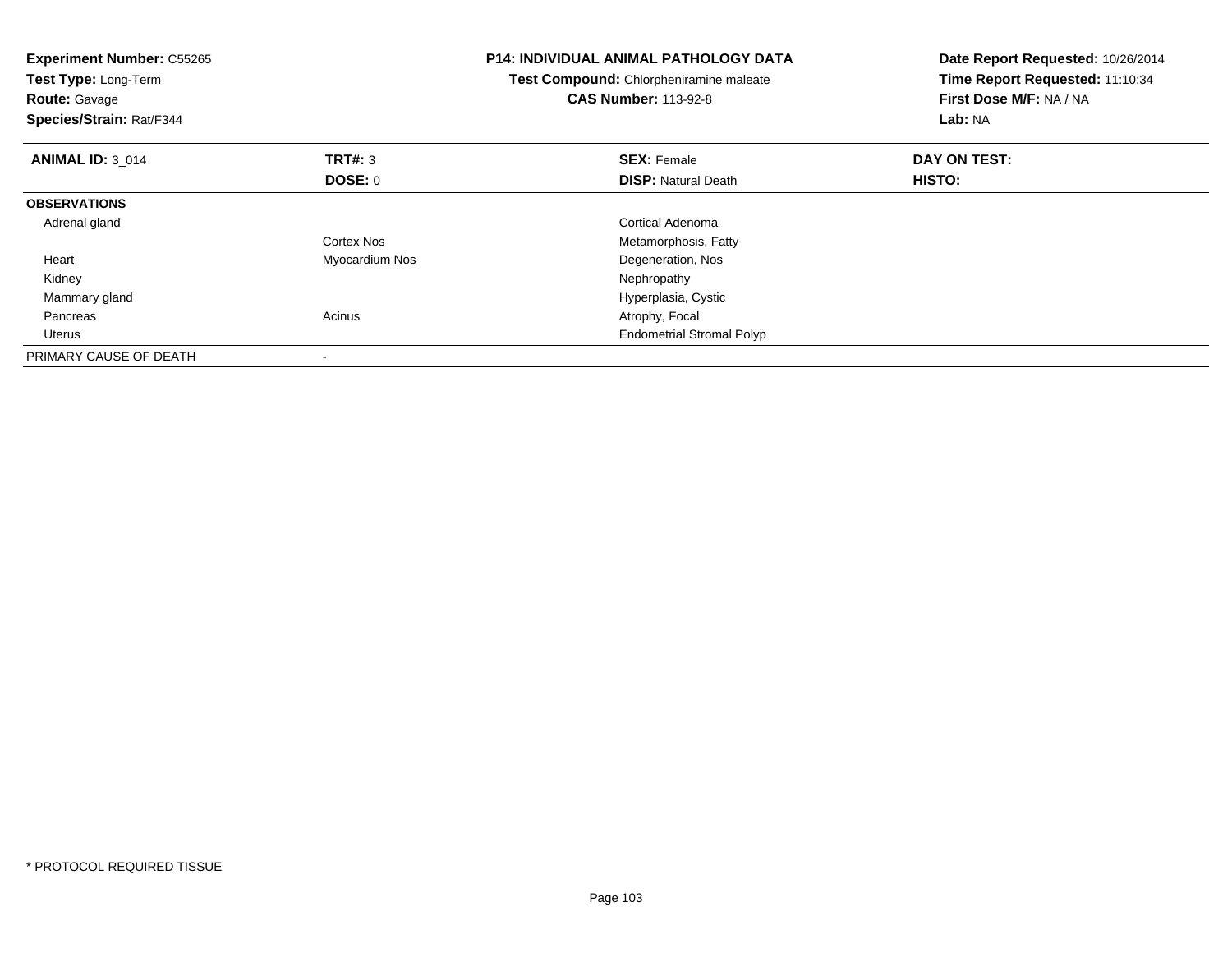**Experiment Number:** C55265
**Test Type:** Long-Term
**Route:** Gavage
**Species/Strain:** Rat/F344

**P14: INDIVIDUAL ANIMAL PATHOLOGY DATA**
**Test Compound:** Chlorpheniramine maleate
**CAS Number:** 113-92-8

**Date Report Requested:** 10/26/2014
**Time Report Requested:** 11:10:34
**First Dose M/F:** NA / NA
**Lab:** NA

| **ANIMAL ID:** 3_014 | **TRT#:** 3 | **SEX:** Female | **DAY ON TEST:** |
|---|---|---|---|
| | **DOSE:** 0 | **DISP:** Natural Death | **HISTO:** |
| **OBSERVATIONS** | | | |
| Adrenal gland | | Cortical Adenoma | |
| | Cortex Nos | Metamorphosis, Fatty | |
| Heart | Myocardium Nos | Degeneration, Nos | |
| Kidney | | Nephropathy | |
| Mammary gland | | Hyperplasia, Cystic | |
| Pancreas | Acinus | Atrophy, Focal | |
| Uterus | | Endometrial Stromal Polyp | |
| PRIMARY CAUSE OF DEATH | - | | |

* PROTOCOL REQUIRED TISSUE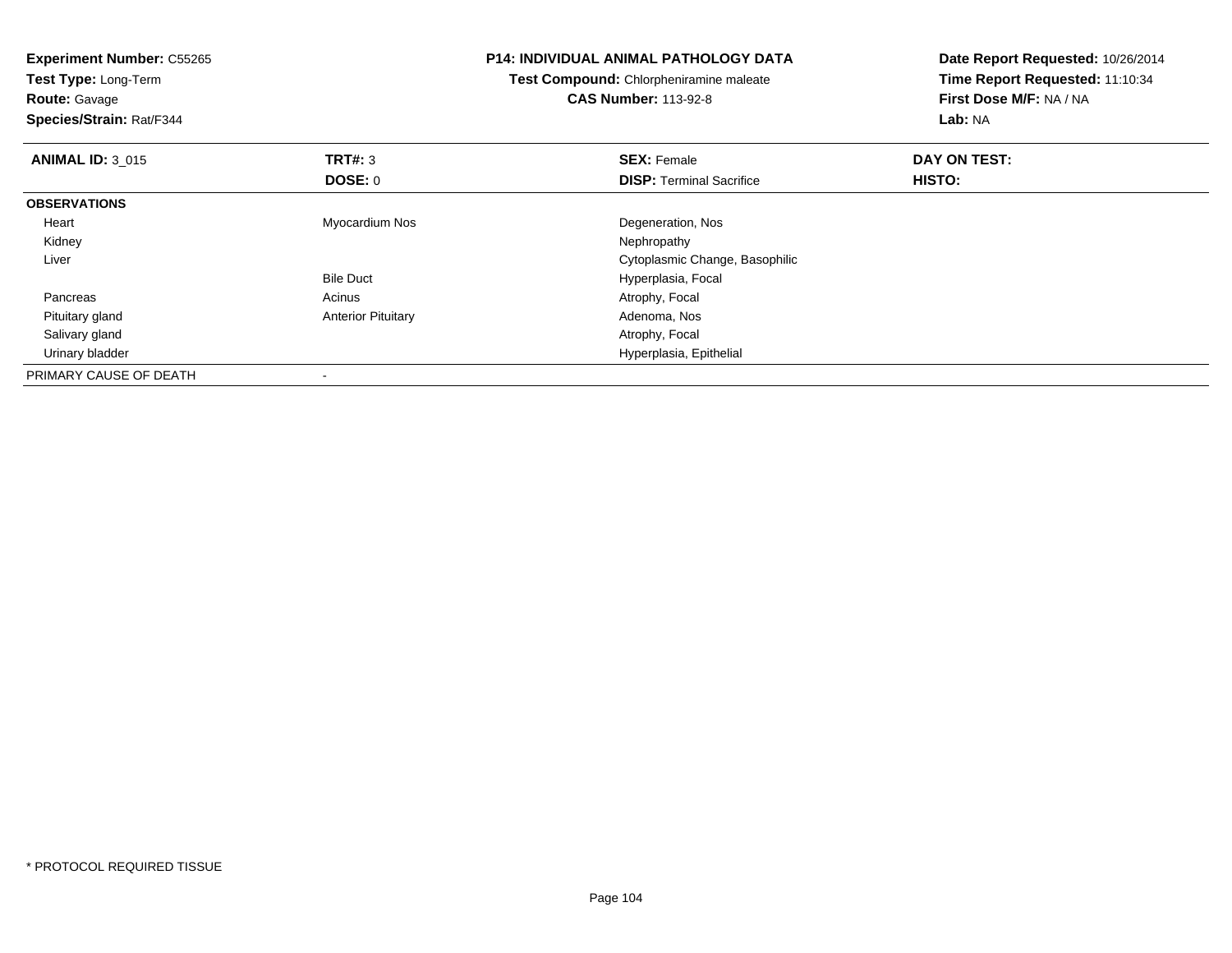**Experiment Number:** C55265
**Test Type:** Long-Term
**Route:** Gavage
**Species/Strain:** Rat/F344

**P14: INDIVIDUAL ANIMAL PATHOLOGY DATA**
**Test Compound:** Chlorpheniramine maleate
**CAS Number:** 113-92-8

**Date Report Requested:** 10/26/2014
**Time Report Requested:** 11:10:34
**First Dose M/F:** NA / NA
**Lab:** NA

| **ANIMAL ID:** 3_015 | **TRT#:** 3 | **SEX:** Female | **DAY ON TEST:** |
|---|---|---|---|
| | **DOSE:** 0 | **DISP:** Terminal Sacrifice | **HISTO:** |
| **OBSERVATIONS** | | | |
| Heart | Myocardium Nos | Degeneration, Nos | |
| Kidney | | Nephropathy | |
| Liver | | Cytoplasmic Change, Basophilic | |
| | Bile Duct | Hyperplasia, Focal | |
| Pancreas | Acinus | Atrophy, Focal | |
| Pituitary gland | Anterior Pituitary | Adenoma, Nos | |
| Salivary gland | | Atrophy, Focal | |
| Urinary bladder | | Hyperplasia, Epithelial | |
| PRIMARY CAUSE OF DEATH | - | | |

* PROTOCOL REQUIRED TISSUE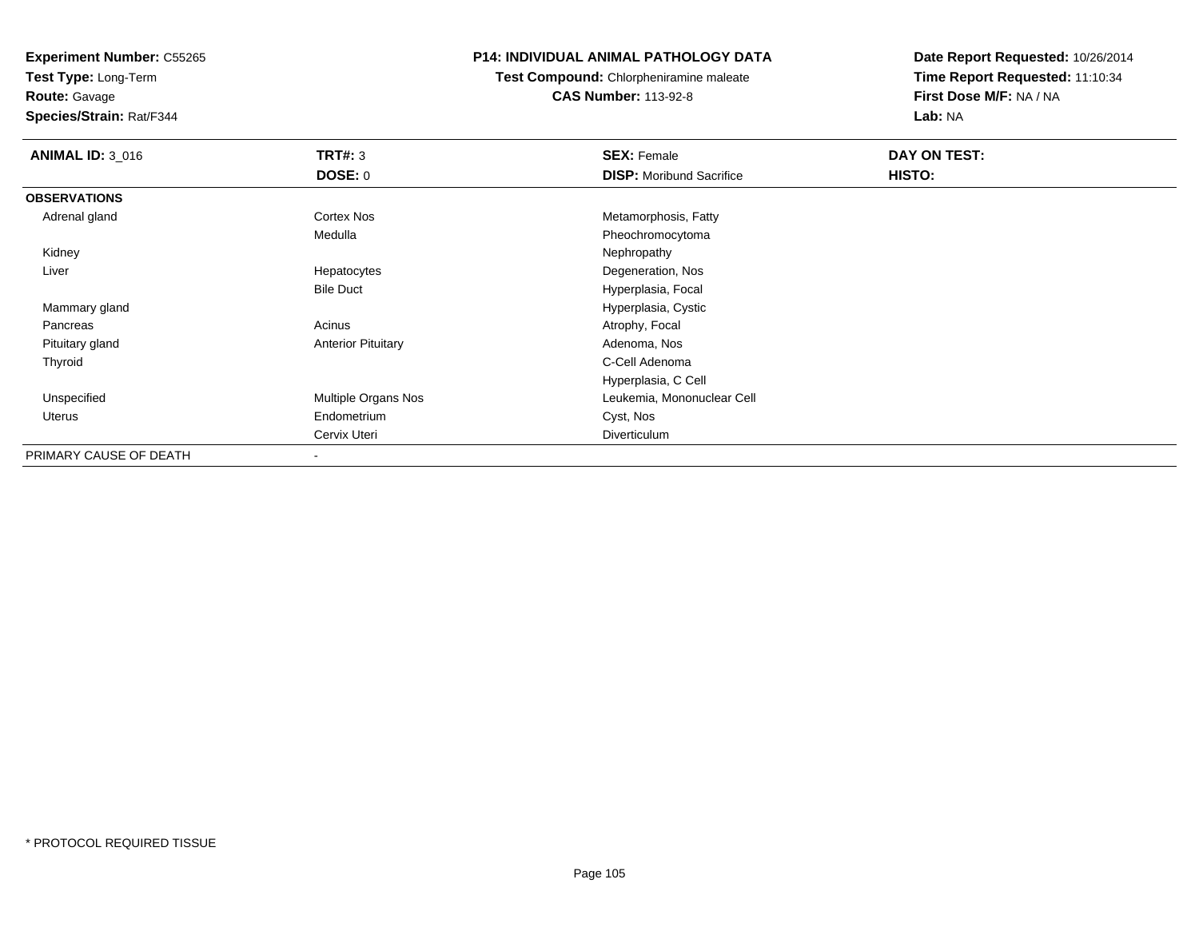**Experiment Number:** C55265
**Test Type:** Long-Term
**Route:** Gavage
**Species/Strain:** Rat/F344

**P14: INDIVIDUAL ANIMAL PATHOLOGY DATA**
**Test Compound:** Chlorpheniramine maleate
**CAS Number:** 113-92-8

**Date Report Requested:** 10/26/2014
**Time Report Requested:** 11:10:34
**First Dose M/F:** NA / NA
**Lab:** NA

| **ANIMAL ID:** 3_016 | **TRT#:** 3 | **SEX:** Female | **DAY ON TEST:** |
|---|---|---|---|
| | **DOSE:** 0 | **DISP:** Moribund Sacrifice | **HISTO:** |
| **OBSERVATIONS** | | | |
| Adrenal gland | Cortex Nos | Metamorphosis, Fatty | |
| | Medulla | Pheochromocytoma | |
| Kidney | | Nephropathy | |
| Liver | Hepatocytes | Degeneration, Nos | |
| | Bile Duct | Hyperplasia, Focal | |
| Mammary gland | | Hyperplasia, Cystic | |
| Pancreas | Acinus | Atrophy, Focal | |
| Pituitary gland | Anterior Pituitary | Adenoma, Nos | |
| Thyroid | | C-Cell Adenoma | |
| | | Hyperplasia, C Cell | |
| Unspecified | Multiple Organs Nos | Leukemia, Mononuclear Cell | |
| Uterus | Endometrium | Cyst, Nos | |
| | Cervix Uteri | Diverticulum | |
| PRIMARY CAUSE OF DEATH | - | | |

* PROTOCOL REQUIRED TISSUE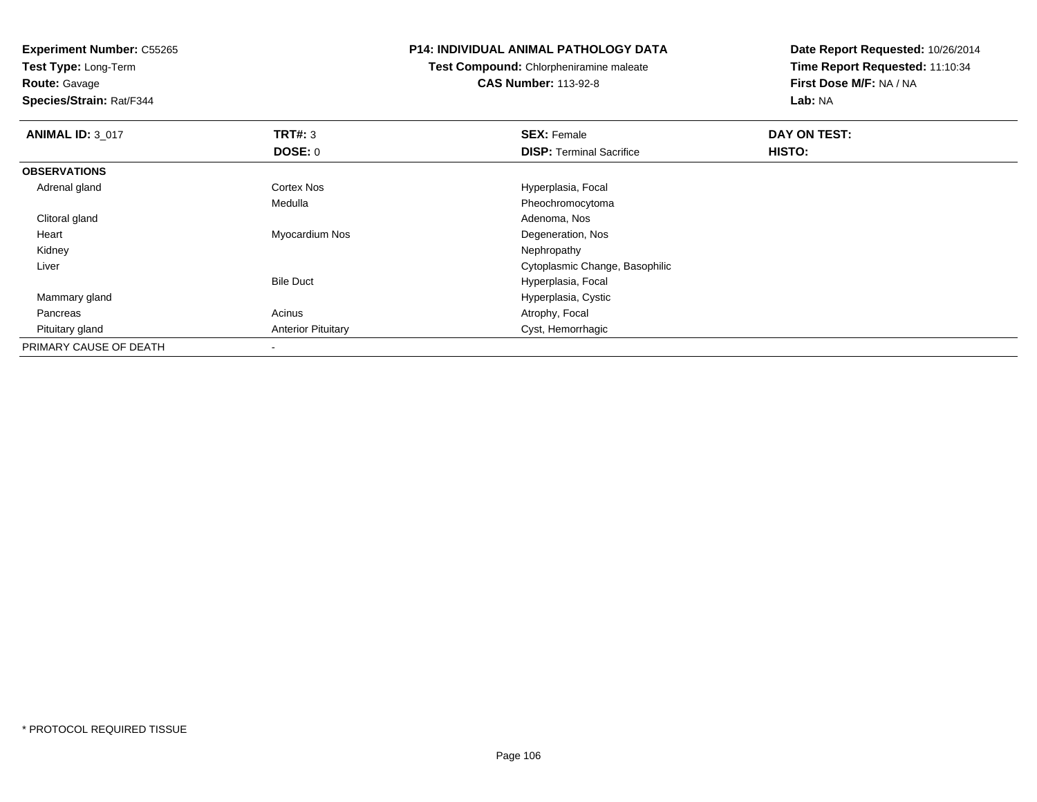**Experiment Number:** C55265
**Test Type:** Long-Term
**Route:** Gavage
**Species/Strain:** Rat/F344

**P14: INDIVIDUAL ANIMAL PATHOLOGY DATA**
**Test Compound:** Chlorpheniramine maleate
**CAS Number:** 113-92-8

**Date Report Requested:** 10/26/2014
**Time Report Requested:** 11:10:34
**First Dose M/F:** NA / NA
**Lab:** NA

| **ANIMAL ID:** 3_017 | **TRT#:** 3 | **SEX:** Female | **DAY ON TEST:** |
|---|---|---|---|
| | **DOSE:** 0 | **DISP:** Terminal Sacrifice | **HISTO:** |
| **OBSERVATIONS** | | | |
| Adrenal gland | Cortex Nos | Hyperplasia, Focal | |
| | Medulla | Pheochromocytoma | |
| Clitoral gland | | Adenoma, Nos | |
| Heart | Myocardium Nos | Degeneration, Nos | |
| Kidney | | Nephropathy | |
| Liver | | Cytoplasmic Change, Basophilic | |
| | Bile Duct | Hyperplasia, Focal | |
| Mammary gland | | Hyperplasia, Cystic | |
| Pancreas | Acinus | Atrophy, Focal | |
| Pituitary gland | Anterior Pituitary | Cyst, Hemorrhagic | |
| PRIMARY CAUSE OF DEATH | - | | |

\* PROTOCOL REQUIRED TISSUE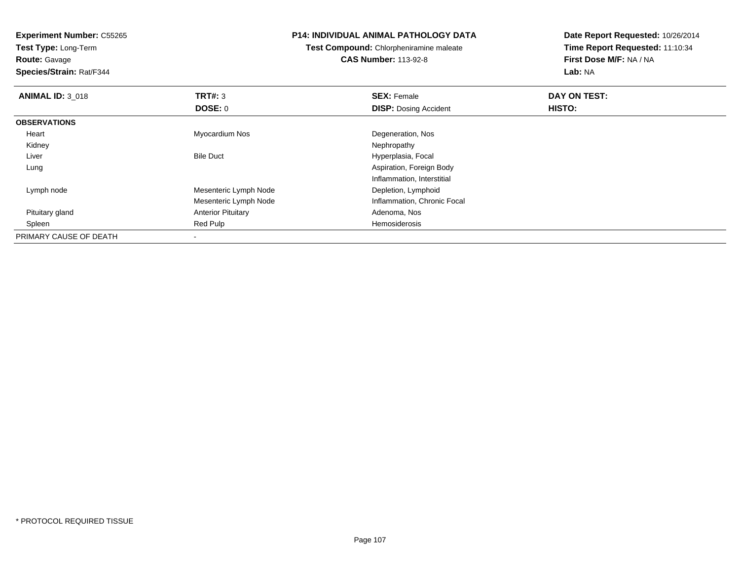**Experiment Number:** C55265
**Test Type:** Long-Term
**Route:** Gavage
**Species/Strain:** Rat/F344

**P14: INDIVIDUAL ANIMAL PATHOLOGY DATA**
**Test Compound:** Chlorpheniramine maleate
**CAS Number:** 113-92-8

**Date Report Requested:** 10/26/2014
**Time Report Requested:** 11:10:34
**First Dose M/F:** NA / NA
**Lab:** NA

| **ANIMAL ID:** 3_018 | **TRT#:** 3 | **SEX:** Female | **DAY ON TEST:** |
|---|---|---|---|
| | **DOSE:** 0 | **DISP:** Dosing Accident | **HISTO:** |
| **OBSERVATIONS** | | | |
| Heart | Myocardium Nos | Degeneration, Nos | |
| Kidney | | Nephropathy | |
| Liver | Bile Duct | Hyperplasia, Focal | |
| Lung | | Aspiration, Foreign Body | |
| | | Inflammation, Interstitial | |
| Lymph node | Mesenteric Lymph Node | Depletion, Lymphoid | |
| | Mesenteric Lymph Node | Inflammation, Chronic Focal | |
| Pituitary gland | Anterior Pituitary | Adenoma, Nos | |
| Spleen | Red Pulp | Hemosiderosis | |
| PRIMARY CAUSE OF DEATH | - | | |

* PROTOCOL REQUIRED TISSUE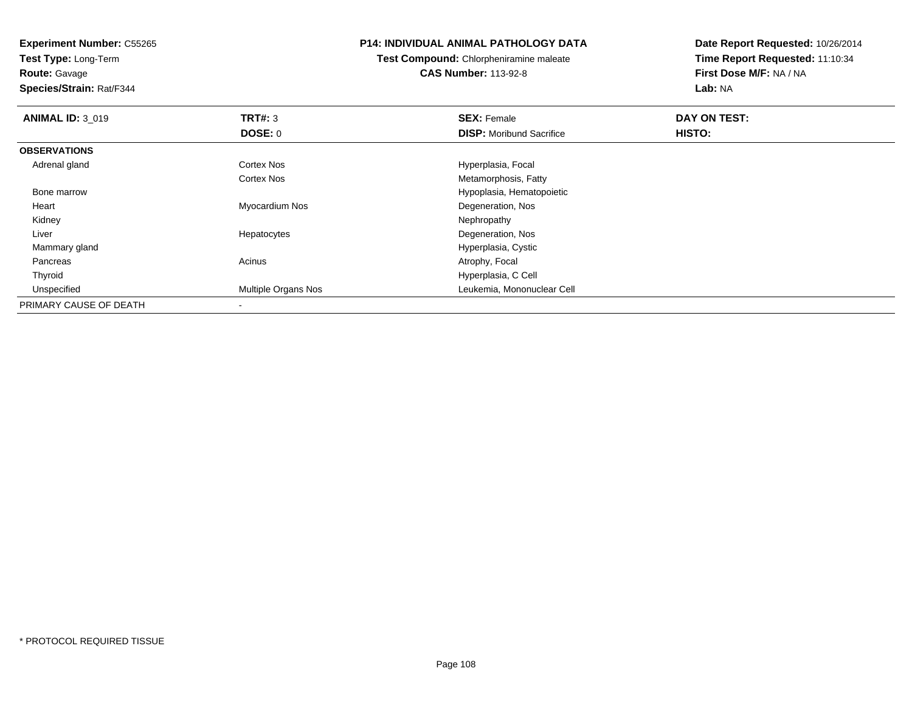**Experiment Number:** C55265
**Test Type:** Long-Term
**Route:** Gavage
**Species/Strain:** Rat/F344

**P14: INDIVIDUAL ANIMAL PATHOLOGY DATA**
**Test Compound:** Chlorpheniramine maleate
**CAS Number:** 113-92-8

**Date Report Requested:** 10/26/2014
**Time Report Requested:** 11:10:34
**First Dose M/F:** NA / NA
**Lab:** NA

| **ANIMAL ID:** 3_019 | **TRT#:** 3 | **SEX:** Female | **DAY ON TEST:** |
|---|---|---|---|
| | **DOSE:** 0 | **DISP:** Moribund Sacrifice | **HISTO:** |
| **OBSERVATIONS** | | | |
| Adrenal gland | Cortex Nos | Hyperplasia, Focal | |
| | Cortex Nos | Metamorphosis, Fatty | |
| Bone marrow | | Hypoplasia, Hematopoietic | |
| Heart | Myocardium Nos | Degeneration, Nos | |
| Kidney | | Nephropathy | |
| Liver | Hepatocytes | Degeneration, Nos | |
| Mammary gland | | Hyperplasia, Cystic | |
| Pancreas | Acinus | Atrophy, Focal | |
| Thyroid | | Hyperplasia, C Cell | |
| Unspecified | Multiple Organs Nos | Leukemia, Mononuclear Cell | |
| PRIMARY CAUSE OF DEATH | - | | |

* PROTOCOL REQUIRED TISSUE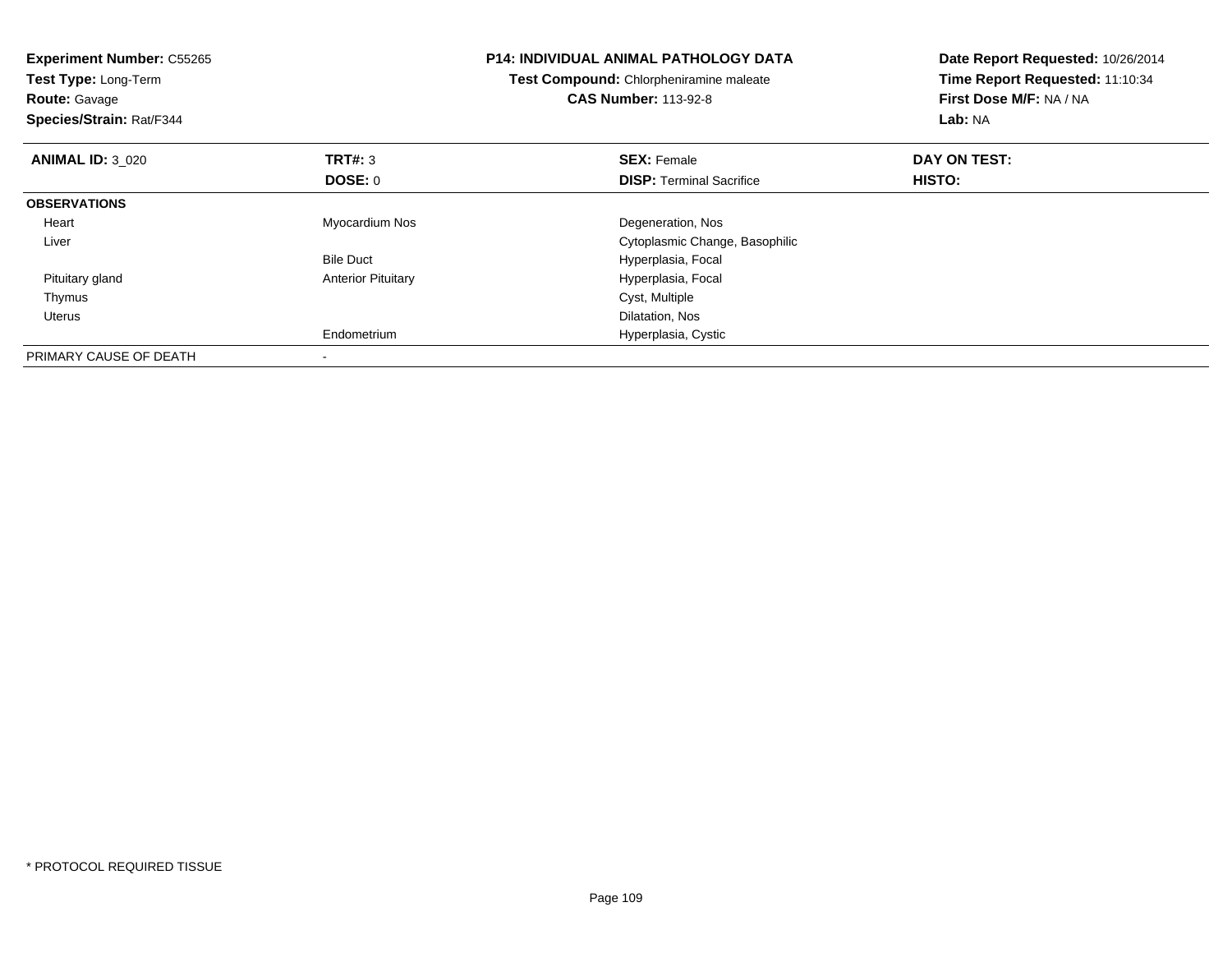**Experiment Number:** C55265
**Test Type:** Long-Term
**Route:** Gavage
**Species/Strain:** Rat/F344

**P14: INDIVIDUAL ANIMAL PATHOLOGY DATA**
**Test Compound:** Chlorpheniramine maleate
**CAS Number:** 113-92-8

**Date Report Requested:** 10/26/2014
**Time Report Requested:** 11:10:34
**First Dose M/F:** NA / NA
**Lab:** NA

| **ANIMAL ID:** 3_020 | **TRT#:** 3 | **SEX:** Female | **DAY ON TEST:** |
|---|---|---|---|
| | **DOSE:** 0 | **DISP:** Terminal Sacrifice | **HISTO:** |
| **OBSERVATIONS** | | | |
| Heart | Myocardium Nos | Degeneration, Nos | |
| Liver | | Cytoplasmic Change, Basophilic | |
| | Bile Duct | Hyperplasia, Focal | |
| Pituitary gland | Anterior Pituitary | Hyperplasia, Focal | |
| Thymus | | Cyst, Multiple | |
| Uterus | | Dilatation, Nos | |
| | Endometrium | Hyperplasia, Cystic | |
| PRIMARY CAUSE OF DEATH | - | | |

* PROTOCOL REQUIRED TISSUE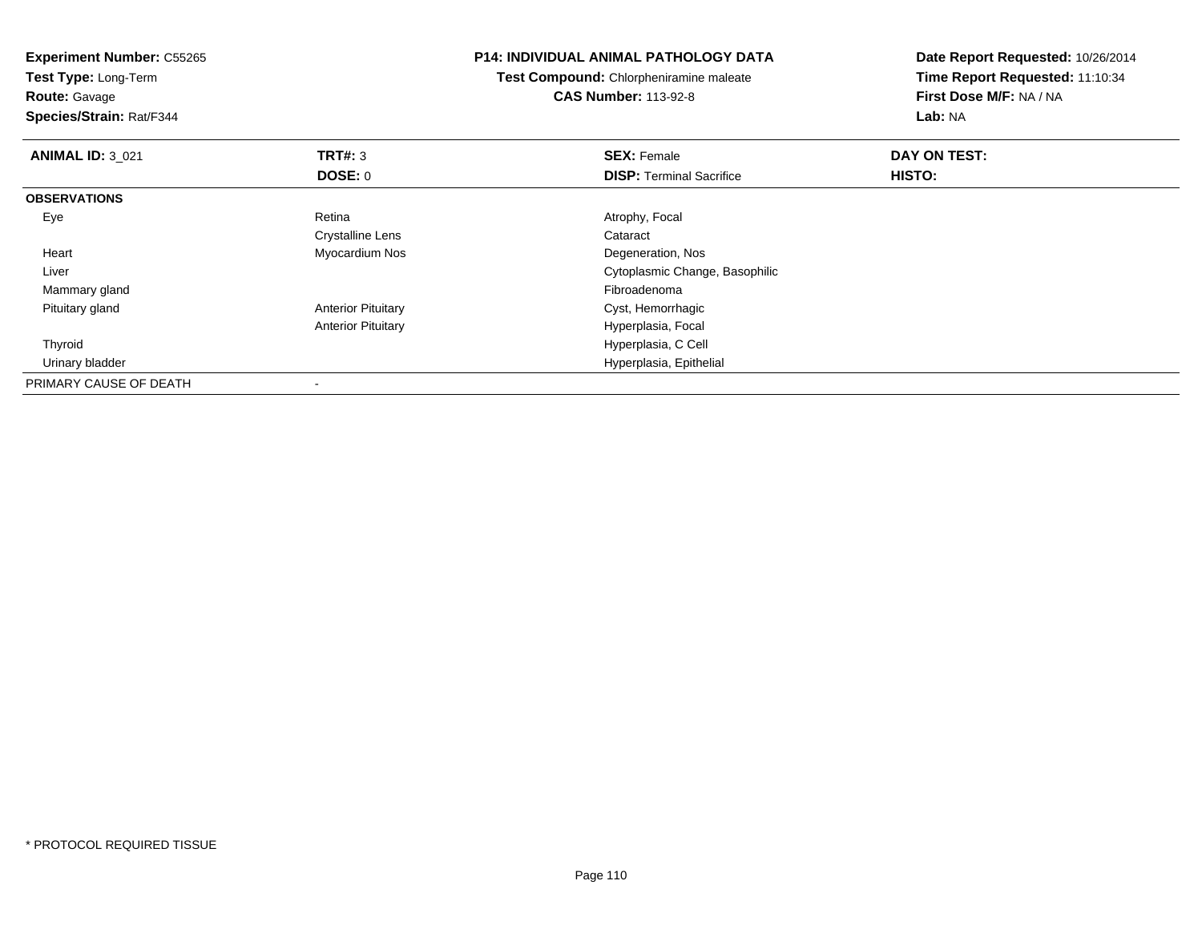**Experiment Number:** C55265
**Test Type:** Long-Term
**Route:** Gavage
**Species/Strain:** Rat/F344

**P14: INDIVIDUAL ANIMAL PATHOLOGY DATA**
**Test Compound:** Chlorpheniramine maleate
**CAS Number:** 113-92-8

**Date Report Requested:** 10/26/2014
**Time Report Requested:** 11:10:34
**First Dose M/F:** NA / NA
**Lab:** NA

| **ANIMAL ID:** 3_021 | **TRT#:** 3 | **SEX:** Female | **DAY ON TEST:** |
|---|---|---|---|
| | **DOSE:** 0 | **DISP:** Terminal Sacrifice | **HISTO:** |
| **OBSERVATIONS** | | | |
| Eye | Retina | Atrophy, Focal | |
| | Crystalline Lens | Cataract | |
| Heart | Myocardium Nos | Degeneration, Nos | |
| Liver | | Cytoplasmic Change, Basophilic | |
| Mammary gland | | Fibroadenoma | |
| Pituitary gland | Anterior Pituitary | Cyst, Hemorrhagic | |
| | Anterior Pituitary | Hyperplasia, Focal | |
| Thyroid | | Hyperplasia, C Cell | |
| Urinary bladder | | Hyperplasia, Epithelial | |
| PRIMARY CAUSE OF DEATH | - | | |

\* PROTOCOL REQUIRED TISSUE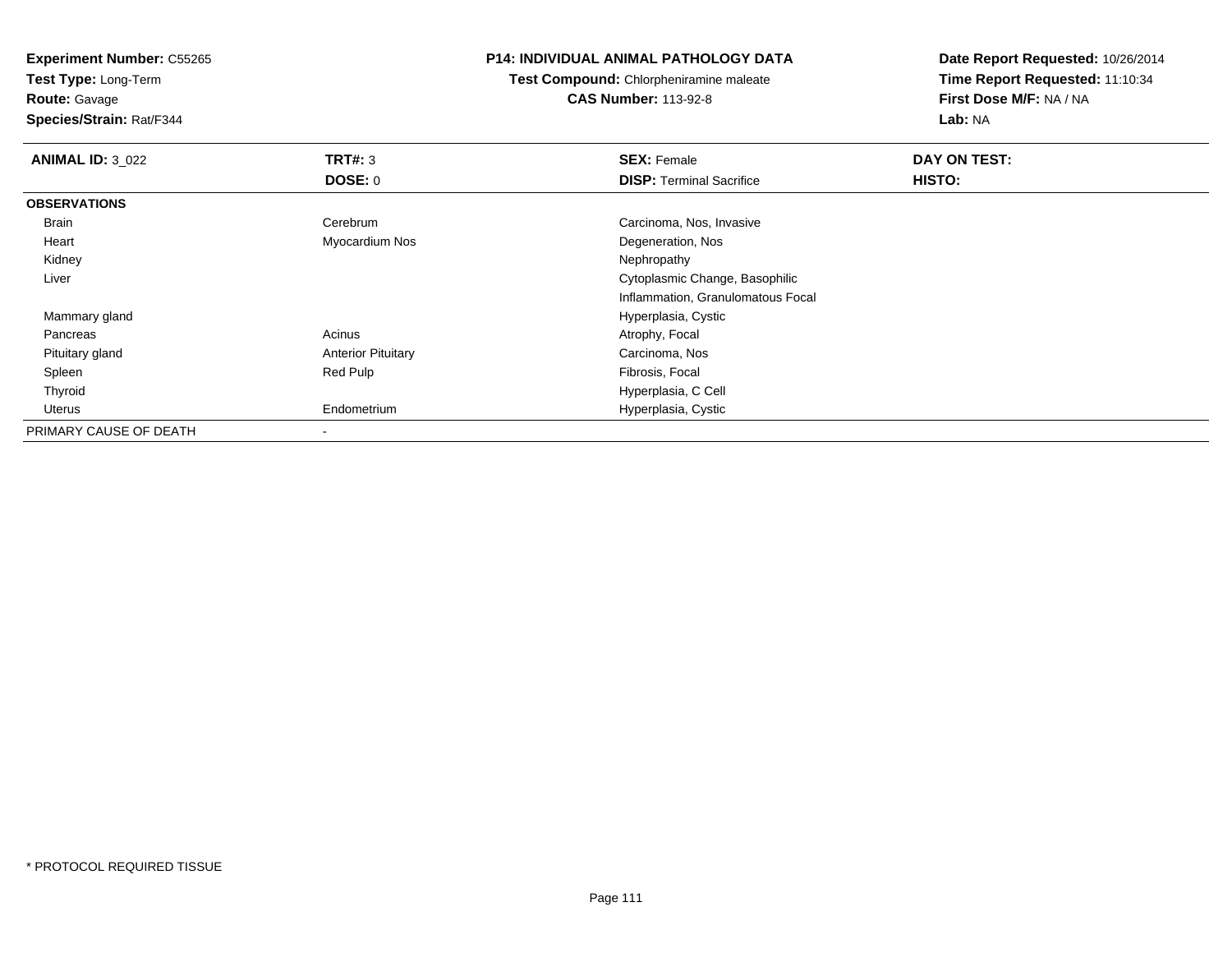**Experiment Number:** C55265
**Test Type:** Long-Term
**Route:** Gavage
**Species/Strain:** Rat/F344

# P14: INDIVIDUAL ANIMAL PATHOLOGY DATA

**Test Compound:** Chlorpheniramine maleate
**CAS Number:** 113-92-8

**Date Report Requested:** 10/26/2014
**Time Report Requested:** 11:10:34
**First Dose M/F:** NA / NA
**Lab:** NA

| **ANIMAL ID:** 3_022 | **TRT#:** 3 | **SEX:** Female | **DAY ON TEST:** |
|---|---|---|---|
| | **DOSE:** 0 | **DISP:** Terminal Sacrifice | **HISTO:** |
| **OBSERVATIONS** | | | |
| Brain | Cerebrum | Carcinoma, Nos, Invasive | |
| Heart | Myocardium Nos | Degeneration, Nos | |
| Kidney | | Nephropathy | |
| Liver | | Cytoplasmic Change, Basophilic | |
| | | Inflammation, Granulomatous Focal | |
| Mammary gland | | Hyperplasia, Cystic | |
| Pancreas | Acinus | Atrophy, Focal | |
| Pituitary gland | Anterior Pituitary | Carcinoma, Nos | |
| Spleen | Red Pulp | Fibrosis, Focal | |
| Thyroid | | Hyperplasia, C Cell | |
| Uterus | Endometrium | Hyperplasia, Cystic | |
| PRIMARY CAUSE OF DEATH | - | | |

\* PROTOCOL REQUIRED TISSUE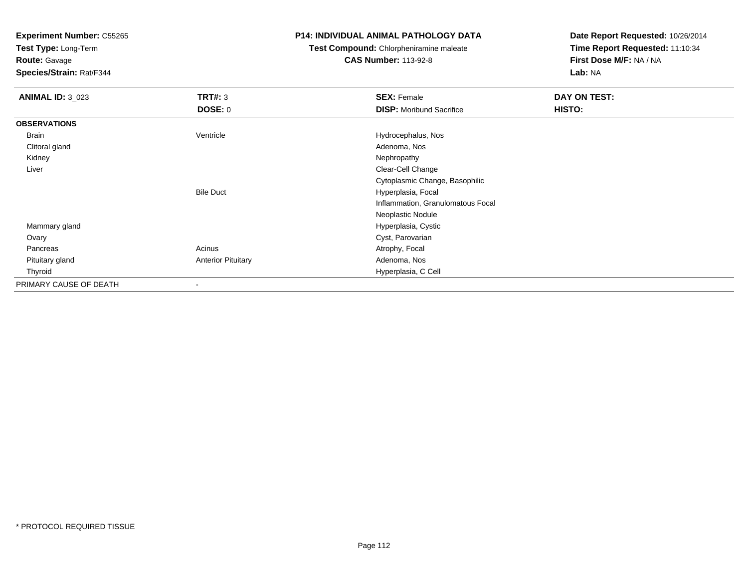**Experiment Number:** C55265
**Test Type:** Long-Term
**Route:** Gavage
**Species/Strain:** Rat/F344

**P14: INDIVIDUAL ANIMAL PATHOLOGY DATA**
**Test Compound:** Chlorpheniramine maleate
**CAS Number:** 113-92-8

**Date Report Requested:** 10/26/2014
**Time Report Requested:** 11:10:34
**First Dose M/F:** NA / NA
**Lab:** NA

| **ANIMAL ID:** 3_023 | **TRT#:** 3 | **SEX:** Female | **DAY ON TEST:** |
|---|---|---|---|
| | **DOSE:** 0 | **DISP:** Moribund Sacrifice | **HISTO:** |
| **OBSERVATIONS** | | | |
| Brain | Ventricle | Hydrocephalus, Nos | |
| Clitoral gland | | Adenoma, Nos | |
| Kidney | | Nephropathy | |
| Liver | | Clear-Cell Change | |
| | | Cytoplasmic Change, Basophilic | |
| | Bile Duct | Hyperplasia, Focal | |
| | | Inflammation, Granulomatous Focal | |
| | | Neoplastic Nodule | |
| Mammary gland | | Hyperplasia, Cystic | |
| Ovary | | Cyst, Parovarian | |
| Pancreas | Acinus | Atrophy, Focal | |
| Pituitary gland | Anterior Pituitary | Adenoma, Nos | |
| Thyroid | | Hyperplasia, C Cell | |
| PRIMARY CAUSE OF DEATH | - | | |

* PROTOCOL REQUIRED TISSUE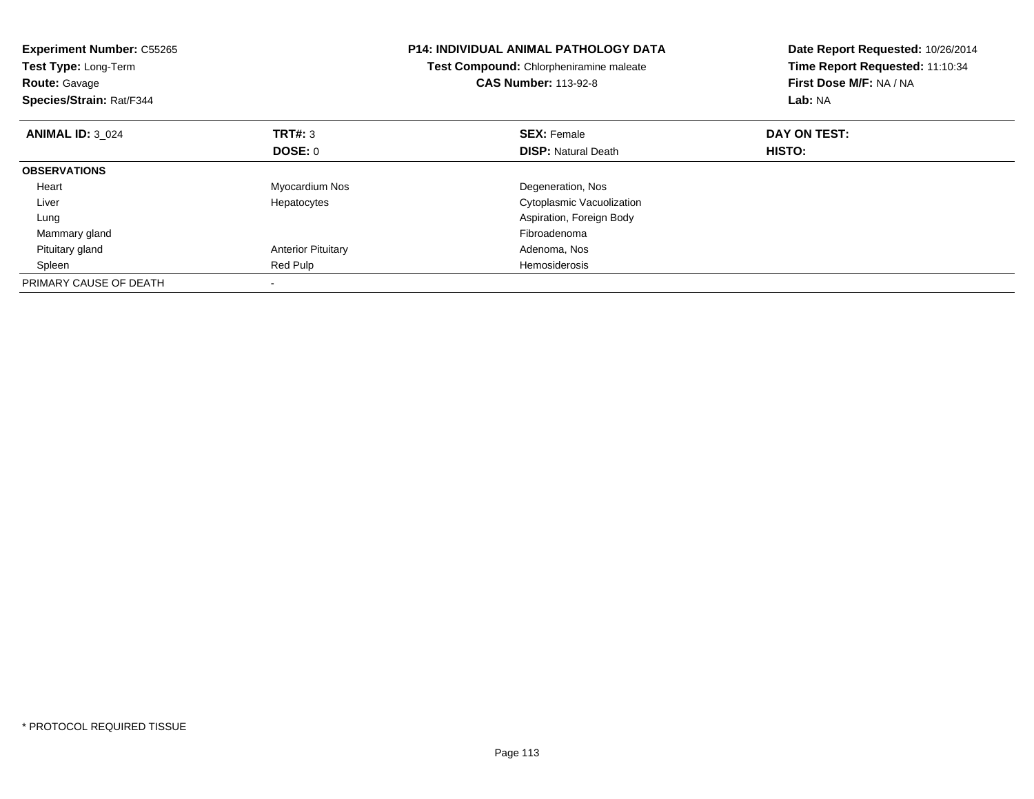**Experiment Number:** C55265
**Test Type:** Long-Term
**Route:** Gavage
**Species/Strain:** Rat/F344

**P14: INDIVIDUAL ANIMAL PATHOLOGY DATA**
**Test Compound:** Chlorpheniramine maleate
**CAS Number:** 113-92-8

**Date Report Requested:** 10/26/2014
**Time Report Requested:** 11:10:34
**First Dose M/F:** NA / NA
**Lab:** NA

| **ANIMAL ID:** 3_024 | **TRT#:** 3 | **SEX:** Female | **DAY ON TEST:** |
|---|---|---|---|
| | **DOSE:** 0 | **DISP:** Natural Death | **HISTO:** |
| **OBSERVATIONS** | | | |
| Heart | Myocardium Nos | Degeneration, Nos | |
| Liver | Hepatocytes | Cytoplasmic Vacuolization | |
| Lung | | Aspiration, Foreign Body | |
| Mammary gland | | Fibroadenoma | |
| Pituitary gland | Anterior Pituitary | Adenoma, Nos | |
| Spleen | Red Pulp | Hemosiderosis | |
| PRIMARY CAUSE OF DEATH | - | | |

* PROTOCOL REQUIRED TISSUE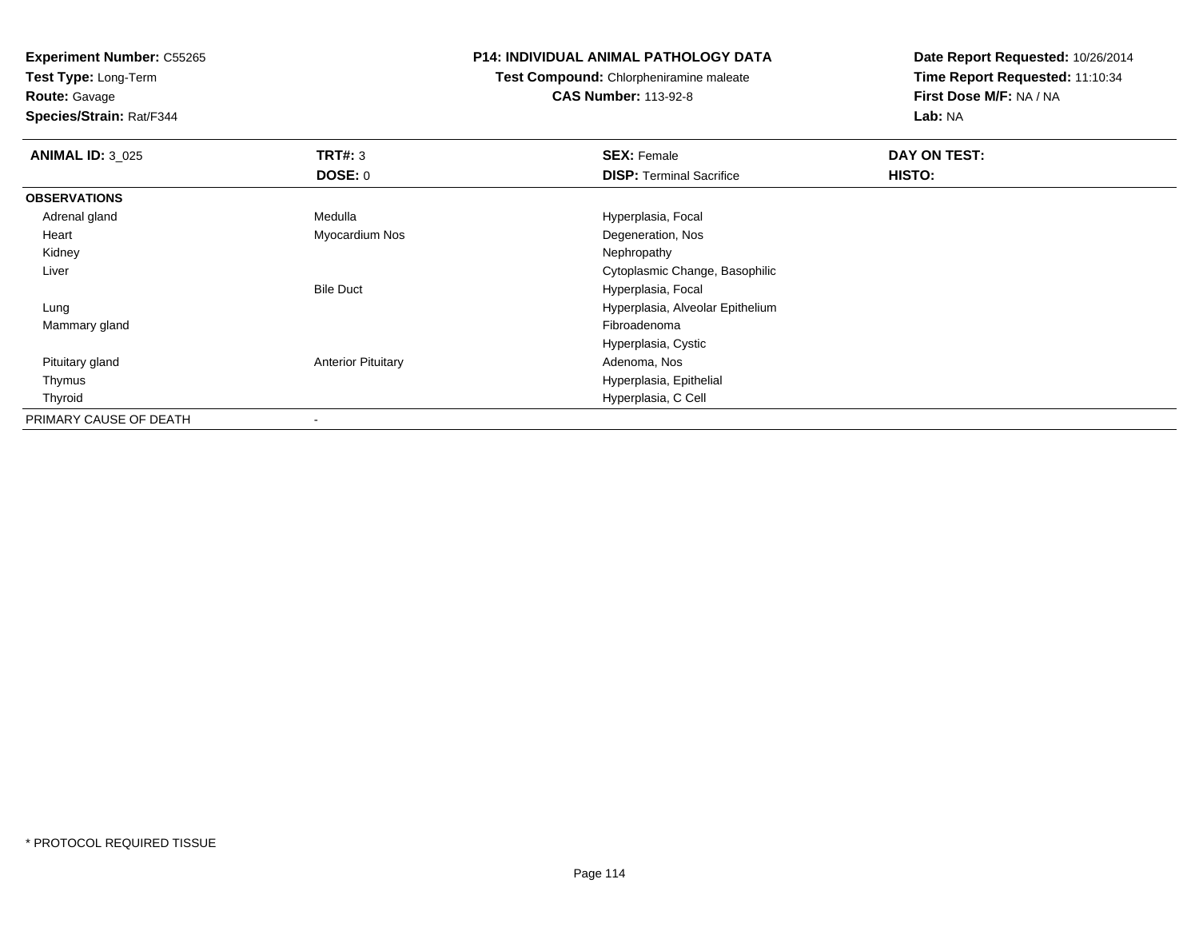**Experiment Number:** C55265
**Test Type:** Long-Term
**Route:** Gavage
**Species/Strain:** Rat/F344

**P14: INDIVIDUAL ANIMAL PATHOLOGY DATA**
**Test Compound:** Chlorpheniramine maleate
**CAS Number:** 113-92-8

**Date Report Requested:** 10/26/2014
**Time Report Requested:** 11:10:34
**First Dose M/F:** NA / NA
**Lab:** NA

| **ANIMAL ID:** 3_025 | **TRT#:** 3 | **SEX:** Female | **DAY ON TEST:** |
|---|---|---|---|
| | **DOSE:** 0 | **DISP:** Terminal Sacrifice | **HISTO:** |
| **OBSERVATIONS** | | | |
| Adrenal gland | Medulla | Hyperplasia, Focal | |
| Heart | Myocardium Nos | Degeneration, Nos | |
| Kidney | | Nephropathy | |
| Liver | | Cytoplasmic Change, Basophilic | |
| | Bile Duct | Hyperplasia, Focal | |
| Lung | | Hyperplasia, Alveolar Epithelium | |
| Mammary gland | | Fibroadenoma | |
| | | Hyperplasia, Cystic | |
| Pituitary gland | Anterior Pituitary | Adenoma, Nos | |
| Thymus | | Hyperplasia, Epithelial | |
| Thyroid | | Hyperplasia, C Cell | |
| PRIMARY CAUSE OF DEATH | - | | |

* PROTOCOL REQUIRED TISSUE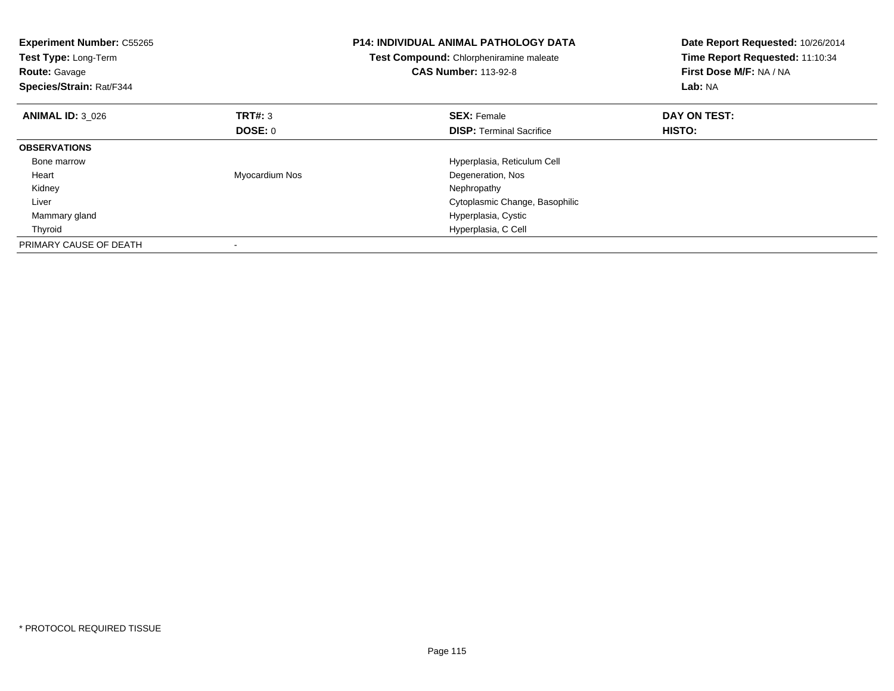**Experiment Number:** C55265
**Test Type:** Long-Term
**Route:** Gavage
**Species/Strain:** Rat/F344

**P14: INDIVIDUAL ANIMAL PATHOLOGY DATA**
**Test Compound:** Chlorpheniramine maleate
**CAS Number:** 113-92-8

**Date Report Requested:** 10/26/2014
**Time Report Requested:** 11:10:34
**First Dose M/F:** NA / NA
**Lab:** NA

| **ANIMAL ID:** 3_026 | **TRT#:** 3 | **SEX:** Female | **DAY ON TEST:** |
|---|---|---|---|
| | **DOSE:** 0 | **DISP:** Terminal Sacrifice | **HISTO:** |
| **OBSERVATIONS** | | | |
| Bone marrow | | Hyperplasia, Reticulum Cell | |
| Heart | Myocardium Nos | Degeneration, Nos | |
| Kidney | | Nephropathy | |
| Liver | | Cytoplasmic Change, Basophilic | |
| Mammary gland | | Hyperplasia, Cystic | |
| Thyroid | | Hyperplasia, C Cell | |
| PRIMARY CAUSE OF DEATH | - | | |

* PROTOCOL REQUIRED TISSUE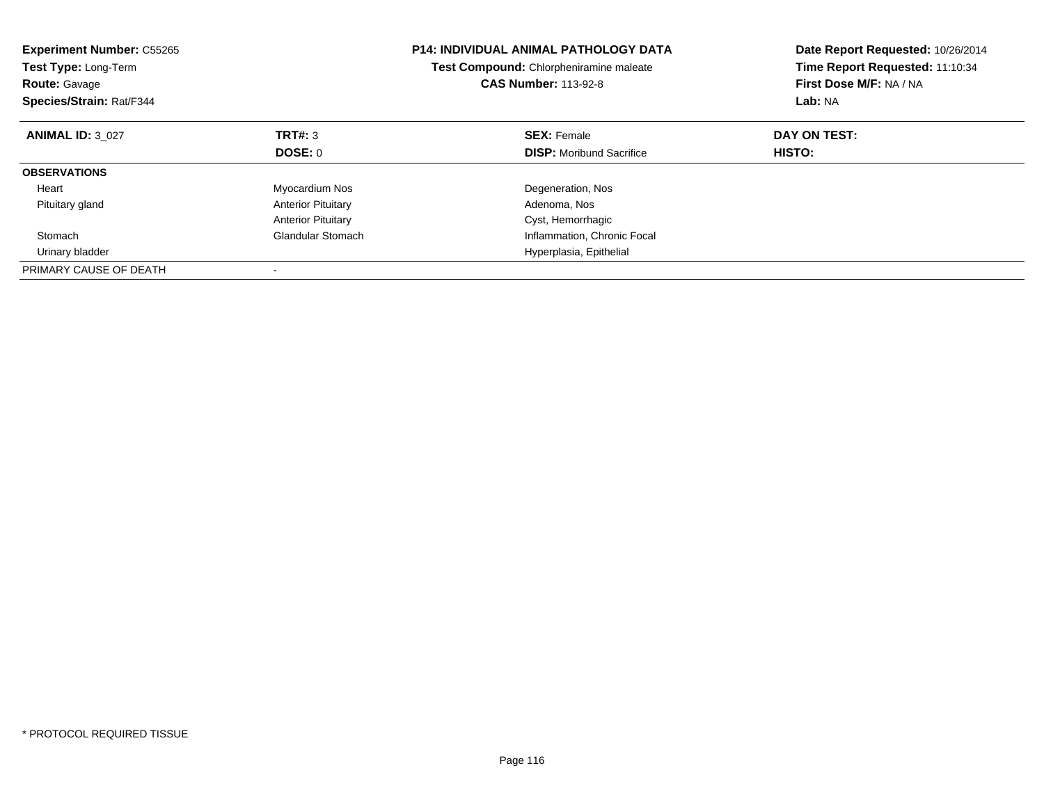**Experiment Number:** C55265
**Test Type:** Long-Term
**Route:** Gavage
**Species/Strain:** Rat/F344

**P14: INDIVIDUAL ANIMAL PATHOLOGY DATA**
**Test Compound:** Chlorpheniramine maleate
**CAS Number:** 113-92-8

**Date Report Requested:** 10/26/2014
**Time Report Requested:** 11:10:34
**First Dose M/F:** NA / NA
**Lab:** NA

| **ANIMAL ID:** 3_027 | **TRT#:** 3 | **SEX:** Female | **DAY ON TEST:** |
|---|---|---|---|
| | **DOSE:** 0 | **DISP:** Moribund Sacrifice | **HISTO:** |
| **OBSERVATIONS** | | | |
| Heart | Myocardium Nos | Degeneration, Nos | |
| Pituitary gland | Anterior Pituitary | Adenoma, Nos | |
| | Anterior Pituitary | Cyst, Hemorrhagic | |
| Stomach | Glandular Stomach | Inflammation, Chronic Focal | |
| Urinary bladder | | Hyperplasia, Epithelial | |
| PRIMARY CAUSE OF DEATH | - | | |

* PROTOCOL REQUIRED TISSUE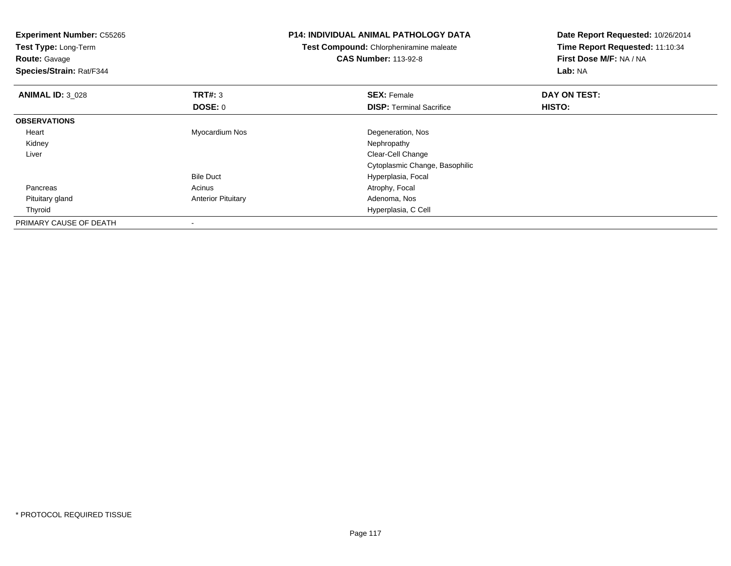**Experiment Number:** C55265
**Test Type:** Long-Term
**Route:** Gavage
**Species/Strain:** Rat/F344

**P14: INDIVIDUAL ANIMAL PATHOLOGY DATA**
**Test Compound:** Chlorpheniramine maleate
**CAS Number:** 113-92-8

**Date Report Requested:** 10/26/2014
**Time Report Requested:** 11:10:34
**First Dose M/F:** NA / NA
**Lab:** NA

| **ANIMAL ID:** 3_028 | **TRT#:** 3 | **SEX:** Female | **DAY ON TEST:** |
|---|---|---|---|
| | **DOSE:** 0 | **DISP:** Terminal Sacrifice | **HISTO:** |
| **OBSERVATIONS** | | | |
| Heart | Myocardium Nos | Degeneration, Nos | |
| Kidney | | Nephropathy | |
| Liver | | Clear-Cell Change | |
| | | Cytoplasmic Change, Basophilic | |
| | Bile Duct | Hyperplasia, Focal | |
| Pancreas | Acinus | Atrophy, Focal | |
| Pituitary gland | Anterior Pituitary | Adenoma, Nos | |
| Thyroid | | Hyperplasia, C Cell | |
| PRIMARY CAUSE OF DEATH | - | | |

\* PROTOCOL REQUIRED TISSUE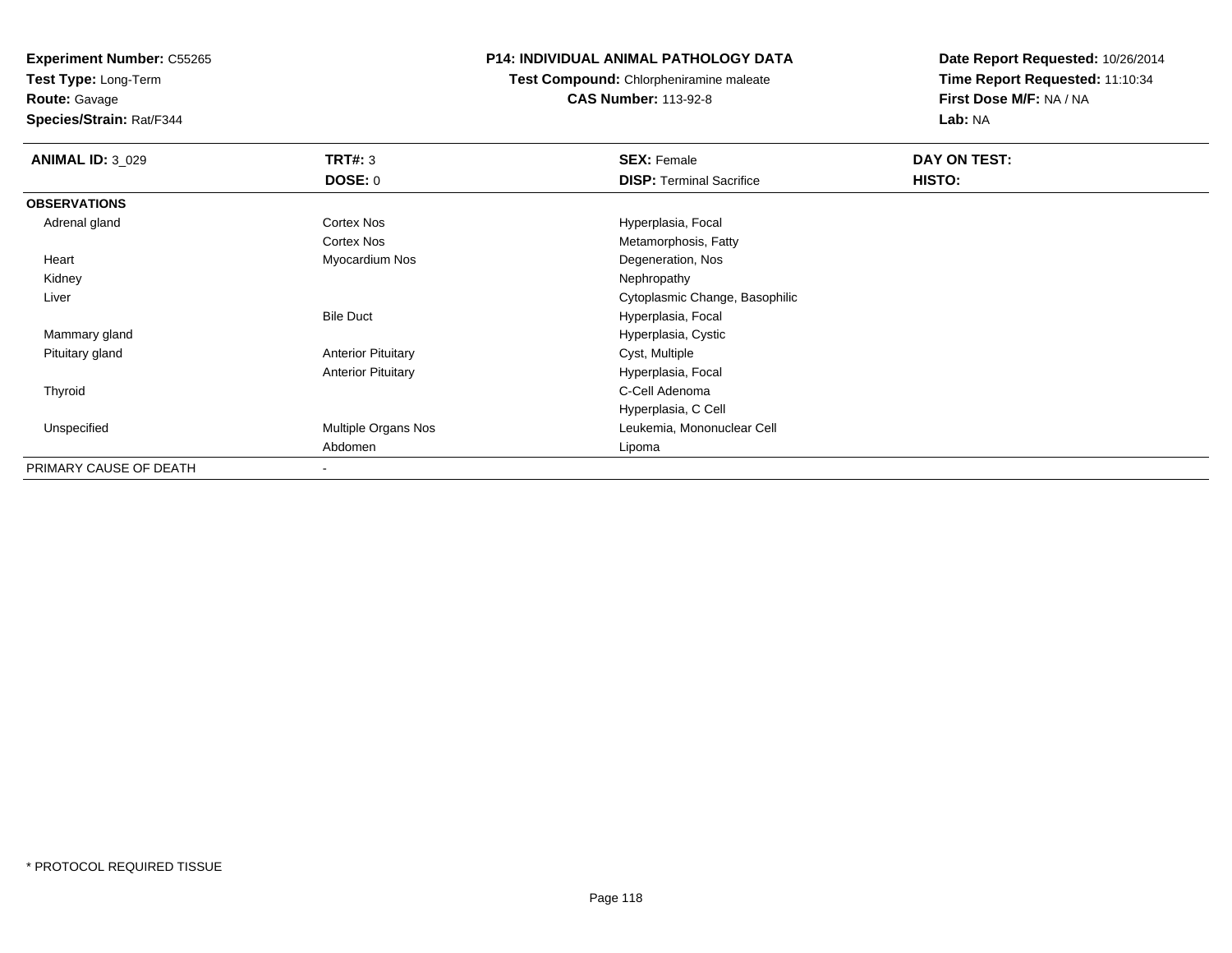**Experiment Number:** C55265
**Test Type:** Long-Term
**Route:** Gavage
**Species/Strain:** Rat/F344

**P14: INDIVIDUAL ANIMAL PATHOLOGY DATA**
**Test Compound:** Chlorpheniramine maleate
**CAS Number:** 113-92-8

**Date Report Requested:** 10/26/2014
**Time Report Requested:** 11:10:34
**First Dose M/F:** NA / NA
**Lab:** NA

| **ANIMAL ID:** 3_029 | **TRT#:** 3 | **SEX:** Female | **DAY ON TEST:** |
|---|---|---|---|
| | **DOSE:** 0 | **DISP:** Terminal Sacrifice | **HISTO:** |
| **OBSERVATIONS** | | | |
| Adrenal gland | Cortex Nos | Hyperplasia, Focal | |
| | Cortex Nos | Metamorphosis, Fatty | |
| Heart | Myocardium Nos | Degeneration, Nos | |
| Kidney | | Nephropathy | |
| Liver | | Cytoplasmic Change, Basophilic | |
| | Bile Duct | Hyperplasia, Focal | |
| Mammary gland | | Hyperplasia, Cystic | |
| Pituitary gland | Anterior Pituitary | Cyst, Multiple | |
| | Anterior Pituitary | Hyperplasia, Focal | |
| Thyroid | | C-Cell Adenoma | |
| | | Hyperplasia, C Cell | |
| Unspecified | Multiple Organs Nos | Leukemia, Mononuclear Cell | |
| | Abdomen | Lipoma | |
| PRIMARY CAUSE OF DEATH | - | | |

* PROTOCOL REQUIRED TISSUE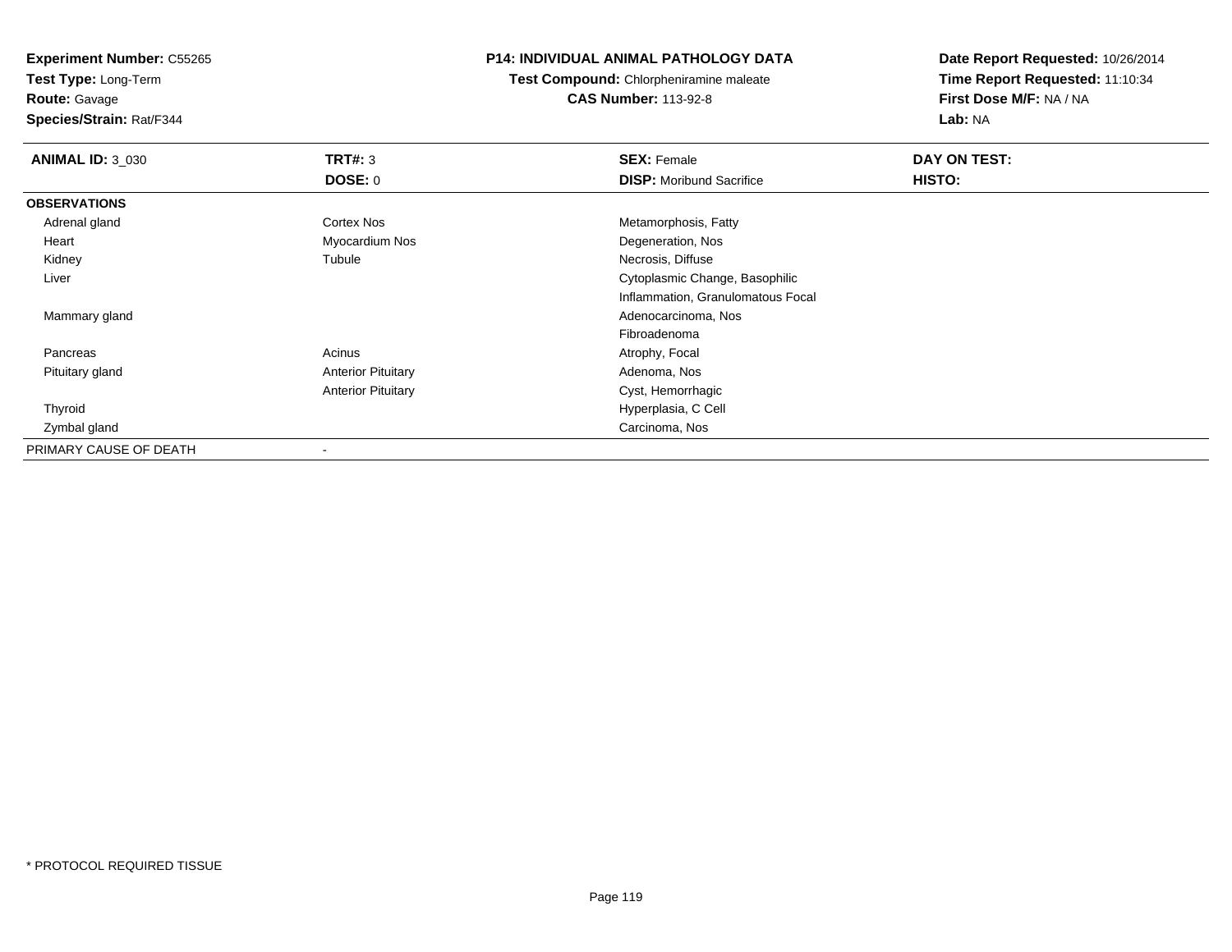**Experiment Number:** C55265
**Test Type:** Long-Term
**Route:** Gavage
**Species/Strain:** Rat/F344

**P14: INDIVIDUAL ANIMAL PATHOLOGY DATA**
**Test Compound:** Chlorpheniramine maleate
**CAS Number:** 113-92-8

**Date Report Requested:** 10/26/2014
**Time Report Requested:** 11:10:34
**First Dose M/F:** NA / NA
**Lab:** NA

| **ANIMAL ID:** 3_030 | **TRT#:** 3 | **SEX:** Female | **DAY ON TEST:** |
|---|---|---|---|
| | **DOSE:** 0 | **DISP:** Moribund Sacrifice | **HISTO:** |
| **OBSERVATIONS** | | | |
| Adrenal gland | Cortex Nos | Metamorphosis, Fatty | |
| Heart | Myocardium Nos | Degeneration, Nos | |
| Kidney | Tubule | Necrosis, Diffuse | |
| Liver | | Cytoplasmic Change, Basophilic | |
| | | Inflammation, Granulomatous Focal | |
| Mammary gland | | Adenocarcinoma, Nos | |
| | | Fibroadenoma | |
| Pancreas | Acinus | Atrophy, Focal | |
| Pituitary gland | Anterior Pituitary | Adenoma, Nos | |
| | Anterior Pituitary | Cyst, Hemorrhagic | |
| Thyroid | | Hyperplasia, C Cell | |
| Zymbal gland | | Carcinoma, Nos | |
| PRIMARY CAUSE OF DEATH | - | | |

\* PROTOCOL REQUIRED TISSUE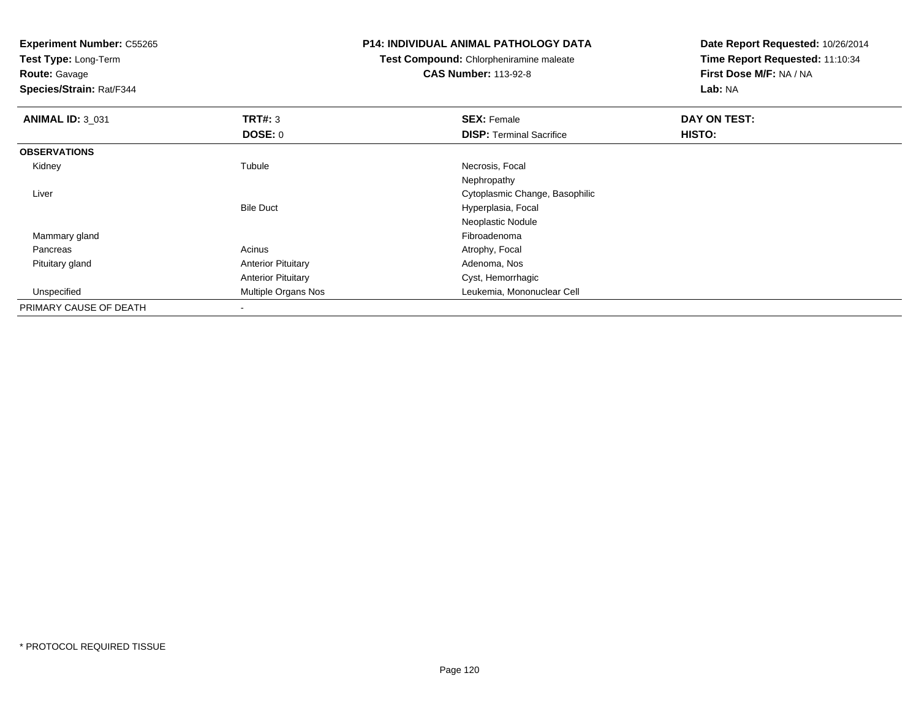**Experiment Number:** C55265
**Test Type:** Long-Term
**Route:** Gavage
**Species/Strain:** Rat/F344

# P14: INDIVIDUAL ANIMAL PATHOLOGY DATA

**Test Compound:** Chlorpheniramine maleate
**CAS Number:** 113-92-8

**Date Report Requested:** 10/26/2014
**Time Report Requested:** 11:10:34
**First Dose M/F:** NA / NA
**Lab:** NA

| ANIMAL ID: 3_031 | TRT#: 3<br>DOSE: 0 | SEX: Female<br>DISP: Terminal Sacrifice | DAY ON TEST:<br>HISTO: |
|---|---|---|---|
| **OBSERVATIONS** | | | |
| Kidney | Tubule | Necrosis, Focal | |
| | | Nephropathy | |
| Liver | | Cytoplasmic Change, Basophilic | |
| | Bile Duct | Hyperplasia, Focal | |
| | | Neoplastic Nodule | |
| Mammary gland | | Fibroadenoma | |
| Pancreas | Acinus | Atrophy, Focal | |
| Pituitary gland | Anterior Pituitary | Adenoma, Nos | |
| | Anterior Pituitary | Cyst, Hemorrhagic | |
| Unspecified | Multiple Organs Nos | Leukemia, Mononuclear Cell | |
| PRIMARY CAUSE OF DEATH | - | | |

* PROTOCOL REQUIRED TISSUE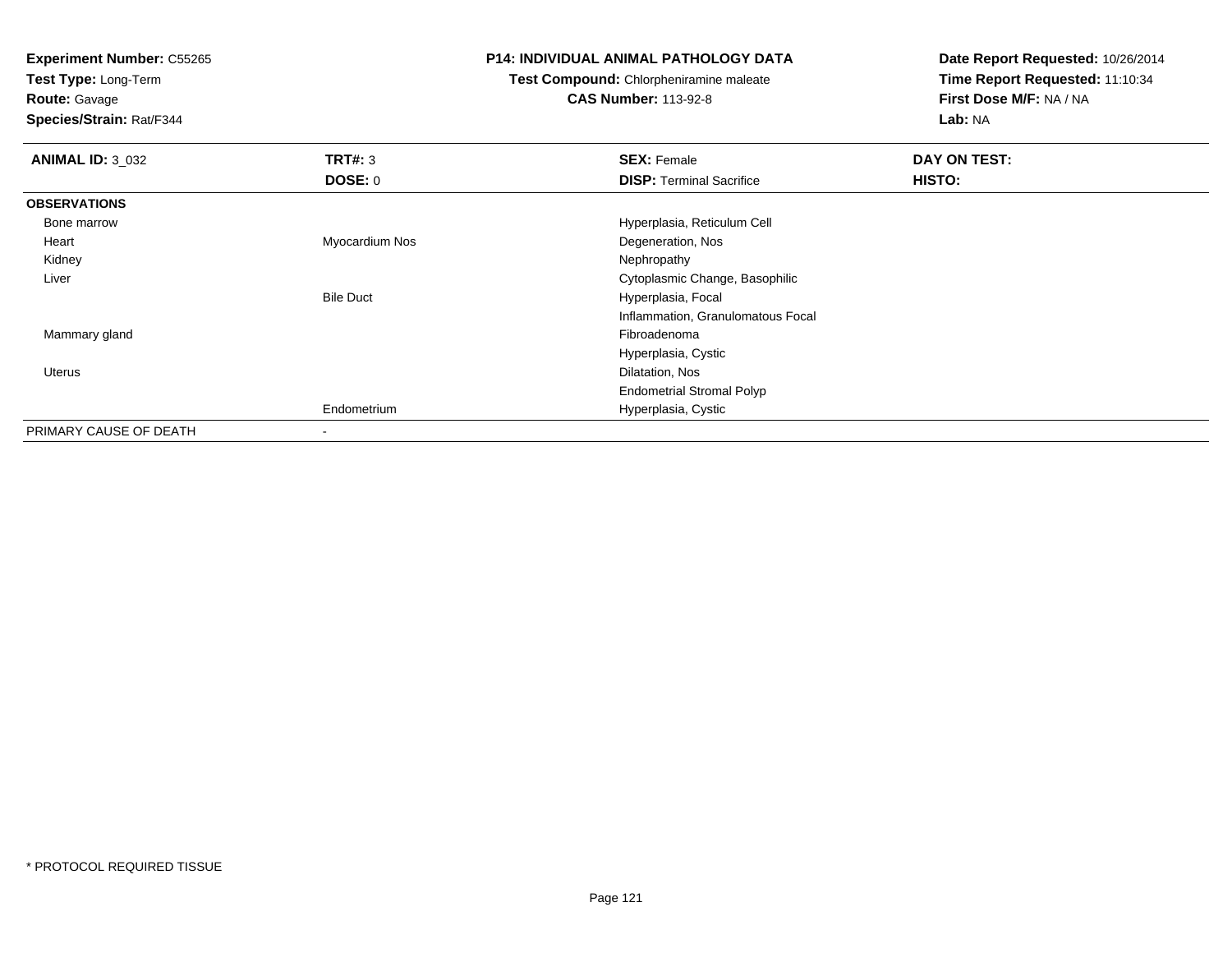**Experiment Number:** C55265
**Test Type:** Long-Term
**Route:** Gavage
**Species/Strain:** Rat/F344

**P14: INDIVIDUAL ANIMAL PATHOLOGY DATA**
**Test Compound:** Chlorpheniramine maleate
**CAS Number:** 113-92-8

**Date Report Requested:** 10/26/2014
**Time Report Requested:** 11:10:34
**First Dose M/F:** NA / NA
**Lab:** NA

| **ANIMAL ID:** 3_032 | **TRT#:** 3 | **SEX:** Female | **DAY ON TEST:** |
|---|---|---|---|
| | **DOSE:** 0 | **DISP:** Terminal Sacrifice | **HISTO:** |
| **OBSERVATIONS** | | | |
| Bone marrow | | Hyperplasia, Reticulum Cell | |
| Heart | Myocardium Nos | Degeneration, Nos | |
| Kidney | | Nephropathy | |
| Liver | | Cytoplasmic Change, Basophilic | |
| | Bile Duct | Hyperplasia, Focal | |
| | | Inflammation, Granulomatous Focal | |
| Mammary gland | | Fibroadenoma | |
| | | Hyperplasia, Cystic | |
| Uterus | | Dilatation, Nos | |
| | | Endometrial Stromal Polyp | |
| | Endometrium | Hyperplasia, Cystic | |
| PRIMARY CAUSE OF DEATH | - | | |

* PROTOCOL REQUIRED TISSUE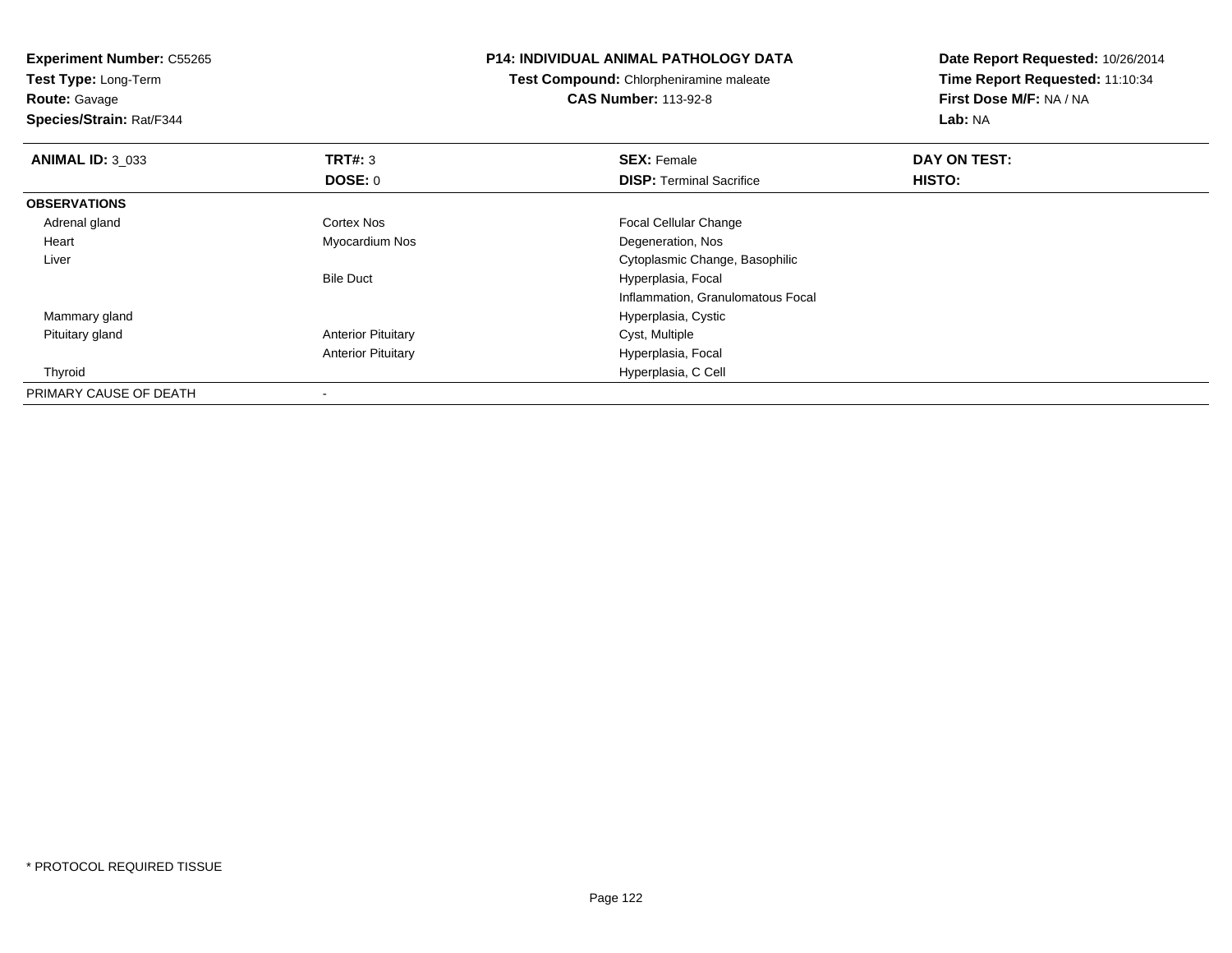**Experiment Number:** C55265
**Test Type:** Long-Term
**Route:** Gavage
**Species/Strain:** Rat/F344

**P14: INDIVIDUAL ANIMAL PATHOLOGY DATA**
**Test Compound:** Chlorpheniramine maleate
**CAS Number:** 113-92-8

**Date Report Requested:** 10/26/2014
**Time Report Requested:** 11:10:34
**First Dose M/F:** NA / NA
**Lab:** NA

| **ANIMAL ID:** 3_033 | **TRT#:** 3 | **SEX:** Female | **DAY ON TEST:** |
|---|---|---|---|
| | **DOSE:** 0 | **DISP:** Terminal Sacrifice | **HISTO:** |
| **OBSERVATIONS** | | | |
| Adrenal gland | Cortex Nos | Focal Cellular Change | |
| Heart | Myocardium Nos | Degeneration, Nos | |
| Liver | | Cytoplasmic Change, Basophilic | |
| | Bile Duct | Hyperplasia, Focal | |
| | | Inflammation, Granulomatous Focal | |
| Mammary gland | | Hyperplasia, Cystic | |
| Pituitary gland | Anterior Pituitary | Cyst, Multiple | |
| | Anterior Pituitary | Hyperplasia, Focal | |
| Thyroid | | Hyperplasia, C Cell | |
| PRIMARY CAUSE OF DEATH | - | | |

* PROTOCOL REQUIRED TISSUE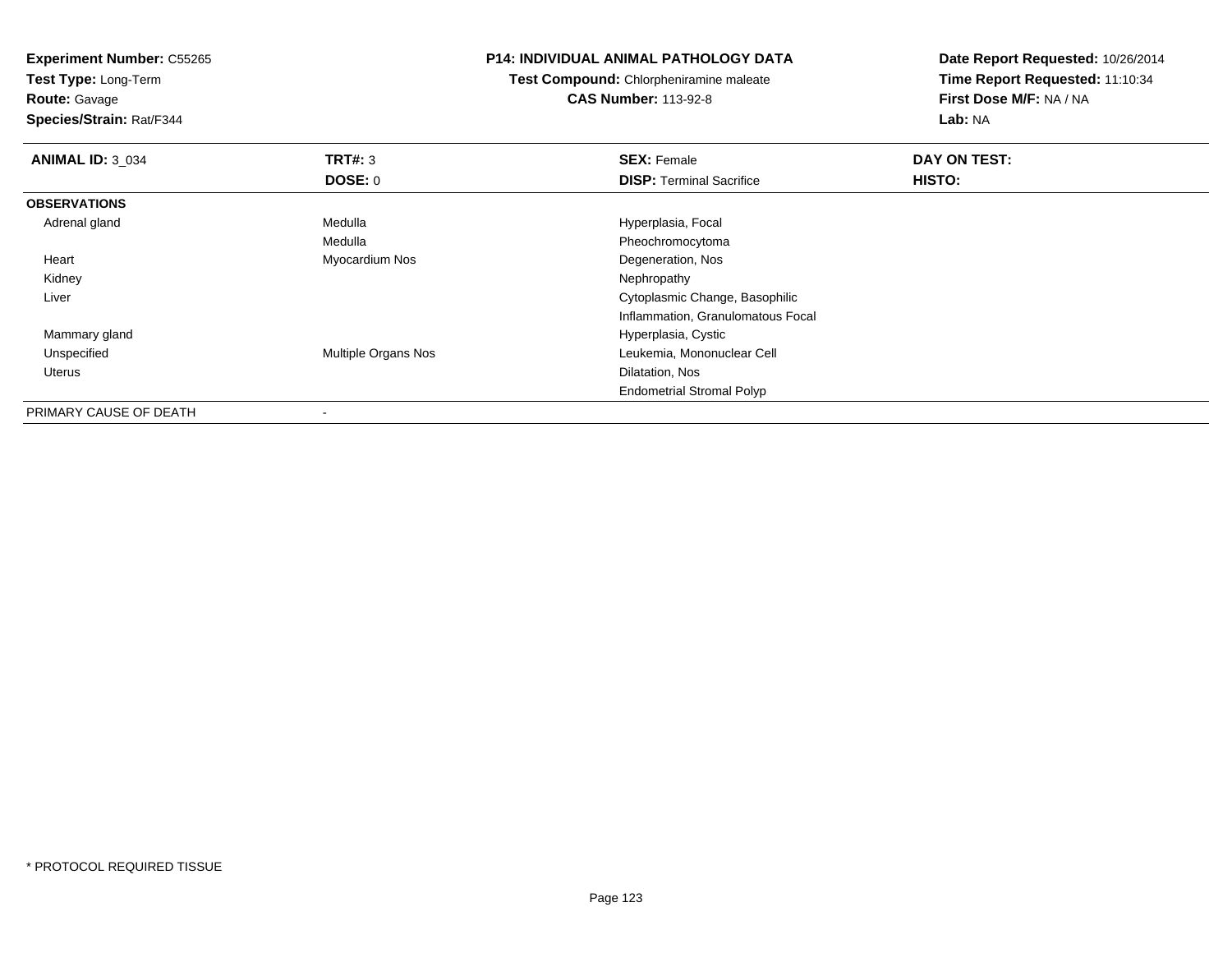**Experiment Number:** C55265
**Test Type:** Long-Term
**Route:** Gavage
**Species/Strain:** Rat/F344

**P14: INDIVIDUAL ANIMAL PATHOLOGY DATA**
**Test Compound:** Chlorpheniramine maleate
**CAS Number:** 113-92-8

**Date Report Requested:** 10/26/2014
**Time Report Requested:** 11:10:34
**First Dose M/F:** NA / NA
**Lab:** NA

| **ANIMAL ID:** 3_034 | **TRT#:** 3 | **SEX:** Female | **DAY ON TEST:** |
|---|---|---|---|
| | **DOSE:** 0 | **DISP:** Terminal Sacrifice | **HISTO:** |
| **OBSERVATIONS** | | | |
| Adrenal gland | Medulla | Hyperplasia, Focal | |
| | Medulla | Pheochromocytoma | |
| Heart | Myocardium Nos | Degeneration, Nos | |
| Kidney | | Nephropathy | |
| Liver | | Cytoplasmic Change, Basophilic | |
| | | Inflammation, Granulomatous Focal | |
| Mammary gland | | Hyperplasia, Cystic | |
| Unspecified | Multiple Organs Nos | Leukemia, Mononuclear Cell | |
| Uterus | | Dilatation, Nos | |
| | | Endometrial Stromal Polyp | |
| PRIMARY CAUSE OF DEATH | - | | |

* PROTOCOL REQUIRED TISSUE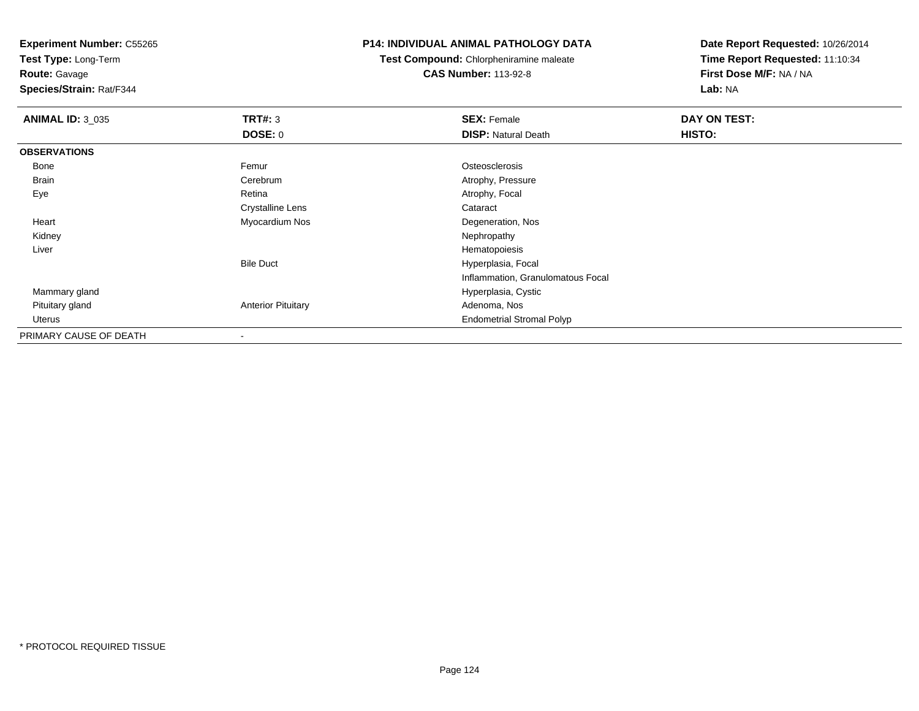**Experiment Number:** C55265
**Test Type:** Long-Term
**Route:** Gavage
**Species/Strain:** Rat/F344

**P14: INDIVIDUAL ANIMAL PATHOLOGY DATA**
**Test Compound:** Chlorpheniramine maleate
**CAS Number:** 113-92-8

**Date Report Requested:** 10/26/2014
**Time Report Requested:** 11:10:34
**First Dose M/F:** NA / NA
**Lab:** NA

| **ANIMAL ID:** 3_035 | **TRT#:** 3 | **SEX:** Female | **DAY ON TEST:** |
|---|---|---|---|
| | **DOSE:** 0 | **DISP:** Natural Death | **HISTO:** |
| **OBSERVATIONS** | | | |
| Bone | Femur | Osteosclerosis | |
| Brain | Cerebrum | Atrophy, Pressure | |
| Eye | Retina | Atrophy, Focal | |
| | Crystalline Lens | Cataract | |
| Heart | Myocardium Nos | Degeneration, Nos | |
| Kidney | | Nephropathy | |
| Liver | | Hematopoiesis | |
| | Bile Duct | Hyperplasia, Focal | |
| | | Inflammation, Granulomatous Focal | |
| Mammary gland | | Hyperplasia, Cystic | |
| Pituitary gland | Anterior Pituitary | Adenoma, Nos | |
| Uterus | | Endometrial Stromal Polyp | |
| PRIMARY CAUSE OF DEATH | - | | |

* PROTOCOL REQUIRED TISSUE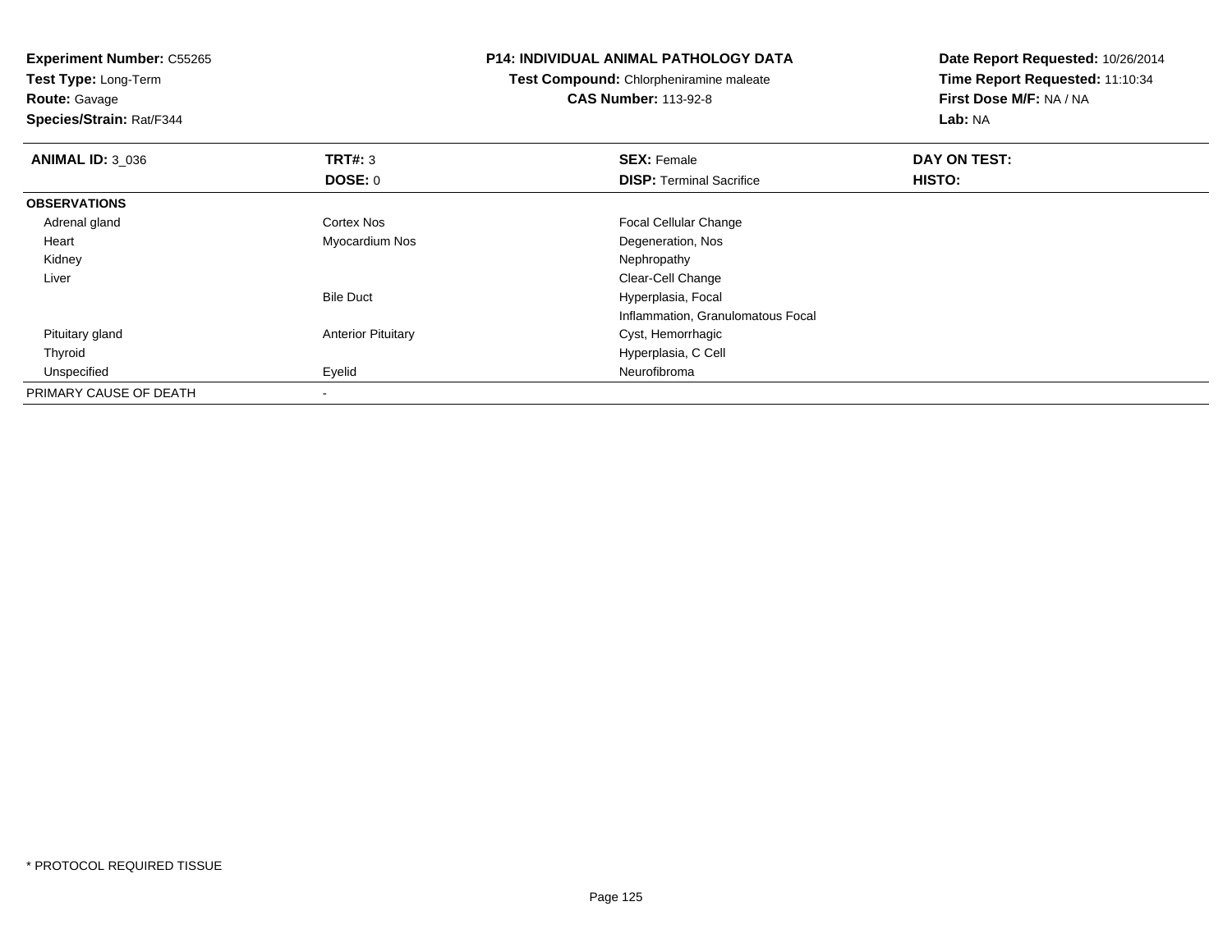**Experiment Number:** C55265
**Test Type:** Long-Term
**Route:** Gavage
**Species/Strain:** Rat/F344

**P14: INDIVIDUAL ANIMAL PATHOLOGY DATA**
**Test Compound:** Chlorpheniramine maleate
**CAS Number:** 113-92-8

**Date Report Requested:** 10/26/2014
**Time Report Requested:** 11:10:34
**First Dose M/F:** NA / NA
**Lab:** NA

| **ANIMAL ID:** 3_036 | **TRT#:** 3 | **SEX:** Female | **DAY ON TEST:** |
|---|---|---|---|
| | **DOSE:** 0 | **DISP:** Terminal Sacrifice | **HISTO:** |
| **OBSERVATIONS** | | | |
| Adrenal gland | Cortex Nos | Focal Cellular Change | |
| Heart | Myocardium Nos | Degeneration, Nos | |
| Kidney | | Nephropathy | |
| Liver | | Clear-Cell Change | |
| | Bile Duct | Hyperplasia, Focal | |
| | | Inflammation, Granulomatous Focal | |
| Pituitary gland | Anterior Pituitary | Cyst, Hemorrhagic | |
| Thyroid | | Hyperplasia, C Cell | |
| Unspecified | Eyelid | Neurofibroma | |
| PRIMARY CAUSE OF DEATH | - | | |

\* PROTOCOL REQUIRED TISSUE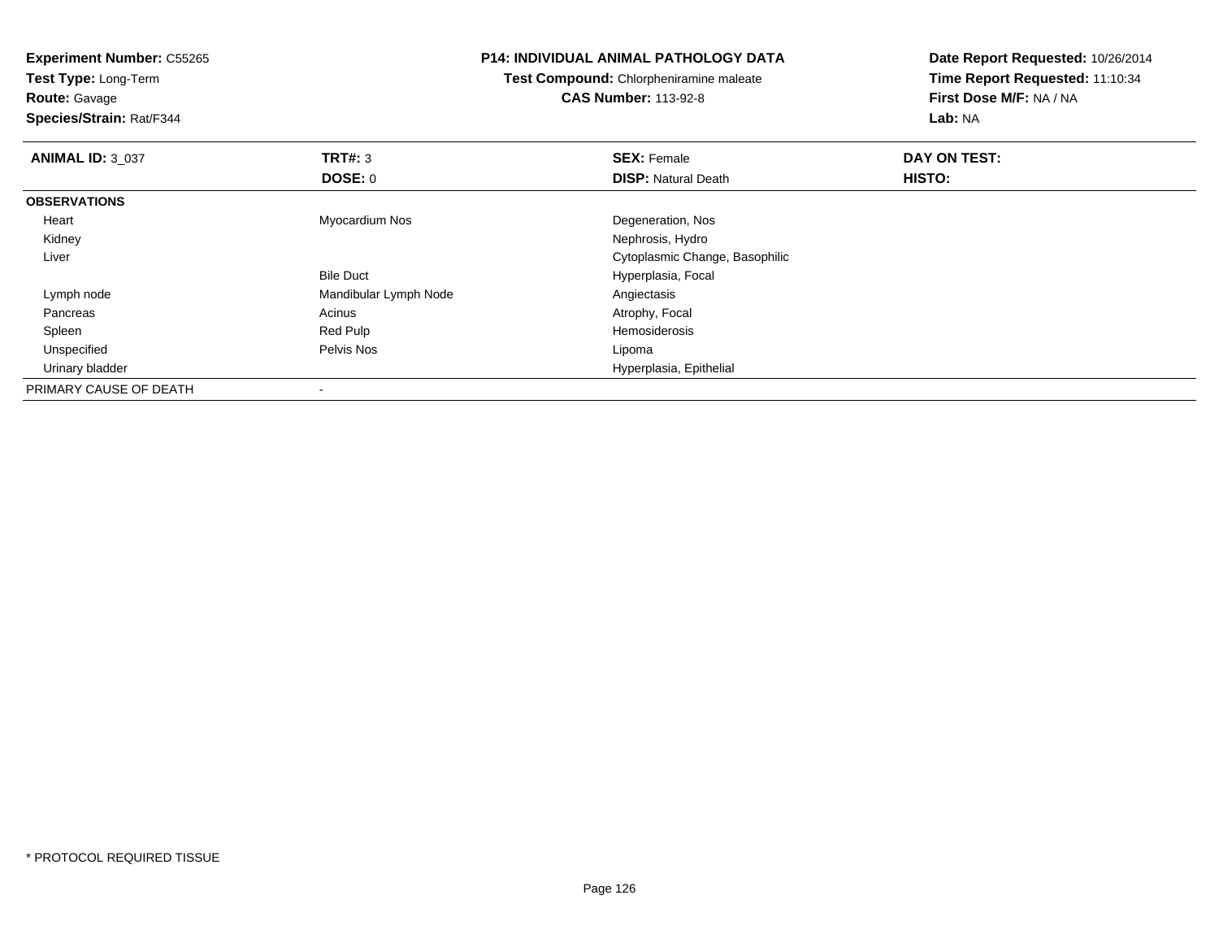**Experiment Number:** C55265
**Test Type:** Long-Term
**Route:** Gavage
**Species/Strain:** Rat/F344

**P14: INDIVIDUAL ANIMAL PATHOLOGY DATA**
**Test Compound:** Chlorpheniramine maleate
**CAS Number:** 113-92-8

**Date Report Requested:** 10/26/2014
**Time Report Requested:** 11:10:34
**First Dose M/F:** NA / NA
**Lab:** NA

| **ANIMAL ID:** 3_037 | **TRT#:** 3 | **SEX:** Female | **DAY ON TEST:** |
|---|---|---|---|
| | **DOSE:** 0 | **DISP:** Natural Death | **HISTO:** |
| **OBSERVATIONS** | | | |
| Heart | Myocardium Nos | Degeneration, Nos | |
| Kidney | | Nephrosis, Hydro | |
| Liver | | Cytoplasmic Change, Basophilic | |
| | Bile Duct | Hyperplasia, Focal | |
| Lymph node | Mandibular Lymph Node | Angiectasis | |
| Pancreas | Acinus | Atrophy, Focal | |
| Spleen | Red Pulp | Hemosiderosis | |
| Unspecified | Pelvis Nos | Lipoma | |
| Urinary bladder | | Hyperplasia, Epithelial | |
| PRIMARY CAUSE OF DEATH | - | | |

* PROTOCOL REQUIRED TISSUE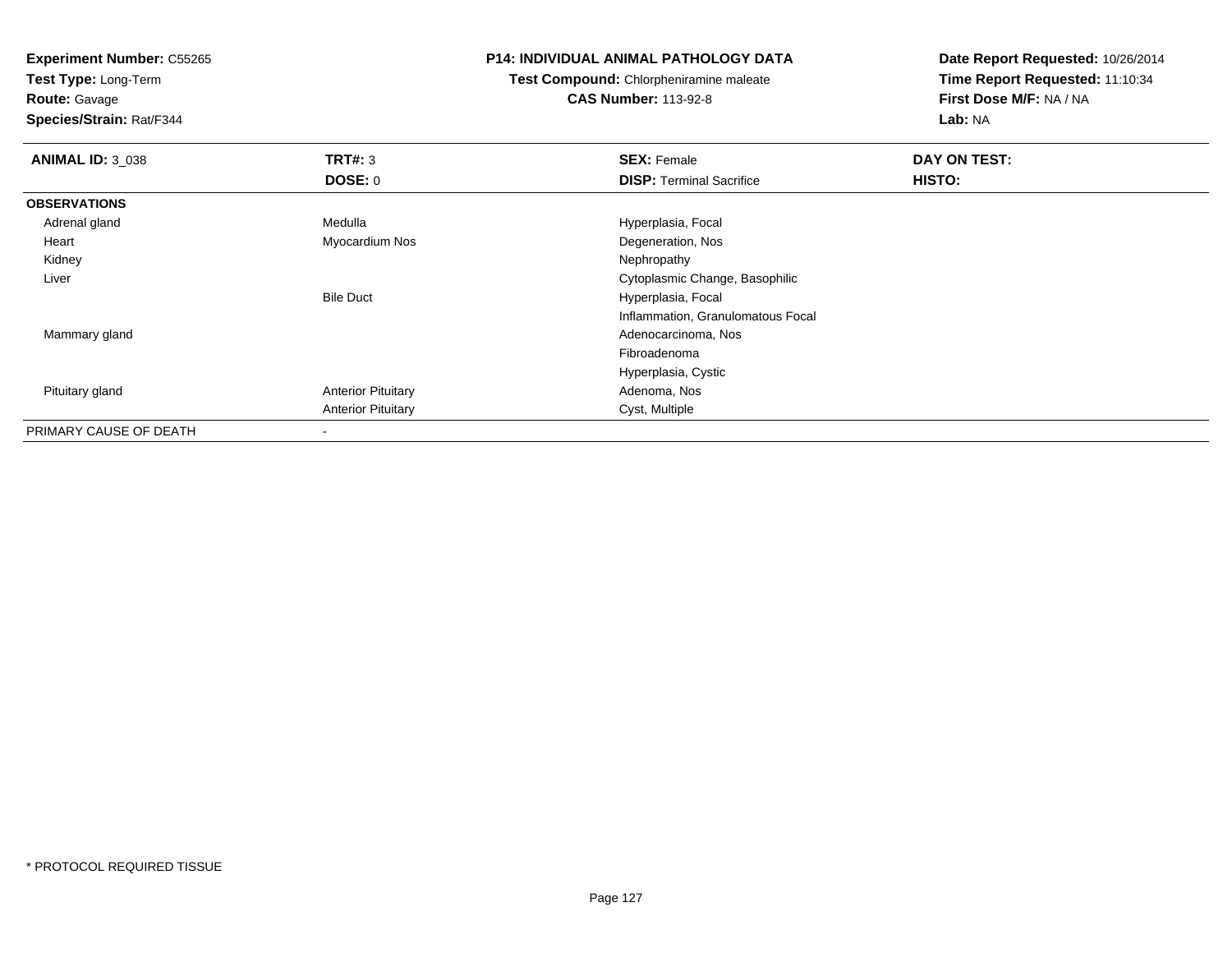**Experiment Number:** C55265
**Test Type:** Long-Term
**Route:** Gavage
**Species/Strain:** Rat/F344

**P14: INDIVIDUAL ANIMAL PATHOLOGY DATA**
**Test Compound:** Chlorpheniramine maleate
**CAS Number:** 113-92-8

**Date Report Requested:** 10/26/2014
**Time Report Requested:** 11:10:34
**First Dose M/F:** NA / NA
**Lab:** NA

| **ANIMAL ID:** 3_038 | **TRT#:** 3 | **SEX:** Female | **DAY ON TEST:** |
|---|---|---|---|
| | **DOSE:** 0 | **DISP:** Terminal Sacrifice | **HISTO:** |
| **OBSERVATIONS** | | | |
| Adrenal gland | Medulla | Hyperplasia, Focal | |
| Heart | Myocardium Nos | Degeneration, Nos | |
| Kidney | | Nephropathy | |
| Liver | | Cytoplasmic Change, Basophilic | |
| | Bile Duct | Hyperplasia, Focal | |
| | | Inflammation, Granulomatous Focal | |
| Mammary gland | | Adenocarcinoma, Nos | |
| | | Fibroadenoma | |
| | | Hyperplasia, Cystic | |
| Pituitary gland | Anterior Pituitary | Adenoma, Nos | |
| | Anterior Pituitary | Cyst, Multiple | |
| PRIMARY CAUSE OF DEATH | - | | |

* PROTOCOL REQUIRED TISSUE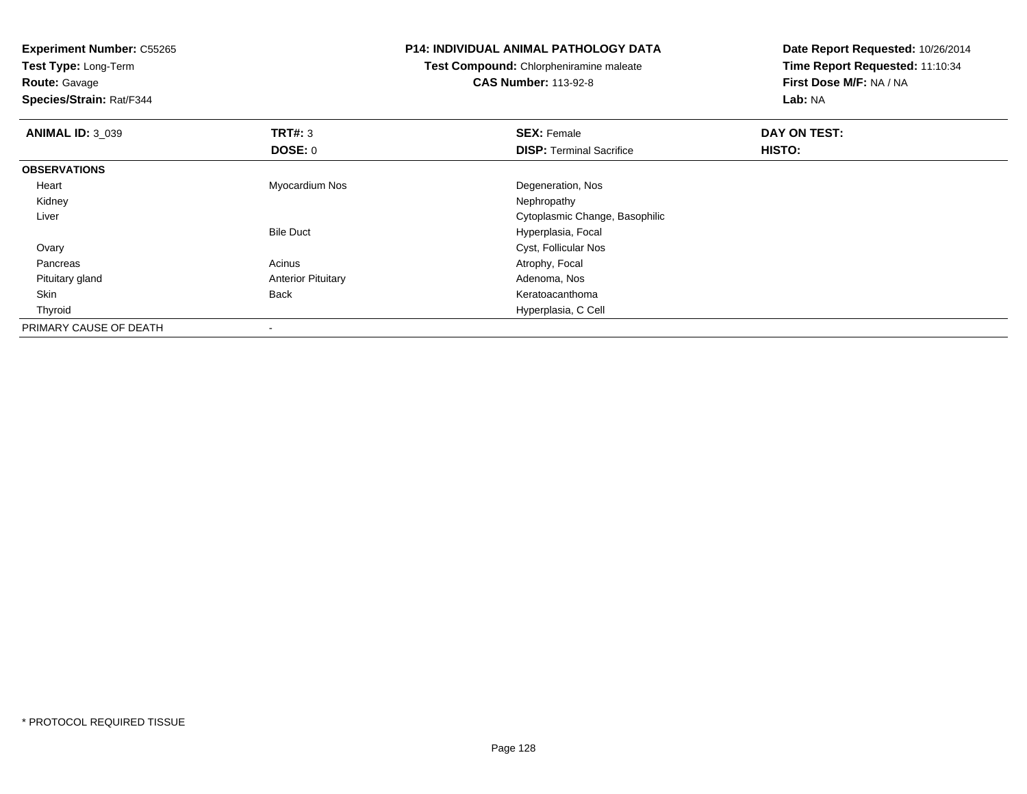**Experiment Number:** C55265
**Test Type:** Long-Term
**Route:** Gavage
**Species/Strain:** Rat/F344

**P14: INDIVIDUAL ANIMAL PATHOLOGY DATA**
**Test Compound:** Chlorpheniramine maleate
**CAS Number:** 113-92-8

**Date Report Requested:** 10/26/2014
**Time Report Requested:** 11:10:34
**First Dose M/F:** NA / NA
**Lab:** NA

| **ANIMAL ID:** 3_039 | **TRT#:** 3 | **SEX:** Female | **DAY ON TEST:** |
|---|---|---|---|
| | **DOSE:** 0 | **DISP:** Terminal Sacrifice | **HISTO:** |
| **OBSERVATIONS** | | | |
| Heart | Myocardium Nos | Degeneration, Nos | |
| Kidney | | Nephropathy | |
| Liver | | Cytoplasmic Change, Basophilic | |
| | Bile Duct | Hyperplasia, Focal | |
| Ovary | | Cyst, Follicular Nos | |
| Pancreas | Acinus | Atrophy, Focal | |
| Pituitary gland | Anterior Pituitary | Adenoma, Nos | |
| Skin | Back | Keratoacanthoma | |
| Thyroid | | Hyperplasia, C Cell | |
| PRIMARY CAUSE OF DEATH | - | | |

* PROTOCOL REQUIRED TISSUE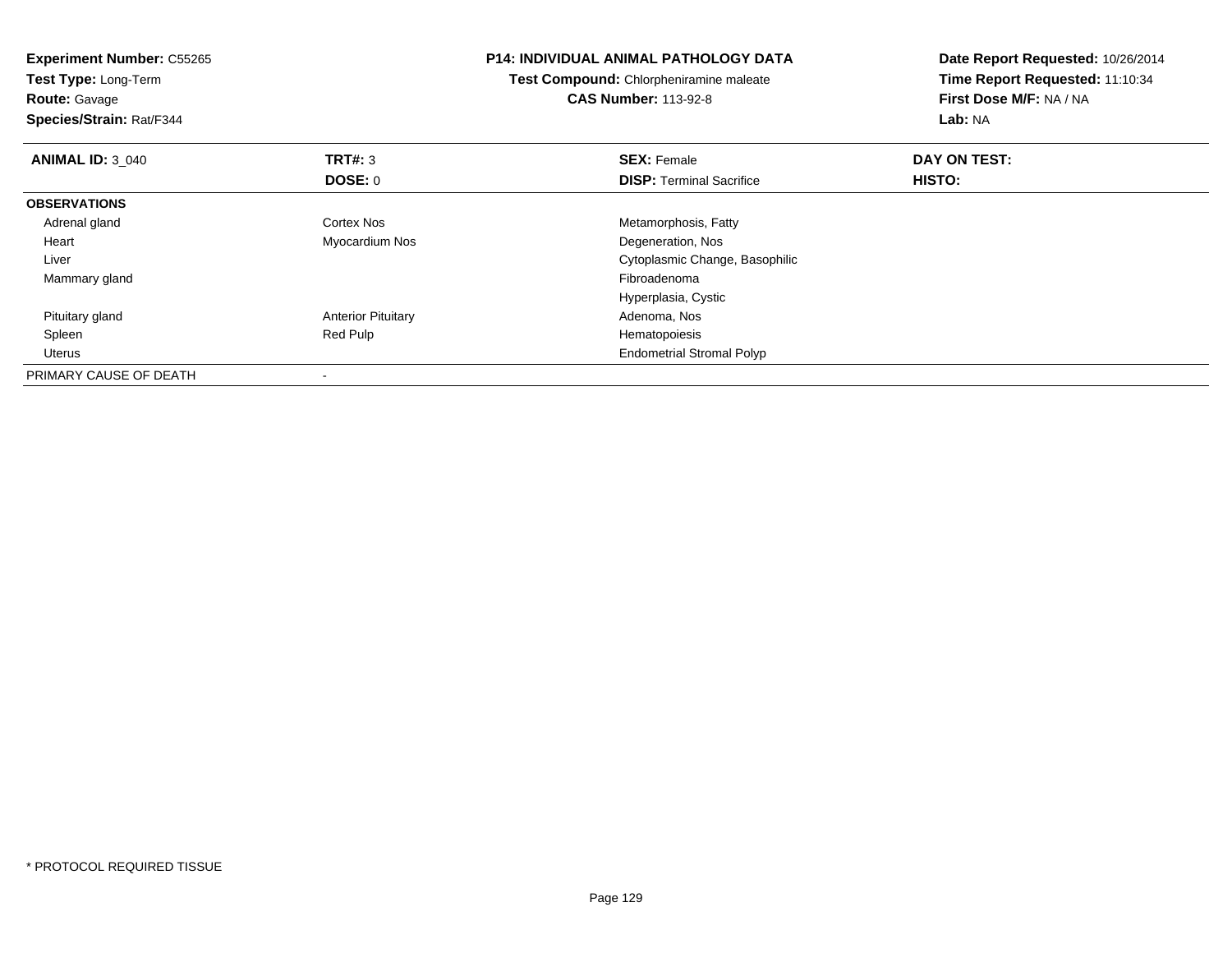**Experiment Number:** C55265
**Test Type:** Long-Term
**Route:** Gavage
**Species/Strain:** Rat/F344

**P14: INDIVIDUAL ANIMAL PATHOLOGY DATA**
**Test Compound:** Chlorpheniramine maleate
**CAS Number:** 113-92-8

**Date Report Requested:** 10/26/2014
**Time Report Requested:** 11:10:34
**First Dose M/F:** NA / NA
**Lab:** NA

| **ANIMAL ID:** 3_040 | **TRT#:** 3 | **SEX:** Female | **DAY ON TEST:** |
|---|---|---|---|
| | **DOSE:** 0 | **DISP:** Terminal Sacrifice | **HISTO:** |
| **OBSERVATIONS** | | | |
| Adrenal gland | Cortex Nos | Metamorphosis, Fatty | |
| Heart | Myocardium Nos | Degeneration, Nos | |
| Liver | | Cytoplasmic Change, Basophilic | |
| Mammary gland | | Fibroadenoma | |
| | | Hyperplasia, Cystic | |
| Pituitary gland | Anterior Pituitary | Adenoma, Nos | |
| Spleen | Red Pulp | Hematopoiesis | |
| Uterus | | Endometrial Stromal Polyp | |
| PRIMARY CAUSE OF DEATH | - | | |

* PROTOCOL REQUIRED TISSUE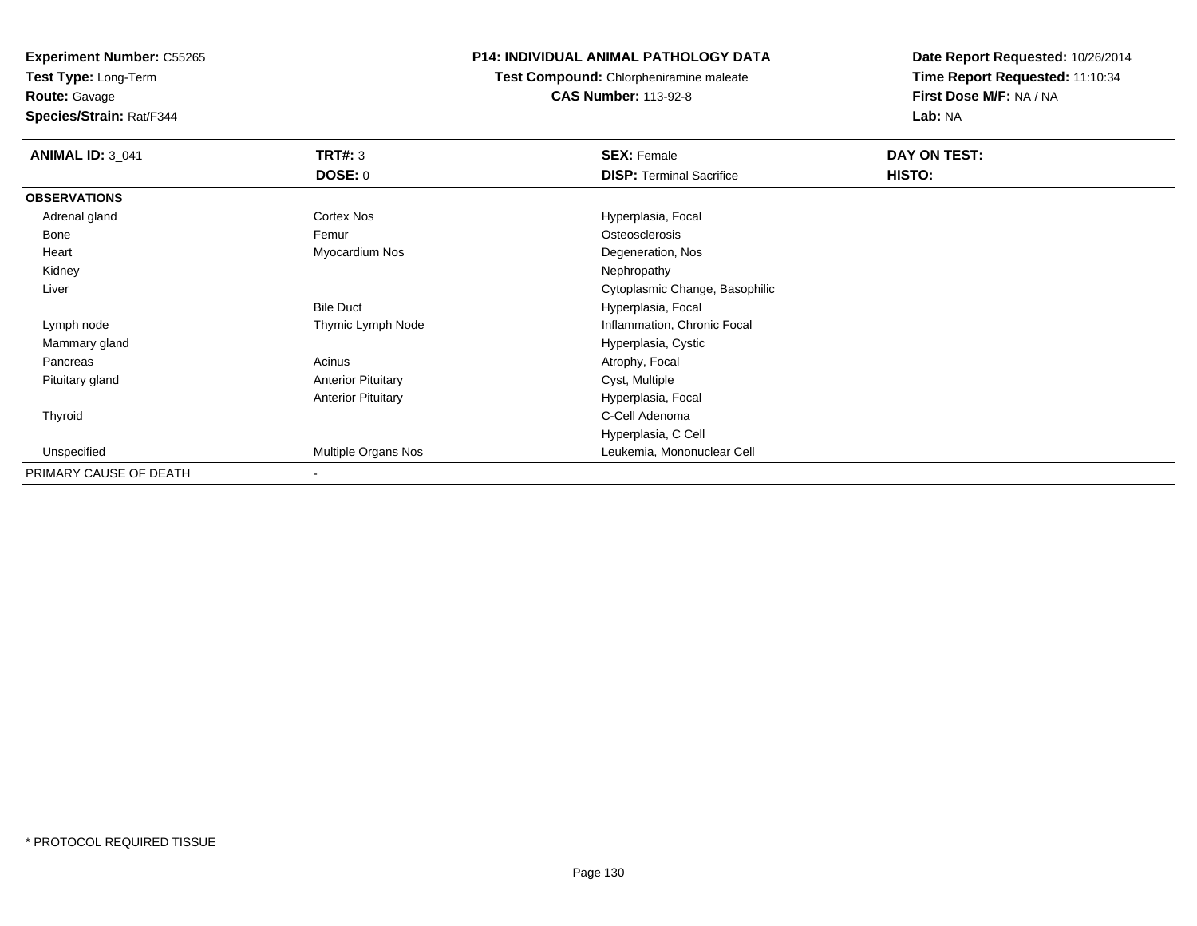**Experiment Number:** C55265
**Test Type:** Long-Term
**Route:** Gavage
**Species/Strain:** Rat/F344

**P14: INDIVIDUAL ANIMAL PATHOLOGY DATA**
**Test Compound:** Chlorpheniramine maleate
**CAS Number:** 113-92-8

**Date Report Requested:** 10/26/2014
**Time Report Requested:** 11:10:34
**First Dose M/F:** NA / NA
**Lab:** NA

| ANIMAL ID: 3_041 | TRT#: 3 | SEX: Female | DAY ON TEST: |
|---|---|---|---|
| | DOSE: 0 | DISP: Terminal Sacrifice | HISTO: |
| **OBSERVATIONS** | | | |
| Adrenal gland | Cortex Nos | Hyperplasia, Focal | |
| Bone | Femur | Osteosclerosis | |
| Heart | Myocardium Nos | Degeneration, Nos | |
| Kidney | | Nephropathy | |
| Liver | | Cytoplasmic Change, Basophilic | |
| | Bile Duct | Hyperplasia, Focal | |
| Lymph node | Thymic Lymph Node | Inflammation, Chronic Focal | |
| Mammary gland | | Hyperplasia, Cystic | |
| Pancreas | Acinus | Atrophy, Focal | |
| Pituitary gland | Anterior Pituitary | Cyst, Multiple | |
| | Anterior Pituitary | Hyperplasia, Focal | |
| Thyroid | | C-Cell Adenoma | |
| | | Hyperplasia, C Cell | |
| Unspecified | Multiple Organs Nos | Leukemia, Mononuclear Cell | |
| PRIMARY CAUSE OF DEATH | - | | |

* PROTOCOL REQUIRED TISSUE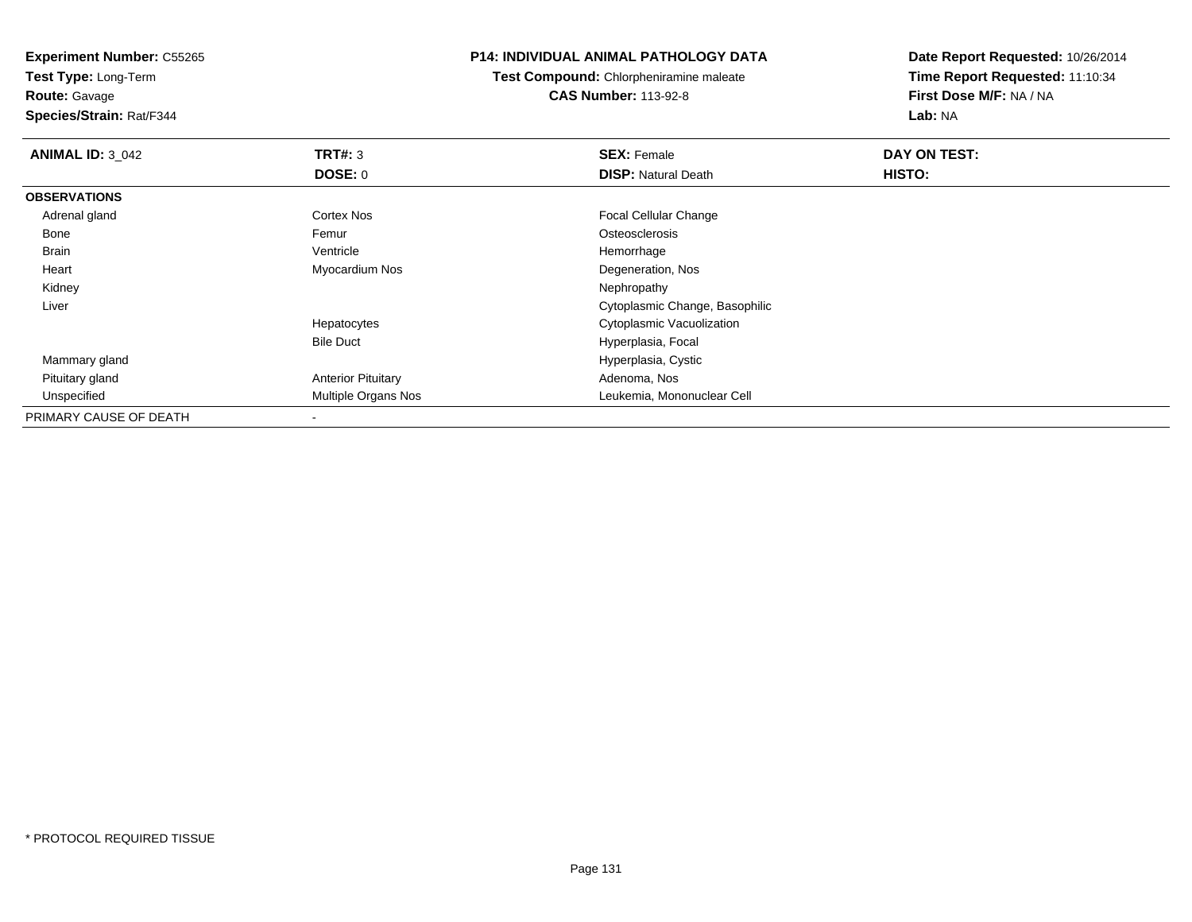**Experiment Number:** C55265
**Test Type:** Long-Term
**Route:** Gavage
**Species/Strain:** Rat/F344

**P14: INDIVIDUAL ANIMAL PATHOLOGY DATA**
**Test Compound:** Chlorpheniramine maleate
**CAS Number:** 113-92-8

**Date Report Requested:** 10/26/2014
**Time Report Requested:** 11:10:34
**First Dose M/F:** NA / NA
**Lab:** NA

| **ANIMAL ID:** 3_042 | **TRT#:** 3 | **SEX:** Female | **DAY ON TEST:** |
|---|---|---|---|
| | **DOSE:** 0 | **DISP:** Natural Death | **HISTO:** |
| **OBSERVATIONS** | | | |
| Adrenal gland | Cortex Nos | Focal Cellular Change | |
| Bone | Femur | Osteosclerosis | |
| Brain | Ventricle | Hemorrhage | |
| Heart | Myocardium Nos | Degeneration, Nos | |
| Kidney | | Nephropathy | |
| Liver | | Cytoplasmic Change, Basophilic | |
| | Hepatocytes | Cytoplasmic Vacuolization | |
| | Bile Duct | Hyperplasia, Focal | |
| Mammary gland | | Hyperplasia, Cystic | |
| Pituitary gland | Anterior Pituitary | Adenoma, Nos | |
| Unspecified | Multiple Organs Nos | Leukemia, Mononuclear Cell | |
| PRIMARY CAUSE OF DEATH | - | | |

\* PROTOCOL REQUIRED TISSUE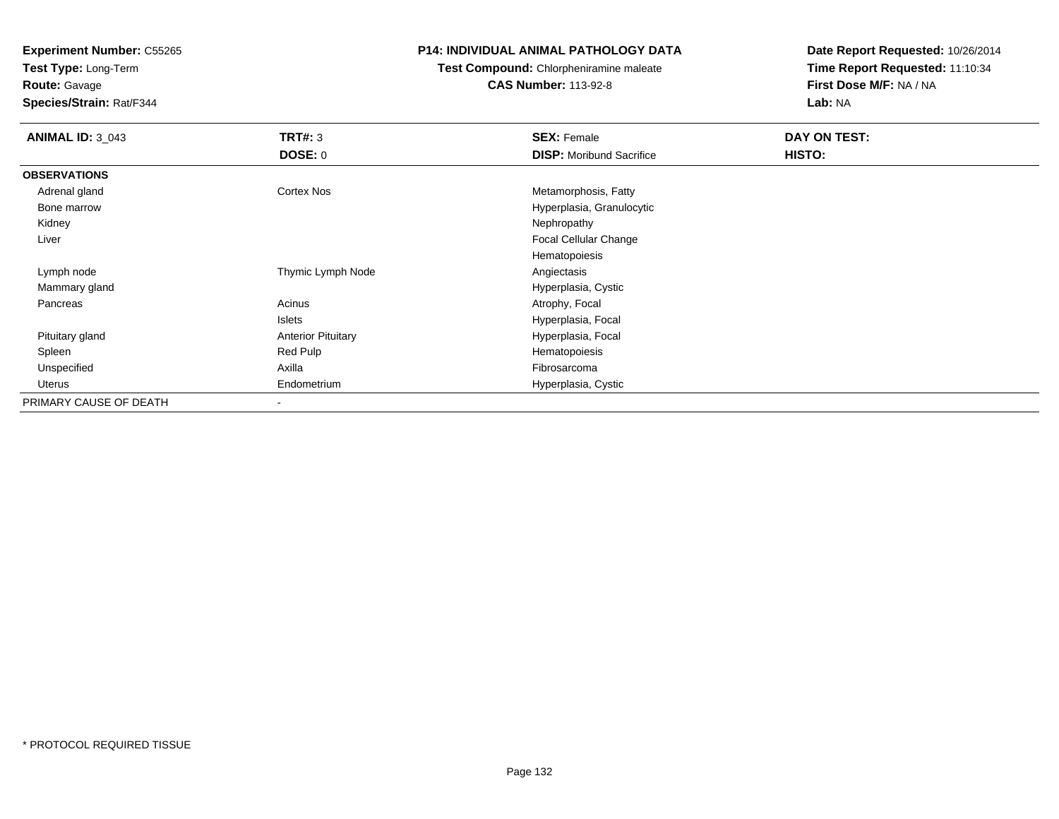**Experiment Number:** C55265
**Test Type:** Long-Term
**Route:** Gavage
**Species/Strain:** Rat/F344

**P14: INDIVIDUAL ANIMAL PATHOLOGY DATA**
**Test Compound:** Chlorpheniramine maleate
**CAS Number:** 113-92-8

**Date Report Requested:** 10/26/2014
**Time Report Requested:** 11:10:34
**First Dose M/F:** NA / NA
**Lab:** NA

| **ANIMAL ID:** 3_043 | **TRT#:** 3 | **SEX:** Female | **DAY ON TEST:** |
|---|---|---|---|
| | **DOSE:** 0 | **DISP:** Moribund Sacrifice | **HISTO:** |
| **OBSERVATIONS** | | | |
| Adrenal gland | Cortex Nos | Metamorphosis, Fatty | |
| Bone marrow | | Hyperplasia, Granulocytic | |
| Kidney | | Nephropathy | |
| Liver | | Focal Cellular Change | |
| | | Hematopoiesis | |
| Lymph node | Thymic Lymph Node | Angiectasis | |
| Mammary gland | | Hyperplasia, Cystic | |
| Pancreas | Acinus | Atrophy, Focal | |
| | Islets | Hyperplasia, Focal | |
| Pituitary gland | Anterior Pituitary | Hyperplasia, Focal | |
| Spleen | Red Pulp | Hematopoiesis | |
| Unspecified | Axilla | Fibrosarcoma | |
| Uterus | Endometrium | Hyperplasia, Cystic | |
| PRIMARY CAUSE OF DEATH | - | | |

* PROTOCOL REQUIRED TISSUE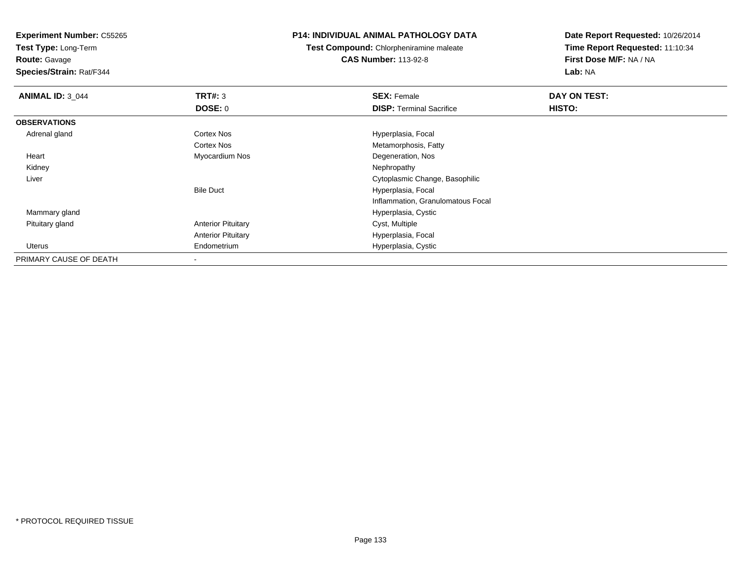**Experiment Number:** C55265
**Test Type:** Long-Term
**Route:** Gavage
**Species/Strain:** Rat/F344

**P14: INDIVIDUAL ANIMAL PATHOLOGY DATA**
**Test Compound:** Chlorpheniramine maleate
**CAS Number:** 113-92-8

**Date Report Requested:** 10/26/2014
**Time Report Requested:** 11:10:34
**First Dose M/F:** NA / NA
**Lab:** NA

| **ANIMAL ID:** 3_044 | **TRT#:** 3 | **SEX:** Female | **DAY ON TEST:** |
|---|---|---|---|
| | **DOSE:** 0 | **DISP:** Terminal Sacrifice | **HISTO:** |
| **OBSERVATIONS** | | | |
| Adrenal gland | Cortex Nos | Hyperplasia, Focal | |
| | Cortex Nos | Metamorphosis, Fatty | |
| Heart | Myocardium Nos | Degeneration, Nos | |
| Kidney | | Nephropathy | |
| Liver | | Cytoplasmic Change, Basophilic | |
| | Bile Duct | Hyperplasia, Focal | |
| | | Inflammation, Granulomatous Focal | |
| Mammary gland | | Hyperplasia, Cystic | |
| Pituitary gland | Anterior Pituitary | Cyst, Multiple | |
| | Anterior Pituitary | Hyperplasia, Focal | |
| Uterus | Endometrium | Hyperplasia, Cystic | |
| PRIMARY CAUSE OF DEATH | - | | |

* PROTOCOL REQUIRED TISSUE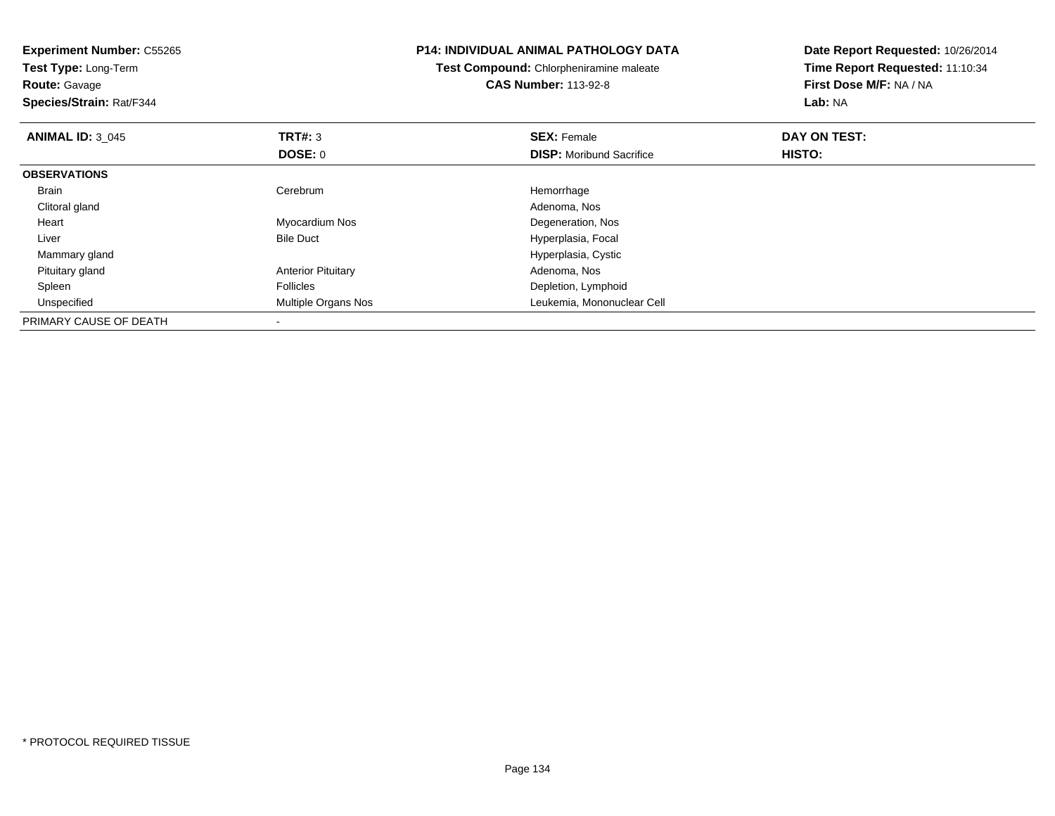**Experiment Number:** C55265
**Test Type:** Long-Term
**Route:** Gavage
**Species/Strain:** Rat/F344

**P14: INDIVIDUAL ANIMAL PATHOLOGY DATA**
**Test Compound:** Chlorpheniramine maleate
**CAS Number:** 113-92-8

**Date Report Requested:** 10/26/2014
**Time Report Requested:** 11:10:34
**First Dose M/F:** NA / NA
**Lab:** NA

| **ANIMAL ID:** 3_045 | **TRT#:** 3 | **SEX:** Female | **DAY ON TEST:** |
|---|---|---|---|
| | **DOSE:** 0 | **DISP:** Moribund Sacrifice | **HISTO:** |
| **OBSERVATIONS** | | | |
| Brain | Cerebrum | Hemorrhage | |
| Clitoral gland | | Adenoma, Nos | |
| Heart | Myocardium Nos | Degeneration, Nos | |
| Liver | Bile Duct | Hyperplasia, Focal | |
| Mammary gland | | Hyperplasia, Cystic | |
| Pituitary gland | Anterior Pituitary | Adenoma, Nos | |
| Spleen | Follicles | Depletion, Lymphoid | |
| Unspecified | Multiple Organs Nos | Leukemia, Mononuclear Cell | |
| PRIMARY CAUSE OF DEATH | - | | |

* PROTOCOL REQUIRED TISSUE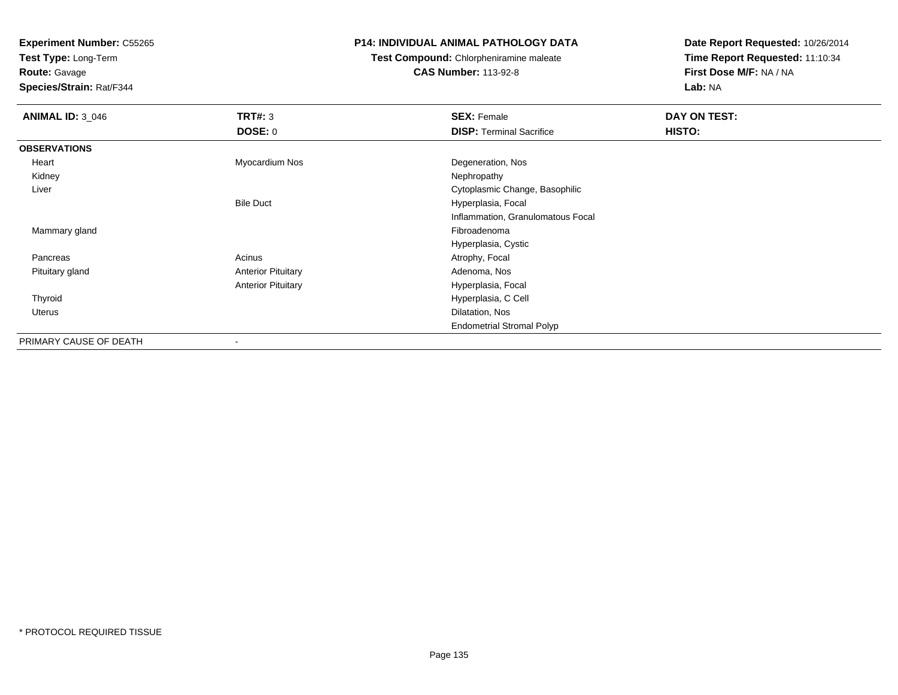**Experiment Number:** C55265
**Test Type:** Long-Term
**Route:** Gavage
**Species/Strain:** Rat/F344

**P14: INDIVIDUAL ANIMAL PATHOLOGY DATA**
**Test Compound:** Chlorpheniramine maleate
**CAS Number:** 113-92-8

**Date Report Requested:** 10/26/2014
**Time Report Requested:** 11:10:34
**First Dose M/F:** NA / NA
**Lab:** NA

| **ANIMAL ID:** 3_046 | **TRT#:** 3 | **SEX:** Female | **DAY ON TEST:** |
|---|---|---|---|
| | **DOSE:** 0 | **DISP:** Terminal Sacrifice | **HISTO:** |
| **OBSERVATIONS** | | | |
| Heart | Myocardium Nos | Degeneration, Nos | |
| Kidney | | Nephropathy | |
| Liver | | Cytoplasmic Change, Basophilic | |
| | Bile Duct | Hyperplasia, Focal | |
| | | Inflammation, Granulomatous Focal | |
| Mammary gland | | Fibroadenoma | |
| | | Hyperplasia, Cystic | |
| Pancreas | Acinus | Atrophy, Focal | |
| Pituitary gland | Anterior Pituitary | Adenoma, Nos | |
| | Anterior Pituitary | Hyperplasia, Focal | |
| Thyroid | | Hyperplasia, C Cell | |
| Uterus | | Dilatation, Nos | |
| | | Endometrial Stromal Polyp | |
| PRIMARY CAUSE OF DEATH | - | | |

\* PROTOCOL REQUIRED TISSUE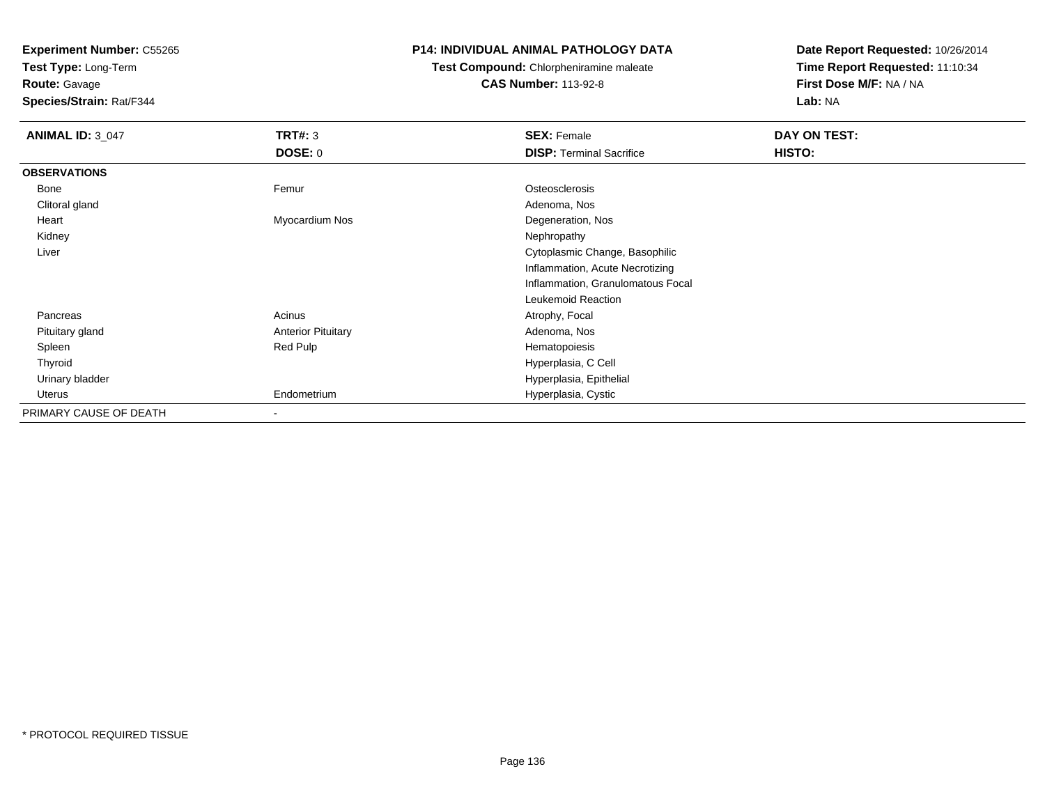**Experiment Number:** C55265
**Test Type:** Long-Term
**Route:** Gavage
**Species/Strain:** Rat/F344

**P14: INDIVIDUAL ANIMAL PATHOLOGY DATA**
**Test Compound:** Chlorpheniramine maleate
**CAS Number:** 113-92-8

**Date Report Requested:** 10/26/2014
**Time Report Requested:** 11:10:34
**First Dose M/F:** NA / NA
**Lab:** NA

| **ANIMAL ID:** 3_047 | **TRT#:** 3 | **SEX:** Female | **DAY ON TEST:** |
|---|---|---|---|
| | **DOSE:** 0 | **DISP:** Terminal Sacrifice | **HISTO:** |
| **OBSERVATIONS** | | | |
| Bone | Femur | Osteosclerosis | |
| Clitoral gland | | Adenoma, Nos | |
| Heart | Myocardium Nos | Degeneration, Nos | |
| Kidney | | Nephropathy | |
| Liver | | Cytoplasmic Change, Basophilic | |
| | | Inflammation, Acute Necrotizing | |
| | | Inflammation, Granulomatous Focal | |
| | | Leukemoid Reaction | |
| Pancreas | Acinus | Atrophy, Focal | |
| Pituitary gland | Anterior Pituitary | Adenoma, Nos | |
| Spleen | Red Pulp | Hematopoiesis | |
| Thyroid | | Hyperplasia, C Cell | |
| Urinary bladder | | Hyperplasia, Epithelial | |
| Uterus | Endometrium | Hyperplasia, Cystic | |
| PRIMARY CAUSE OF DEATH | - | | |

\* PROTOCOL REQUIRED TISSUE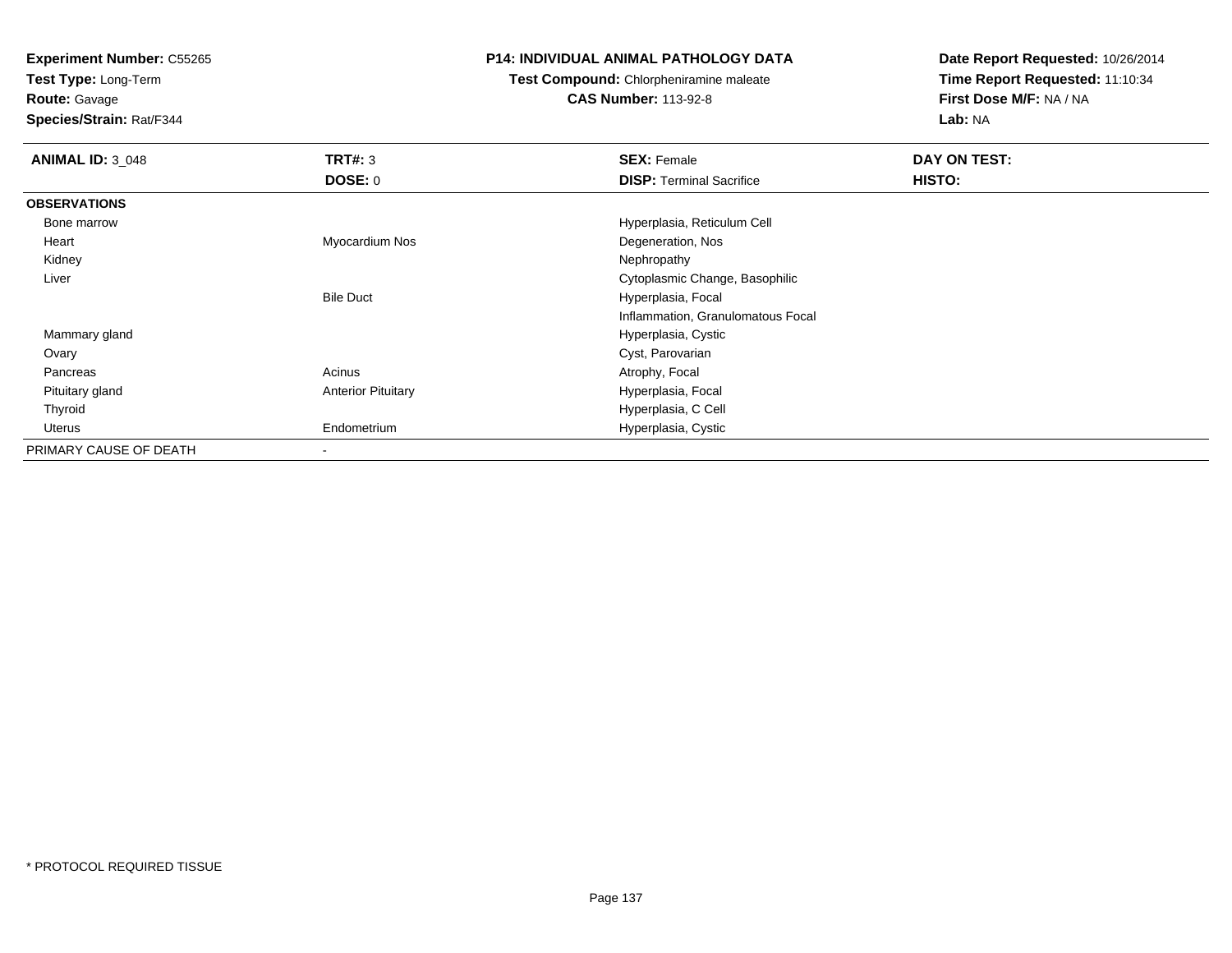**Experiment Number:** C55265
**Test Type:** Long-Term
**Route:** Gavage
**Species/Strain:** Rat/F344

**P14: INDIVIDUAL ANIMAL PATHOLOGY DATA**
**Test Compound:** Chlorpheniramine maleate
**CAS Number:** 113-92-8

**Date Report Requested:** 10/26/2014
**Time Report Requested:** 11:10:34
**First Dose M/F:** NA / NA
**Lab:** NA

| **ANIMAL ID:** 3_048 | **TRT#:** 3 | **SEX:** Female | **DAY ON TEST:** |
|---|---|---|---|
| | **DOSE:** 0 | **DISP:** Terminal Sacrifice | **HISTO:** |
| **OBSERVATIONS** | | | |
| Bone marrow | | Hyperplasia, Reticulum Cell | |
| Heart | Myocardium Nos | Degeneration, Nos | |
| Kidney | | Nephropathy | |
| Liver | | Cytoplasmic Change, Basophilic | |
| | Bile Duct | Hyperplasia, Focal | |
| | | Inflammation, Granulomatous Focal | |
| Mammary gland | | Hyperplasia, Cystic | |
| Ovary | | Cyst, Parovarian | |
| Pancreas | Acinus | Atrophy, Focal | |
| Pituitary gland | Anterior Pituitary | Hyperplasia, Focal | |
| Thyroid | | Hyperplasia, C Cell | |
| Uterus | Endometrium | Hyperplasia, Cystic | |
| PRIMARY CAUSE OF DEATH | - | | |

* PROTOCOL REQUIRED TISSUE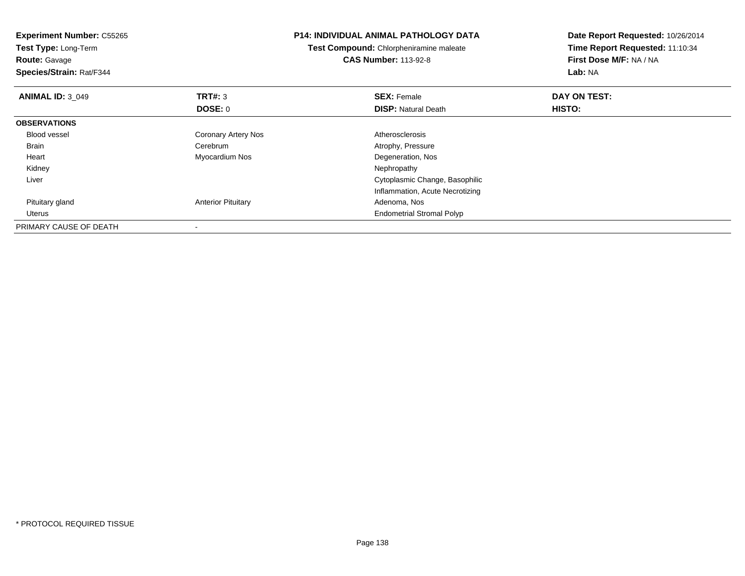**Experiment Number:** C55265
**Test Type:** Long-Term
**Route:** Gavage
**Species/Strain:** Rat/F344

**P14: INDIVIDUAL ANIMAL PATHOLOGY DATA**
**Test Compound:** Chlorpheniramine maleate
**CAS Number:** 113-92-8

**Date Report Requested:** 10/26/2014
**Time Report Requested:** 11:10:34
**First Dose M/F:** NA / NA
**Lab:** NA

| **ANIMAL ID:** 3_049 | **TRT#:** 3 | **SEX:** Female | **DAY ON TEST:** |
|---|---|---|---|
| | **DOSE:** 0 | **DISP:** Natural Death | **HISTO:** |
| **OBSERVATIONS** | | | |
| Blood vessel | Coronary Artery Nos | Atherosclerosis | |
| Brain | Cerebrum | Atrophy, Pressure | |
| Heart | Myocardium Nos | Degeneration, Nos | |
| Kidney | | Nephropathy | |
| Liver | | Cytoplasmic Change, Basophilic | |
| | | Inflammation, Acute Necrotizing | |
| Pituitary gland | Anterior Pituitary | Adenoma, Nos | |
| Uterus | | Endometrial Stromal Polyp | |
| PRIMARY CAUSE OF DEATH | - | | |

* PROTOCOL REQUIRED TISSUE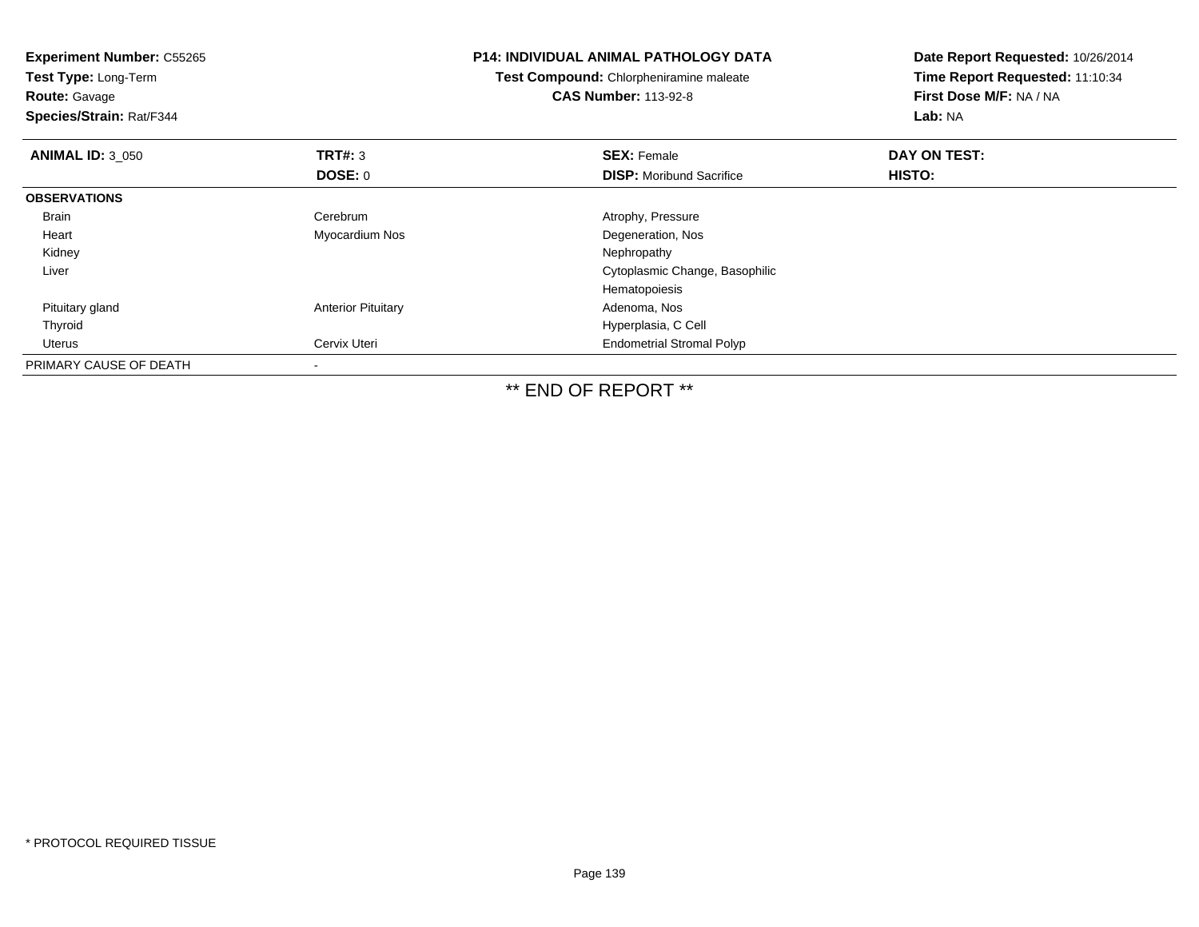**Experiment Number:** C55265
**Test Type:** Long-Term
**Route:** Gavage
**Species/Strain:** Rat/F344

**P14: INDIVIDUAL ANIMAL PATHOLOGY DATA**
**Test Compound:** Chlorpheniramine maleate
**CAS Number:** 113-92-8

**Date Report Requested:** 10/26/2014
**Time Report Requested:** 11:10:34
**First Dose M/F:** NA / NA
**Lab:** NA

| **ANIMAL ID:** 3_050 | **TRT#:** 3 | **SEX:** Female | **DAY ON TEST:** |
|---|---|---|---|
| | **DOSE:** 0 | **DISP:** Moribund Sacrifice | **HISTO:** |
| **OBSERVATIONS** | | | |
| Brain | Cerebrum | Atrophy, Pressure | |
| Heart | Myocardium Nos | Degeneration, Nos | |
| Kidney | | Nephropathy | |
| Liver | | Cytoplasmic Change, Basophilic | |
| | | Hematopoiesis | |
| Pituitary gland | Anterior Pituitary | Adenoma, Nos | |
| Thyroid | | Hyperplasia, C Cell | |
| Uterus | Cervix Uteri | Endometrial Stromal Polyp | |
| PRIMARY CAUSE OF DEATH | - | | |

** END OF REPORT **

* PROTOCOL REQUIRED TISSUE